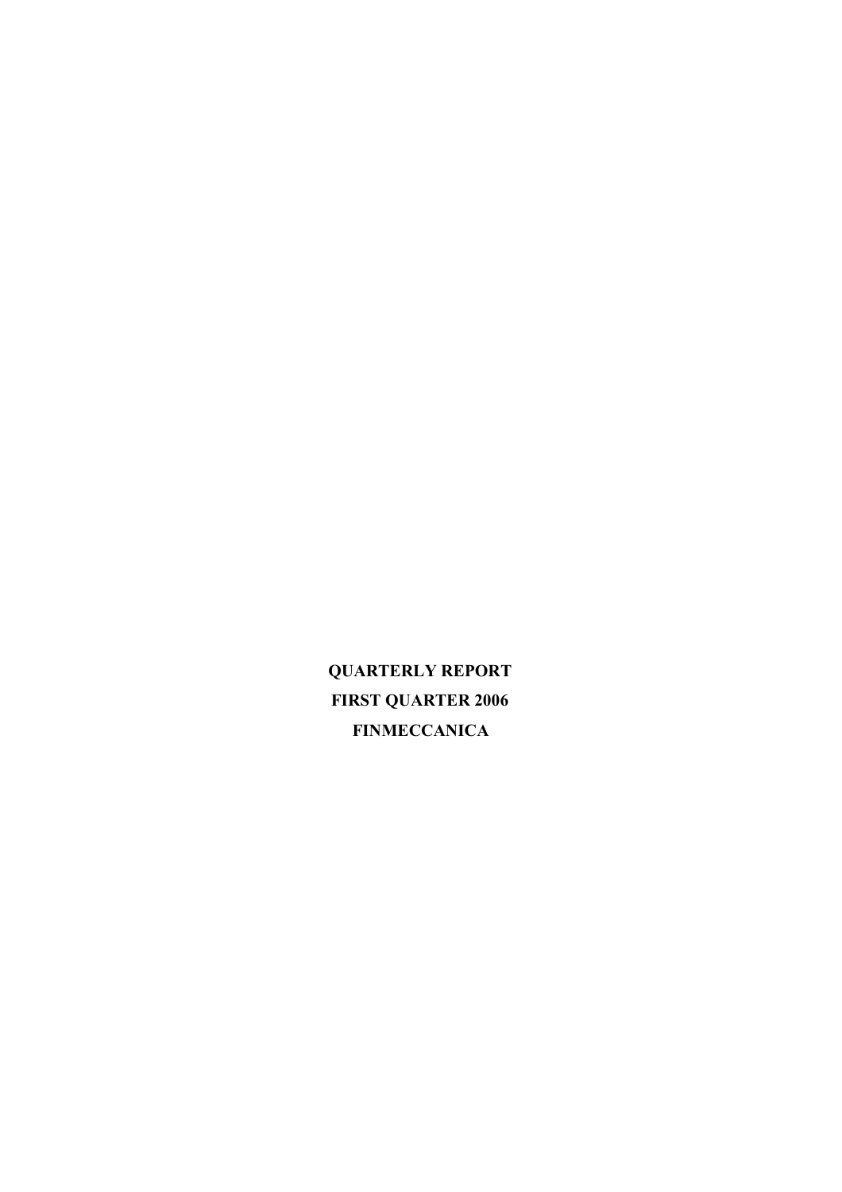**QUARTERLY REPORT**

**FIRST QUARTER 2006**

**FINMECCANICA**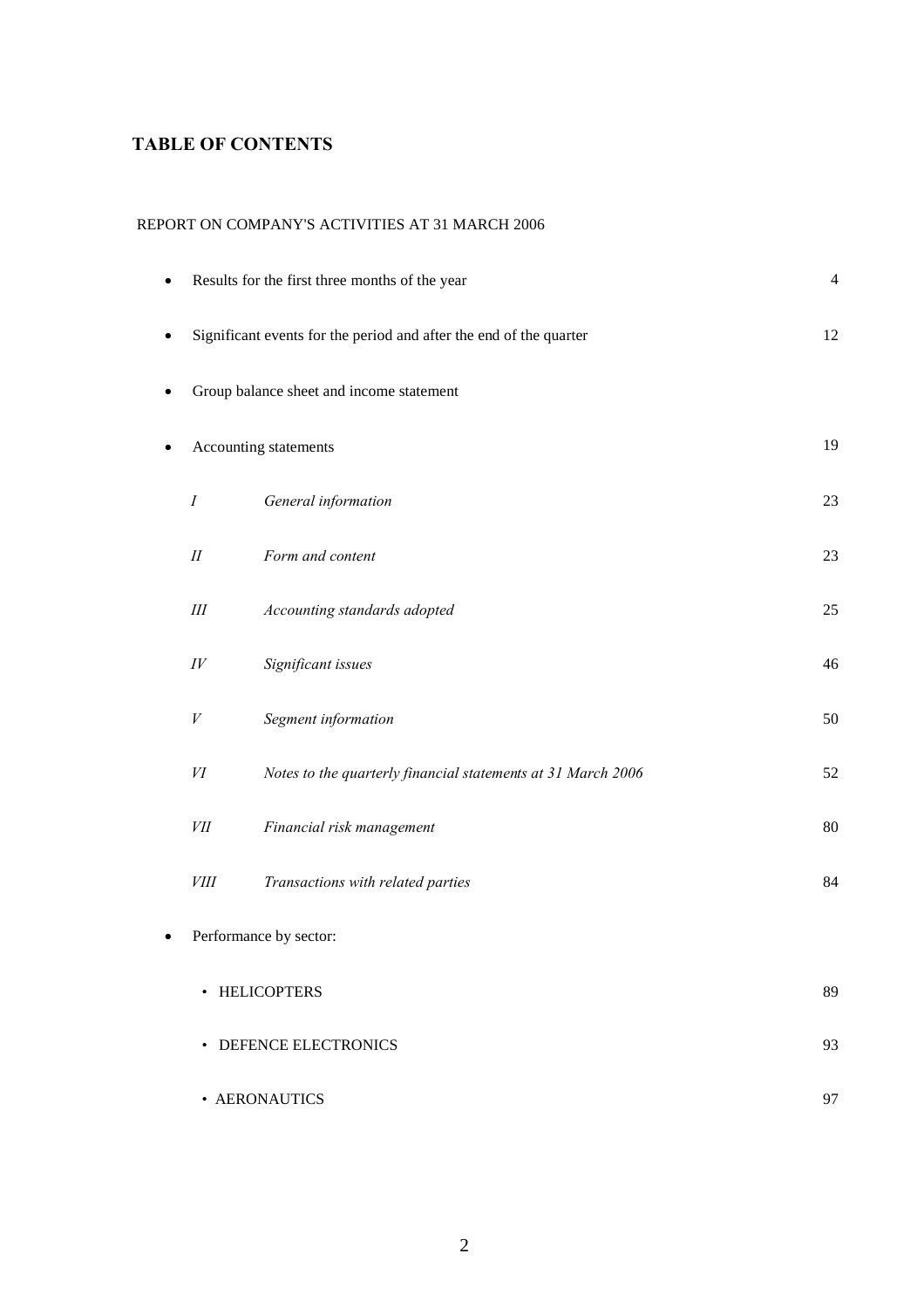# TABLE OF CONTENTS

REPORT ON COMPANY'S ACTIVITIES AT 31 MARCH 2006

| | | |
|---|---|---|
| • Results for the first three months of the year | | 4 |
| • Significant events for the period and after the end of the quarter | | 12 |
| • Group balance sheet and income statement | | |
| • Accounting statements | | 19 |
| *I* | *General information* | 23 |
| *II* | *Form and content* | 23 |
| *III* | *Accounting standards adopted* | 25 |
| *IV* | *Significant issues* | 46 |
| *V* | *Segment information* | 50 |
| *VI* | *Notes to the quarterly financial statements at 31 March 2006* | 52 |
| *VII* | *Financial risk management* | 80 |
| *VIII* | *Transactions with related parties* | 84 |
| • Performance by sector: | | |
| • HELICOPTERS | | 89 |
| • DEFENCE ELECTRONICS | | 93 |
| • AERONAUTICS | | 97 |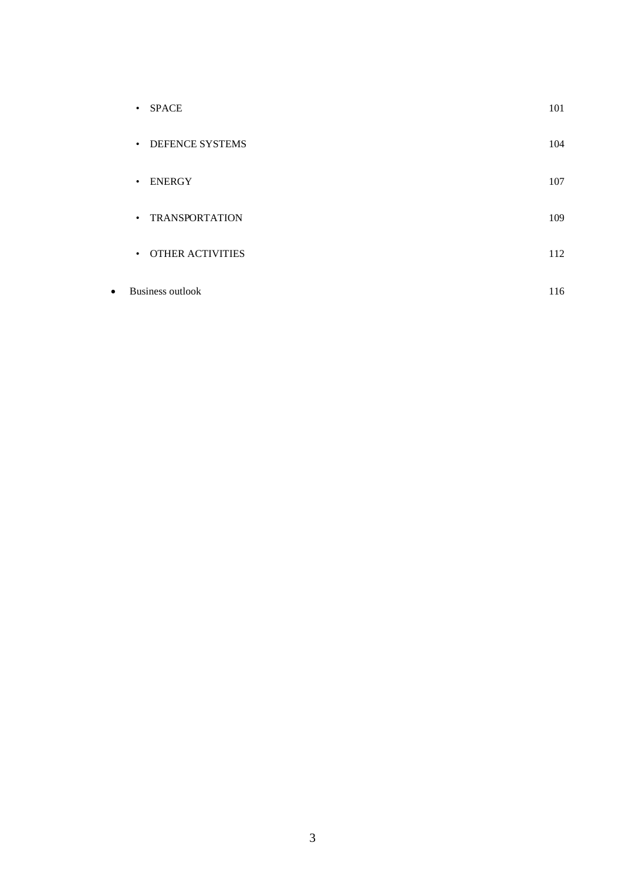- SPACE 101
- DEFENCE SYSTEMS 104
- ENERGY 107
- TRANSPORTATION 109
- OTHER ACTIVITIES 112

- Business outlook 116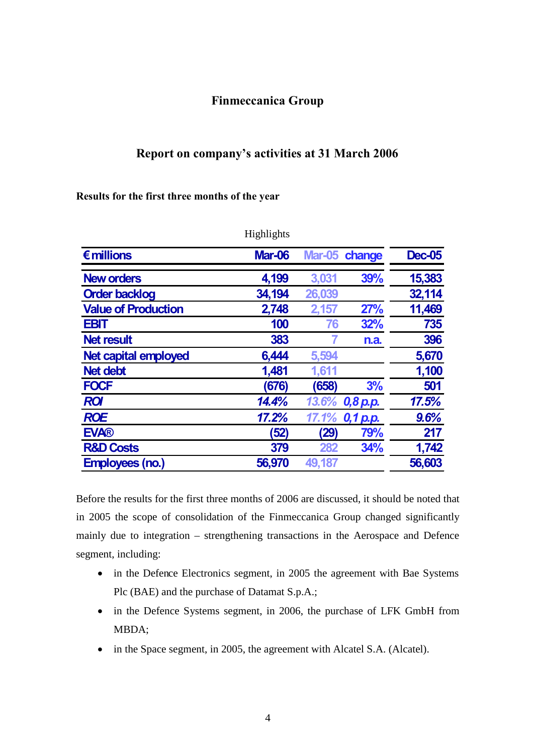# Finmeccanica Group

## Report on company's activities at 31 March 2006

### Results for the first three months of the year

Highlights

| € millions | Mar-06 | Mar-05 | change | Dec-05 |
|---|---|---|---|---|
| New orders | 4,199 | 3,031 | 39% | 15,383 |
| Order backlog | 34,194 | 26,039 | | 32,114 |
| Value of Production | 2,748 | 2,157 | 27% | 11,469 |
| EBIT | 100 | 76 | 32% | 735 |
| Net result | 383 | 7 | n.a. | 396 |
| Net capital employed | 6,444 | 5,594 | | 5,670 |
| Net debt | 1,481 | 1,611 | | 1,100 |
| FOCF | (676) | (658) | 3% | 501 |
| *ROI* | *14.4%* | *13.6%* | *0,8 p.p.* | *17.5%* |
| *ROE* | *17.2%* | *17.1%* | *0,1 p.p.* | *9.6%* |
| EVA® | (52) | (29) | 79% | 217 |
| R&D Costs | 379 | 282 | 34% | 1,742 |
| Employees (no.) | 56,970 | 49,187 | | 56,603 |

Before the results for the first three months of 2006 are discussed, it should be noted that in 2005 the scope of consolidation of the Finmeccanica Group changed significantly mainly due to integration – strengthening transactions in the Aerospace and Defence segment, including:

- in the Defence Electronics segment, in 2005 the agreement with Bae Systems Plc (BAE) and the purchase of Datamat S.p.A.;
- in the Defence Systems segment, in 2006, the purchase of LFK GmbH from MBDA;
- in the Space segment, in 2005, the agreement with Alcatel S.A. (Alcatel).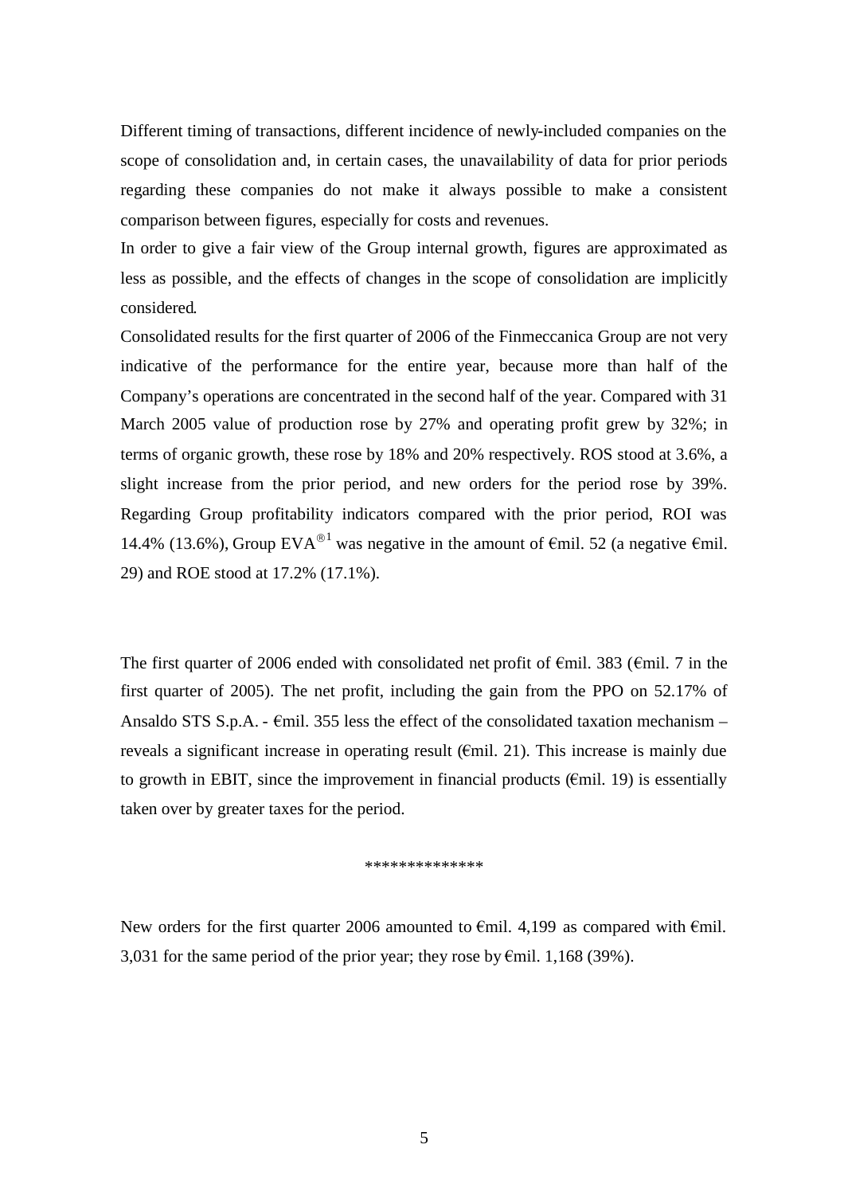Different timing of transactions, different incidence of newly-included companies on the scope of consolidation and, in certain cases, the unavailability of data for prior periods regarding these companies do not make it always possible to make a consistent comparison between figures, especially for costs and revenues.

In order to give a fair view of the Group internal growth, figures are approximated as less as possible, and the effects of changes in the scope of consolidation are implicitly considered.

Consolidated results for the first quarter of 2006 of the Finmeccanica Group are not very indicative of the performance for the entire year, because more than half of the Company's operations are concentrated in the second half of the year. Compared with 31 March 2005 value of production rose by 27% and operating profit grew by 32%; in terms of organic growth, these rose by 18% and 20% respectively. ROS stood at 3.6%, a slight increase from the prior period, and new orders for the period rose by 39%. Regarding Group profitability indicators compared with the prior period, ROI was 14.4% (13.6%), Group EVA®[1] was negative in the amount of €mil. 52 (a negative €mil. 29) and ROE stood at 17.2% (17.1%).

The first quarter of 2006 ended with consolidated net profit of €mil. 383 (€mil. 7 in the first quarter of 2005). The net profit, including the gain from the PPO on 52.17% of Ansaldo STS S.p.A. - €mil. 355 less the effect of the consolidated taxation mechanism – reveals a significant increase in operating result (€mil. 21). This increase is mainly due to growth in EBIT, since the improvement in financial products (€mil. 19) is essentially taken over by greater taxes for the period.

**************

New orders for the first quarter 2006 amounted to €mil. 4,199 as compared with €mil. 3,031 for the same period of the prior year; they rose by €mil. 1,168 (39%).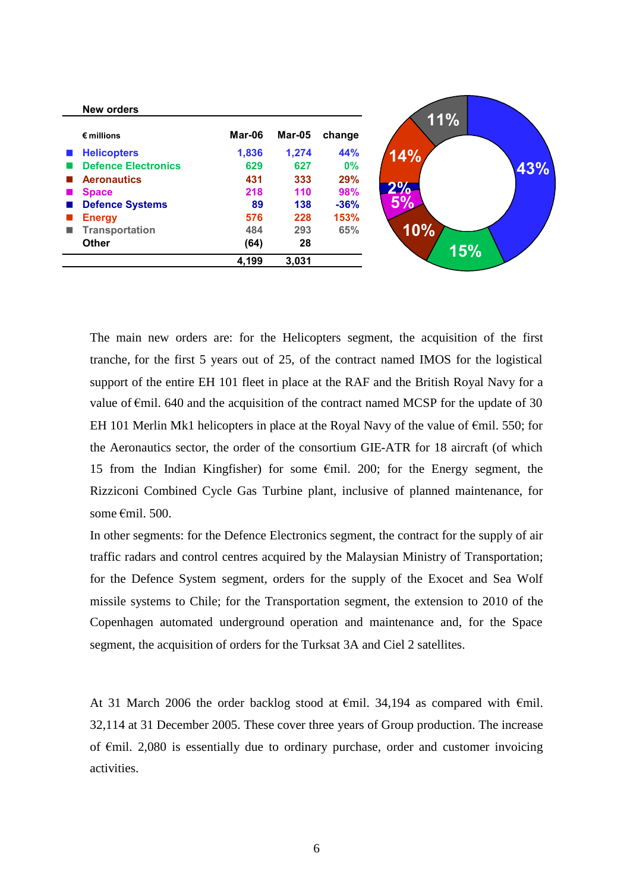**New orders**

| € millions | Mar-06 | Mar-05 | change |
|---|---|---|---|
| Helicopters | 1,836 | 1,274 | 44% |
| Defence Electronics | 629 | 627 | 0% |
| Aeronautics | 431 | 333 | 29% |
| Space | 218 | 110 | 98% |
| Defence Systems | 89 | 138 | -36% |
| Energy | 576 | 228 | 153% |
| Transportation | 484 | 293 | 65% |
| Other | (64) | 28 | |
| | 4,199 | 3,031 | |

The main new orders are: for the Helicopters segment, the acquisition of the first tranche, for the first 5 years out of 25, of the contract named IMOS for the logistical support of the entire EH 101 fleet in place at the RAF and the British Royal Navy for a value of €mil. 640 and the acquisition of the contract named MCSP for the update of 30 EH 101 Merlin Mk1 helicopters in place at the Royal Navy of the value of €mil. 550; for the Aeronautics sector, the order of the consortium GIE-ATR for 18 aircraft (of which 15 from the Indian Kingfisher) for some €mil. 200; for the Energy segment, the Rizziconi Combined Cycle Gas Turbine plant, inclusive of planned maintenance, for some €mil. 500.

In other segments: for the Defence Electronics segment, the contract for the supply of air traffic radars and control centres acquired by the Malaysian Ministry of Transportation; for the Defence System segment, orders for the supply of the Exocet and Sea Wolf missile systems to Chile; for the Transportation segment, the extension to 2010 of the Copenhagen automated underground operation and maintenance and, for the Space segment, the acquisition of orders for the Turksat 3A and Ciel 2 satellites.

At 31 March 2006 the order backlog stood at €mil. 34,194 as compared with €mil. 32,114 at 31 December 2005. These cover three years of Group production. The increase of €mil. 2,080 is essentially due to ordinary purchase, order and customer invoicing activities.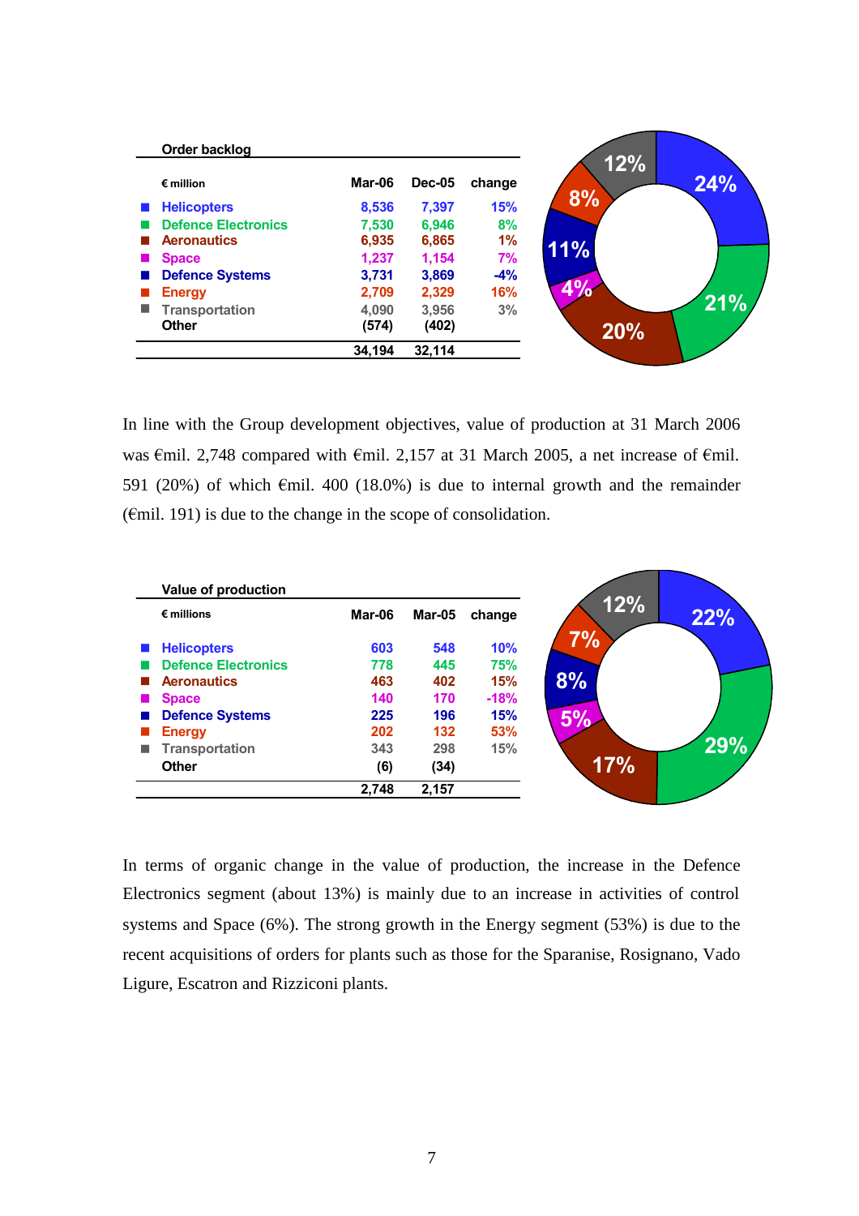**Order backlog**

| € million | Mar-06 | Dec-05 | change |
|---|---|---|---|
| Helicopters | 8,536 | 7,397 | 15% |
| Defence Electronics | 7,530 | 6,946 | 8% |
| Aeronautics | 6,935 | 6,865 | 1% |
| Space | 1,237 | 1,154 | 7% |
| Defence Systems | 3,731 | 3,869 | -4% |
| Energy | 2,709 | 2,329 | 16% |
| Transportation | 4,090 | 3,956 | 3% |
| Other | (574) | (402) | |
| | 34,194 | 32,114 | |

In line with the Group development objectives, value of production at 31 March 2006 was €mil. 2,748 compared with €mil. 2,157 at 31 March 2005, a net increase of €mil. 591 (20%) of which €mil. 400 (18.0%) is due to internal growth and the remainder (€mil. 191) is due to the change in the scope of consolidation.

**Value of production**

| € millions | Mar-06 | Mar-05 | change |
|---|---|---|---|
| Helicopters | 603 | 548 | 10% |
| Defence Electronics | 778 | 445 | 75% |
| Aeronautics | 463 | 402 | 15% |
| Space | 140 | 170 | -18% |
| Defence Systems | 225 | 196 | 15% |
| Energy | 202 | 132 | 53% |
| Transportation | 343 | 298 | 15% |
| Other | (6) | (34) | |
| | 2,748 | 2,157 | |

In terms of organic change in the value of production, the increase in the Defence Electronics segment (about 13%) is mainly due to an increase in activities of control systems and Space (6%). The strong growth in the Energy segment (53%) is due to the recent acquisitions of orders for plants such as those for the Sparanise, Rosignano, Vado Ligure, Escatron and Rizziconi plants.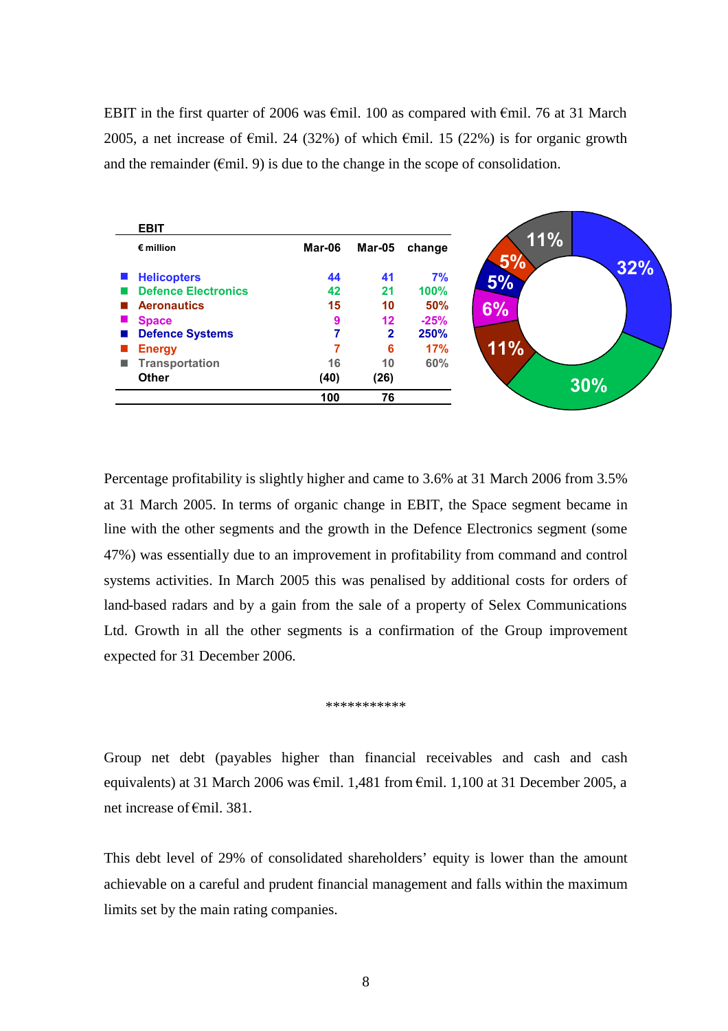EBIT in the first quarter of 2006 was €mil. 100 as compared with €mil. 76 at 31 March 2005, a net increase of €mil. 24 (32%) of which €mil. 15 (22%) is for organic growth and the remainder (€mil. 9) is due to the change in the scope of consolidation.

**EBIT**

| € million | Mar-06 | Mar-05 | change |
|---|---|---|---|
| Helicopters | 44 | 41 | 7% |
| Defence Electronics | 42 | 21 | 100% |
| Aeronautics | 15 | 10 | 50% |
| Space | 9 | 12 | -25% |
| Defence Systems | 7 | 2 | 250% |
| Energy | 7 | 6 | 17% |
| Transportation | 16 | 10 | 60% |
| Other | (40) | (26) | |
| | 100 | 76 | |

Percentage profitability is slightly higher and came to 3.6% at 31 March 2006 from 3.5% at 31 March 2005. In terms of organic change in EBIT, the Space segment became in line with the other segments and the growth in the Defence Electronics segment (some 47%) was essentially due to an improvement in profitability from command and control systems activities. In March 2005 this was penalised by additional costs for orders of land-based radars and by a gain from the sale of a property of Selex Communications Ltd. Growth in all the other segments is a confirmation of the Group improvement expected for 31 December 2006.

***********

Group net debt (payables higher than financial receivables and cash and cash equivalents) at 31 March 2006 was €mil. 1,481 from €mil. 1,100 at 31 December 2005, a net increase of €mil. 381.

This debt level of 29% of consolidated shareholders' equity is lower than the amount achievable on a careful and prudent financial management and falls within the maximum limits set by the main rating companies.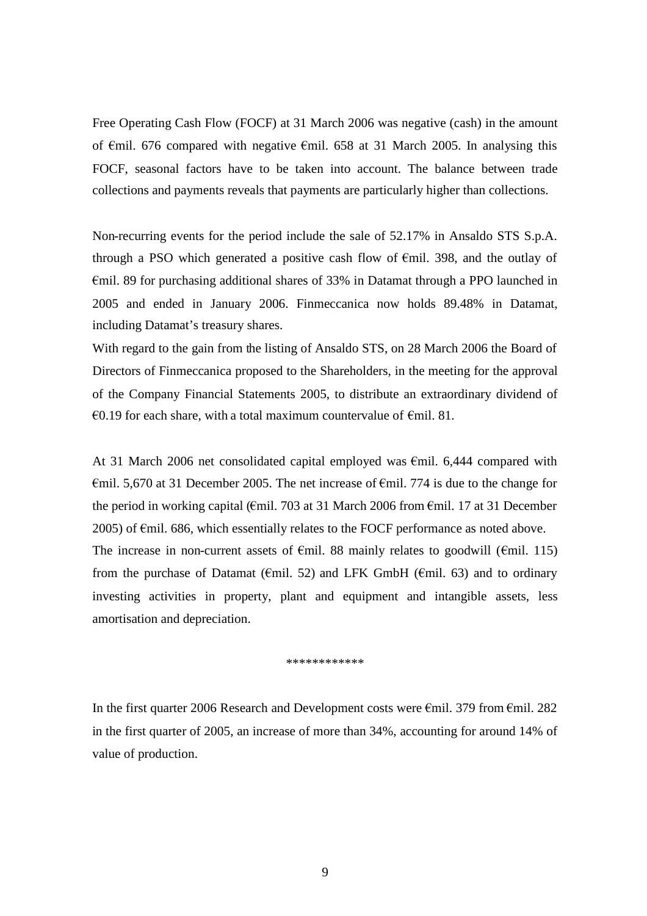Free Operating Cash Flow (FOCF) at 31 March 2006 was negative (cash) in the amount of €mil. 676 compared with negative €mil. 658 at 31 March 2005. In analysing this FOCF, seasonal factors have to be taken into account. The balance between trade collections and payments reveals that payments are particularly higher than collections.

Non-recurring events for the period include the sale of 52.17% in Ansaldo STS S.p.A. through a PSO which generated a positive cash flow of €mil. 398, and the outlay of €mil. 89 for purchasing additional shares of 33% in Datamat through a PPO launched in 2005 and ended in January 2006. Finmeccanica now holds 89.48% in Datamat, including Datamat's treasury shares.

With regard to the gain from the listing of Ansaldo STS, on 28 March 2006 the Board of Directors of Finmeccanica proposed to the Shareholders, in the meeting for the approval of the Company Financial Statements 2005, to distribute an extraordinary dividend of €0.19 for each share, with a total maximum countervalue of €mil. 81.

At 31 March 2006 net consolidated capital employed was €mil. 6,444 compared with €mil. 5,670 at 31 December 2005. The net increase of €mil. 774 is due to the change for the period in working capital (€mil. 703 at 31 March 2006 from €mil. 17 at 31 December 2005) of €mil. 686, which essentially relates to the FOCF performance as noted above.

The increase in non-current assets of €mil. 88 mainly relates to goodwill (€mil. 115) from the purchase of Datamat (€mil. 52) and LFK GmbH (€mil. 63) and to ordinary investing activities in property, plant and equipment and intangible assets, less amortisation and depreciation.

************

In the first quarter 2006 Research and Development costs were €mil. 379 from €mil. 282 in the first quarter of 2005, an increase of more than 34%, accounting for around 14% of value of production.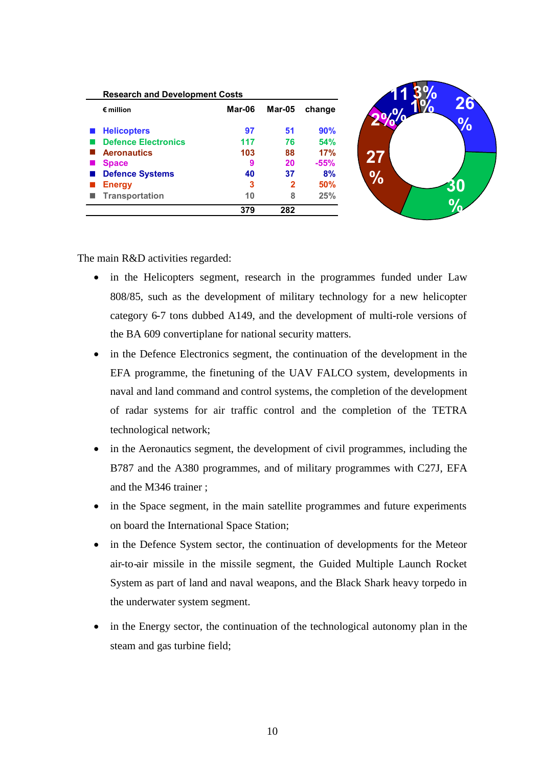**Research and Development Costs**

| € million | Mar-06 | Mar-05 | change |
|---|---|---|---|
| Helicopters | 97 | 51 | 90% |
| Defence Electronics | 117 | 76 | 54% |
| Aeronautics | 103 | 88 | 17% |
| Space | 9 | 20 | -55% |
| Defence Systems | 40 | 37 | 8% |
| Energy | 3 | 2 | 50% |
| Transportation | 10 | 8 | 25% |
| | 379 | 282 | |

The main R&D activities regarded:

- in the Helicopters segment, research in the programmes funded under Law 808/85, such as the development of military technology for a new helicopter category 6-7 tons dubbed A149, and the development of multi-role versions of the BA 609 convertiplane for national security matters.
- in the Defence Electronics segment, the continuation of the development in the EFA programme, the finetuning of the UAV FALCO system, developments in naval and land command and control systems, the completion of the development of radar systems for air traffic control and the completion of the TETRA technological network;
- in the Aeronautics segment, the development of civil programmes, including the B787 and the A380 programmes, and of military programmes with C27J, EFA and the M346 trainer ;
- in the Space segment, in the main satellite programmes and future experiments on board the International Space Station;
- in the Defence System sector, the continuation of developments for the Meteor air-to-air missile in the missile segment, the Guided Multiple Launch Rocket System as part of land and naval weapons, and the Black Shark heavy torpedo in the underwater system segment.
- in the Energy sector, the continuation of the technological autonomy plan in the steam and gas turbine field;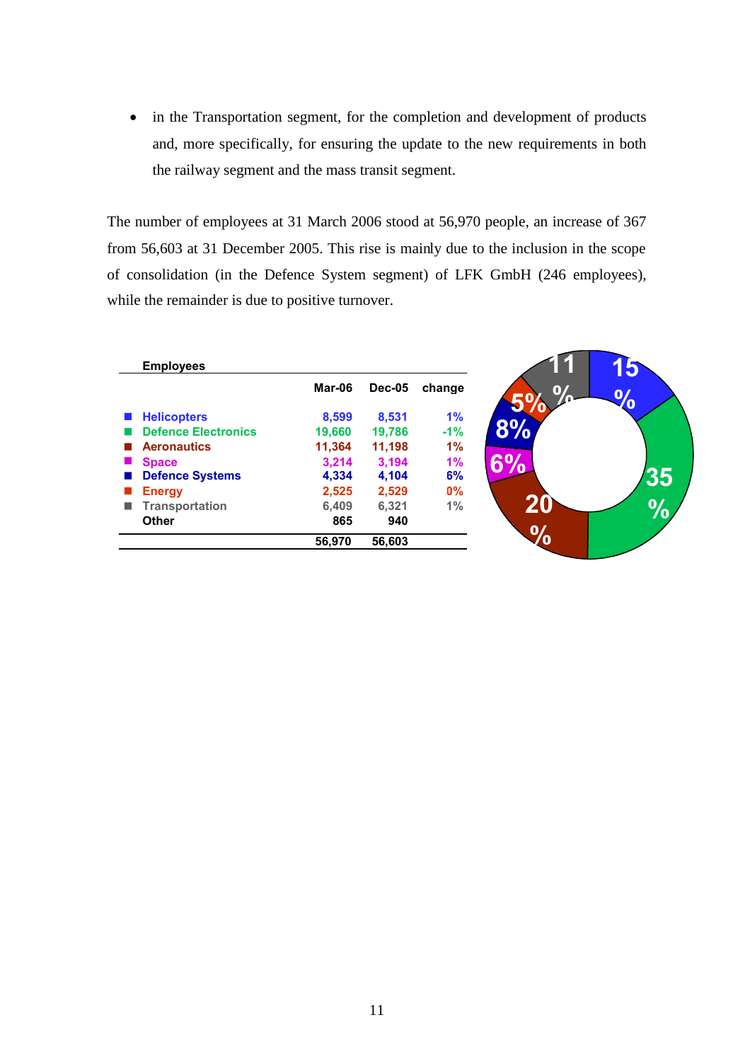- in the Transportation segment, for the completion and development of products and, more specifically, for ensuring the update to the new requirements in both the railway segment and the mass transit segment.

The number of employees at 31 March 2006 stood at 56,970 people, an increase of 367 from 56,603 at 31 December 2005. This rise is mainly due to the inclusion in the scope of consolidation (in the Defence System segment) of LFK GmbH (246 employees), while the remainder is due to positive turnover.

**Employees**

| | Mar-06 | Dec-05 | change |
|---|---|---|---|
| Helicopters | 8,599 | 8,531 | 1% |
| Defence Electronics | 19,660 | 19,786 | -1% |
| Aeronautics | 11,364 | 11,198 | 1% |
| Space | 3,214 | 3,194 | 1% |
| Defence Systems | 4,334 | 4,104 | 6% |
| Energy | 2,525 | 2,529 | 0% |
| Transportation | 6,409 | 6,321 | 1% |
| Other | 865 | 940 | |
| | 56,970 | 56,603 | |

15%, 35%, 20%, 6%, 8%, 5%, 11%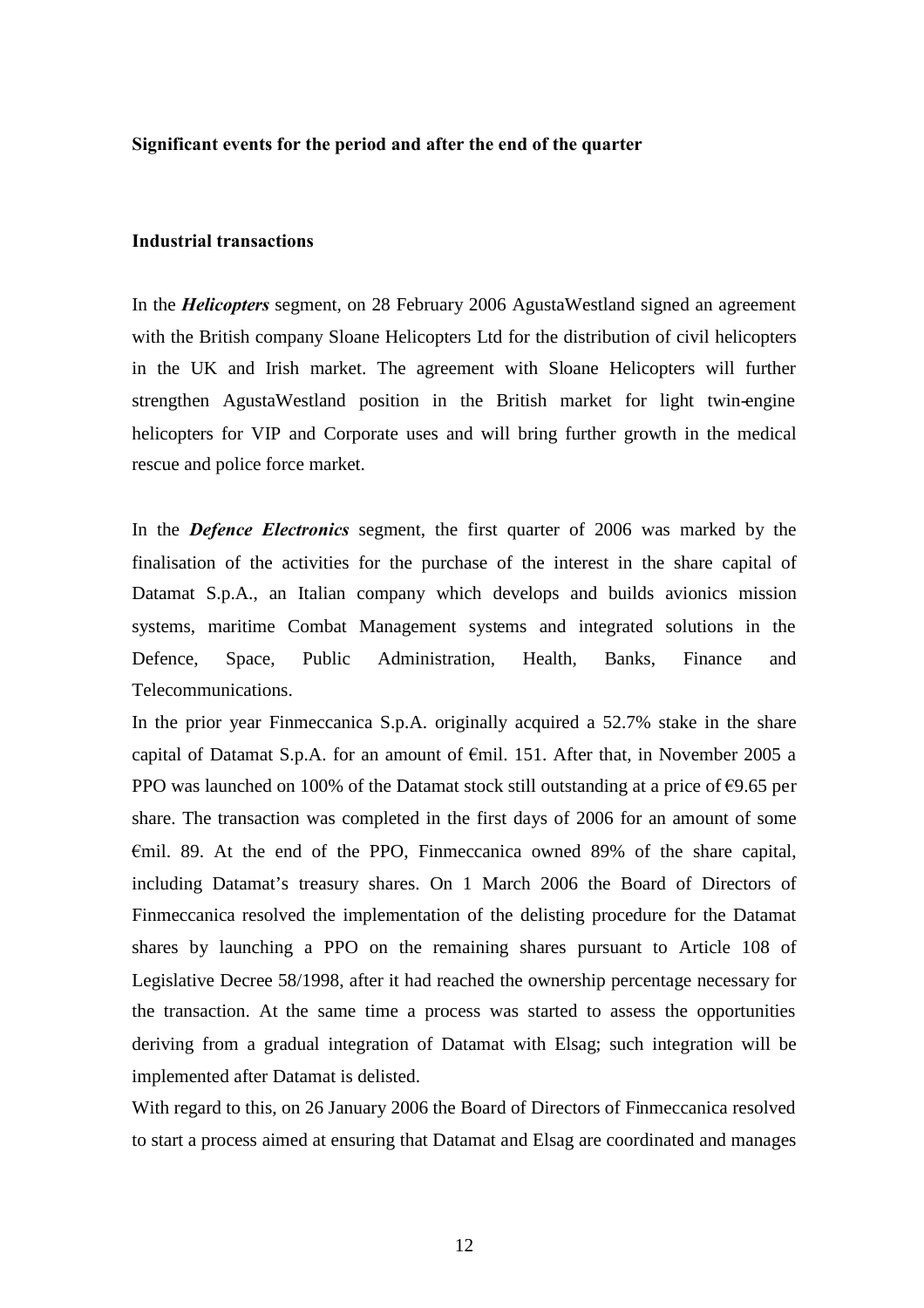**Significant events for the period and after the end of the quarter**

**Industrial transactions**

In the ***Helicopters*** segment, on 28 February 2006 AgustaWestland signed an agreement with the British company Sloane Helicopters Ltd for the distribution of civil helicopters in the UK and Irish market. The agreement with Sloane Helicopters will further strengthen AgustaWestland position in the British market for light twin-engine helicopters for VIP and Corporate uses and will bring further growth in the medical rescue and police force market.

In the ***Defence Electronics*** segment, the first quarter of 2006 was marked by the finalisation of the activities for the purchase of the interest in the share capital of Datamat S.p.A., an Italian company which develops and builds avionics mission systems, maritime Combat Management systems and integrated solutions in the Defence, Space, Public Administration, Health, Banks, Finance and Telecommunications.

In the prior year Finmeccanica S.p.A. originally acquired a 52.7% stake in the share capital of Datamat S.p.A. for an amount of €mil. 151. After that, in November 2005 a PPO was launched on 100% of the Datamat stock still outstanding at a price of €9.65 per share. The transaction was completed in the first days of 2006 for an amount of some €mil. 89. At the end of the PPO, Finmeccanica owned 89% of the share capital, including Datamat's treasury shares. On 1 March 2006 the Board of Directors of Finmeccanica resolved the implementation of the delisting procedure for the Datamat shares by launching a PPO on the remaining shares pursuant to Article 108 of Legislative Decree 58/1998, after it had reached the ownership percentage necessary for the transaction. At the same time a process was started to assess the opportunities deriving from a gradual integration of Datamat with Elsag; such integration will be implemented after Datamat is delisted.

With regard to this, on 26 January 2006 the Board of Directors of Finmeccanica resolved to start a process aimed at ensuring that Datamat and Elsag are coordinated and manages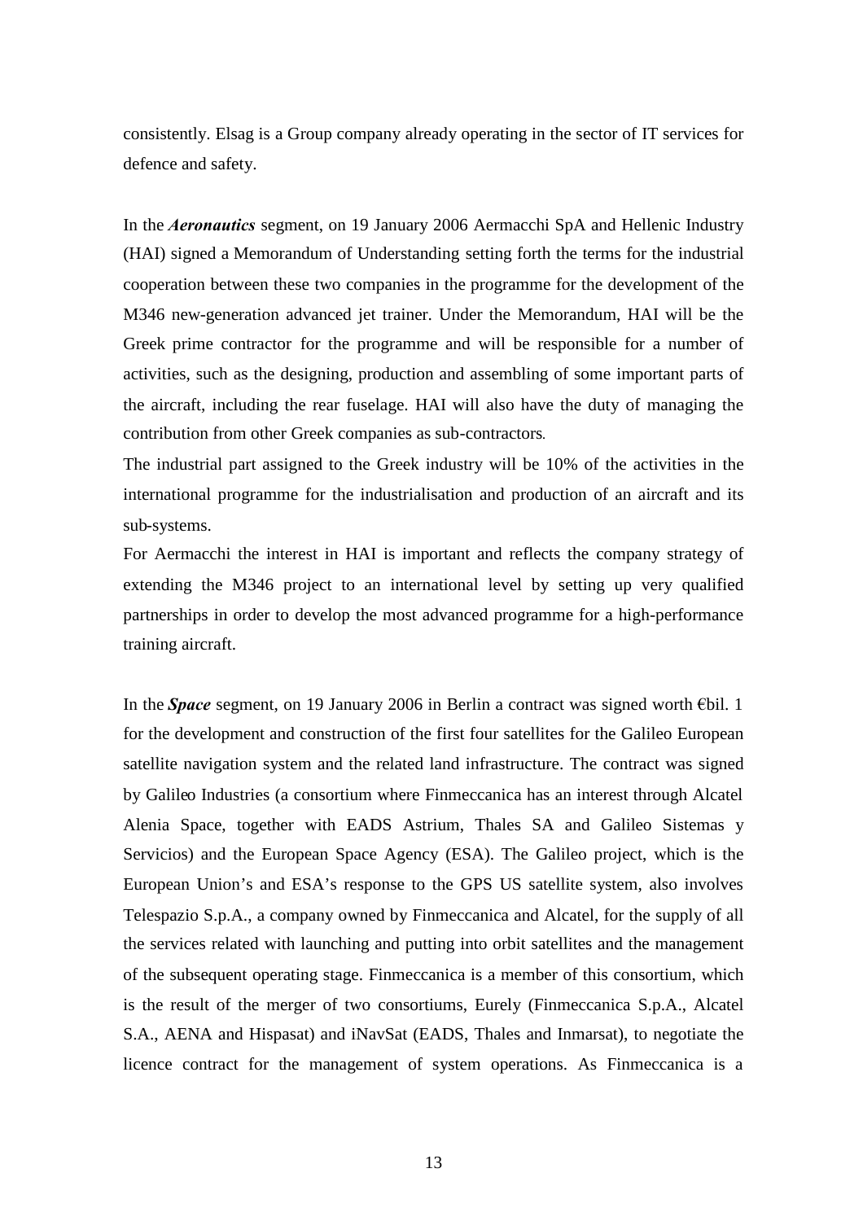consistently. Elsag is a Group company already operating in the sector of IT services for defence and safety.

In the ***Aeronautics*** segment, on 19 January 2006 Aermacchi SpA and Hellenic Industry (HAI) signed a Memorandum of Understanding setting forth the terms for the industrial cooperation between these two companies in the programme for the development of the M346 new-generation advanced jet trainer. Under the Memorandum, HAI will be the Greek prime contractor for the programme and will be responsible for a number of activities, such as the designing, production and assembling of some important parts of the aircraft, including the rear fuselage. HAI will also have the duty of managing the contribution from other Greek companies as sub-contractors.

The industrial part assigned to the Greek industry will be 10% of the activities in the international programme for the industrialisation and production of an aircraft and its sub-systems.

For Aermacchi the interest in HAI is important and reflects the company strategy of extending the M346 project to an international level by setting up very qualified partnerships in order to develop the most advanced programme for a high-performance training aircraft.

In the ***Space*** segment, on 19 January 2006 in Berlin a contract was signed worth €bil. 1 for the development and construction of the first four satellites for the Galileo European satellite navigation system and the related land infrastructure. The contract was signed by Galileo Industries (a consortium where Finmeccanica has an interest through Alcatel Alenia Space, together with EADS Astrium, Thales SA and Galileo Sistemas y Servicios) and the European Space Agency (ESA). The Galileo project, which is the European Union's and ESA's response to the GPS US satellite system, also involves Telespazio S.p.A., a company owned by Finmeccanica and Alcatel, for the supply of all the services related with launching and putting into orbit satellites and the management of the subsequent operating stage. Finmeccanica is a member of this consortium, which is the result of the merger of two consortiums, Eurely (Finmeccanica S.p.A., Alcatel S.A., AENA and Hispasat) and iNavSat (EADS, Thales and Inmarsat), to negotiate the licence contract for the management of system operations. As Finmeccanica is a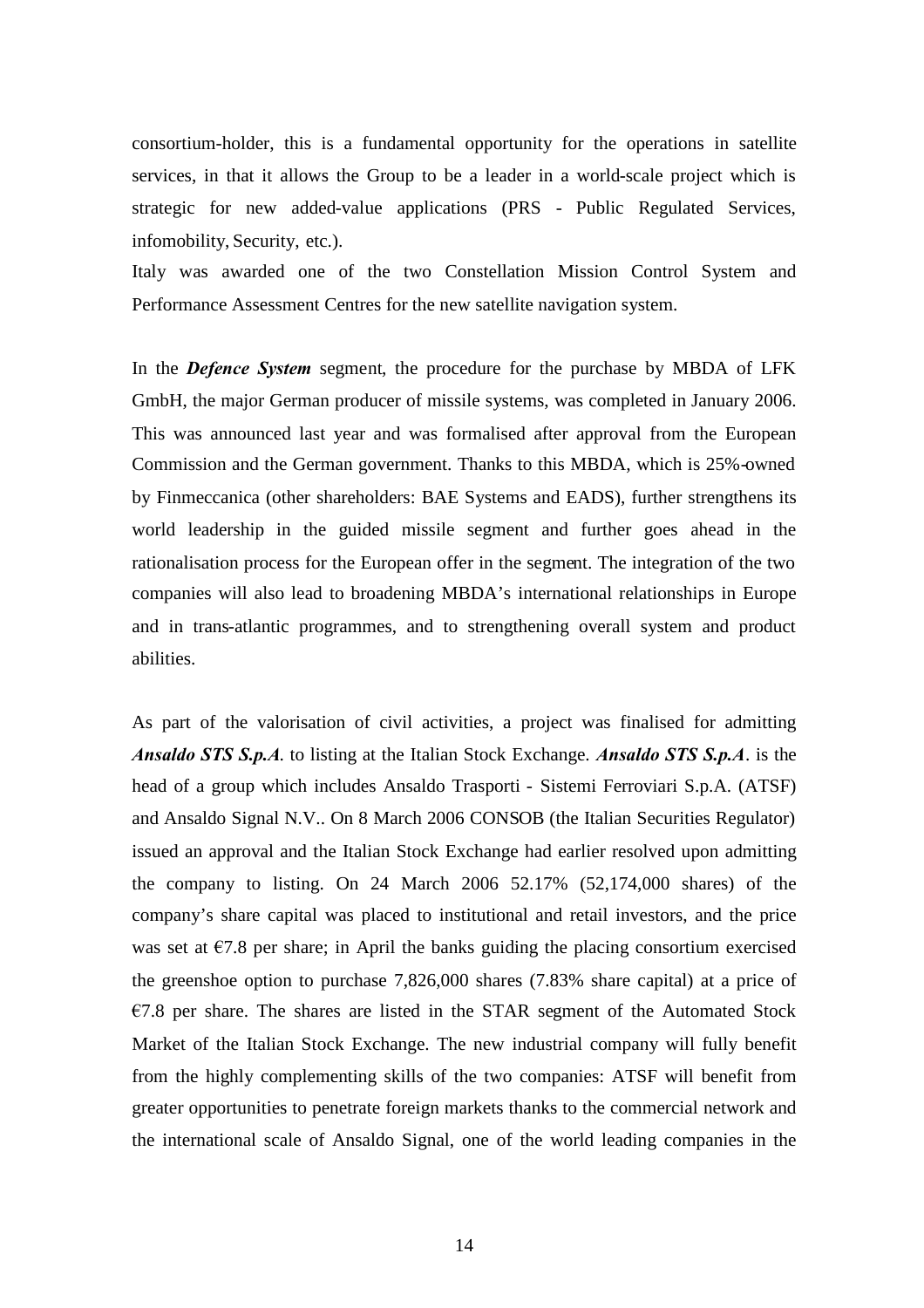consortium-holder, this is a fundamental opportunity for the operations in satellite services, in that it allows the Group to be a leader in a world-scale project which is strategic for new added-value applications (PRS - Public Regulated Services, infomobility, Security, etc.).

Italy was awarded one of the two Constellation Mission Control System and Performance Assessment Centres for the new satellite navigation system.

In the ***Defence System*** segment, the procedure for the purchase by MBDA of LFK GmbH, the major German producer of missile systems, was completed in January 2006. This was announced last year and was formalised after approval from the European Commission and the German government. Thanks to this MBDA, which is 25%-owned by Finmeccanica (other shareholders: BAE Systems and EADS), further strengthens its world leadership in the guided missile segment and further goes ahead in the rationalisation process for the European offer in the segment. The integration of the two companies will also lead to broadening MBDA's international relationships in Europe and in trans-atlantic programmes, and to strengthening overall system and product abilities.

As part of the valorisation of civil activities, a project was finalised for admitting ***Ansaldo STS S.p.A***. to listing at the Italian Stock Exchange. ***Ansaldo STS S.p.A***. is the head of a group which includes Ansaldo Trasporti - Sistemi Ferroviari S.p.A. (ATSF) and Ansaldo Signal N.V.. On 8 March 2006 CONSOB (the Italian Securities Regulator) issued an approval and the Italian Stock Exchange had earlier resolved upon admitting the company to listing. On 24 March 2006 52.17% (52,174,000 shares) of the company's share capital was placed to institutional and retail investors, and the price was set at €7.8 per share; in April the banks guiding the placing consortium exercised the greenshoe option to purchase 7,826,000 shares (7.83% share capital) at a price of €7.8 per share. The shares are listed in the STAR segment of the Automated Stock Market of the Italian Stock Exchange. The new industrial company will fully benefit from the highly complementing skills of the two companies: ATSF will benefit from greater opportunities to penetrate foreign markets thanks to the commercial network and the international scale of Ansaldo Signal, one of the world leading companies in the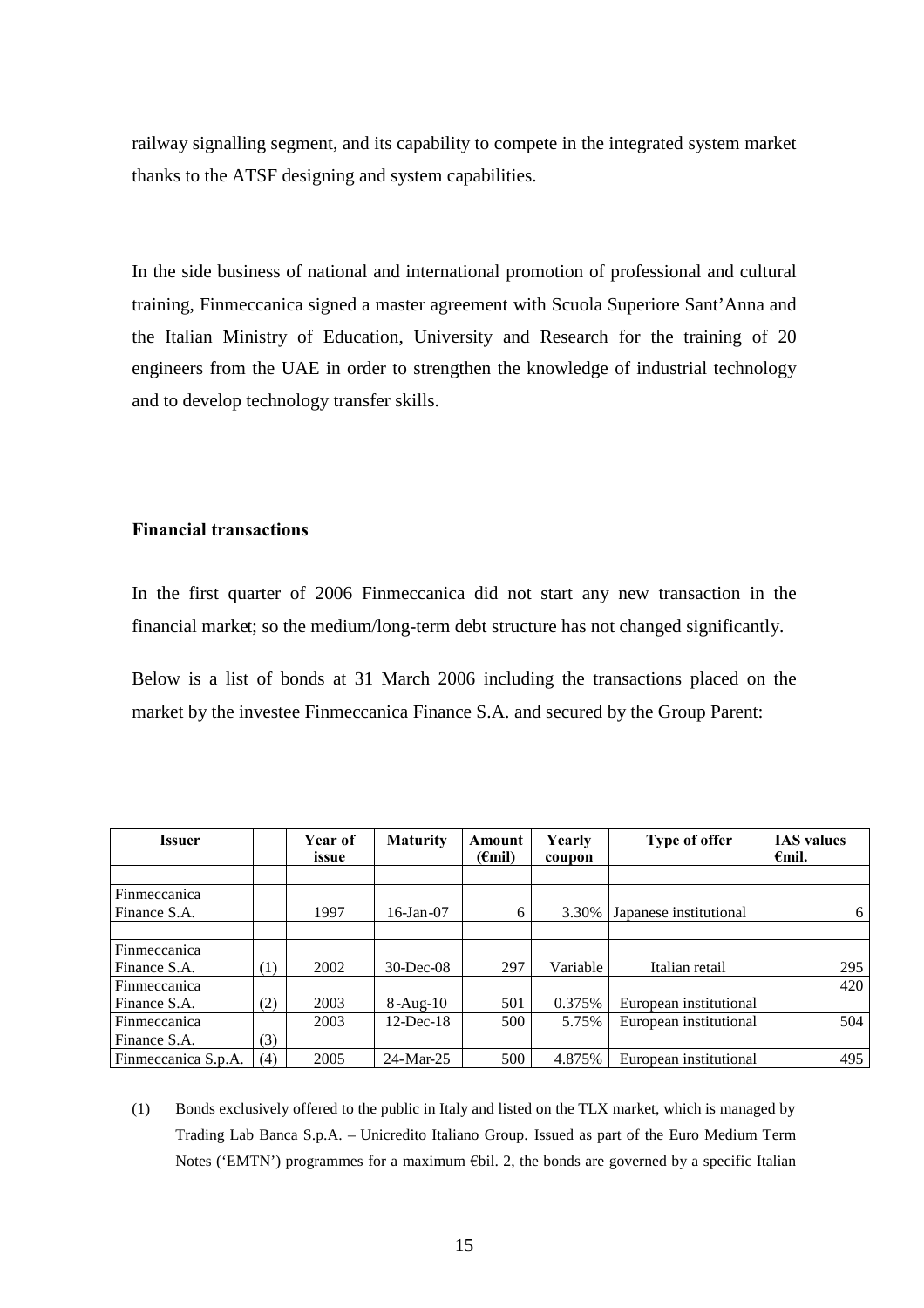railway signalling segment, and its capability to compete in the integrated system market thanks to the ATSF designing and system capabilities.

In the side business of national and international promotion of professional and cultural training, Finmeccanica signed a master agreement with Scuola Superiore Sant'Anna and the Italian Ministry of Education, University and Research for the training of 20 engineers from the UAE in order to strengthen the knowledge of industrial technology and to develop technology transfer skills.

**Financial transactions**

In the first quarter of 2006 Finmeccanica did not start any new transaction in the financial market; so the medium/long-term debt structure has not changed significantly.

Below is a list of bonds at 31 March 2006 including the transactions placed on the market by the investee Finmeccanica Finance S.A. and secured by the Group Parent:

| Issuer | | Year of issue | Maturity | Amount (€mil) | Yearly coupon | Type of offer | IAS values €mil. |
|---|---|---|---|---|---|---|---|
| Finmeccanica Finance S.A. | | 1997 | 16-Jan-07 | 6 | 3.30% | Japanese institutional | 6 |
| Finmeccanica Finance S.A. | (1) | 2002 | 30-Dec-08 | 297 | Variable | Italian retail | 295 |
| Finmeccanica Finance S.A. | (2) | 2003 | 8-Aug-10 | 501 | 0.375% | European institutional | 420 |
| Finmeccanica Finance S.A. | (3) | 2003 | 12-Dec-18 | 500 | 5.75% | European institutional | 504 |
| Finmeccanica S.p.A. | (4) | 2005 | 24-Mar-25 | 500 | 4.875% | European institutional | 495 |

(1) Bonds exclusively offered to the public in Italy and listed on the TLX market, which is managed by Trading Lab Banca S.p.A. – Unicredito Italiano Group. Issued as part of the Euro Medium Term Notes ('EMTN') programmes for a maximum €bil. 2, the bonds are governed by a specific Italian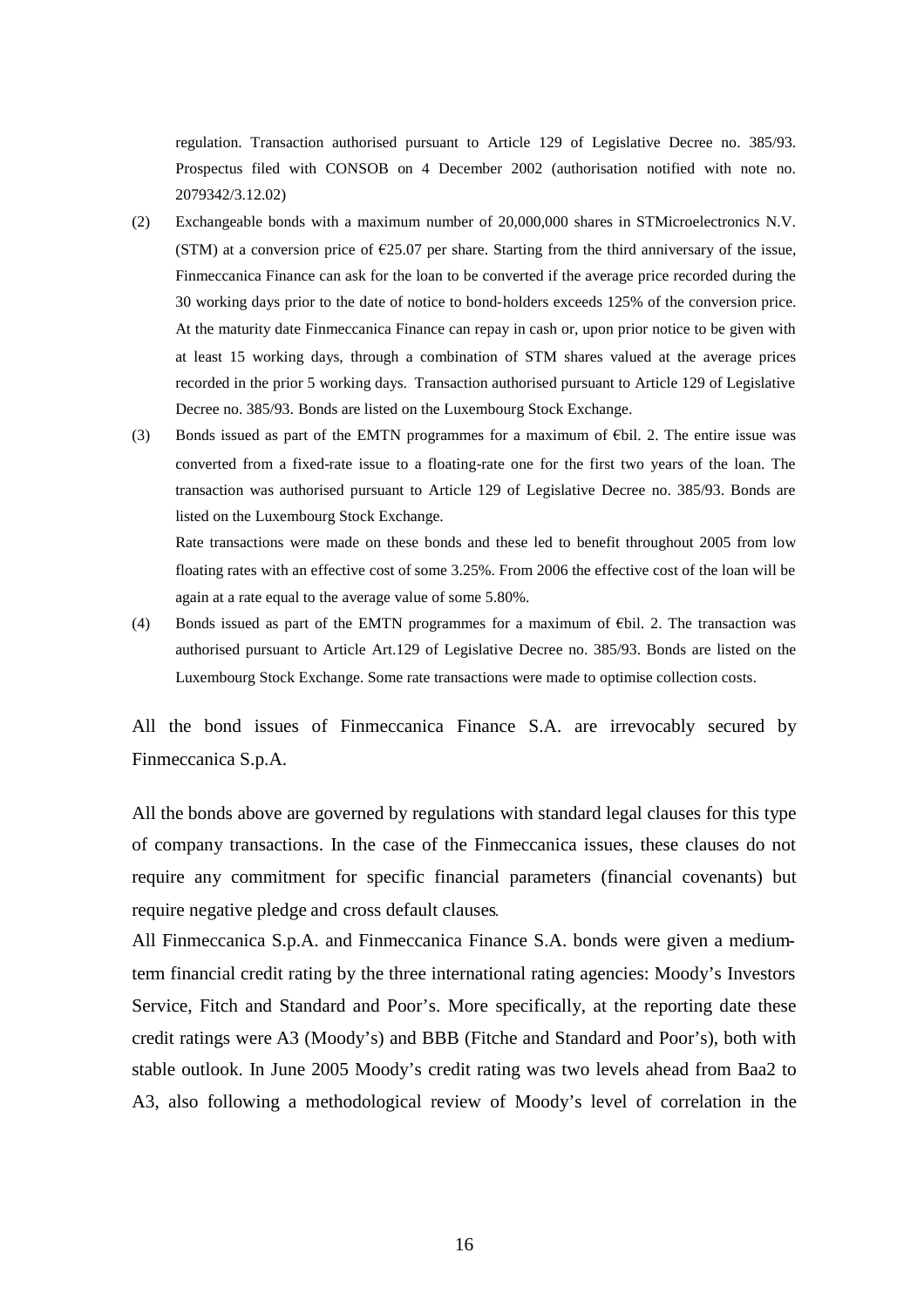regulation. Transaction authorised pursuant to Article 129 of Legislative Decree no. 385/93. Prospectus filed with CONSOB on 4 December 2002 (authorisation notified with note no. 2079342/3.12.02)

(2) Exchangeable bonds with a maximum number of 20,000,000 shares in STMicroelectronics N.V. (STM) at a conversion price of €25.07 per share. Starting from the third anniversary of the issue, Finmeccanica Finance can ask for the loan to be converted if the average price recorded during the 30 working days prior to the date of notice to bond-holders exceeds 125% of the conversion price. At the maturity date Finmeccanica Finance can repay in cash or, upon prior notice to be given with at least 15 working days, through a combination of STM shares valued at the average prices recorded in the prior 5 working days. Transaction authorised pursuant to Article 129 of Legislative Decree no. 385/93. Bonds are listed on the Luxembourg Stock Exchange.

(3) Bonds issued as part of the EMTN programmes for a maximum of €bil. 2. The entire issue was converted from a fixed-rate issue to a floating-rate one for the first two years of the loan. The transaction was authorised pursuant to Article 129 of Legislative Decree no. 385/93. Bonds are listed on the Luxembourg Stock Exchange.

    Rate transactions were made on these bonds and these led to benefit throughout 2005 from low floating rates with an effective cost of some 3.25%. From 2006 the effective cost of the loan will be again at a rate equal to the average value of some 5.80%.

(4) Bonds issued as part of the EMTN programmes for a maximum of €bil. 2. The transaction was authorised pursuant to Article Art.129 of Legislative Decree no. 385/93. Bonds are listed on the Luxembourg Stock Exchange. Some rate transactions were made to optimise collection costs.

All the bond issues of Finmeccanica Finance S.A. are irrevocably secured by Finmeccanica S.p.A.

All the bonds above are governed by regulations with standard legal clauses for this type of company transactions. In the case of the Finmeccanica issues, these clauses do not require any commitment for specific financial parameters (financial covenants) but require negative pledge and cross default clauses.

All Finmeccanica S.p.A. and Finmeccanica Finance S.A. bonds were given a medium-term financial credit rating by the three international rating agencies: Moody's Investors Service, Fitch and Standard and Poor's. More specifically, at the reporting date these credit ratings were A3 (Moody's) and BBB (Fitche and Standard and Poor's), both with stable outlook. In June 2005 Moody's credit rating was two levels ahead from Baa2 to A3, also following a methodological review of Moody's level of correlation in the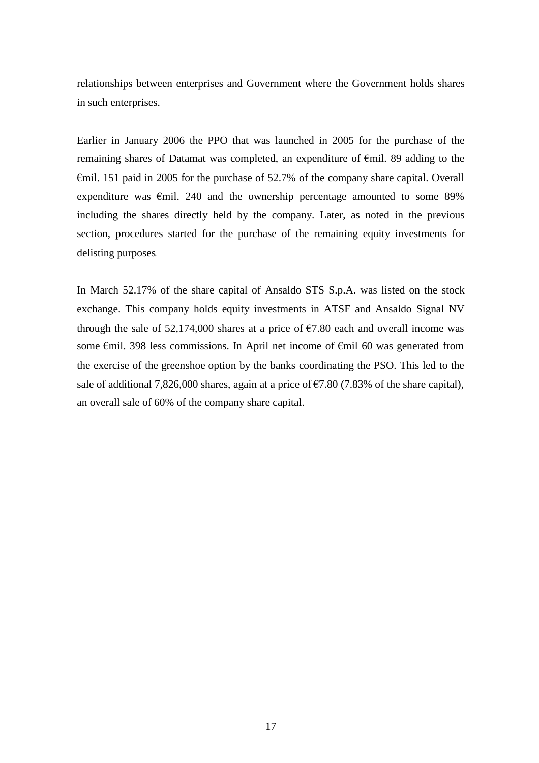relationships between enterprises and Government where the Government holds shares in such enterprises.

Earlier in January 2006 the PPO that was launched in 2005 for the purchase of the remaining shares of Datamat was completed, an expenditure of €mil. 89 adding to the €mil. 151 paid in 2005 for the purchase of 52.7% of the company share capital. Overall expenditure was €mil. 240 and the ownership percentage amounted to some 89% including the shares directly held by the company. Later, as noted in the previous section, procedures started for the purchase of the remaining equity investments for delisting purposes.

In March 52.17% of the share capital of Ansaldo STS S.p.A. was listed on the stock exchange. This company holds equity investments in ATSF and Ansaldo Signal NV through the sale of 52,174,000 shares at a price of €7.80 each and overall income was some €mil. 398 less commissions. In April net income of €mil 60 was generated from the exercise of the greenshoe option by the banks coordinating the PSO. This led to the sale of additional 7,826,000 shares, again at a price of €7.80 (7.83% of the share capital), an overall sale of 60% of the company share capital.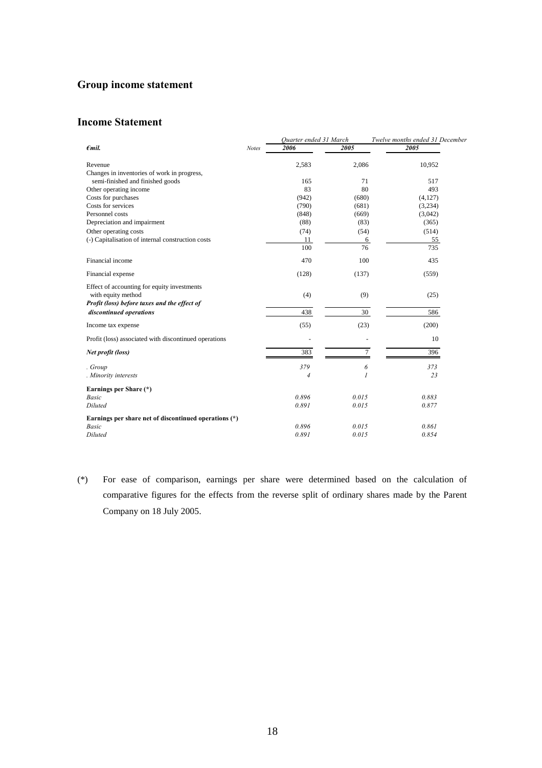# Group income statement

## Income Statement

| *€mil.* | *Notes* | *Quarter ended 31 March* | | *Twelve months ended 31 December* |
|---|---|---|---|---|
| | | ***2006*** | ***2005*** | ***2005*** |
| Revenue | | 2,583 | 2,086 | 10,952 |
| Changes in inventories of work in progress, semi-finished and finished goods | | 165 | 71 | 517 |
| Other operating income | | 83 | 80 | 493 |
| Costs for purchases | | (942) | (680) | (4,127) |
| Costs for services | | (790) | (681) | (3,234) |
| Personnel costs | | (848) | (669) | (3,042) |
| Depreciation and impairment | | (88) | (83) | (365) |
| Other operating costs | | (74) | (54) | (514) |
| (-) Capitalisation of internal construction costs | | 11 | 6 | 55 |
| | | 100 | 76 | 735 |
| Financial income | | 470 | 100 | 435 |
| Financial expense | | (128) | (137) | (559) |
| Effect of accounting for equity investments with equity method | | (4) | (9) | (25) |
| ***Profit (loss) before taxes and the effect of discontinued operations*** | | 438 | 30 | 586 |
| Income tax expense | | (55) | (23) | (200) |
| Profit (loss) associated with discontinued operations | | - | - | 10 |
| ***Net profit (loss)*** | | 383 | 7 | 396 |
| *. Group* | | *379* | *6* | *373* |
| *. Minority interests* | | *4* | *1* | *23* |
| **Earnings per Share (\*)** | | | | |
| *Basic* | | *0.896* | *0.015* | *0.883* |
| *Diluted* | | *0.891* | *0.015* | *0.877* |
| **Earnings per share net of discontinued operations (\*)** | | | | |
| *Basic* | | *0.896* | *0.015* | *0.861* |
| *Diluted* | | *0.891* | *0.015* | *0.854* |

(*) For ease of comparison, earnings per share were determined based on the calculation of comparative figures for the effects from the reverse split of ordinary shares made by the Parent Company on 18 July 2005.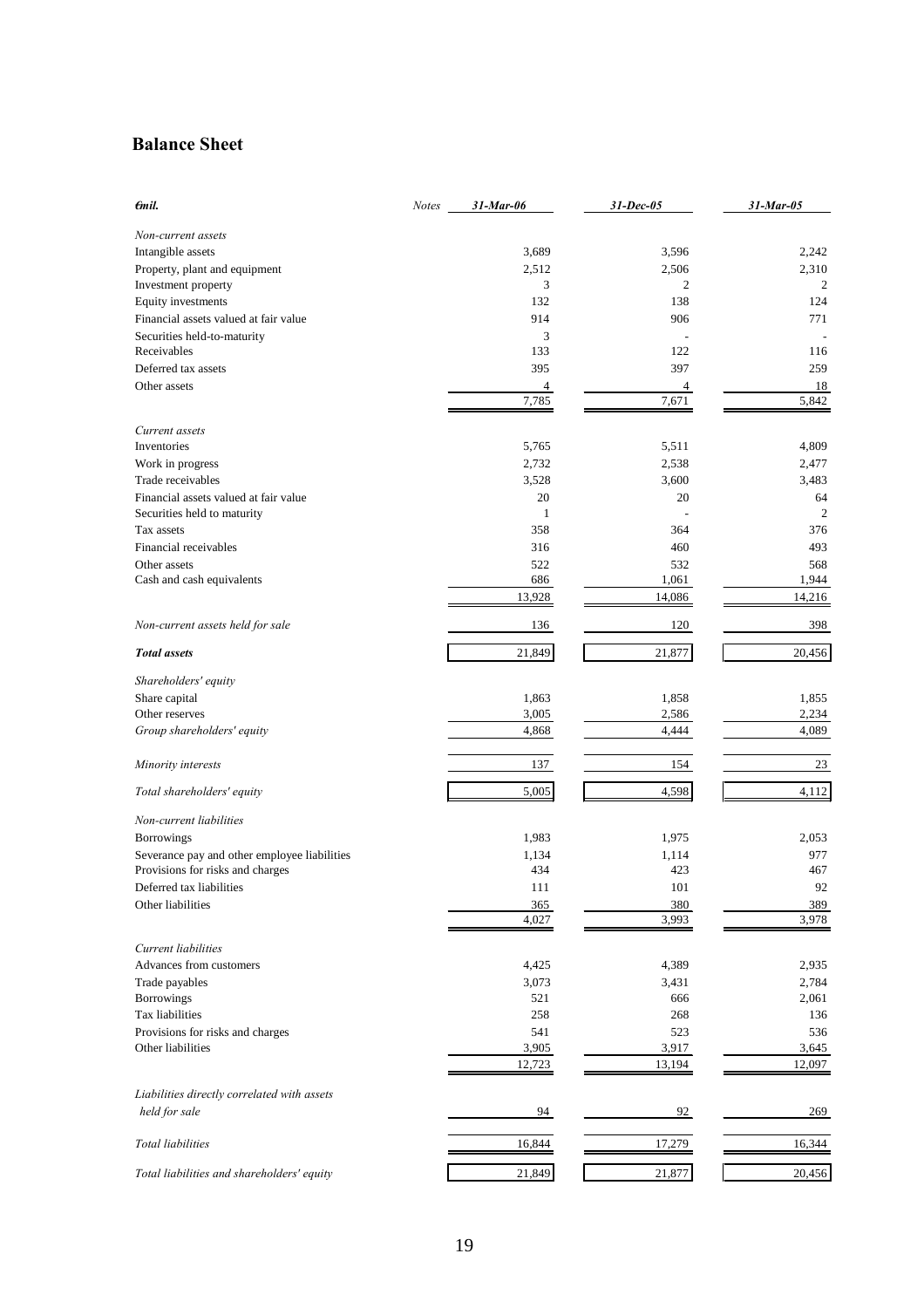## Balance Sheet

| *€mil.* | *Notes* | *31-Mar-06* | *31-Dec-05* | *31-Mar-05* |
|---|---|---|---|---|
| *Non-current assets* | | | | |
| Intangible assets | | 3,689 | 3,596 | 2,242 |
| Property, plant and equipment | | 2,512 | 2,506 | 2,310 |
| Investment property | | 3 | 2 | 2 |
| Equity investments | | 132 | 138 | 124 |
| Financial assets valued at fair value | | 914 | 906 | 771 |
| Securities held-to-maturity | | 3 | - | - |
| Receivables | | 133 | 122 | 116 |
| Deferred tax assets | | 395 | 397 | 259 |
| Other assets | | 4 | 4 | 18 |
| | | 7,785 | 7,671 | 5,842 |
| *Current assets* | | | | |
| Inventories | | 5,765 | 5,511 | 4,809 |
| Work in progress | | 2,732 | 2,538 | 2,477 |
| Trade receivables | | 3,528 | 3,600 | 3,483 |
| Financial assets valued at fair value | | 20 | 20 | 64 |
| Securities held to maturity | | 1 | - | 2 |
| Tax assets | | 358 | 364 | 376 |
| Financial receivables | | 316 | 460 | 493 |
| Other assets | | 522 | 532 | 568 |
| Cash and cash equivalents | | 686 | 1,061 | 1,944 |
| | | 13,928 | 14,086 | 14,216 |
| *Non-current assets held for sale* | | 136 | 120 | 398 |
| ***Total assets*** | | 21,849 | 21,877 | 20,456 |
| *Shareholders' equity* | | | | |
| Share capital | | 1,863 | 1,858 | 1,855 |
| Other reserves | | 3,005 | 2,586 | 2,234 |
| *Group shareholders' equity* | | 4,868 | 4,444 | 4,089 |
| *Minority interests* | | 137 | 154 | 23 |
| *Total shareholders' equity* | | 5,005 | 4,598 | 4,112 |
| *Non-current liabilities* | | | | |
| Borrowings | | 1,983 | 1,975 | 2,053 |
| Severance pay and other employee liabilities | | 1,134 | 1,114 | 977 |
| Provisions for risks and charges | | 434 | 423 | 467 |
| Deferred tax liabilities | | 111 | 101 | 92 |
| Other liabilities | | 365 | 380 | 389 |
| | | 4,027 | 3,993 | 3,978 |
| *Current liabilities* | | | | |
| Advances from customers | | 4,425 | 4,389 | 2,935 |
| Trade payables | | 3,073 | 3,431 | 2,784 |
| Borrowings | | 521 | 666 | 2,061 |
| Tax liabilities | | 258 | 268 | 136 |
| Provisions for risks and charges | | 541 | 523 | 536 |
| Other liabilities | | 3,905 | 3,917 | 3,645 |
| | | 12,723 | 13,194 | 12,097 |
| *Liabilities directly correlated with assets held for sale* | | 94 | 92 | 269 |
| *Total liabilities* | | 16,844 | 17,279 | 16,344 |
| *Total liabilities and shareholders' equity* | | 21,849 | 21,877 | 20,456 |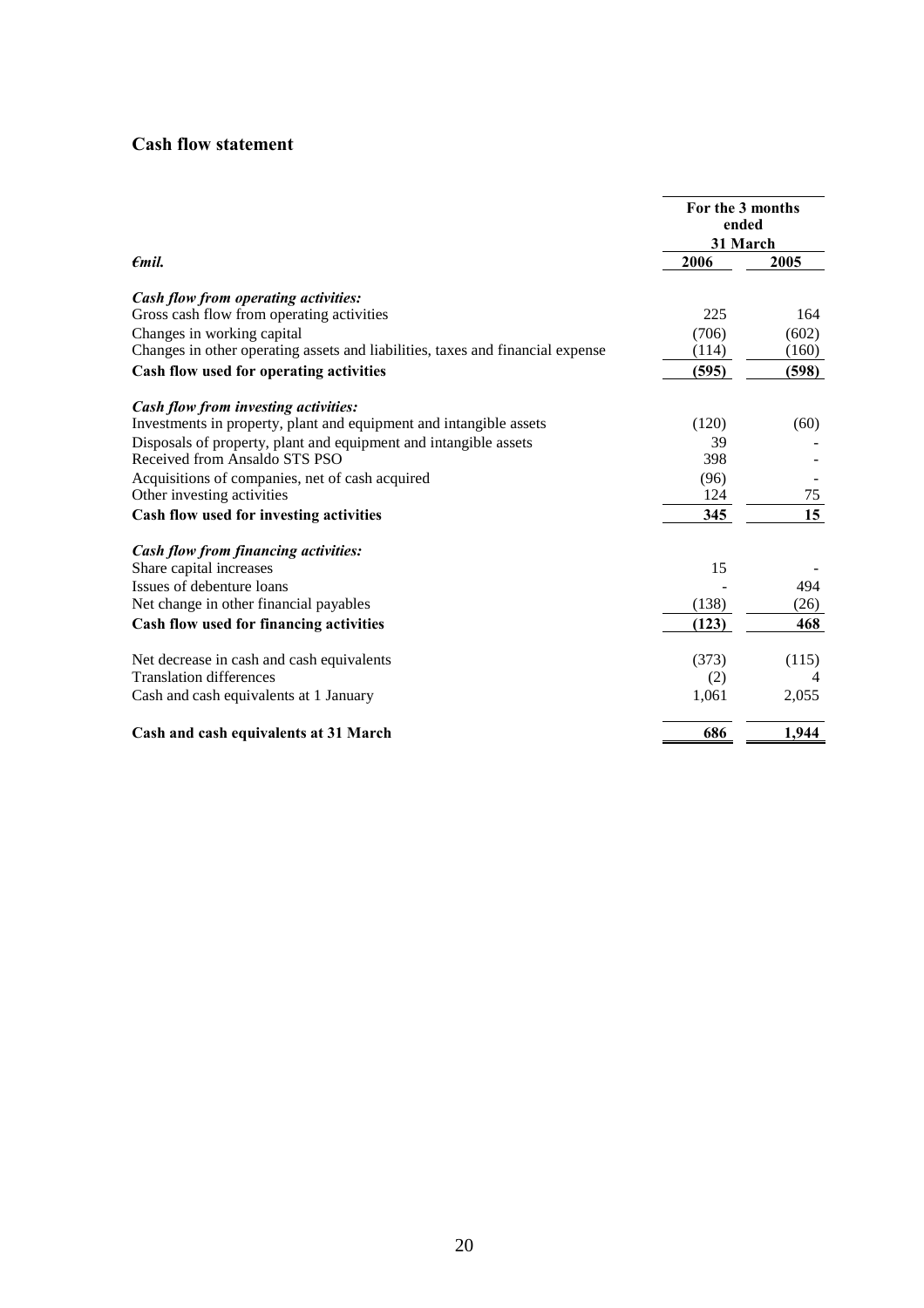## Cash flow statement

| *€mil.* | For the 3 months ended 31 March 2006 | 2005 |
|---|---|---|
| ***Cash flow from operating activities:*** | | |
| Gross cash flow from operating activities | 225 | 164 |
| Changes in working capital | (706) | (602) |
| Changes in other operating assets and liabilities, taxes and financial expense | (114) | (160) |
| **Cash flow used for operating activities** | **(595)** | **(598)** |
| ***Cash flow from investing activities:*** | | |
| Investments in property, plant and equipment and intangible assets | (120) | (60) |
| Disposals of property, plant and equipment and intangible assets | 39 | - |
| Received from Ansaldo STS PSO | 398 | - |
| Acquisitions of companies, net of cash acquired | (96) | - |
| Other investing activities | 124 | 75 |
| **Cash flow used for investing activities** | **345** | **15** |
| ***Cash flow from financing activities:*** | | |
| Share capital increases | 15 | - |
| Issues of debenture loans | - | 494 |
| Net change in other financial payables | (138) | (26) |
| **Cash flow used for financing activities** | **(123)** | **468** |
| Net decrease in cash and cash equivalents | (373) | (115) |
| Translation differences | (2) | 4 |
| Cash and cash equivalents at 1 January | 1,061 | 2,055 |
| **Cash and cash equivalents at 31 March** | **686** | **1,944** |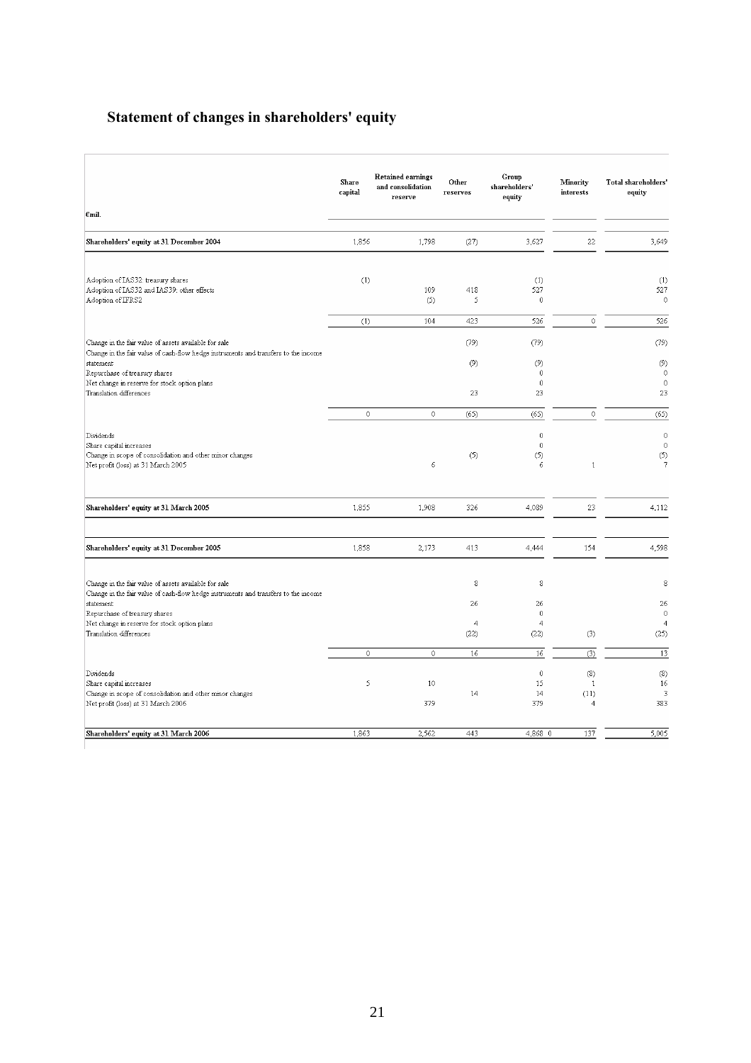# Statement of changes in shareholders' equity

| €mil. | Share capital | Retained earnings and consolidation reserve | Other reserves | Group shareholders' equity | Minority interests | Total shareholders' equity |
|---|---|---|---|---|---|---|
| **Shareholders' equity at 31 December 2004** | 1,856 | 1,798 | (27) | 3,627 | 22 | 3,649 |
| Adoption of IAS32: treasury shares | (1) | | | (1) | | (1) |
| Adoption of IAS32 and IAS39: other effects | | 109 | 418 | 527 | | 527 |
| Adoption of IFRS2 | | (5) | 5 | 0 | | 0 |
| | (1) | 104 | 423 | 526 | 0 | 526 |
| Change in the fair value of assets available for sale | | | (79) | (79) | | (79) |
| Change in the fair value of cash-flow hedge instruments and transfers to the income statement | | | (9) | (9) | | (9) |
| Repurchase of treasury shares | | | | 0 | | 0 |
| Net change in reserve for stock option plans | | | | 0 | | 0 |
| Translation differences | | | 23 | 23 | | 23 |
| | 0 | 0 | (65) | (65) | 0 | (65) |
| Dividends | | | | 0 | | 0 |
| Share capital increases | | | | 0 | | 0 |
| Change in scope of consolidation and other minor changes | | | (5) | (5) | | (5) |
| Net profit (loss) at 31 March 2005 | | 6 | | 6 | 1 | 7 |
| **Shareholders' equity at 31 March 2005** | 1,855 | 1,908 | 326 | 4,089 | 23 | 4,112 |
| **Shareholders' equity at 31 December 2005** | 1,858 | 2,173 | 413 | 4,444 | 154 | 4,598 |
| Change in the fair value of assets available for sale | | | 8 | 8 | | 8 |
| Change in the fair value of cash-flow hedge instruments and transfers to the income statement | | | 26 | 26 | | 26 |
| Repurchase of treasury shares | | | | 0 | | 0 |
| Net change in reserve for stock option plans | | | 4 | 4 | | 4 |
| Translation differences | | | (22) | (22) | (3) | (25) |
| | 0 | 0 | 16 | 16 | (3) | 13 |
| Dividends | | | | 0 | (8) | (8) |
| Share capital increases | 5 | 10 | | 15 | 1 | 16 |
| Change in scope of consolidation and other minor changes | | | 14 | 14 | (11) | 3 |
| Net profit (loss) at 31 March 2006 | | 379 | | 379 | 4 | 383 |
| **Shareholders' equity at 31 March 2006** | 1,863 | 2,562 | 443 | 4,868 0 | 137 | 5,005 |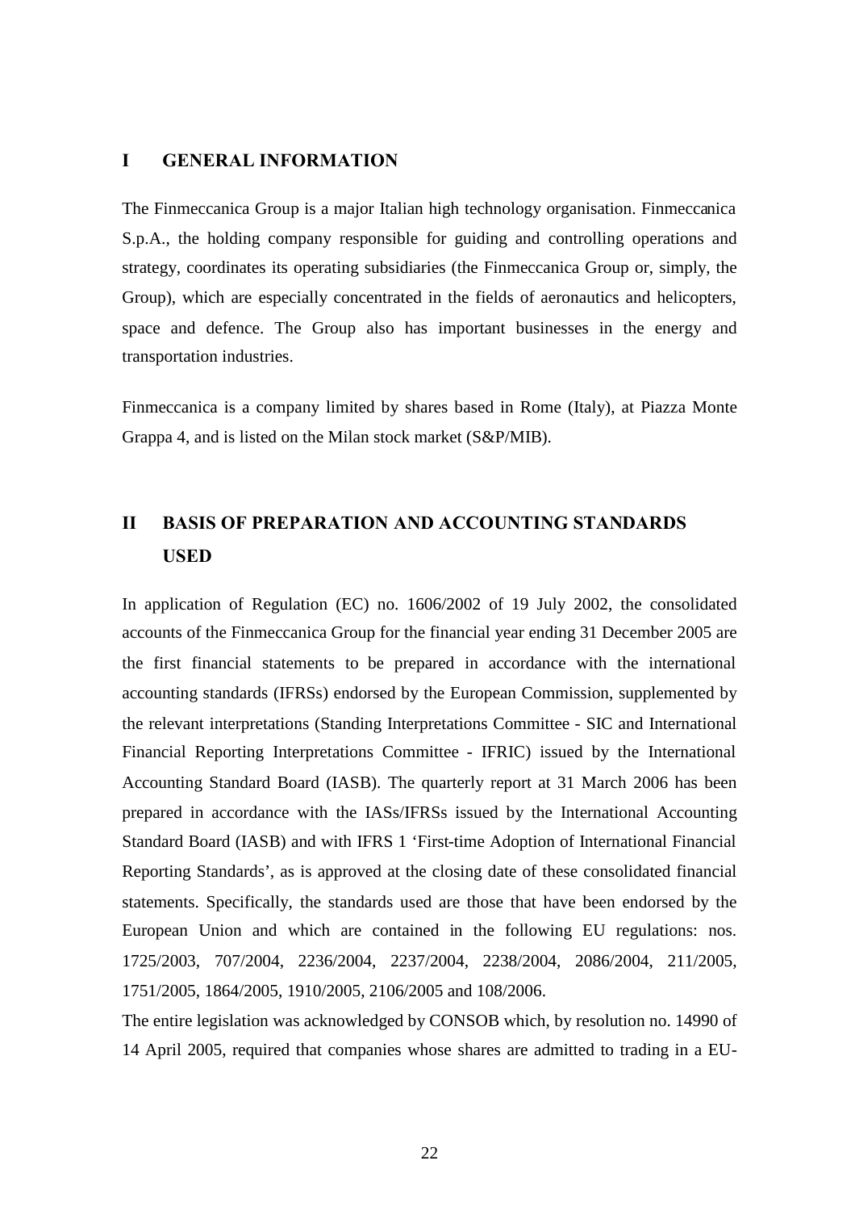## I GENERAL INFORMATION

The Finmeccanica Group is a major Italian high technology organisation. Finmeccanica S.p.A., the holding company responsible for guiding and controlling operations and strategy, coordinates its operating subsidiaries (the Finmeccanica Group or, simply, the Group), which are especially concentrated in the fields of aeronautics and helicopters, space and defence. The Group also has important businesses in the energy and transportation industries.

Finmeccanica is a company limited by shares based in Rome (Italy), at Piazza Monte Grappa 4, and is listed on the Milan stock market (S&P/MIB).

## II BASIS OF PREPARATION AND ACCOUNTING STANDARDS USED

In application of Regulation (EC) no. 1606/2002 of 19 July 2002, the consolidated accounts of the Finmeccanica Group for the financial year ending 31 December 2005 are the first financial statements to be prepared in accordance with the international accounting standards (IFRSs) endorsed by the European Commission, supplemented by the relevant interpretations (Standing Interpretations Committee - SIC and International Financial Reporting Interpretations Committee - IFRIC) issued by the International Accounting Standard Board (IASB). The quarterly report at 31 March 2006 has been prepared in accordance with the IASs/IFRSs issued by the International Accounting Standard Board (IASB) and with IFRS 1 'First-time Adoption of International Financial Reporting Standards', as is approved at the closing date of these consolidated financial statements. Specifically, the standards used are those that have been endorsed by the European Union and which are contained in the following EU regulations: nos. 1725/2003, 707/2004, 2236/2004, 2237/2004, 2238/2004, 2086/2004, 211/2005, 1751/2005, 1864/2005, 1910/2005, 2106/2005 and 108/2006.

The entire legislation was acknowledged by CONSOB which, by resolution no. 14990 of 14 April 2005, required that companies whose shares are admitted to trading in a EU-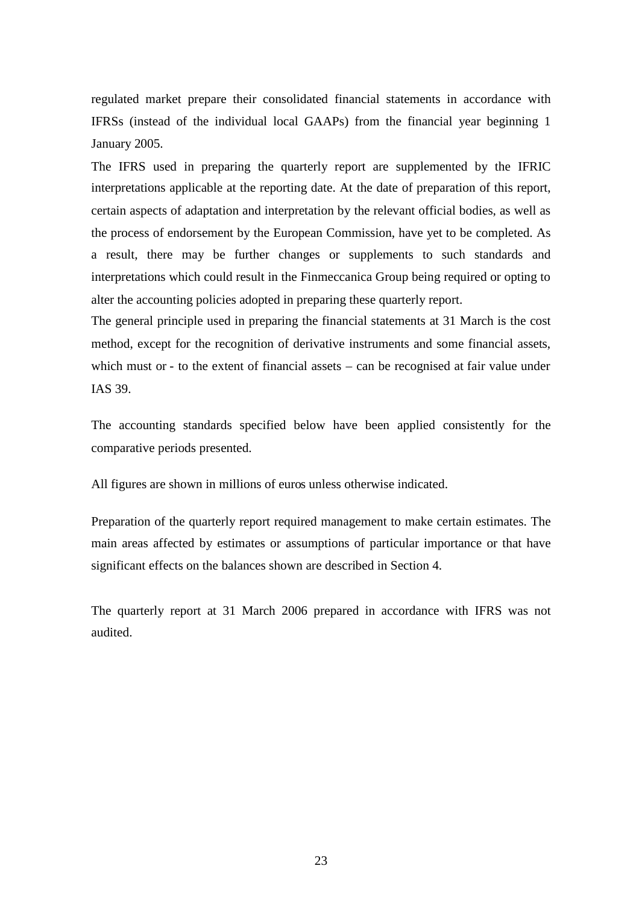regulated market prepare their consolidated financial statements in accordance with IFRSs (instead of the individual local GAAPs) from the financial year beginning 1 January 2005.

The IFRS used in preparing the quarterly report are supplemented by the IFRIC interpretations applicable at the reporting date. At the date of preparation of this report, certain aspects of adaptation and interpretation by the relevant official bodies, as well as the process of endorsement by the European Commission, have yet to be completed. As a result, there may be further changes or supplements to such standards and interpretations which could result in the Finmeccanica Group being required or opting to alter the accounting policies adopted in preparing these quarterly report.

The general principle used in preparing the financial statements at 31 March is the cost method, except for the recognition of derivative instruments and some financial assets, which must or - to the extent of financial assets – can be recognised at fair value under IAS 39.

The accounting standards specified below have been applied consistently for the comparative periods presented.

All figures are shown in millions of euros unless otherwise indicated.

Preparation of the quarterly report required management to make certain estimates. The main areas affected by estimates or assumptions of particular importance or that have significant effects on the balances shown are described in Section 4.

The quarterly report at 31 March 2006 prepared in accordance with IFRS was not audited.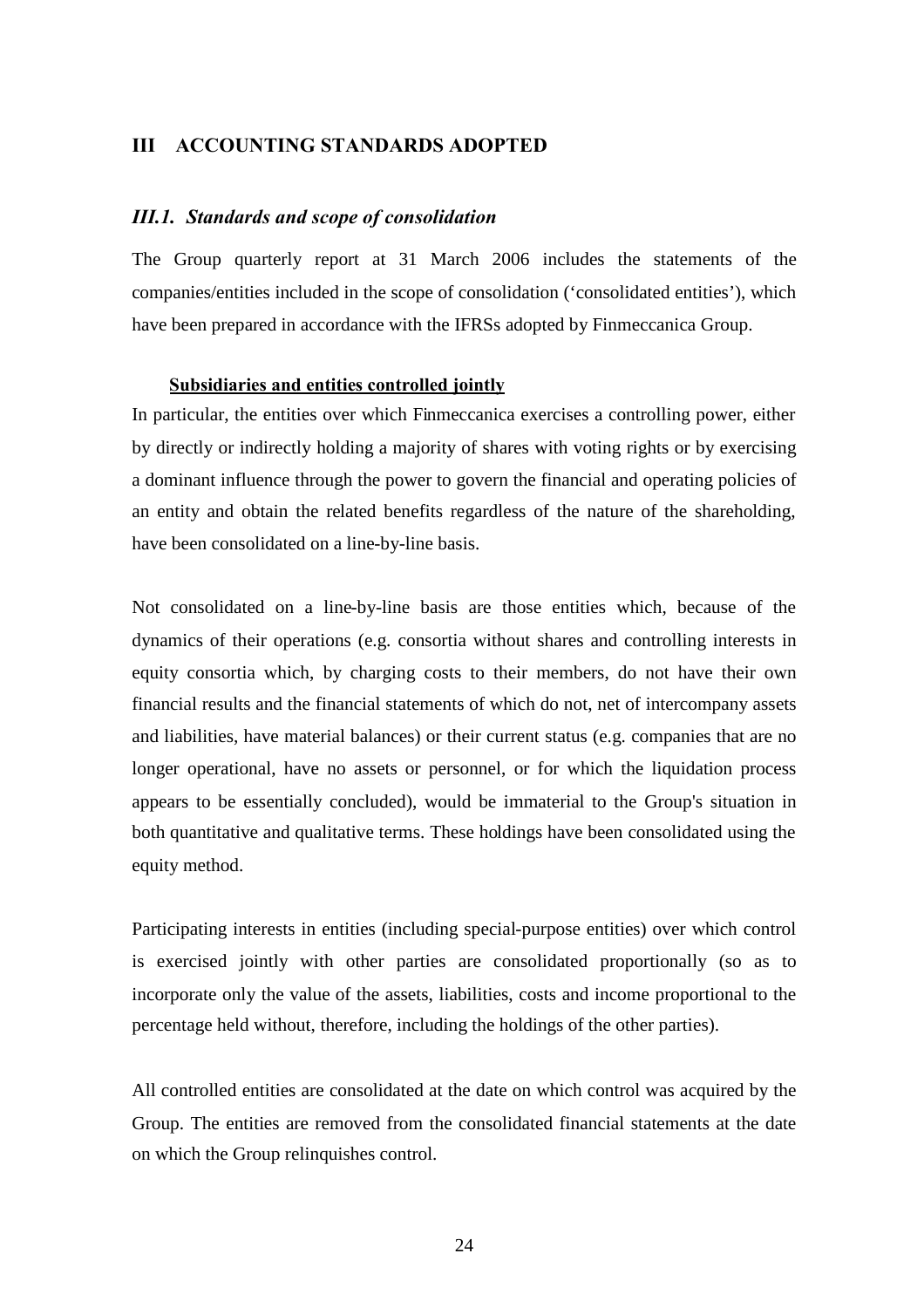## III ACCOUNTING STANDARDS ADOPTED

### *III.1. Standards and scope of consolidation*

The Group quarterly report at 31 March 2006 includes the statements of the companies/entities included in the scope of consolidation ('consolidated entities'), which have been prepared in accordance with the IFRSs adopted by Finmeccanica Group.

**Subsidiaries and entities controlled jointly**

In particular, the entities over which Finmeccanica exercises a controlling power, either by directly or indirectly holding a majority of shares with voting rights or by exercising a dominant influence through the power to govern the financial and operating policies of an entity and obtain the related benefits regardless of the nature of the shareholding, have been consolidated on a line-by-line basis.

Not consolidated on a line-by-line basis are those entities which, because of the dynamics of their operations (e.g. consortia without shares and controlling interests in equity consortia which, by charging costs to their members, do not have their own financial results and the financial statements of which do not, net of intercompany assets and liabilities, have material balances) or their current status (e.g. companies that are no longer operational, have no assets or personnel, or for which the liquidation process appears to be essentially concluded), would be immaterial to the Group's situation in both quantitative and qualitative terms. These holdings have been consolidated using the equity method.

Participating interests in entities (including special-purpose entities) over which control is exercised jointly with other parties are consolidated proportionally (so as to incorporate only the value of the assets, liabilities, costs and income proportional to the percentage held without, therefore, including the holdings of the other parties).

All controlled entities are consolidated at the date on which control was acquired by the Group. The entities are removed from the consolidated financial statements at the date on which the Group relinquishes control.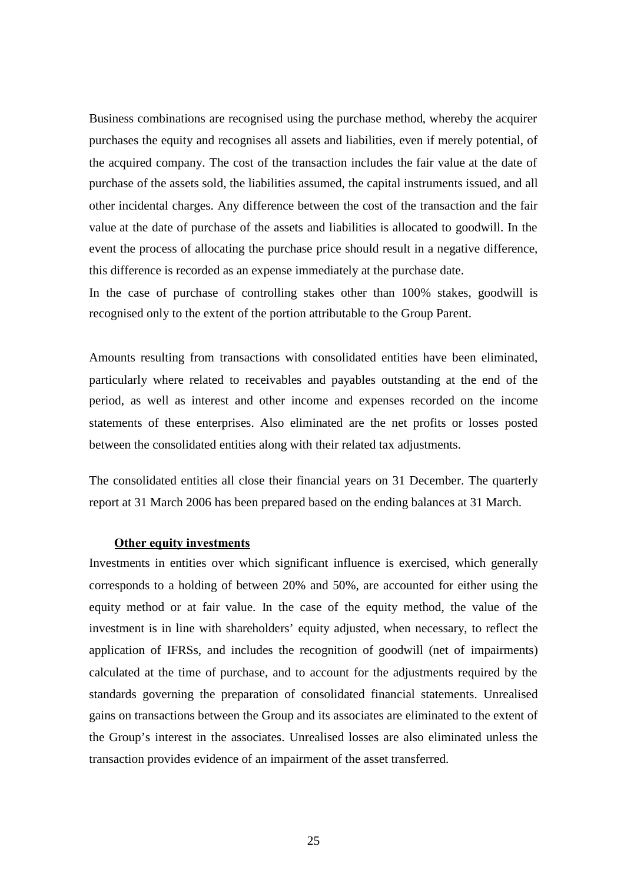Business combinations are recognised using the purchase method, whereby the acquirer purchases the equity and recognises all assets and liabilities, even if merely potential, of the acquired company. The cost of the transaction includes the fair value at the date of purchase of the assets sold, the liabilities assumed, the capital instruments issued, and all other incidental charges. Any difference between the cost of the transaction and the fair value at the date of purchase of the assets and liabilities is allocated to goodwill. In the event the process of allocating the purchase price should result in a negative difference, this difference is recorded as an expense immediately at the purchase date.
In the case of purchase of controlling stakes other than 100% stakes, goodwill is recognised only to the extent of the portion attributable to the Group Parent.

Amounts resulting from transactions with consolidated entities have been eliminated, particularly where related to receivables and payables outstanding at the end of the period, as well as interest and other income and expenses recorded on the income statements of these enterprises. Also eliminated are the net profits or losses posted between the consolidated entities along with their related tax adjustments.

The consolidated entities all close their financial years on 31 December. The quarterly report at 31 March 2006 has been prepared based on the ending balances at 31 March.

**Other equity investments**

Investments in entities over which significant influence is exercised, which generally corresponds to a holding of between 20% and 50%, are accounted for either using the equity method or at fair value. In the case of the equity method, the value of the investment is in line with shareholders' equity adjusted, when necessary, to reflect the application of IFRSs, and includes the recognition of goodwill (net of impairments) calculated at the time of purchase, and to account for the adjustments required by the standards governing the preparation of consolidated financial statements. Unrealised gains on transactions between the Group and its associates are eliminated to the extent of the Group's interest in the associates. Unrealised losses are also eliminated unless the transaction provides evidence of an impairment of the asset transferred.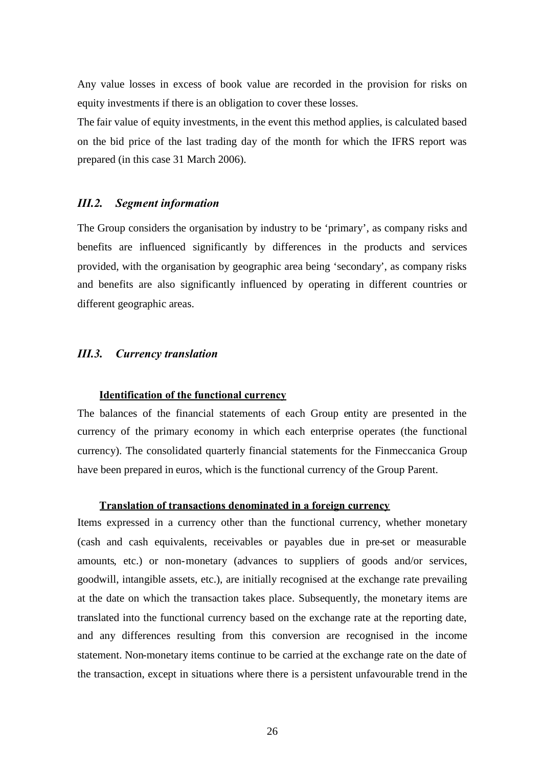Any value losses in excess of book value are recorded in the provision for risks on equity investments if there is an obligation to cover these losses.

The fair value of equity investments, in the event this method applies, is calculated based on the bid price of the last trading day of the month for which the IFRS report was prepared (in this case 31 March 2006).

### *III.2. Segment information*

The Group considers the organisation by industry to be 'primary', as company risks and benefits are influenced significantly by differences in the products and services provided, with the organisation by geographic area being 'secondary', as company risks and benefits are also significantly influenced by operating in different countries or different geographic areas.

### *III.3. Currency translation*

**Identification of the functional currency**

The balances of the financial statements of each Group entity are presented in the currency of the primary economy in which each enterprise operates (the functional currency). The consolidated quarterly financial statements for the Finmeccanica Group have been prepared in euros, which is the functional currency of the Group Parent.

**Translation of transactions denominated in a foreign currency**

Items expressed in a currency other than the functional currency, whether monetary (cash and cash equivalents, receivables or payables due in pre-set or measurable amounts, etc.) or non-monetary (advances to suppliers of goods and/or services, goodwill, intangible assets, etc.), are initially recognised at the exchange rate prevailing at the date on which the transaction takes place. Subsequently, the monetary items are translated into the functional currency based on the exchange rate at the reporting date, and any differences resulting from this conversion are recognised in the income statement. Non-monetary items continue to be carried at the exchange rate on the date of the transaction, except in situations where there is a persistent unfavourable trend in the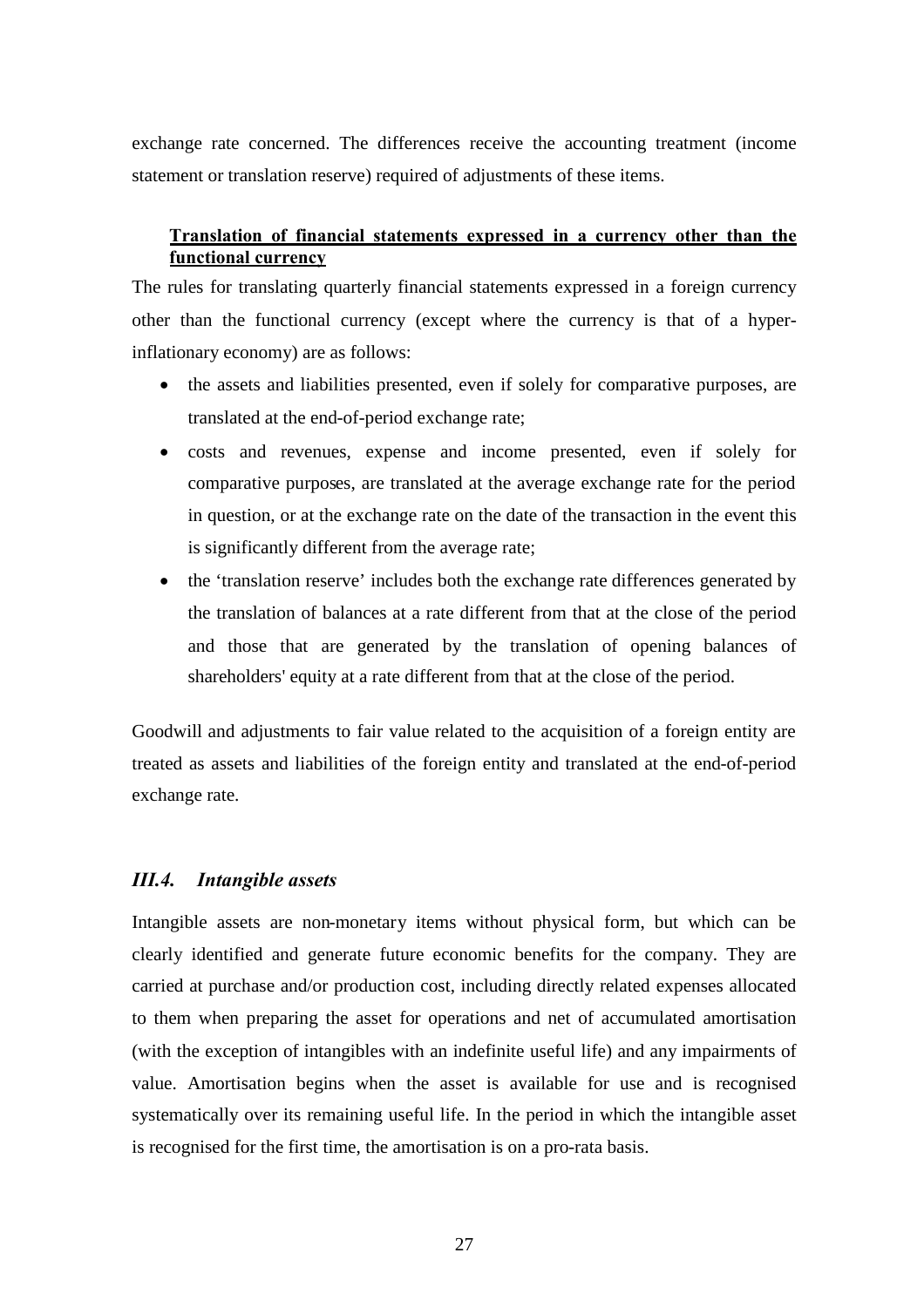exchange rate concerned. The differences receive the accounting treatment (income statement or translation reserve) required of adjustments of these items.

**Translation of financial statements expressed in a currency other than the functional currency**

The rules for translating quarterly financial statements expressed in a foreign currency other than the functional currency (except where the currency is that of a hyper-inflationary economy) are as follows:

- the assets and liabilities presented, even if solely for comparative purposes, are translated at the end-of-period exchange rate;
- costs and revenues, expense and income presented, even if solely for comparative purposes, are translated at the average exchange rate for the period in question, or at the exchange rate on the date of the transaction in the event this is significantly different from the average rate;
- the 'translation reserve' includes both the exchange rate differences generated by the translation of balances at a rate different from that at the close of the period and those that are generated by the translation of opening balances of shareholders' equity at a rate different from that at the close of the period.

Goodwill and adjustments to fair value related to the acquisition of a foreign entity are treated as assets and liabilities of the foreign entity and translated at the end-of-period exchange rate.

### *III.4. Intangible assets*

Intangible assets are non-monetary items without physical form, but which can be clearly identified and generate future economic benefits for the company. They are carried at purchase and/or production cost, including directly related expenses allocated to them when preparing the asset for operations and net of accumulated amortisation (with the exception of intangibles with an indefinite useful life) and any impairments of value. Amortisation begins when the asset is available for use and is recognised systematically over its remaining useful life. In the period in which the intangible asset is recognised for the first time, the amortisation is on a pro-rata basis.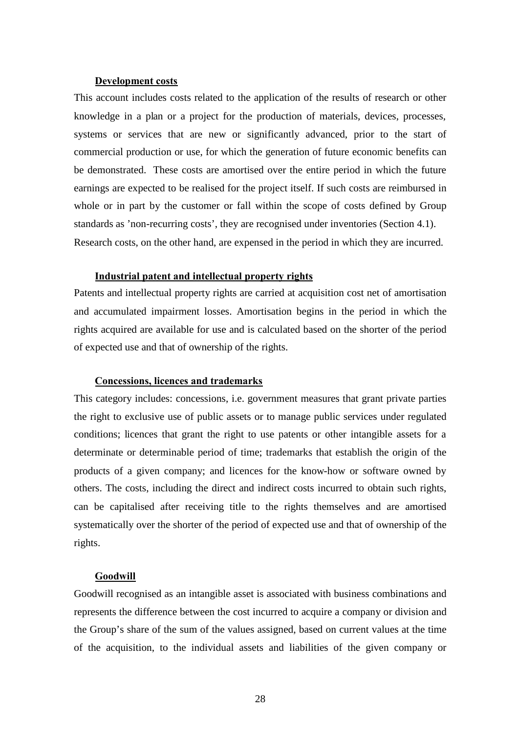**Development costs**

This account includes costs related to the application of the results of research or other knowledge in a plan or a project for the production of materials, devices, processes, systems or services that are new or significantly advanced, prior to the start of commercial production or use, for which the generation of future economic benefits can be demonstrated. These costs are amortised over the entire period in which the future earnings are expected to be realised for the project itself. If such costs are reimbursed in whole or in part by the customer or fall within the scope of costs defined by Group standards as 'non-recurring costs', they are recognised under inventories (Section 4.1). Research costs, on the other hand, are expensed in the period in which they are incurred.

**Industrial patent and intellectual property rights**

Patents and intellectual property rights are carried at acquisition cost net of amortisation and accumulated impairment losses. Amortisation begins in the period in which the rights acquired are available for use and is calculated based on the shorter of the period of expected use and that of ownership of the rights.

**Concessions, licences and trademarks**

This category includes: concessions, i.e. government measures that grant private parties the right to exclusive use of public assets or to manage public services under regulated conditions; licences that grant the right to use patents or other intangible assets for a determinate or determinable period of time; trademarks that establish the origin of the products of a given company; and licences for the know-how or software owned by others. The costs, including the direct and indirect costs incurred to obtain such rights, can be capitalised after receiving title to the rights themselves and are amortised systematically over the shorter of the period of expected use and that of ownership of the rights.

**Goodwill**

Goodwill recognised as an intangible asset is associated with business combinations and represents the difference between the cost incurred to acquire a company or division and the Group's share of the sum of the values assigned, based on current values at the time of the acquisition, to the individual assets and liabilities of the given company or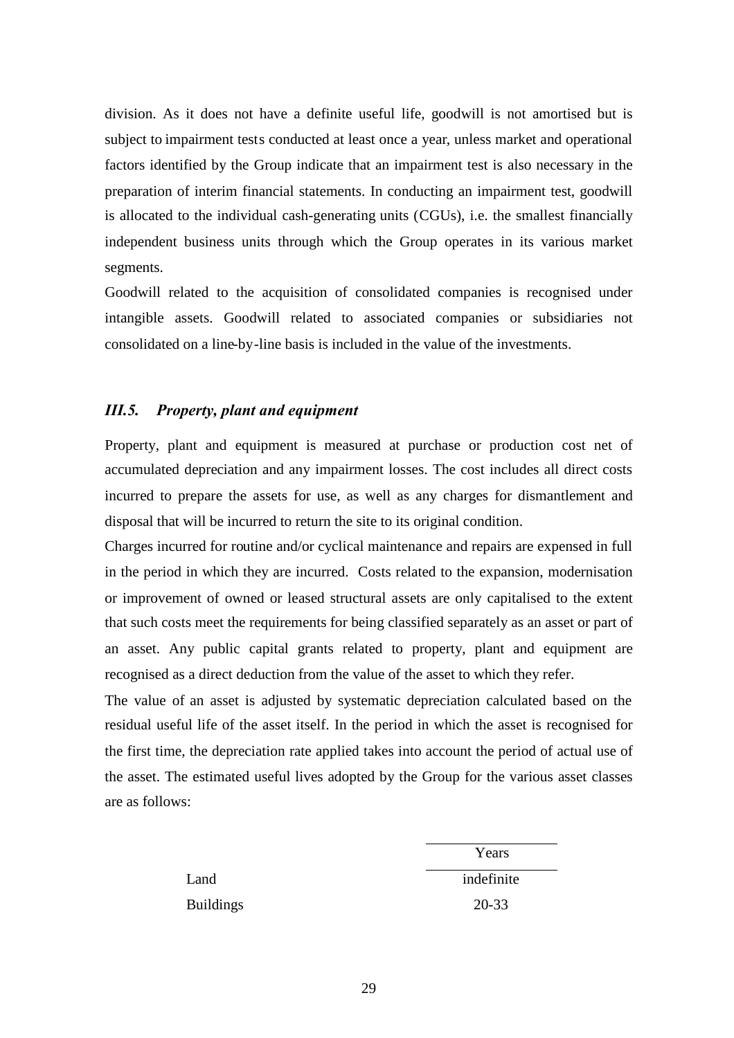division. As it does not have a definite useful life, goodwill is not amortised but is subject to impairment tests conducted at least once a year, unless market and operational factors identified by the Group indicate that an impairment test is also necessary in the preparation of interim financial statements. In conducting an impairment test, goodwill is allocated to the individual cash-generating units (CGUs), i.e. the smallest financially independent business units through which the Group operates in its various market segments.

Goodwill related to the acquisition of consolidated companies is recognised under intangible assets. Goodwill related to associated companies or subsidiaries not consolidated on a line-by-line basis is included in the value of the investments.

### *III.5. Property, plant and equipment*

Property, plant and equipment is measured at purchase or production cost net of accumulated depreciation and any impairment losses. The cost includes all direct costs incurred to prepare the assets for use, as well as any charges for dismantlement and disposal that will be incurred to return the site to its original condition.

Charges incurred for routine and/or cyclical maintenance and repairs are expensed in full in the period in which they are incurred. Costs related to the expansion, modernisation or improvement of owned or leased structural assets are only capitalised to the extent that such costs meet the requirements for being classified separately as an asset or part of an asset. Any public capital grants related to property, plant and equipment are recognised as a direct deduction from the value of the asset to which they refer.

The value of an asset is adjusted by systematic depreciation calculated based on the residual useful life of the asset itself. In the period in which the asset is recognised for the first time, the depreciation rate applied takes into account the period of actual use of the asset. The estimated useful lives adopted by the Group for the various asset classes are as follows:

| | Years |
|---|---|
| Land | indefinite |
| Buildings | 20-33 |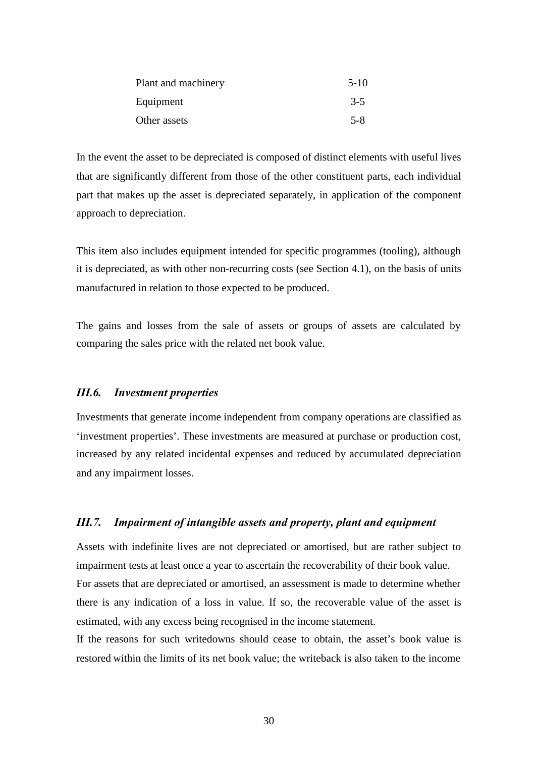| | |
|---|---|
| Plant and machinery | 5-10 |
| Equipment | 3-5 |
| Other assets | 5-8 |

In the event the asset to be depreciated is composed of distinct elements with useful lives that are significantly different from those of the other constituent parts, each individual part that makes up the asset is depreciated separately, in application of the component approach to depreciation.

This item also includes equipment intended for specific programmes (tooling), although it is depreciated, as with other non-recurring costs (see Section 4.1), on the basis of units manufactured in relation to those expected to be produced.

The gains and losses from the sale of assets or groups of assets are calculated by comparing the sales price with the related net book value.

### *III.6. Investment properties*

Investments that generate income independent from company operations are classified as 'investment properties'. These investments are measured at purchase or production cost, increased by any related incidental expenses and reduced by accumulated depreciation and any impairment losses.

### *III.7. Impairment of intangible assets and property, plant and equipment*

Assets with indefinite lives are not depreciated or amortised, but are rather subject to impairment tests at least once a year to ascertain the recoverability of their book value.
For assets that are depreciated or amortised, an assessment is made to determine whether there is any indication of a loss in value. If so, the recoverable value of the asset is estimated, with any excess being recognised in the income statement.
If the reasons for such writedowns should cease to obtain, the asset's book value is restored within the limits of its net book value; the writeback is also taken to the income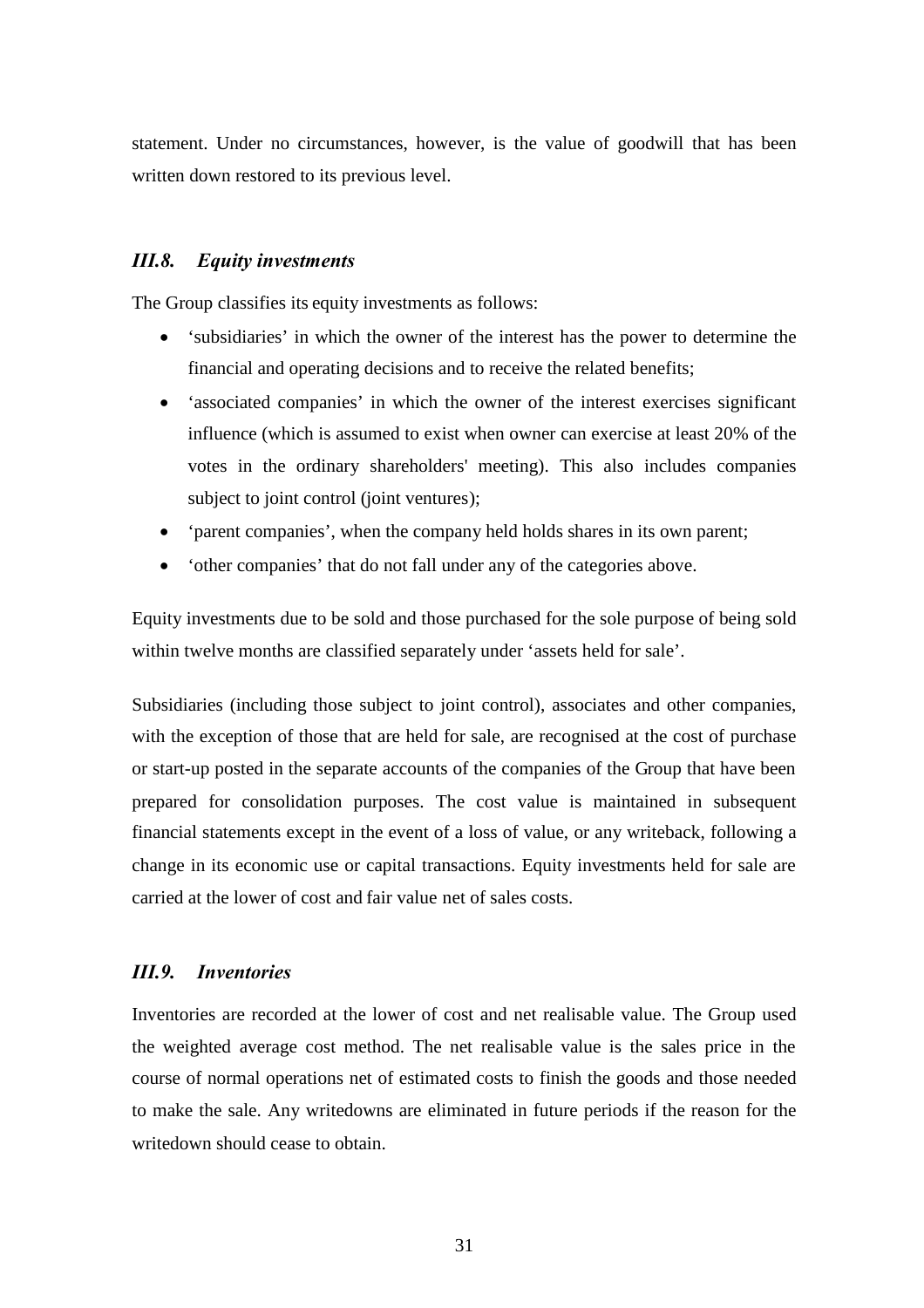statement. Under no circumstances, however, is the value of goodwill that has been written down restored to its previous level.

### *III.8. Equity investments*

The Group classifies its equity investments as follows:

- 'subsidiaries' in which the owner of the interest has the power to determine the financial and operating decisions and to receive the related benefits;
- 'associated companies' in which the owner of the interest exercises significant influence (which is assumed to exist when owner can exercise at least 20% of the votes in the ordinary shareholders' meeting). This also includes companies subject to joint control (joint ventures);
- 'parent companies', when the company held holds shares in its own parent;
- 'other companies' that do not fall under any of the categories above.

Equity investments due to be sold and those purchased for the sole purpose of being sold within twelve months are classified separately under 'assets held for sale'.

Subsidiaries (including those subject to joint control), associates and other companies, with the exception of those that are held for sale, are recognised at the cost of purchase or start-up posted in the separate accounts of the companies of the Group that have been prepared for consolidation purposes. The cost value is maintained in subsequent financial statements except in the event of a loss of value, or any writeback, following a change in its economic use or capital transactions. Equity investments held for sale are carried at the lower of cost and fair value net of sales costs.

### *III.9. Inventories*

Inventories are recorded at the lower of cost and net realisable value. The Group used the weighted average cost method. The net realisable value is the sales price in the course of normal operations net of estimated costs to finish the goods and those needed to make the sale. Any writedowns are eliminated in future periods if the reason for the writedown should cease to obtain.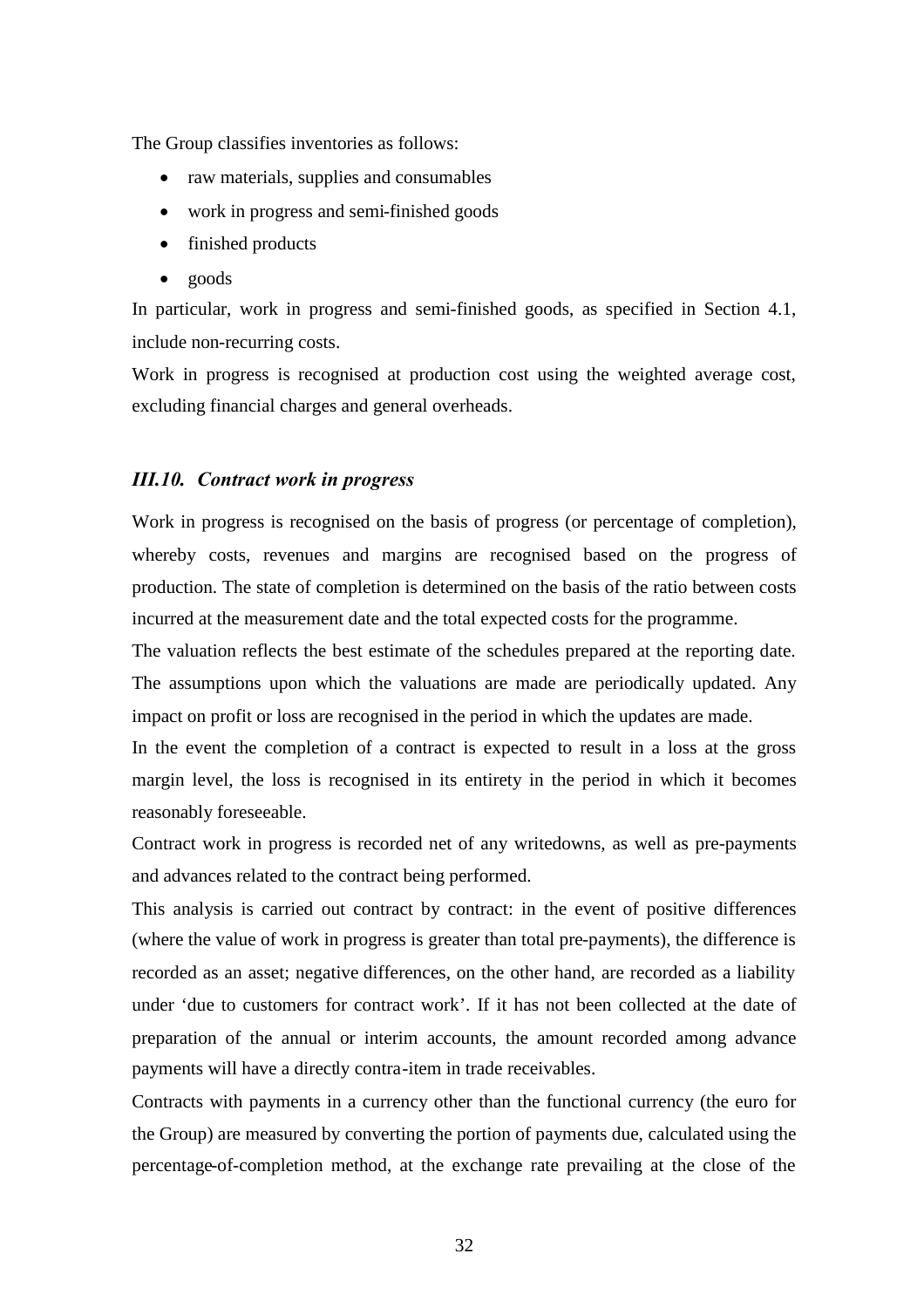The Group classifies inventories as follows:

- raw materials, supplies and consumables
- work in progress and semi-finished goods
- finished products
- goods

In particular, work in progress and semi-finished goods, as specified in Section 4.1, include non-recurring costs.

Work in progress is recognised at production cost using the weighted average cost, excluding financial charges and general overheads.

### *III.10. Contract work in progress*

Work in progress is recognised on the basis of progress (or percentage of completion), whereby costs, revenues and margins are recognised based on the progress of production. The state of completion is determined on the basis of the ratio between costs incurred at the measurement date and the total expected costs for the programme.

The valuation reflects the best estimate of the schedules prepared at the reporting date. The assumptions upon which the valuations are made are periodically updated. Any impact on profit or loss are recognised in the period in which the updates are made.

In the event the completion of a contract is expected to result in a loss at the gross margin level, the loss is recognised in its entirety in the period in which it becomes reasonably foreseeable.

Contract work in progress is recorded net of any writedowns, as well as pre-payments and advances related to the contract being performed.

This analysis is carried out contract by contract: in the event of positive differences (where the value of work in progress is greater than total pre-payments), the difference is recorded as an asset; negative differences, on the other hand, are recorded as a liability under 'due to customers for contract work'. If it has not been collected at the date of preparation of the annual or interim accounts, the amount recorded among advance payments will have a directly contra-item in trade receivables.

Contracts with payments in a currency other than the functional currency (the euro for the Group) are measured by converting the portion of payments due, calculated using the percentage-of-completion method, at the exchange rate prevailing at the close of the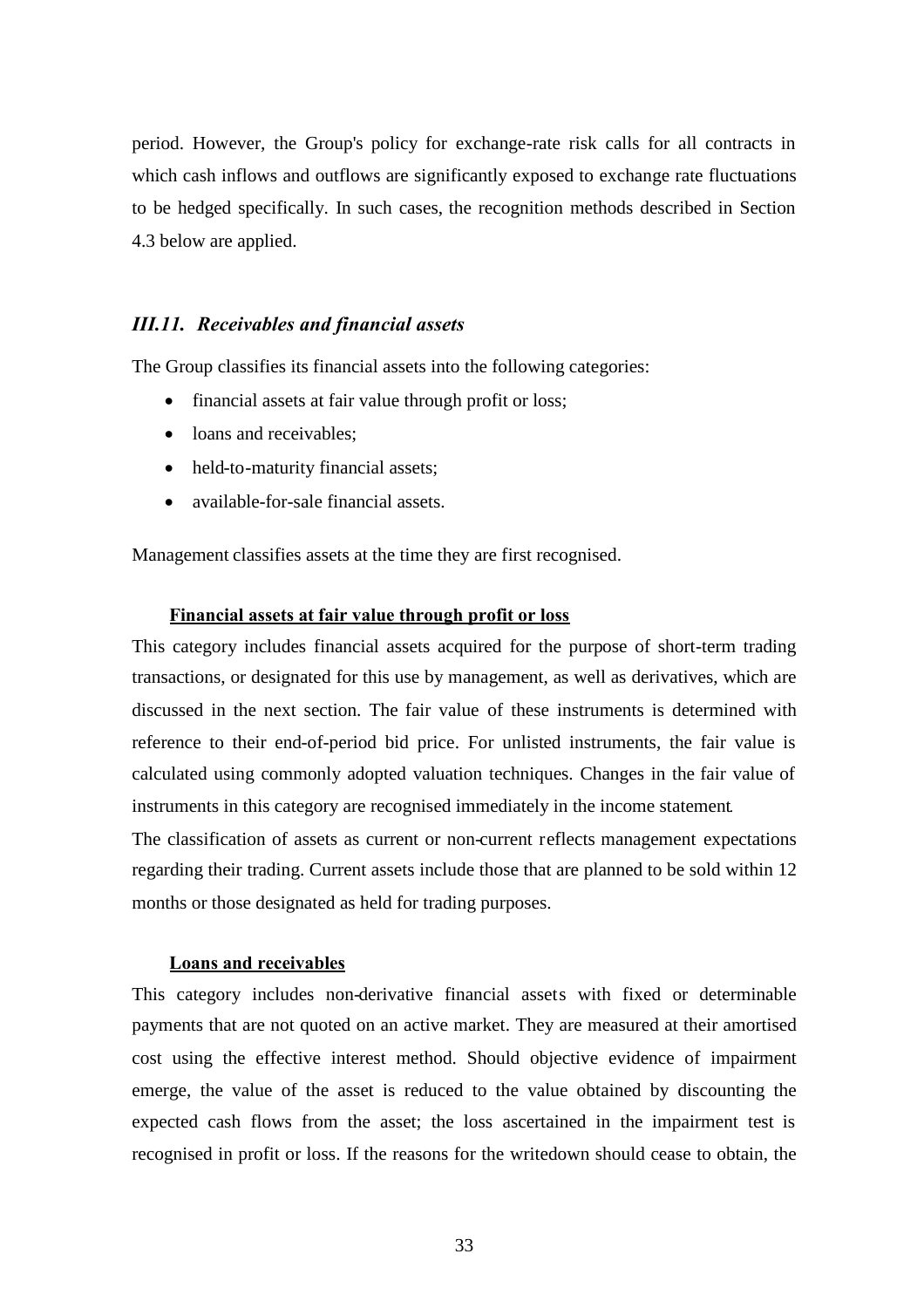period. However, the Group's policy for exchange-rate risk calls for all contracts in which cash inflows and outflows are significantly exposed to exchange rate fluctuations to be hedged specifically. In such cases, the recognition methods described in Section 4.3 below are applied.

### *III.11. Receivables and financial assets*

The Group classifies its financial assets into the following categories:

- financial assets at fair value through profit or loss;
- loans and receivables;
- held-to-maturity financial assets;
- available-for-sale financial assets.

Management classifies assets at the time they are first recognised.

**Financial assets at fair value through profit or loss**

This category includes financial assets acquired for the purpose of short-term trading transactions, or designated for this use by management, as well as derivatives, which are discussed in the next section. The fair value of these instruments is determined with reference to their end-of-period bid price. For unlisted instruments, the fair value is calculated using commonly adopted valuation techniques. Changes in the fair value of instruments in this category are recognised immediately in the income statement.

The classification of assets as current or non-current reflects management expectations regarding their trading. Current assets include those that are planned to be sold within 12 months or those designated as held for trading purposes.

**Loans and receivables**

This category includes non-derivative financial assets with fixed or determinable payments that are not quoted on an active market. They are measured at their amortised cost using the effective interest method. Should objective evidence of impairment emerge, the value of the asset is reduced to the value obtained by discounting the expected cash flows from the asset; the loss ascertained in the impairment test is recognised in profit or loss. If the reasons for the writedown should cease to obtain, the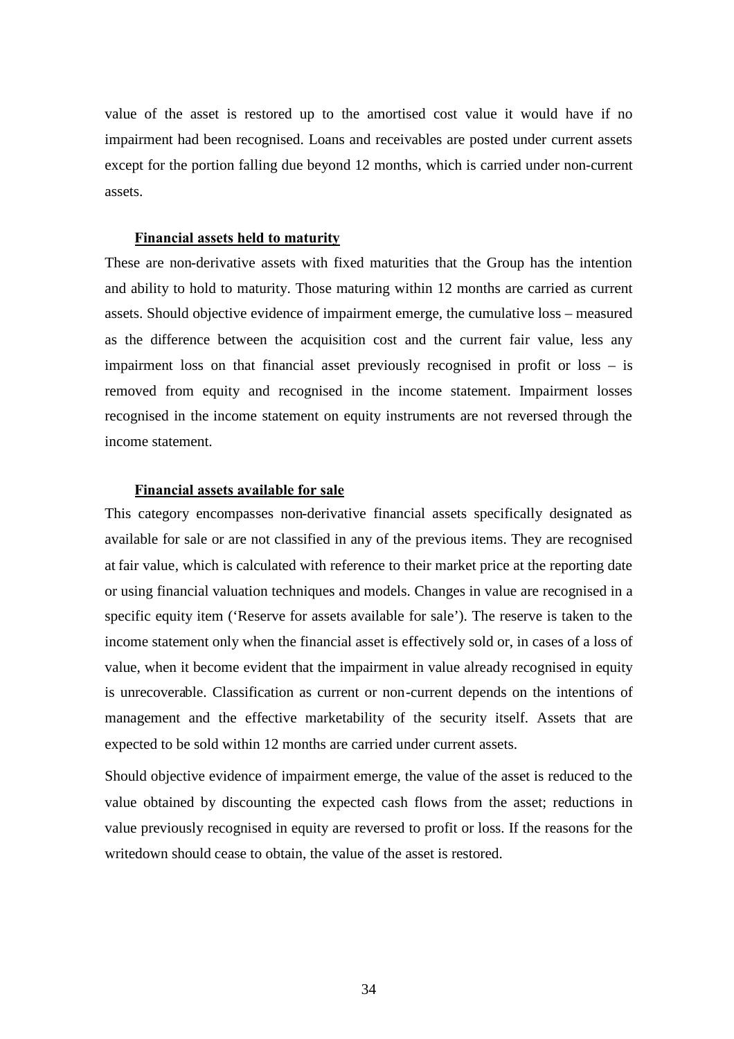value of the asset is restored up to the amortised cost value it would have if no impairment had been recognised. Loans and receivables are posted under current assets except for the portion falling due beyond 12 months, which is carried under non-current assets.

**Financial assets held to maturity**

These are non-derivative assets with fixed maturities that the Group has the intention and ability to hold to maturity. Those maturing within 12 months are carried as current assets. Should objective evidence of impairment emerge, the cumulative loss – measured as the difference between the acquisition cost and the current fair value, less any impairment loss on that financial asset previously recognised in profit or loss – is removed from equity and recognised in the income statement. Impairment losses recognised in the income statement on equity instruments are not reversed through the income statement.

**Financial assets available for sale**

This category encompasses non-derivative financial assets specifically designated as available for sale or are not classified in any of the previous items. They are recognised at fair value, which is calculated with reference to their market price at the reporting date or using financial valuation techniques and models. Changes in value are recognised in a specific equity item ('Reserve for assets available for sale'). The reserve is taken to the income statement only when the financial asset is effectively sold or, in cases of a loss of value, when it become evident that the impairment in value already recognised in equity is unrecoverable. Classification as current or non-current depends on the intentions of management and the effective marketability of the security itself. Assets that are expected to be sold within 12 months are carried under current assets.

Should objective evidence of impairment emerge, the value of the asset is reduced to the value obtained by discounting the expected cash flows from the asset; reductions in value previously recognised in equity are reversed to profit or loss. If the reasons for the writedown should cease to obtain, the value of the asset is restored.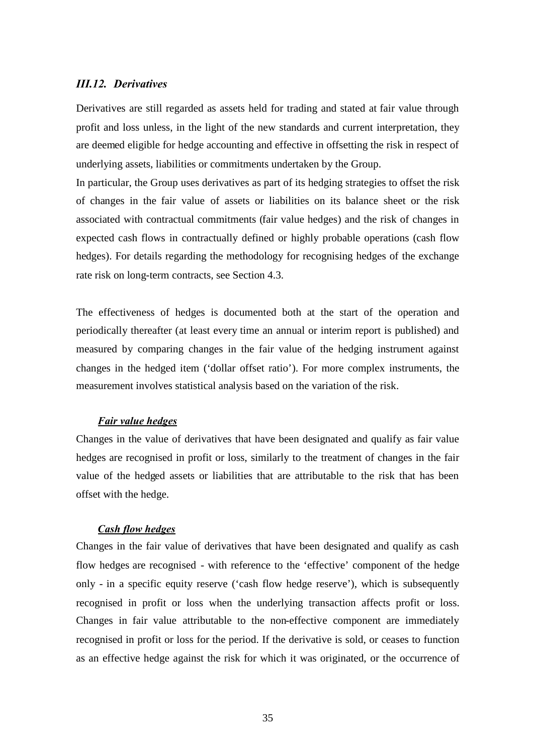### *III.12. Derivatives*

Derivatives are still regarded as assets held for trading and stated at fair value through profit and loss unless, in the light of the new standards and current interpretation, they are deemed eligible for hedge accounting and effective in offsetting the risk in respect of underlying assets, liabilities or commitments undertaken by the Group.

In particular, the Group uses derivatives as part of its hedging strategies to offset the risk of changes in the fair value of assets or liabilities on its balance sheet or the risk associated with contractual commitments (fair value hedges) and the risk of changes in expected cash flows in contractually defined or highly probable operations (cash flow hedges). For details regarding the methodology for recognising hedges of the exchange rate risk on long-term contracts, see Section 4.3.

The effectiveness of hedges is documented both at the start of the operation and periodically thereafter (at least every time an annual or interim report is published) and measured by comparing changes in the fair value of the hedging instrument against changes in the hedged item ('dollar offset ratio'). For more complex instruments, the measurement involves statistical analysis based on the variation of the risk.

***Fair value hedges***

Changes in the value of derivatives that have been designated and qualify as fair value hedges are recognised in profit or loss, similarly to the treatment of changes in the fair value of the hedged assets or liabilities that are attributable to the risk that has been offset with the hedge.

***Cash flow hedges***

Changes in the fair value of derivatives that have been designated and qualify as cash flow hedges are recognised - with reference to the 'effective' component of the hedge only - in a specific equity reserve ('cash flow hedge reserve'), which is subsequently recognised in profit or loss when the underlying transaction affects profit or loss. Changes in fair value attributable to the non-effective component are immediately recognised in profit or loss for the period. If the derivative is sold, or ceases to function as an effective hedge against the risk for which it was originated, or the occurrence of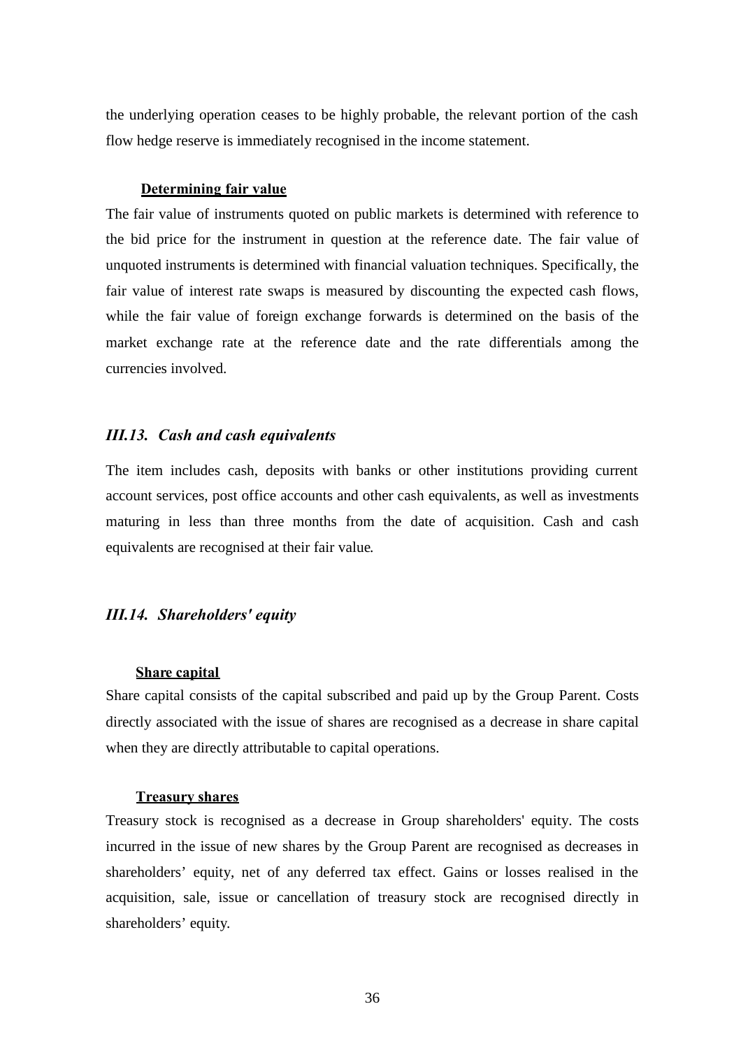the underlying operation ceases to be highly probable, the relevant portion of the cash flow hedge reserve is immediately recognised in the income statement.

**<u>Determining fair value</u>**

The fair value of instruments quoted on public markets is determined with reference to the bid price for the instrument in question at the reference date. The fair value of unquoted instruments is determined with financial valuation techniques. Specifically, the fair value of interest rate swaps is measured by discounting the expected cash flows, while the fair value of foreign exchange forwards is determined on the basis of the market exchange rate at the reference date and the rate differentials among the currencies involved.

### *III.13. Cash and cash equivalents*

The item includes cash, deposits with banks or other institutions providing current account services, post office accounts and other cash equivalents, as well as investments maturing in less than three months from the date of acquisition. Cash and cash equivalents are recognised at their fair value.

### *III.14. Shareholders' equity*

**<u>Share capital</u>**

Share capital consists of the capital subscribed and paid up by the Group Parent. Costs directly associated with the issue of shares are recognised as a decrease in share capital when they are directly attributable to capital operations.

**<u>Treasury shares</u>**

Treasury stock is recognised as a decrease in Group shareholders' equity. The costs incurred in the issue of new shares by the Group Parent are recognised as decreases in shareholders' equity, net of any deferred tax effect. Gains or losses realised in the acquisition, sale, issue or cancellation of treasury stock are recognised directly in shareholders' equity.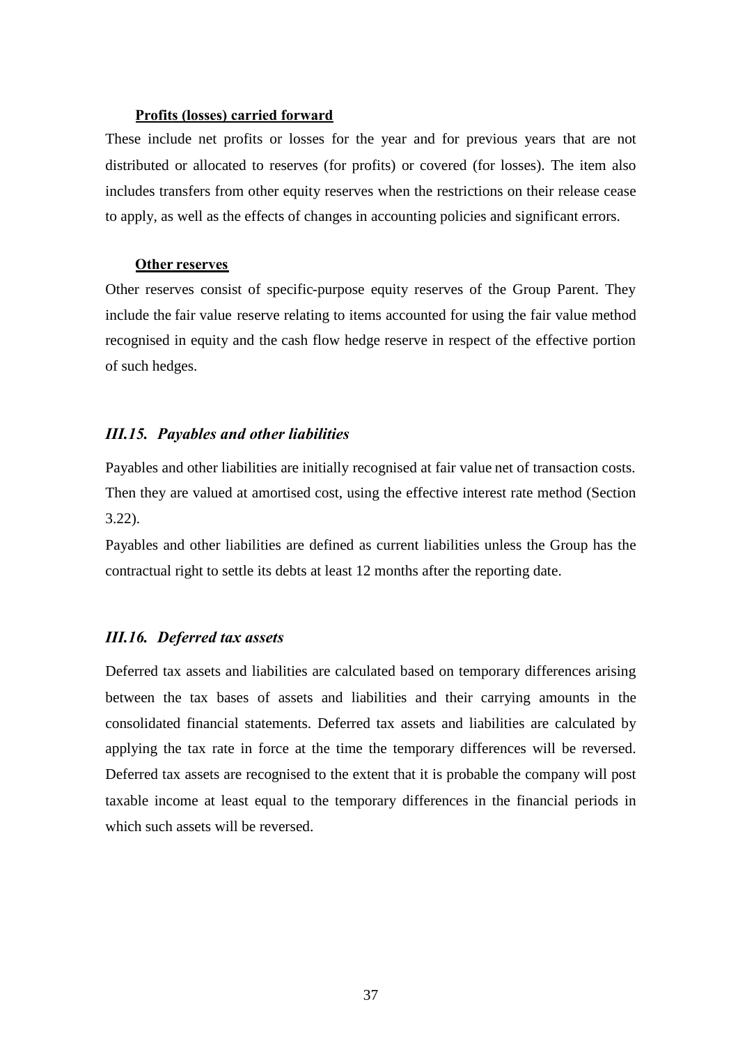**Profits (losses) carried forward**

These include net profits or losses for the year and for previous years that are not distributed or allocated to reserves (for profits) or covered (for losses). The item also includes transfers from other equity reserves when the restrictions on their release cease to apply, as well as the effects of changes in accounting policies and significant errors.

**Other reserves**

Other reserves consist of specific-purpose equity reserves of the Group Parent. They include the fair value reserve relating to items accounted for using the fair value method recognised in equity and the cash flow hedge reserve in respect of the effective portion of such hedges.

### *III.15. Payables and other liabilities*

Payables and other liabilities are initially recognised at fair value net of transaction costs. Then they are valued at amortised cost, using the effective interest rate method (Section 3.22).

Payables and other liabilities are defined as current liabilities unless the Group has the contractual right to settle its debts at least 12 months after the reporting date.

### *III.16. Deferred tax assets*

Deferred tax assets and liabilities are calculated based on temporary differences arising between the tax bases of assets and liabilities and their carrying amounts in the consolidated financial statements. Deferred tax assets and liabilities are calculated by applying the tax rate in force at the time the temporary differences will be reversed. Deferred tax assets are recognised to the extent that it is probable the company will post taxable income at least equal to the temporary differences in the financial periods in which such assets will be reversed.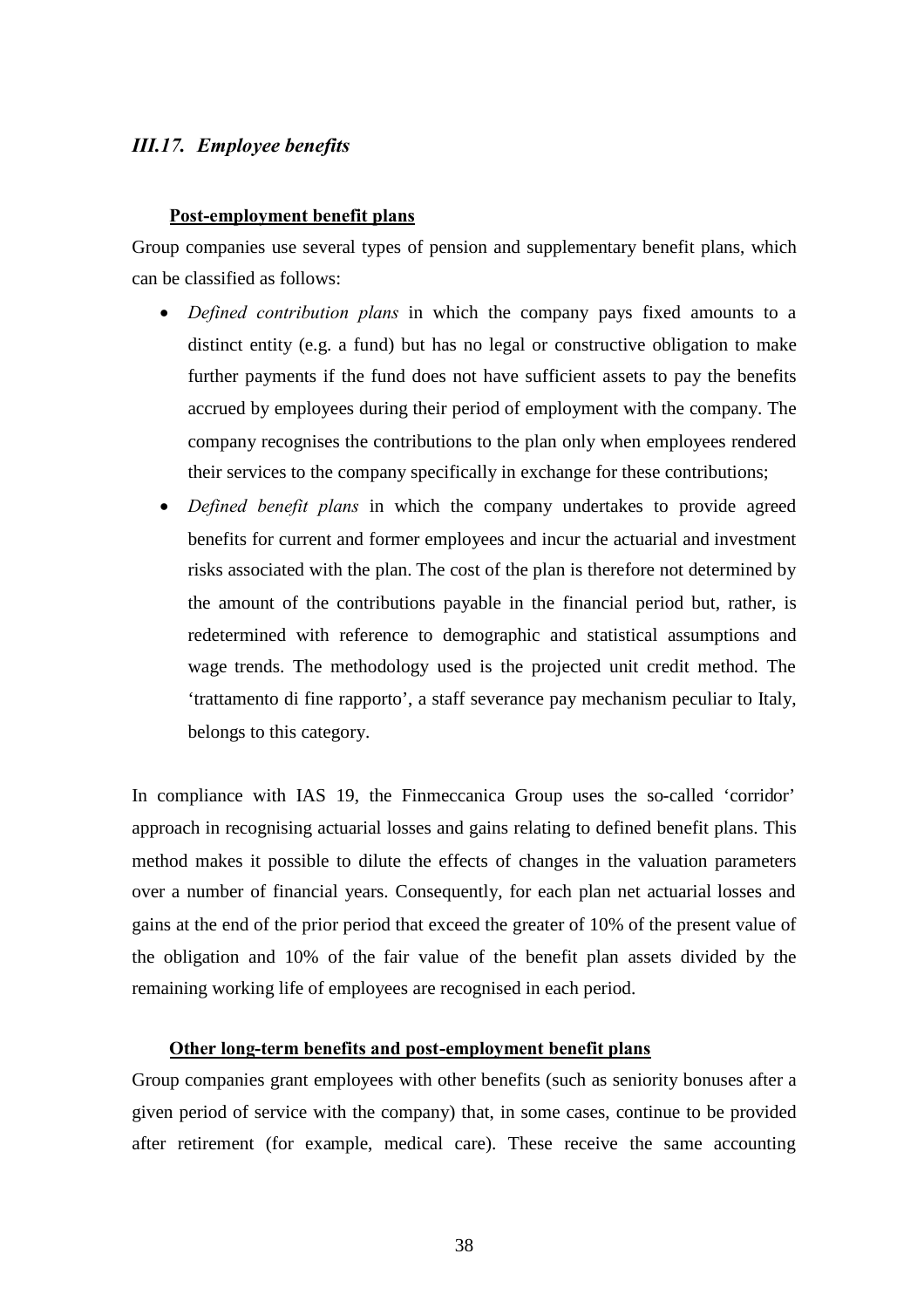### *III.17. Employee benefits*

**Post-employment benefit plans**

Group companies use several types of pension and supplementary benefit plans, which can be classified as follows:

- *Defined contribution plans* in which the company pays fixed amounts to a distinct entity (e.g. a fund) but has no legal or constructive obligation to make further payments if the fund does not have sufficient assets to pay the benefits accrued by employees during their period of employment with the company. The company recognises the contributions to the plan only when employees rendered their services to the company specifically in exchange for these contributions;
- *Defined benefit plans* in which the company undertakes to provide agreed benefits for current and former employees and incur the actuarial and investment risks associated with the plan. The cost of the plan is therefore not determined by the amount of the contributions payable in the financial period but, rather, is redetermined with reference to demographic and statistical assumptions and wage trends. The methodology used is the projected unit credit method. The 'trattamento di fine rapporto', a staff severance pay mechanism peculiar to Italy, belongs to this category.

In compliance with IAS 19, the Finmeccanica Group uses the so-called 'corridor' approach in recognising actuarial losses and gains relating to defined benefit plans. This method makes it possible to dilute the effects of changes in the valuation parameters over a number of financial years. Consequently, for each plan net actuarial losses and gains at the end of the prior period that exceed the greater of 10% of the present value of the obligation and 10% of the fair value of the benefit plan assets divided by the remaining working life of employees are recognised in each period.

**Other long-term benefits and post-employment benefit plans**

Group companies grant employees with other benefits (such as seniority bonuses after a given period of service with the company) that, in some cases, continue to be provided after retirement (for example, medical care). These receive the same accounting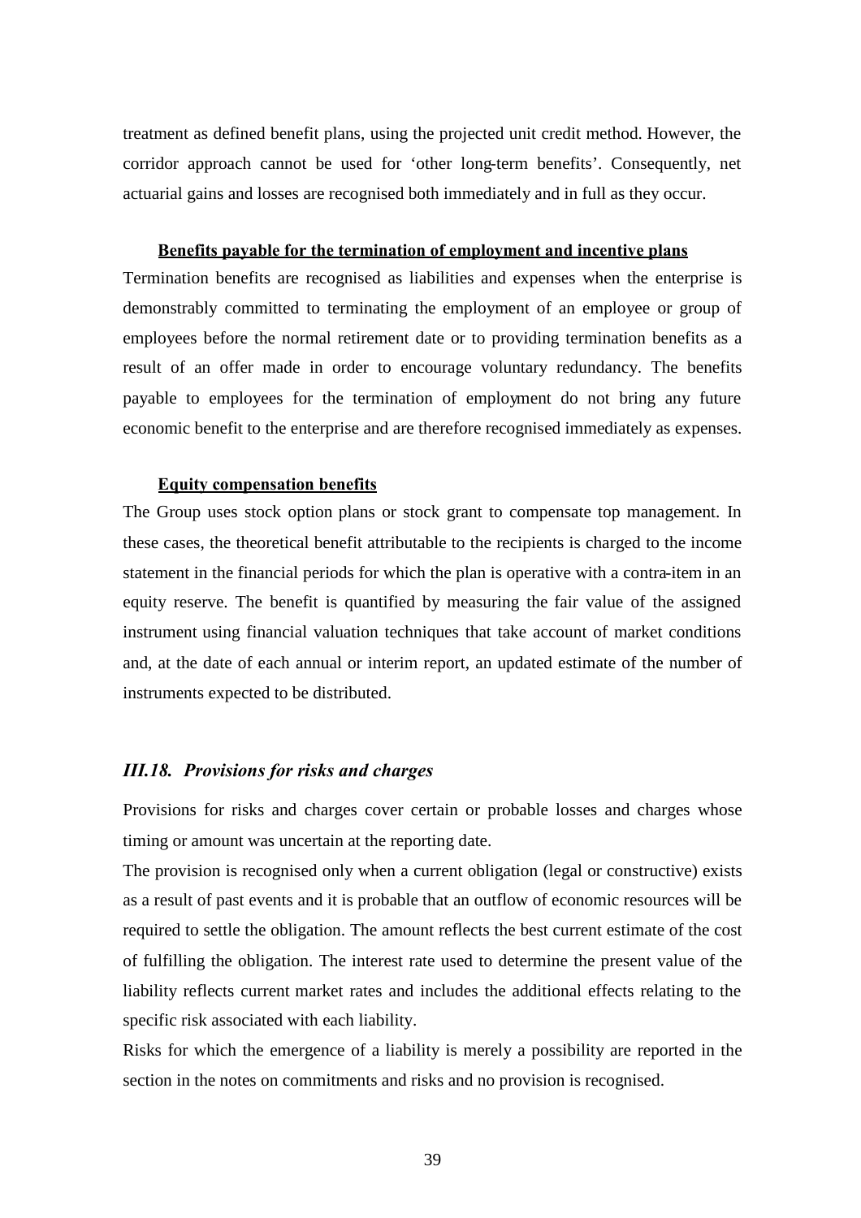treatment as defined benefit plans, using the projected unit credit method. However, the corridor approach cannot be used for 'other long-term benefits'. Consequently, net actuarial gains and losses are recognised both immediately and in full as they occur.

**Benefits payable for the termination of employment and incentive plans**

Termination benefits are recognised as liabilities and expenses when the enterprise is demonstrably committed to terminating the employment of an employee or group of employees before the normal retirement date or to providing termination benefits as a result of an offer made in order to encourage voluntary redundancy. The benefits payable to employees for the termination of employment do not bring any future economic benefit to the enterprise and are therefore recognised immediately as expenses.

**Equity compensation benefits**

The Group uses stock option plans or stock grant to compensate top management. In these cases, the theoretical benefit attributable to the recipients is charged to the income statement in the financial periods for which the plan is operative with a contra-item in an equity reserve. The benefit is quantified by measuring the fair value of the assigned instrument using financial valuation techniques that take account of market conditions and, at the date of each annual or interim report, an updated estimate of the number of instruments expected to be distributed.

### *III.18. Provisions for risks and charges*

Provisions for risks and charges cover certain or probable losses and charges whose timing or amount was uncertain at the reporting date.

The provision is recognised only when a current obligation (legal or constructive) exists as a result of past events and it is probable that an outflow of economic resources will be required to settle the obligation. The amount reflects the best current estimate of the cost of fulfilling the obligation. The interest rate used to determine the present value of the liability reflects current market rates and includes the additional effects relating to the specific risk associated with each liability.

Risks for which the emergence of a liability is merely a possibility are reported in the section in the notes on commitments and risks and no provision is recognised.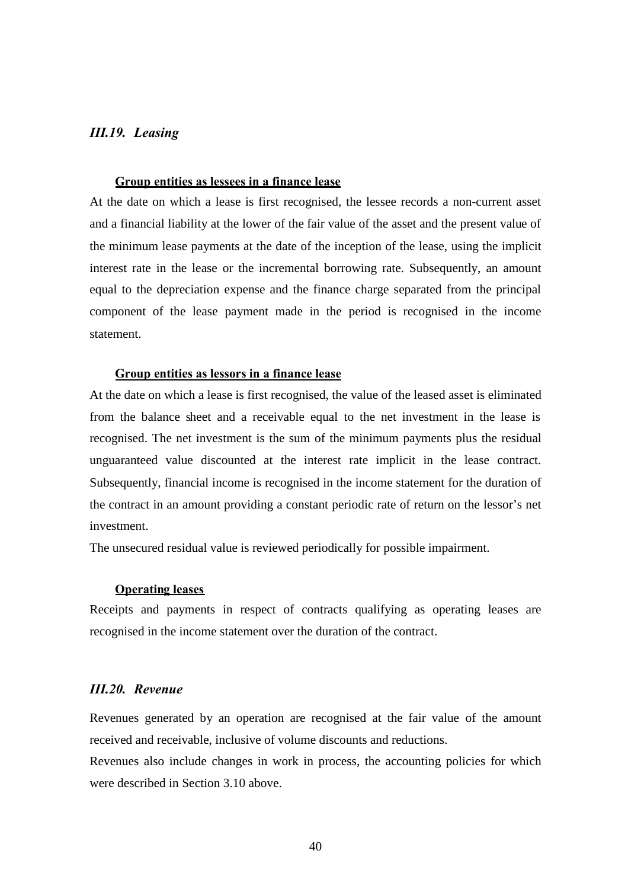### *III.19. Leasing*

**Group entities as lessees in a finance lease**

At the date on which a lease is first recognised, the lessee records a non-current asset and a financial liability at the lower of the fair value of the asset and the present value of the minimum lease payments at the date of the inception of the lease, using the implicit interest rate in the lease or the incremental borrowing rate. Subsequently, an amount equal to the depreciation expense and the finance charge separated from the principal component of the lease payment made in the period is recognised in the income statement.

**Group entities as lessors in a finance lease**

At the date on which a lease is first recognised, the value of the leased asset is eliminated from the balance sheet and a receivable equal to the net investment in the lease is recognised. The net investment is the sum of the minimum payments plus the residual unguaranteed value discounted at the interest rate implicit in the lease contract. Subsequently, financial income is recognised in the income statement for the duration of the contract in an amount providing a constant periodic rate of return on the lessor's net investment.

The unsecured residual value is reviewed periodically for possible impairment.

**Operating leases**

Receipts and payments in respect of contracts qualifying as operating leases are recognised in the income statement over the duration of the contract.

### *III.20. Revenue*

Revenues generated by an operation are recognised at the fair value of the amount received and receivable, inclusive of volume discounts and reductions.

Revenues also include changes in work in process, the accounting policies for which were described in Section 3.10 above.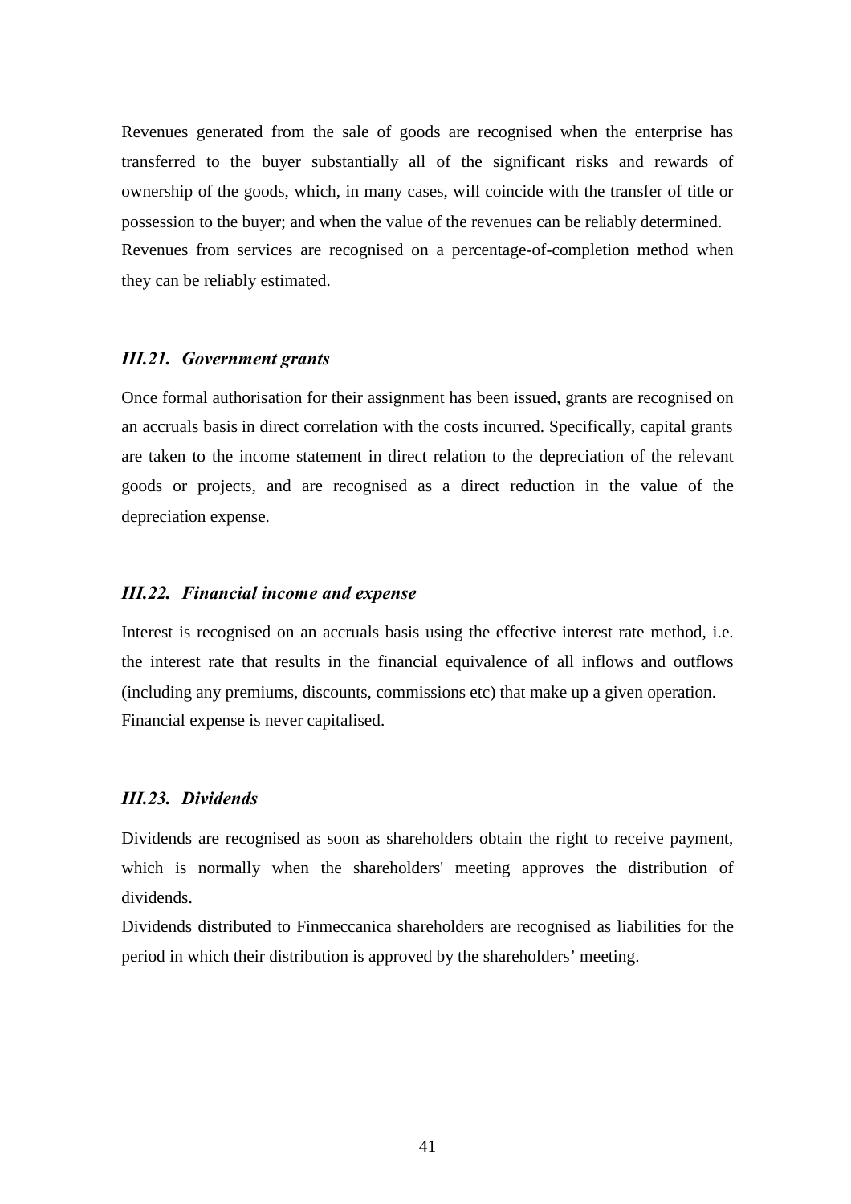Revenues generated from the sale of goods are recognised when the enterprise has transferred to the buyer substantially all of the significant risks and rewards of ownership of the goods, which, in many cases, will coincide with the transfer of title or possession to the buyer; and when the value of the revenues can be reliably determined.
Revenues from services are recognised on a percentage-of-completion method when they can be reliably estimated.

### *III.21. Government grants*

Once formal authorisation for their assignment has been issued, grants are recognised on an accruals basis in direct correlation with the costs incurred. Specifically, capital grants are taken to the income statement in direct relation to the depreciation of the relevant goods or projects, and are recognised as a direct reduction in the value of the depreciation expense.

### *III.22. Financial income and expense*

Interest is recognised on an accruals basis using the effective interest rate method, i.e. the interest rate that results in the financial equivalence of all inflows and outflows (including any premiums, discounts, commissions etc) that make up a given operation.
Financial expense is never capitalised.

### *III.23. Dividends*

Dividends are recognised as soon as shareholders obtain the right to receive payment, which is normally when the shareholders' meeting approves the distribution of dividends.
Dividends distributed to Finmeccanica shareholders are recognised as liabilities for the period in which their distribution is approved by the shareholders' meeting.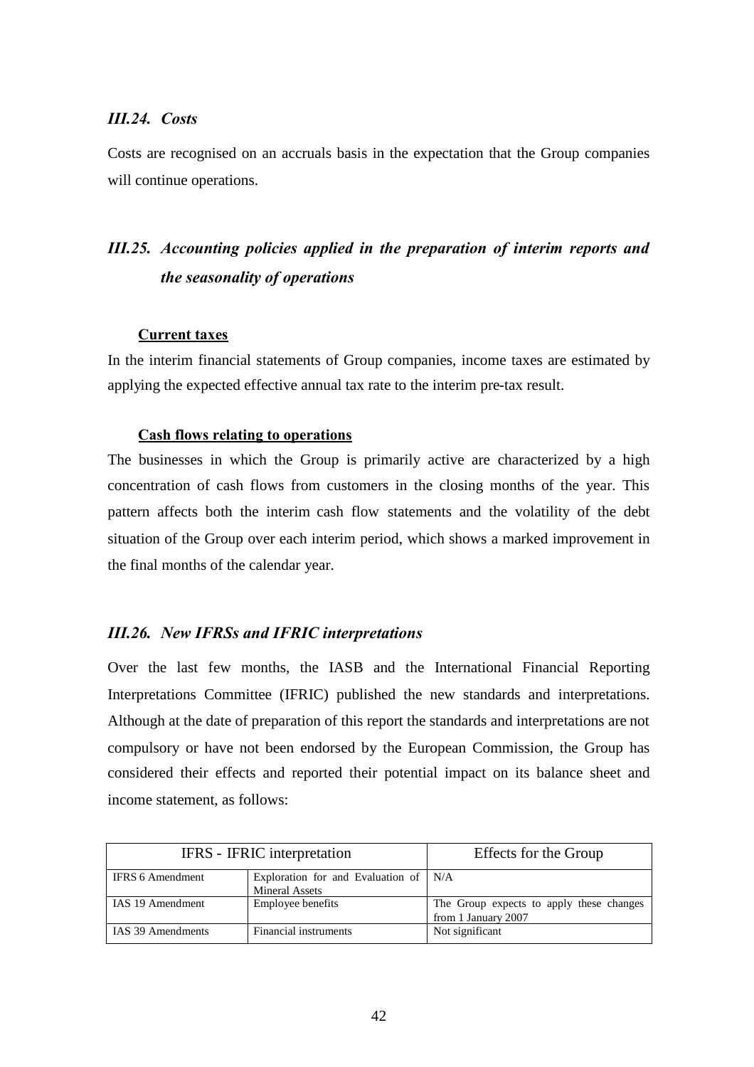### *III.24. Costs*

Costs are recognised on an accruals basis in the expectation that the Group companies will continue operations.

### *III.25. Accounting policies applied in the preparation of interim reports and the seasonality of operations*

**Current taxes**

In the interim financial statements of Group companies, income taxes are estimated by applying the expected effective annual tax rate to the interim pre-tax result.

**Cash flows relating to operations**

The businesses in which the Group is primarily active are characterized by a high concentration of cash flows from customers in the closing months of the year. This pattern affects both the interim cash flow statements and the volatility of the debt situation of the Group over each interim period, which shows a marked improvement in the final months of the calendar year.

### *III.26. New IFRSs and IFRIC interpretations*

Over the last few months, the IASB and the International Financial Reporting Interpretations Committee (IFRIC) published the new standards and interpretations. Although at the date of preparation of this report the standards and interpretations are not compulsory or have not been endorsed by the European Commission, the Group has considered their effects and reported their potential impact on its balance sheet and income statement, as follows:

| IFRS - IFRIC interpretation | | Effects for the Group |
|---|---|---|
| IFRS 6 Amendment | Exploration for and Evaluation of Mineral Assets | N/A |
| IAS 19 Amendment | Employee benefits | The Group expects to apply these changes from 1 January 2007 |
| IAS 39 Amendments | Financial instruments | Not significant |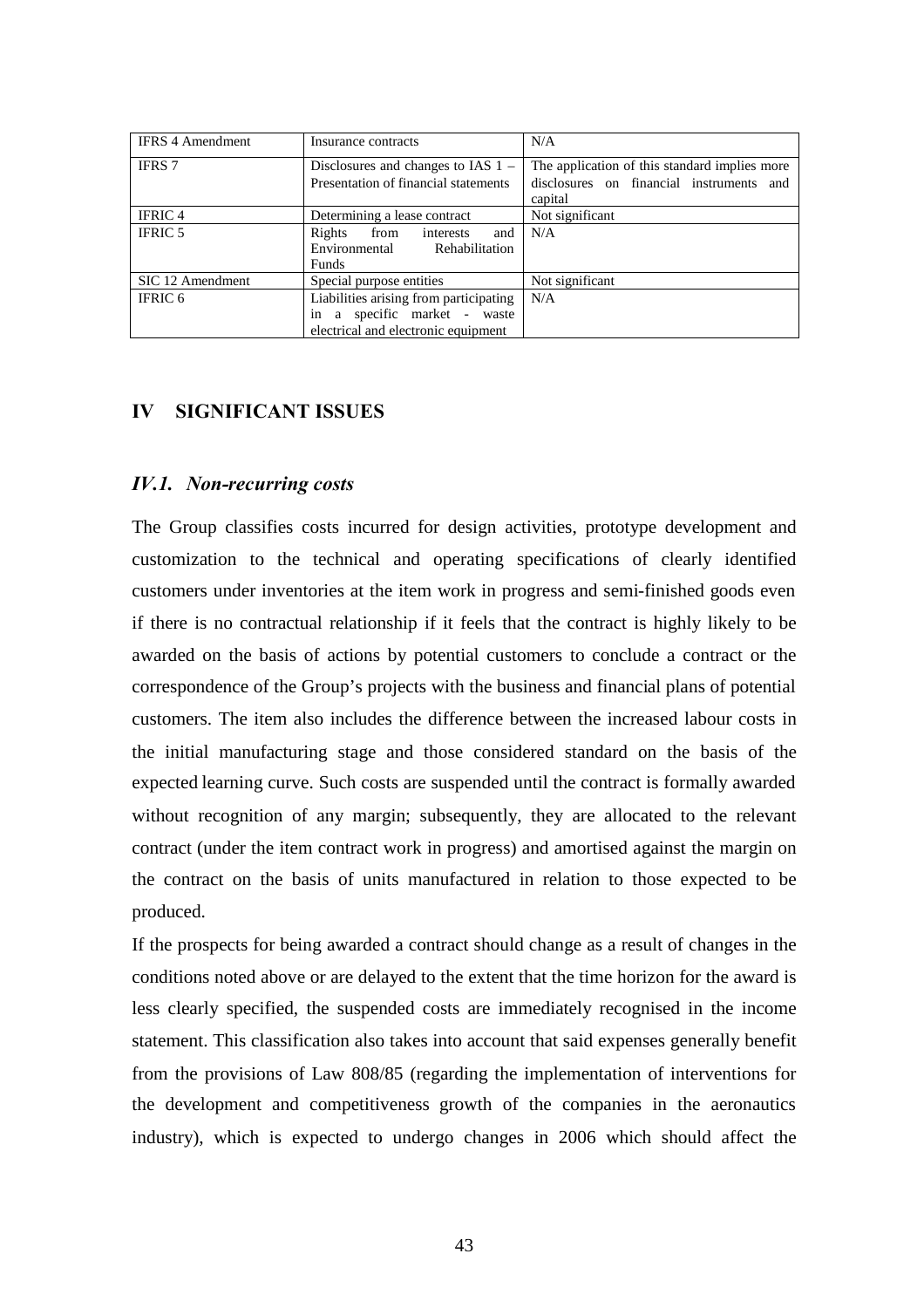| IFRS 4 Amendment | Insurance contracts | N/A |
|---|---|---|
| IFRS 7 | Disclosures and changes to IAS 1 – Presentation of financial statements | The application of this standard implies more disclosures on financial instruments and capital |
| IFRIC 4 | Determining a lease contract | Not significant |
| IFRIC 5 | Rights from interests and Environmental Rehabilitation Funds | N/A |
| SIC 12 Amendment | Special purpose entities | Not significant |
| IFRIC 6 | Liabilities arising from participating in a specific market - waste electrical and electronic equipment | N/A |

## IV SIGNIFICANT ISSUES

### *IV.1. Non-recurring costs*

The Group classifies costs incurred for design activities, prototype development and customization to the technical and operating specifications of clearly identified customers under inventories at the item work in progress and semi-finished goods even if there is no contractual relationship if it feels that the contract is highly likely to be awarded on the basis of actions by potential customers to conclude a contract or the correspondence of the Group's projects with the business and financial plans of potential customers. The item also includes the difference between the increased labour costs in the initial manufacturing stage and those considered standard on the basis of the expected learning curve. Such costs are suspended until the contract is formally awarded without recognition of any margin; subsequently, they are allocated to the relevant contract (under the item contract work in progress) and amortised against the margin on the contract on the basis of units manufactured in relation to those expected to be produced.

If the prospects for being awarded a contract should change as a result of changes in the conditions noted above or are delayed to the extent that the time horizon for the award is less clearly specified, the suspended costs are immediately recognised in the income statement. This classification also takes into account that said expenses generally benefit from the provisions of Law 808/85 (regarding the implementation of interventions for the development and competitiveness growth of the companies in the aeronautics industry), which is expected to undergo changes in 2006 which should affect the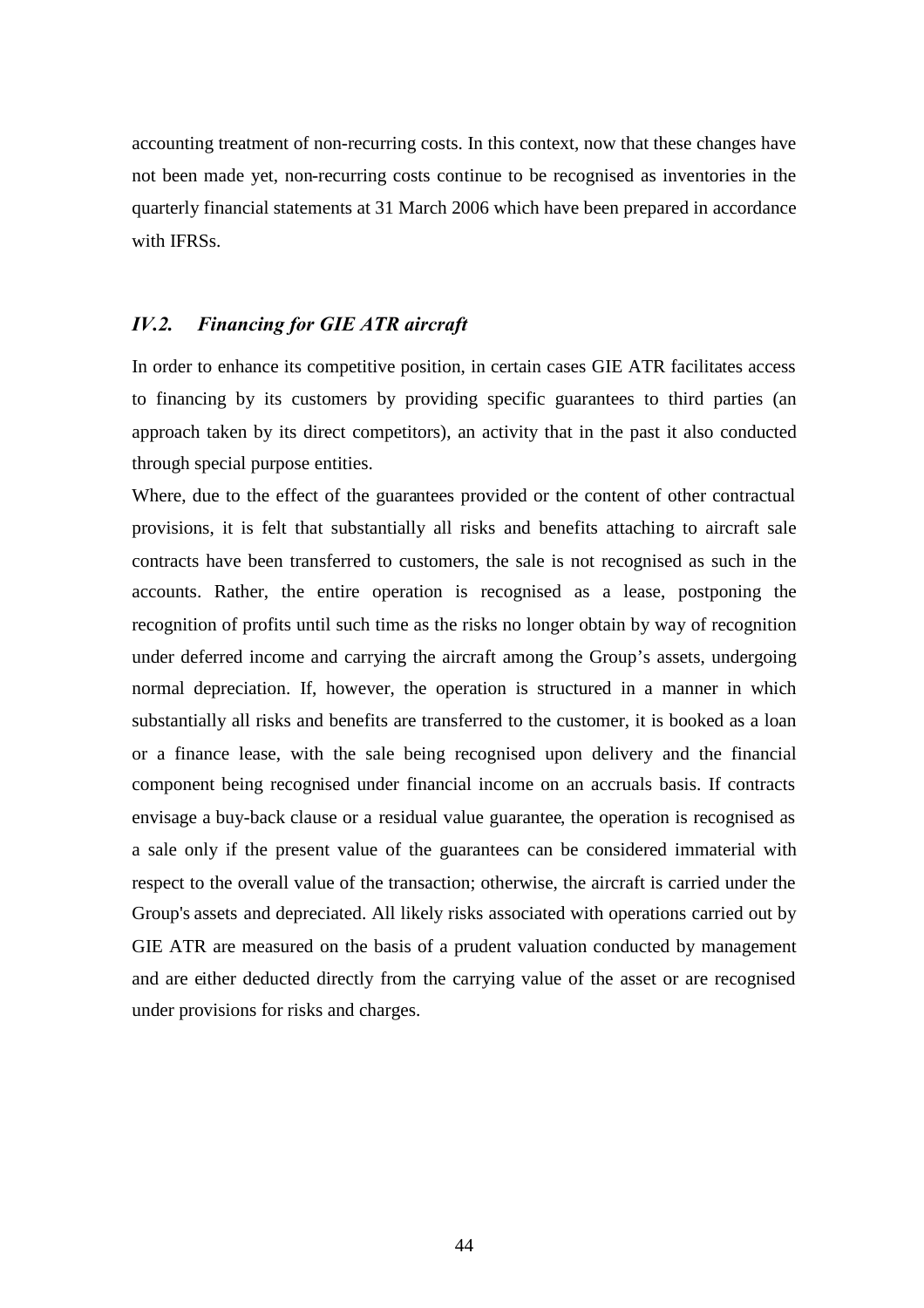accounting treatment of non-recurring costs. In this context, now that these changes have not been made yet, non-recurring costs continue to be recognised as inventories in the quarterly financial statements at 31 March 2006 which have been prepared in accordance with IFRSs.

### *IV.2. Financing for GIE ATR aircraft*

In order to enhance its competitive position, in certain cases GIE ATR facilitates access to financing by its customers by providing specific guarantees to third parties (an approach taken by its direct competitors), an activity that in the past it also conducted through special purpose entities.

Where, due to the effect of the guarantees provided or the content of other contractual provisions, it is felt that substantially all risks and benefits attaching to aircraft sale contracts have been transferred to customers, the sale is not recognised as such in the accounts. Rather, the entire operation is recognised as a lease, postponing the recognition of profits until such time as the risks no longer obtain by way of recognition under deferred income and carrying the aircraft among the Group's assets, undergoing normal depreciation. If, however, the operation is structured in a manner in which substantially all risks and benefits are transferred to the customer, it is booked as a loan or a finance lease, with the sale being recognised upon delivery and the financial component being recognised under financial income on an accruals basis. If contracts envisage a buy-back clause or a residual value guarantee, the operation is recognised as a sale only if the present value of the guarantees can be considered immaterial with respect to the overall value of the transaction; otherwise, the aircraft is carried under the Group's assets and depreciated. All likely risks associated with operations carried out by GIE ATR are measured on the basis of a prudent valuation conducted by management and are either deducted directly from the carrying value of the asset or are recognised under provisions for risks and charges.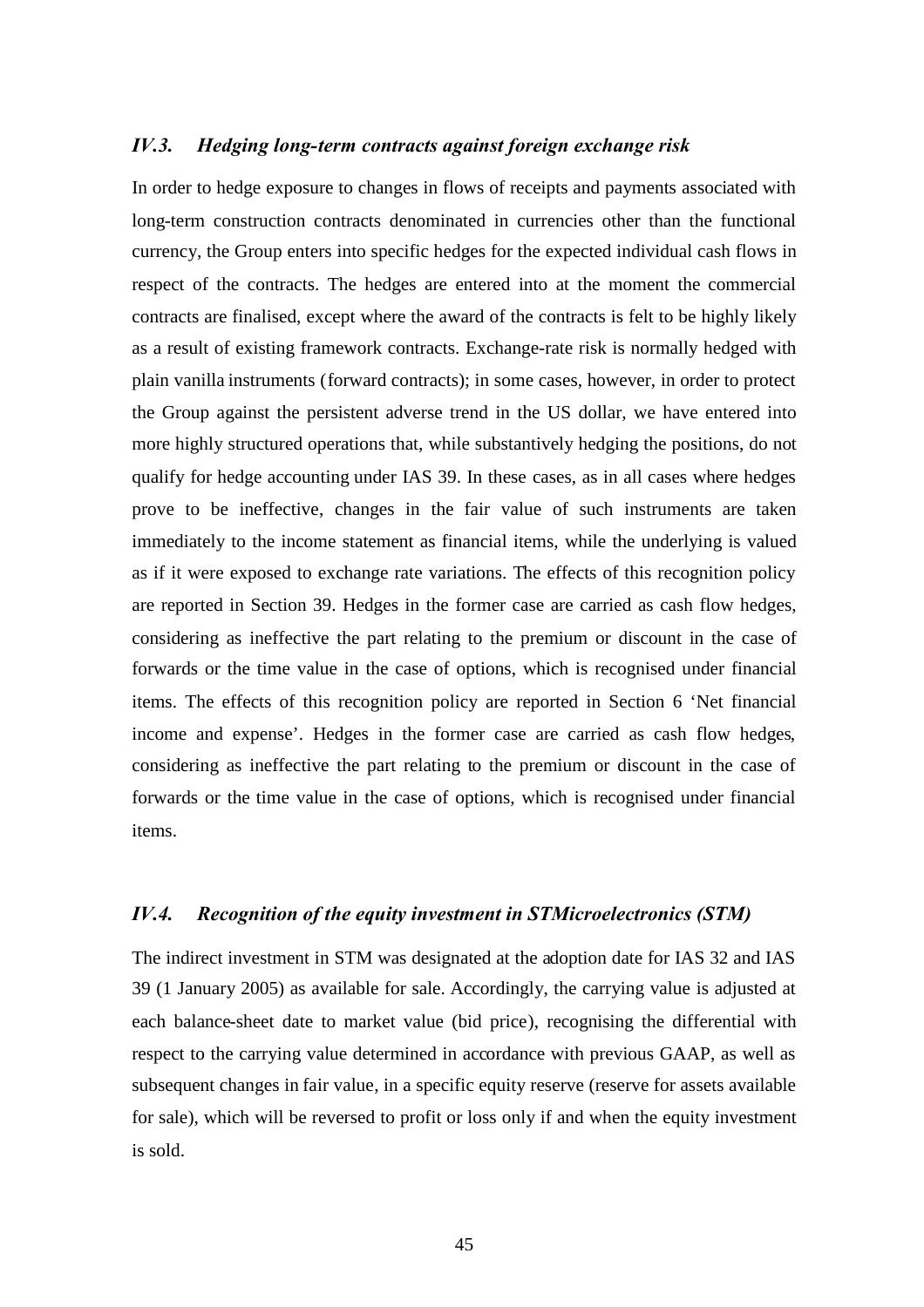### *IV.3. Hedging long-term contracts against foreign exchange risk*

In order to hedge exposure to changes in flows of receipts and payments associated with long-term construction contracts denominated in currencies other than the functional currency, the Group enters into specific hedges for the expected individual cash flows in respect of the contracts. The hedges are entered into at the moment the commercial contracts are finalised, except where the award of the contracts is felt to be highly likely as a result of existing framework contracts. Exchange-rate risk is normally hedged with plain vanilla instruments (forward contracts); in some cases, however, in order to protect the Group against the persistent adverse trend in the US dollar, we have entered into more highly structured operations that, while substantively hedging the positions, do not qualify for hedge accounting under IAS 39. In these cases, as in all cases where hedges prove to be ineffective, changes in the fair value of such instruments are taken immediately to the income statement as financial items, while the underlying is valued as if it were exposed to exchange rate variations. The effects of this recognition policy are reported in Section 39. Hedges in the former case are carried as cash flow hedges, considering as ineffective the part relating to the premium or discount in the case of forwards or the time value in the case of options, which is recognised under financial items. The effects of this recognition policy are reported in Section 6 'Net financial income and expense'. Hedges in the former case are carried as cash flow hedges, considering as ineffective the part relating to the premium or discount in the case of forwards or the time value in the case of options, which is recognised under financial items.

### *IV.4. Recognition of the equity investment in STMicroelectronics (STM)*

The indirect investment in STM was designated at the adoption date for IAS 32 and IAS 39 (1 January 2005) as available for sale. Accordingly, the carrying value is adjusted at each balance-sheet date to market value (bid price), recognising the differential with respect to the carrying value determined in accordance with previous GAAP, as well as subsequent changes in fair value, in a specific equity reserve (reserve for assets available for sale), which will be reversed to profit or loss only if and when the equity investment is sold.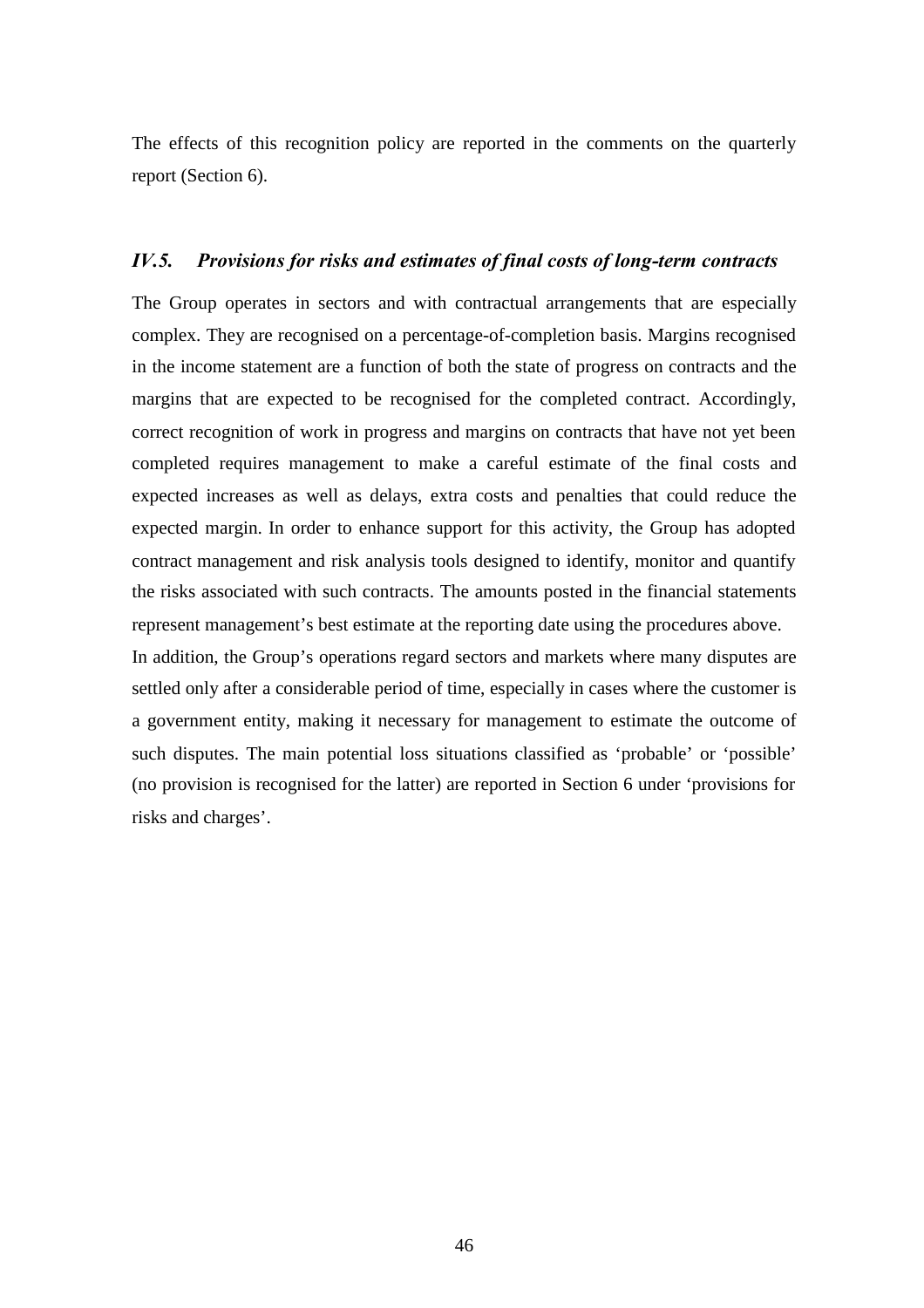The effects of this recognition policy are reported in the comments on the quarterly report (Section 6).

### *IV.5. Provisions for risks and estimates of final costs of long-term contracts*

The Group operates in sectors and with contractual arrangements that are especially complex. They are recognised on a percentage-of-completion basis. Margins recognised in the income statement are a function of both the state of progress on contracts and the margins that are expected to be recognised for the completed contract. Accordingly, correct recognition of work in progress and margins on contracts that have not yet been completed requires management to make a careful estimate of the final costs and expected increases as well as delays, extra costs and penalties that could reduce the expected margin. In order to enhance support for this activity, the Group has adopted contract management and risk analysis tools designed to identify, monitor and quantify the risks associated with such contracts. The amounts posted in the financial statements represent management's best estimate at the reporting date using the procedures above.

In addition, the Group's operations regard sectors and markets where many disputes are settled only after a considerable period of time, especially in cases where the customer is a government entity, making it necessary for management to estimate the outcome of such disputes. The main potential loss situations classified as 'probable' or 'possible' (no provision is recognised for the latter) are reported in Section 6 under 'provisions for risks and charges'.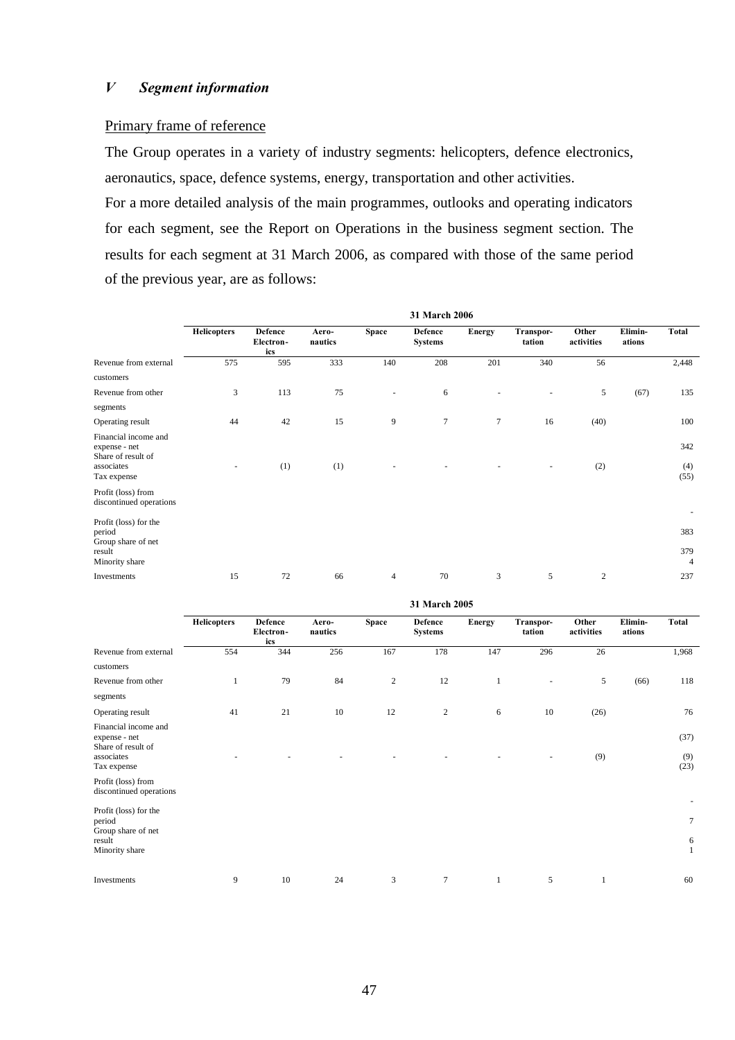## *V Segment information*

Primary frame of reference

The Group operates in a variety of industry segments: helicopters, defence electronics, aeronautics, space, defence systems, energy, transportation and other activities.

For a more detailed analysis of the main programmes, outlooks and operating indicators for each segment, see the Report on Operations in the business segment section. The results for each segment at 31 March 2006, as compared with those of the same period of the previous year, are as follows:

| 31 March 2006 | Helicopters | Defence Electronics | Aeronautics | Space | Defence Systems | Energy | Transportation | Other activities | Eliminations | Total |
|---|---|---|---|---|---|---|---|---|---|---|
| Revenue from external customers | 575 | 595 | 333 | 140 | 208 | 201 | 340 | 56 | | 2,448 |
| Revenue from other segments | 3 | 113 | 75 | - | 6 | - | - | 5 | (67) | 135 |
| Operating result | 44 | 42 | 15 | 9 | 7 | 7 | 16 | (40) | | 100 |
| Financial income and expense - net | | | | | | | | | | 342 |
| Share of result of associates | - | (1) | (1) | - | - | - | - | (2) | | (4) |
| Tax expense | | | | | | | | | | (55) |
| Profit (loss) from discontinued operations | | | | | | | | | | - |
| Profit (loss) for the period | | | | | | | | | | 383 |
| Group share of net result | | | | | | | | | | 379 |
| Minority share | | | | | | | | | | 4 |
| Investments | 15 | 72 | 66 | 4 | 70 | 3 | 5 | 2 | | 237 |

| 31 March 2005 | Helicopters | Defence Electronics | Aeronautics | Space | Defence Systems | Energy | Transportation | Other activities | Eliminations | Total |
|---|---|---|---|---|---|---|---|---|---|---|
| Revenue from external customers | 554 | 344 | 256 | 167 | 178 | 147 | 296 | 26 | | 1,968 |
| Revenue from other segments | 1 | 79 | 84 | 2 | 12 | 1 | - | 5 | (66) | 118 |
| Operating result | 41 | 21 | 10 | 12 | 2 | 6 | 10 | (26) | | 76 |
| Financial income and expense - net | | | | | | | | | | (37) |
| Share of result of associates | - | - | - | - | - | - | - | (9) | | (9) |
| Tax expense | | | | | | | | | | (23) |
| Profit (loss) from discontinued operations | | | | | | | | | | - |
| Profit (loss) for the period | | | | | | | | | | 7 |
| Group share of net result | | | | | | | | | | 6 |
| Minority share | | | | | | | | | | 1 |
| Investments | 9 | 10 | 24 | 3 | 7 | 1 | 5 | 1 | | 60 |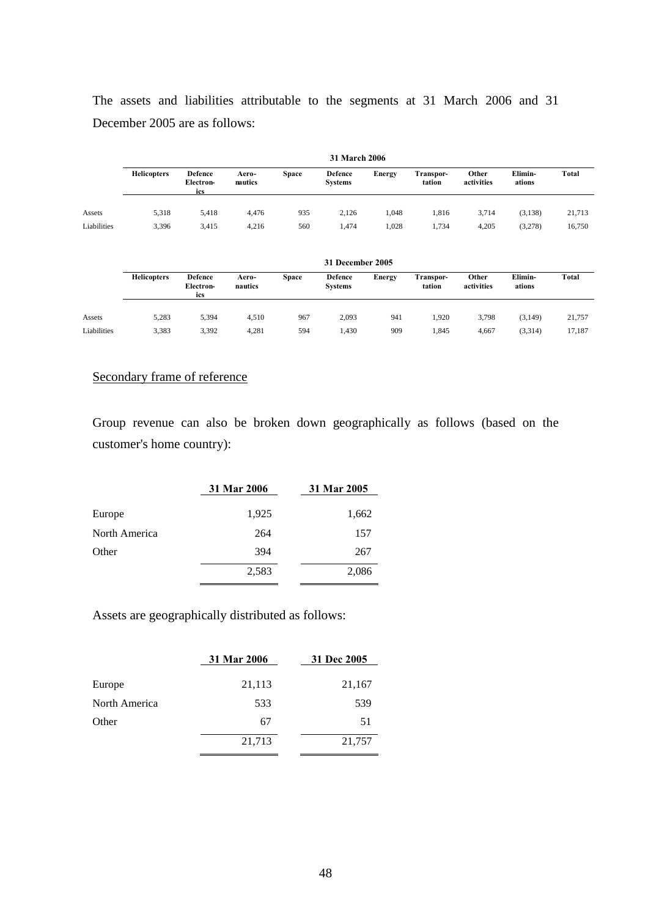The assets and liabilities attributable to the segments at 31 March 2006 and 31 December 2005 are as follows:

| 31 March 2006 | Helicopters | Defence Electronics | Aeronautics | Space | Defence Systems | Energy | Transportation | Other activities | Eliminations | Total |
|---|---|---|---|---|---|---|---|---|---|---|
| Assets | 5,318 | 5,418 | 4,476 | 935 | 2,126 | 1,048 | 1,816 | 3,714 | (3,138) | 21,713 |
| Liabilities | 3,396 | 3,415 | 4,216 | 560 | 1,474 | 1,028 | 1,734 | 4,205 | (3,278) | 16,750 |

| 31 December 2005 | Helicopters | Defence Electronics | Aeronautics | Space | Defence Systems | Energy | Transportation | Other activities | Eliminations | Total |
|---|---|---|---|---|---|---|---|---|---|---|
| Assets | 5,283 | 5,394 | 4,510 | 967 | 2,093 | 941 | 1,920 | 3,798 | (3,149) | 21,757 |
| Liabilities | 3,383 | 3,392 | 4,281 | 594 | 1,430 | 909 | 1,845 | 4,667 | (3,314) | 17,187 |

Secondary frame of reference

Group revenue can also be broken down geographically as follows (based on the customer's home country):

| | 31 Mar 2006 | 31 Mar 2005 |
|---|---|---|
| Europe | 1,925 | 1,662 |
| North America | 264 | 157 |
| Other | 394 | 267 |
| | 2,583 | 2,086 |

Assets are geographically distributed as follows:

| | 31 Mar 2006 | 31 Dec 2005 |
|---|---|---|
| Europe | 21,113 | 21,167 |
| North America | 533 | 539 |
| Other | 67 | 51 |
| | 21,713 | 21,757 |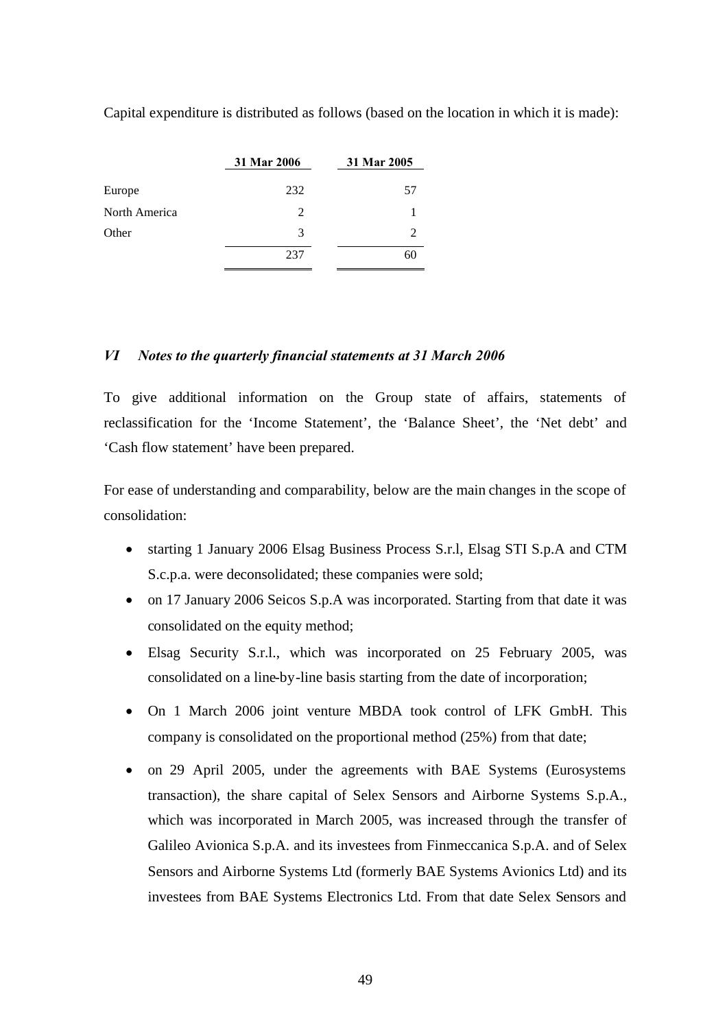Capital expenditure is distributed as follows (based on the location in which it is made):

| | 31 Mar 2006 | 31 Mar 2005 |
|---|---|---|
| Europe | 232 | 57 |
| North America | 2 | 1 |
| Other | 3 | 2 |
| | 237 | 60 |

### *VI Notes to the quarterly financial statements at 31 March 2006*

To give additional information on the Group state of affairs, statements of reclassification for the 'Income Statement', the 'Balance Sheet', the 'Net debt' and 'Cash flow statement' have been prepared.

For ease of understanding and comparability, below are the main changes in the scope of consolidation:

- starting 1 January 2006 Elsag Business Process S.r.l, Elsag STI S.p.A and CTM S.c.p.a. were deconsolidated; these companies were sold;
- on 17 January 2006 Seicos S.p.A was incorporated. Starting from that date it was consolidated on the equity method;
- Elsag Security S.r.l., which was incorporated on 25 February 2005, was consolidated on a line-by-line basis starting from the date of incorporation;
- On 1 March 2006 joint venture MBDA took control of LFK GmbH. This company is consolidated on the proportional method (25%) from that date;
- on 29 April 2005, under the agreements with BAE Systems (Eurosystems transaction), the share capital of Selex Sensors and Airborne Systems S.p.A., which was incorporated in March 2005, was increased through the transfer of Galileo Avionica S.p.A. and its investees from Finmeccanica S.p.A. and of Selex Sensors and Airborne Systems Ltd (formerly BAE Systems Avionics Ltd) and its investees from BAE Systems Electronics Ltd. From that date Selex Sensors and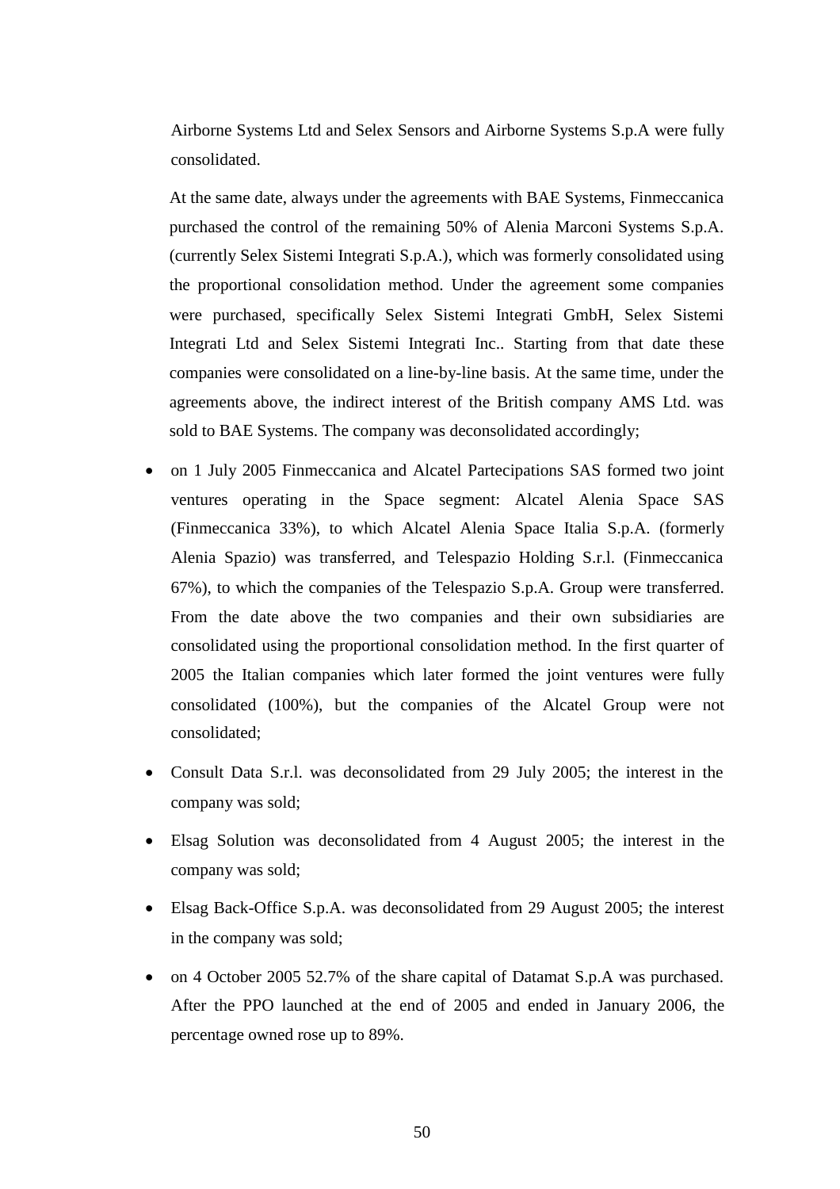Airborne Systems Ltd and Selex Sensors and Airborne Systems S.p.A were fully consolidated.

At the same date, always under the agreements with BAE Systems, Finmeccanica purchased the control of the remaining 50% of Alenia Marconi Systems S.p.A. (currently Selex Sistemi Integrati S.p.A.), which was formerly consolidated using the proportional consolidation method. Under the agreement some companies were purchased, specifically Selex Sistemi Integrati GmbH, Selex Sistemi Integrati Ltd and Selex Sistemi Integrati Inc.. Starting from that date these companies were consolidated on a line-by-line basis. At the same time, under the agreements above, the indirect interest of the British company AMS Ltd. was sold to BAE Systems. The company was deconsolidated accordingly;

- on 1 July 2005 Finmeccanica and Alcatel Partecipations SAS formed two joint ventures operating in the Space segment: Alcatel Alenia Space SAS (Finmeccanica 33%), to which Alcatel Alenia Space Italia S.p.A. (formerly Alenia Spazio) was transferred, and Telespazio Holding S.r.l. (Finmeccanica 67%), to which the companies of the Telespazio S.p.A. Group were transferred. From the date above the two companies and their own subsidiaries are consolidated using the proportional consolidation method. In the first quarter of 2005 the Italian companies which later formed the joint ventures were fully consolidated (100%), but the companies of the Alcatel Group were not consolidated;
- Consult Data S.r.l. was deconsolidated from 29 July 2005; the interest in the company was sold;
- Elsag Solution was deconsolidated from 4 August 2005; the interest in the company was sold;
- Elsag Back-Office S.p.A. was deconsolidated from 29 August 2005; the interest in the company was sold;
- on 4 October 2005 52.7% of the share capital of Datamat S.p.A was purchased. After the PPO launched at the end of 2005 and ended in January 2006, the percentage owned rose up to 89%.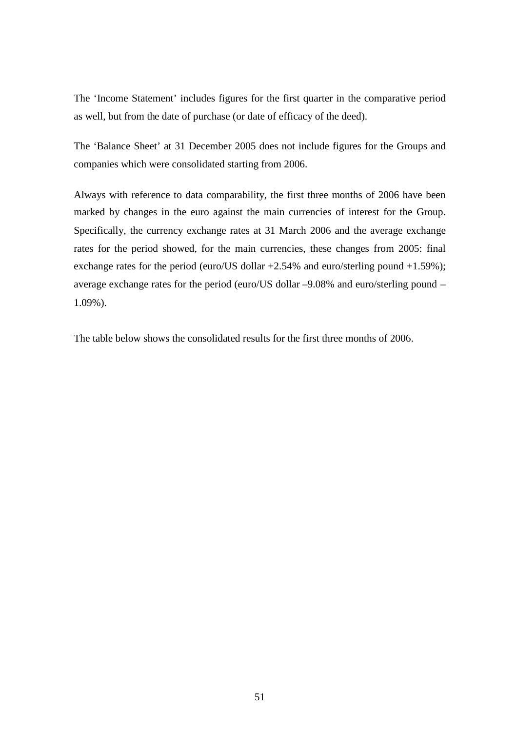The 'Income Statement' includes figures for the first quarter in the comparative period as well, but from the date of purchase (or date of efficacy of the deed).

The 'Balance Sheet' at 31 December 2005 does not include figures for the Groups and companies which were consolidated starting from 2006.

Always with reference to data comparability, the first three months of 2006 have been marked by changes in the euro against the main currencies of interest for the Group. Specifically, the currency exchange rates at 31 March 2006 and the average exchange rates for the period showed, for the main currencies, these changes from 2005: final exchange rates for the period (euro/US dollar +2.54% and euro/sterling pound +1.59%); average exchange rates for the period (euro/US dollar –9.08% and euro/sterling pound –1.09%).

The table below shows the consolidated results for the first three months of 2006.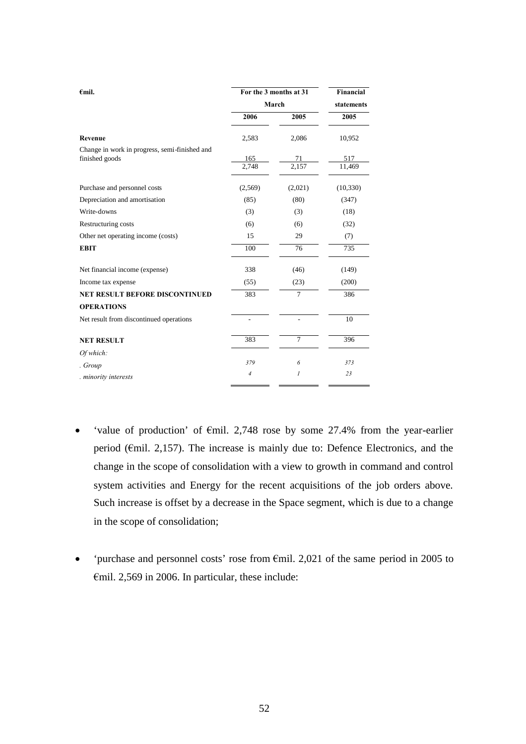| €mil. | For the 3 months at 31 March | | Financial statements |
|---|---|---|---|
| | 2006 | 2005 | 2005 |
| **Revenue** | 2,583 | 2,086 | 10,952 |
| Change in work in progress, semi-finished and finished goods | 165 | 71 | 517 |
| | 2,748 | 2,157 | 11,469 |
| Purchase and personnel costs | (2,569) | (2,021) | (10,330) |
| Depreciation and amortisation | (85) | (80) | (347) |
| Write-downs | (3) | (3) | (18) |
| Restructuring costs | (6) | (6) | (32) |
| Other net operating income (costs) | 15 | 29 | (7) |
| **EBIT** | 100 | 76 | 735 |
| Net financial income (expense) | 338 | (46) | (149) |
| Income tax expense | (55) | (23) | (200) |
| **NET RESULT BEFORE DISCONTINUED OPERATIONS** | 383 | 7 | 386 |
| Net result from discontinued operations | - | - | 10 |
| **NET RESULT** | 383 | 7 | 396 |
| *Of which:* | | | |
| *. Group* | *379* | *6* | *373* |
| *. minority interests* | *4* | *1* | *23* |

- 'value of production' of €mil. 2,748 rose by some 27.4% from the year-earlier period (€mil. 2,157). The increase is mainly due to: Defence Electronics, and the change in the scope of consolidation with a view to growth in command and control system activities and Energy for the recent acquisitions of the job orders above. Such increase is offset by a decrease in the Space segment, which is due to a change in the scope of consolidation;

- 'purchase and personnel costs' rose from €mil. 2,021 of the same period in 2005 to €mil. 2,569 in 2006. In particular, these include: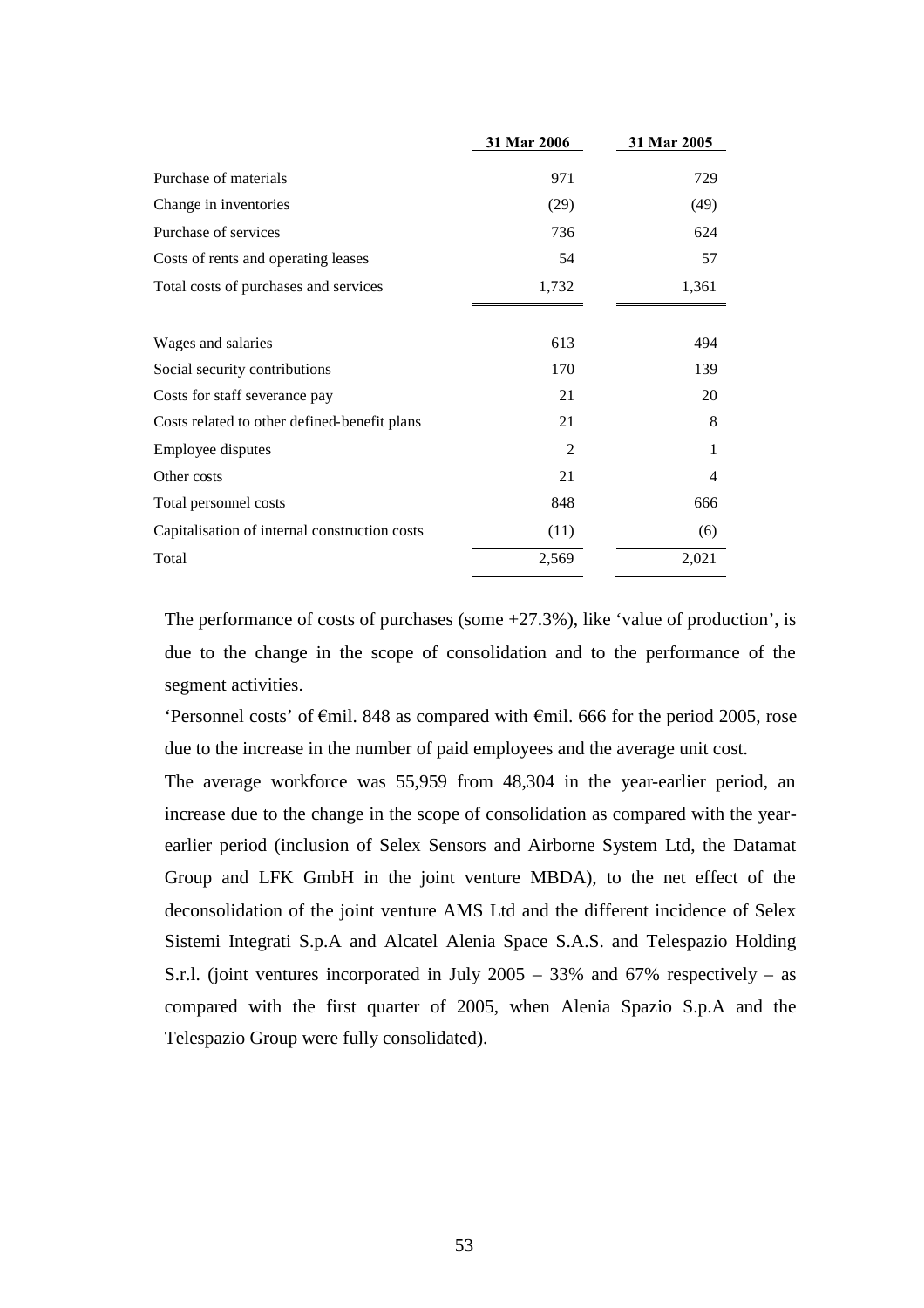| | 31 Mar 2006 | 31 Mar 2005 |
|---|---|---|
| Purchase of materials | 971 | 729 |
| Change in inventories | (29) | (49) |
| Purchase of services | 736 | 624 |
| Costs of rents and operating leases | 54 | 57 |
| Total costs of purchases and services | 1,732 | 1,361 |
| | | |
| Wages and salaries | 613 | 494 |
| Social security contributions | 170 | 139 |
| Costs for staff severance pay | 21 | 20 |
| Costs related to other defined-benefit plans | 21 | 8 |
| Employee disputes | 2 | 1 |
| Other costs | 21 | 4 |
| Total personnel costs | 848 | 666 |
| Capitalisation of internal construction costs | (11) | (6) |
| Total | 2,569 | 2,021 |

The performance of costs of purchases (some +27.3%), like 'value of production', is due to the change in the scope of consolidation and to the performance of the segment activities.

'Personnel costs' of €mil. 848 as compared with €mil. 666 for the period 2005, rose due to the increase in the number of paid employees and the average unit cost.

The average workforce was 55,959 from 48,304 in the year-earlier period, an increase due to the change in the scope of consolidation as compared with the year-earlier period (inclusion of Selex Sensors and Airborne System Ltd, the Datamat Group and LFK GmbH in the joint venture MBDA), to the net effect of the deconsolidation of the joint venture AMS Ltd and the different incidence of Selex Sistemi Integrati S.p.A and Alcatel Alenia Space S.A.S. and Telespazio Holding S.r.l. (joint ventures incorporated in July 2005 – 33% and 67% respectively – as compared with the first quarter of 2005, when Alenia Spazio S.p.A and the Telespazio Group were fully consolidated).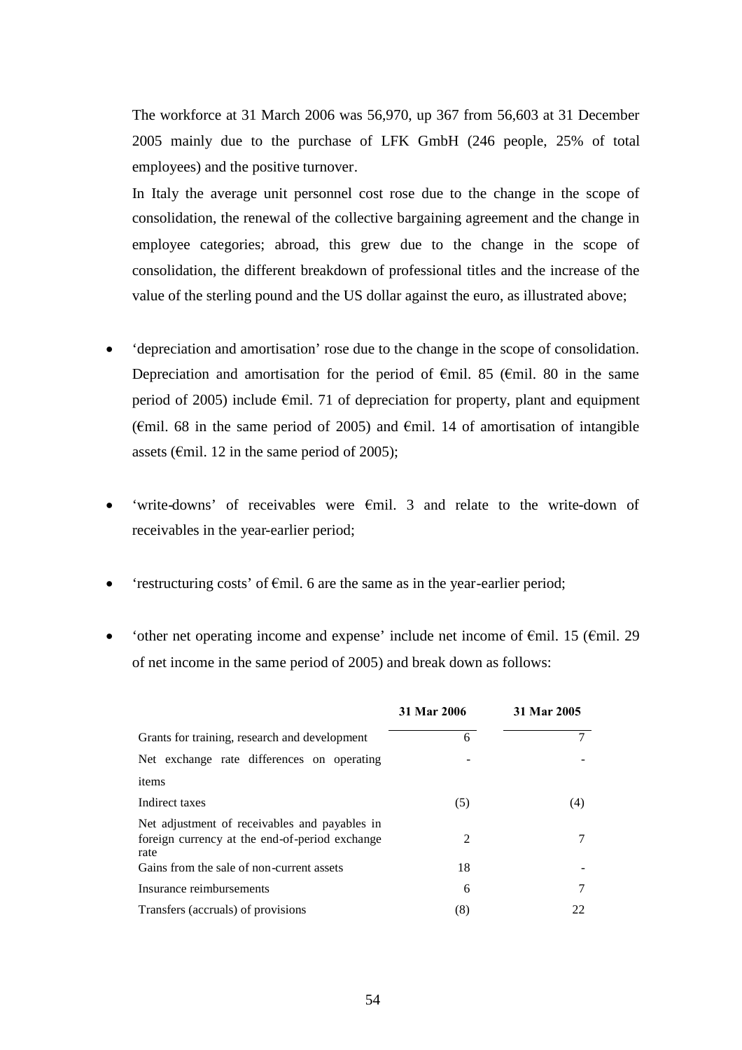The workforce at 31 March 2006 was 56,970, up 367 from 56,603 at 31 December 2005 mainly due to the purchase of LFK GmbH (246 people, 25% of total employees) and the positive turnover.

In Italy the average unit personnel cost rose due to the change in the scope of consolidation, the renewal of the collective bargaining agreement and the change in employee categories; abroad, this grew due to the change in the scope of consolidation, the different breakdown of professional titles and the increase of the value of the sterling pound and the US dollar against the euro, as illustrated above;

- 'depreciation and amortisation' rose due to the change in the scope of consolidation. Depreciation and amortisation for the period of €mil. 85 (€mil. 80 in the same period of 2005) include €mil. 71 of depreciation for property, plant and equipment (€mil. 68 in the same period of 2005) and €mil. 14 of amortisation of intangible assets (€mil. 12 in the same period of 2005);

- 'write-downs' of receivables were €mil. 3 and relate to the write-down of receivables in the year-earlier period;

- 'restructuring costs' of €mil. 6 are the same as in the year-earlier period;

- 'other net operating income and expense' include net income of €mil. 15 (€mil. 29 of net income in the same period of 2005) and break down as follows:

| | 31 Mar 2006 | 31 Mar 2005 |
|---|---|---|
| Grants for training, research and development | 6 | 7 |
| Net exchange rate differences on operating items | - | - |
| Indirect taxes | (5) | (4) |
| Net adjustment of receivables and payables in foreign currency at the end-of-period exchange rate | 2 | 7 |
| Gains from the sale of non-current assets | 18 | - |
| Insurance reimbursements | 6 | 7 |
| Transfers (accruals) of provisions | (8) | 22 |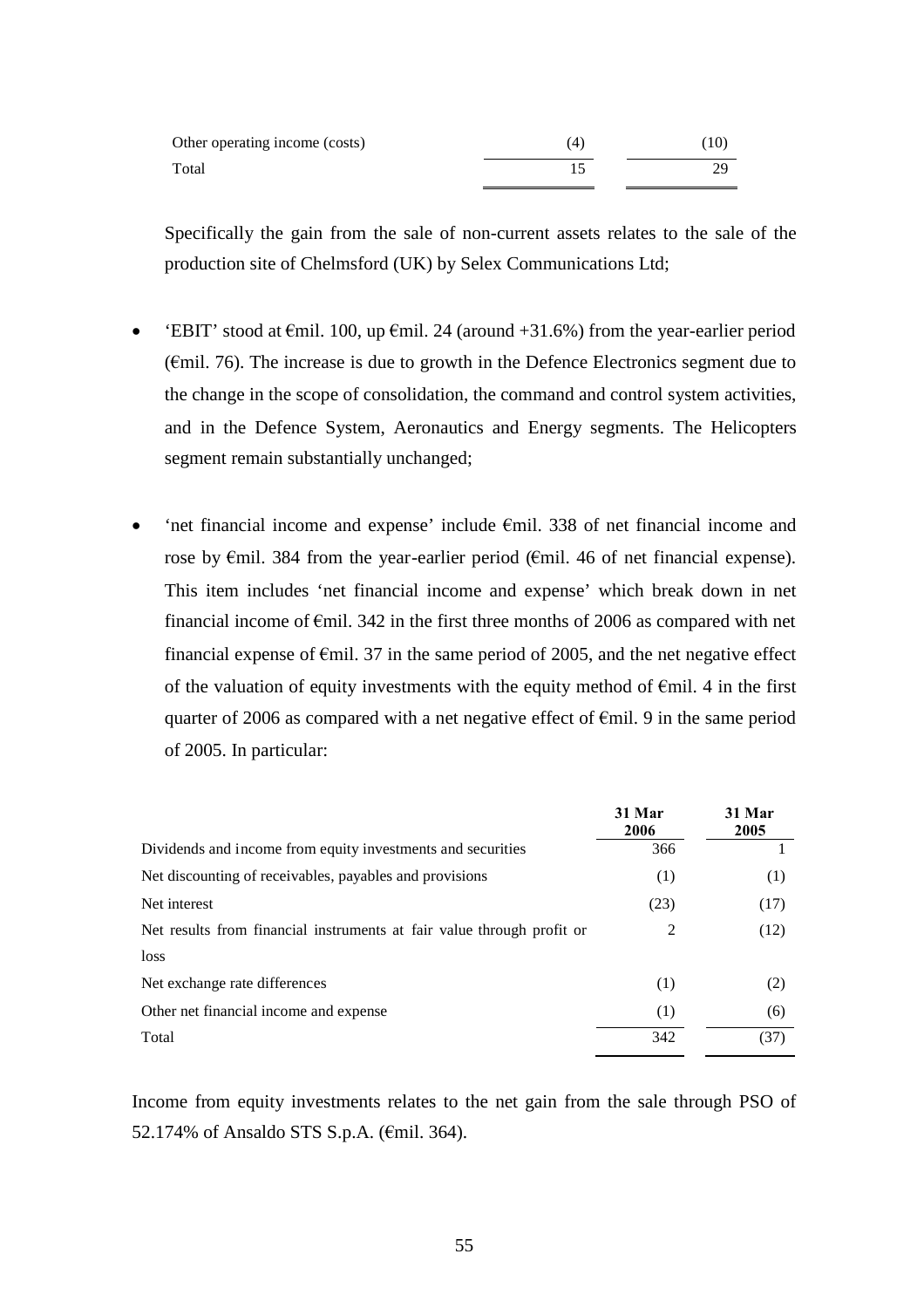| | | |
|---|---|---|
| Other operating income (costs) | (4) | (10) |
| Total | 15 | 29 |

Specifically the gain from the sale of non-current assets relates to the sale of the production site of Chelmsford (UK) by Selex Communications Ltd;

- 'EBIT' stood at €mil. 100, up €mil. 24 (around +31.6%) from the year-earlier period (€mil. 76). The increase is due to growth in the Defence Electronics segment due to the change in the scope of consolidation, the command and control system activities, and in the Defence System, Aeronautics and Energy segments. The Helicopters segment remain substantially unchanged;

- 'net financial income and expense' include €mil. 338 of net financial income and rose by €mil. 384 from the year-earlier period (€mil. 46 of net financial expense). This item includes 'net financial income and expense' which break down in net financial income of €mil. 342 in the first three months of 2006 as compared with net financial expense of €mil. 37 in the same period of 2005, and the net negative effect of the valuation of equity investments with the equity method of €mil. 4 in the first quarter of 2006 as compared with a net negative effect of €mil. 9 in the same period of 2005. In particular:

| | 31 Mar 2006 | 31 Mar 2005 |
|---|---|---|
| Dividends and income from equity investments and securities | 366 | 1 |
| Net discounting of receivables, payables and provisions | (1) | (1) |
| Net interest | (23) | (17) |
| Net results from financial instruments at fair value through profit or loss | 2 | (12) |
| Net exchange rate differences | (1) | (2) |
| Other net financial income and expense | (1) | (6) |
| Total | 342 | (37) |

Income from equity investments relates to the net gain from the sale through PSO of 52.174% of Ansaldo STS S.p.A. (€mil. 364).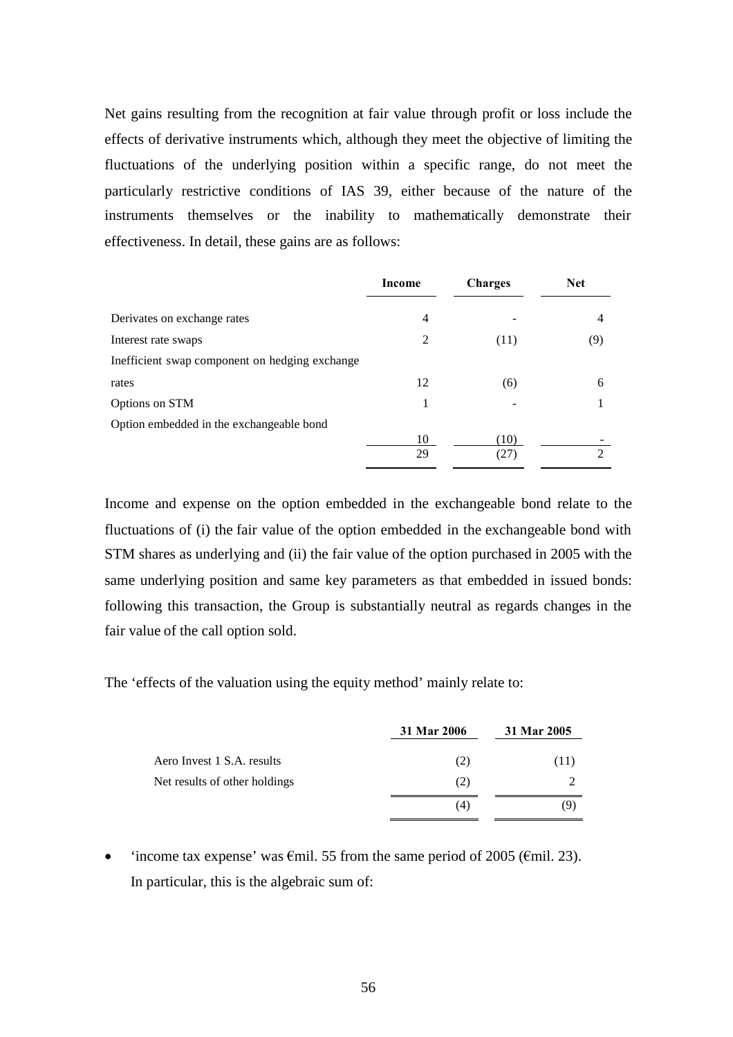Net gains resulting from the recognition at fair value through profit or loss include the effects of derivative instruments which, although they meet the objective of limiting the fluctuations of the underlying position within a specific range, do not meet the particularly restrictive conditions of IAS 39, either because of the nature of the instruments themselves or the inability to mathematically demonstrate their effectiveness. In detail, these gains are as follows:

| | Income | Charges | Net |
|---|---|---|---|
| Derivates on exchange rates | 4 | - | 4 |
| Interest rate swaps | 2 | (11) | (9) |
| Inefficient swap component on hedging exchange rates | 12 | (6) | 6 |
| Options on STM | 1 | - | 1 |
| Option embedded in the exchangeable bond | 10 | (10) | - |
| | 29 | (27) | 2 |

Income and expense on the option embedded in the exchangeable bond relate to the fluctuations of (i) the fair value of the option embedded in the exchangeable bond with STM shares as underlying and (ii) the fair value of the option purchased in 2005 with the same underlying position and same key parameters as that embedded in issued bonds: following this transaction, the Group is substantially neutral as regards changes in the fair value of the call option sold.

The 'effects of the valuation using the equity method' mainly relate to:

| | 31 Mar 2006 | 31 Mar 2005 |
|---|---|---|
| Aero Invest 1 S.A. results | (2) | (11) |
| Net results of other holdings | (2) | 2 |
| | (4) | (9) |

- 'income tax expense' was €mil. 55 from the same period of 2005 (€mil. 23). In particular, this is the algebraic sum of: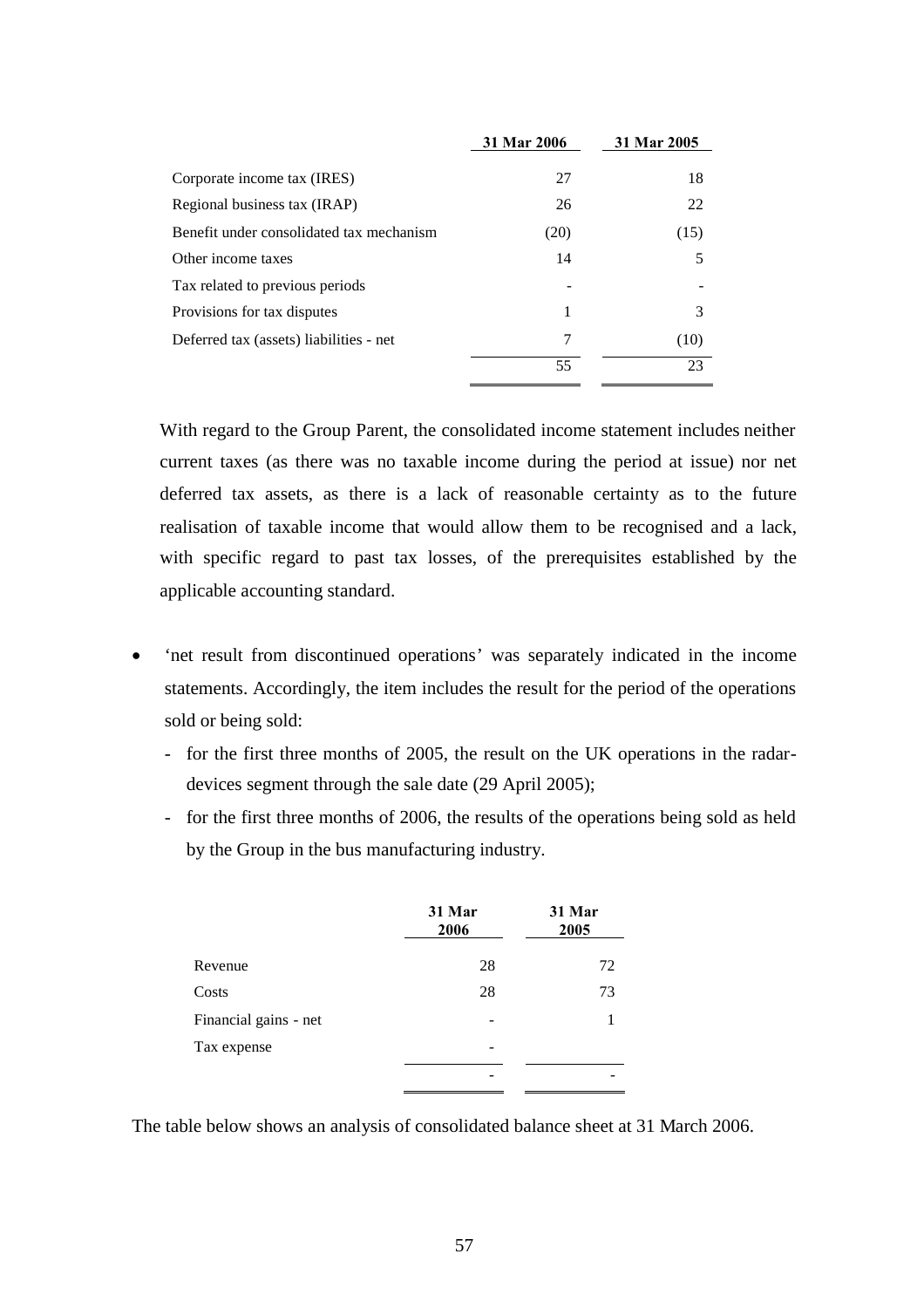| | 31 Mar 2006 | 31 Mar 2005 |
|---|---|---|
| Corporate income tax (IRES) | 27 | 18 |
| Regional business tax (IRAP) | 26 | 22 |
| Benefit under consolidated tax mechanism | (20) | (15) |
| Other income taxes | 14 | 5 |
| Tax related to previous periods | - | - |
| Provisions for tax disputes | 1 | 3 |
| Deferred tax (assets) liabilities - net | 7 | (10) |
| | 55 | 23 |

With regard to the Group Parent, the consolidated income statement includes neither current taxes (as there was no taxable income during the period at issue) nor net deferred tax assets, as there is a lack of reasonable certainty as to the future realisation of taxable income that would allow them to be recognised and a lack, with specific regard to past tax losses, of the prerequisites established by the applicable accounting standard.

- 'net result from discontinued operations' was separately indicated in the income statements. Accordingly, the item includes the result for the period of the operations sold or being sold:
  - for the first three months of 2005, the result on the UK operations in the radar-devices segment through the sale date (29 April 2005);
  - for the first three months of 2006, the results of the operations being sold as held by the Group in the bus manufacturing industry.

| | 31 Mar 2006 | 31 Mar 2005 |
|---|---|---|
| Revenue | 28 | 72 |
| Costs | 28 | 73 |
| Financial gains - net | - | 1 |
| Tax expense | - | |
| | - | - |

The table below shows an analysis of consolidated balance sheet at 31 March 2006.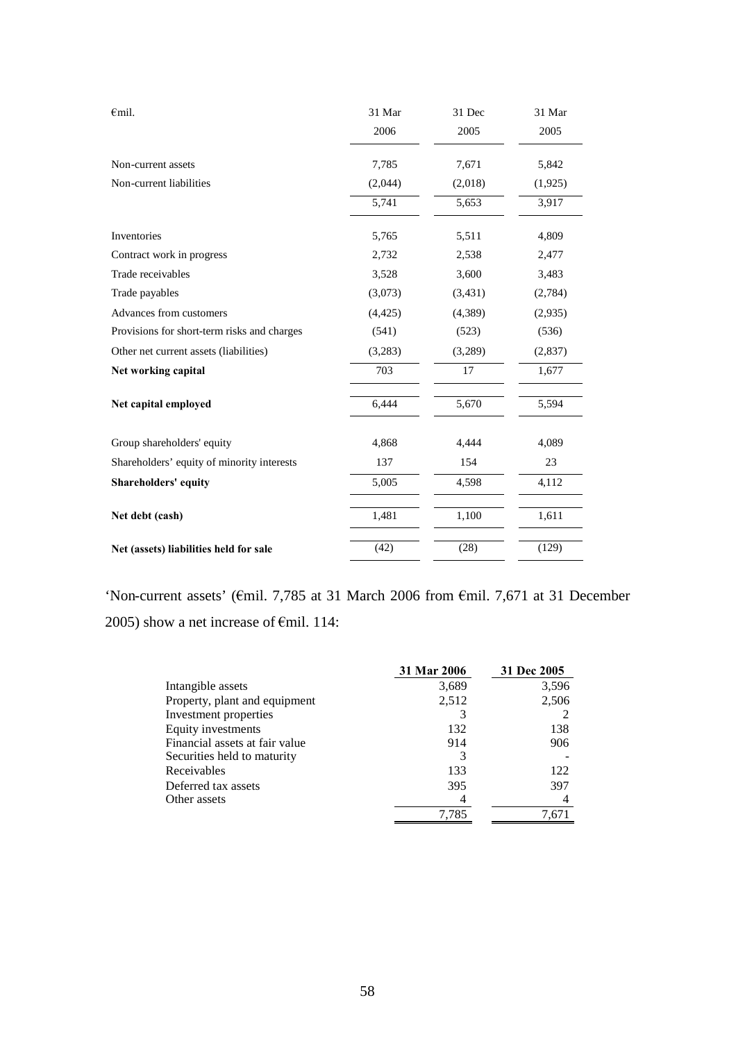| €mil. | 31 Mar 2006 | 31 Dec 2005 | 31 Mar 2005 |
|---|---|---|---|
| Non-current assets | 7,785 | 7,671 | 5,842 |
| Non-current liabilities | (2,044) | (2,018) | (1,925) |
| | 5,741 | 5,653 | 3,917 |
| Inventories | 5,765 | 5,511 | 4,809 |
| Contract work in progress | 2,732 | 2,538 | 2,477 |
| Trade receivables | 3,528 | 3,600 | 3,483 |
| Trade payables | (3,073) | (3,431) | (2,784) |
| Advances from customers | (4,425) | (4,389) | (2,935) |
| Provisions for short-term risks and charges | (541) | (523) | (536) |
| Other net current assets (liabilities) | (3,283) | (3,289) | (2,837) |
| **Net working capital** | 703 | 17 | 1,677 |
| **Net capital employed** | 6,444 | 5,670 | 5,594 |
| Group shareholders' equity | 4,868 | 4,444 | 4,089 |
| Shareholders' equity of minority interests | 137 | 154 | 23 |
| **Shareholders' equity** | 5,005 | 4,598 | 4,112 |
| **Net debt (cash)** | 1,481 | 1,100 | 1,611 |
| **Net (assets) liabilities held for sale** | (42) | (28) | (129) |

'Non-current assets' (€mil. 7,785 at 31 March 2006 from €mil. 7,671 at 31 December 2005) show a net increase of €mil. 114:

| | 31 Mar 2006 | 31 Dec 2005 |
|---|---|---|
| Intangible assets | 3,689 | 3,596 |
| Property, plant and equipment | 2,512 | 2,506 |
| Investment properties | 3 | 2 |
| Equity investments | 132 | 138 |
| Financial assets at fair value | 914 | 906 |
| Securities held to maturity | 3 | - |
| Receivables | 133 | 122 |
| Deferred tax assets | 395 | 397 |
| Other assets | 4 | 4 |
| | 7,785 | 7,671 |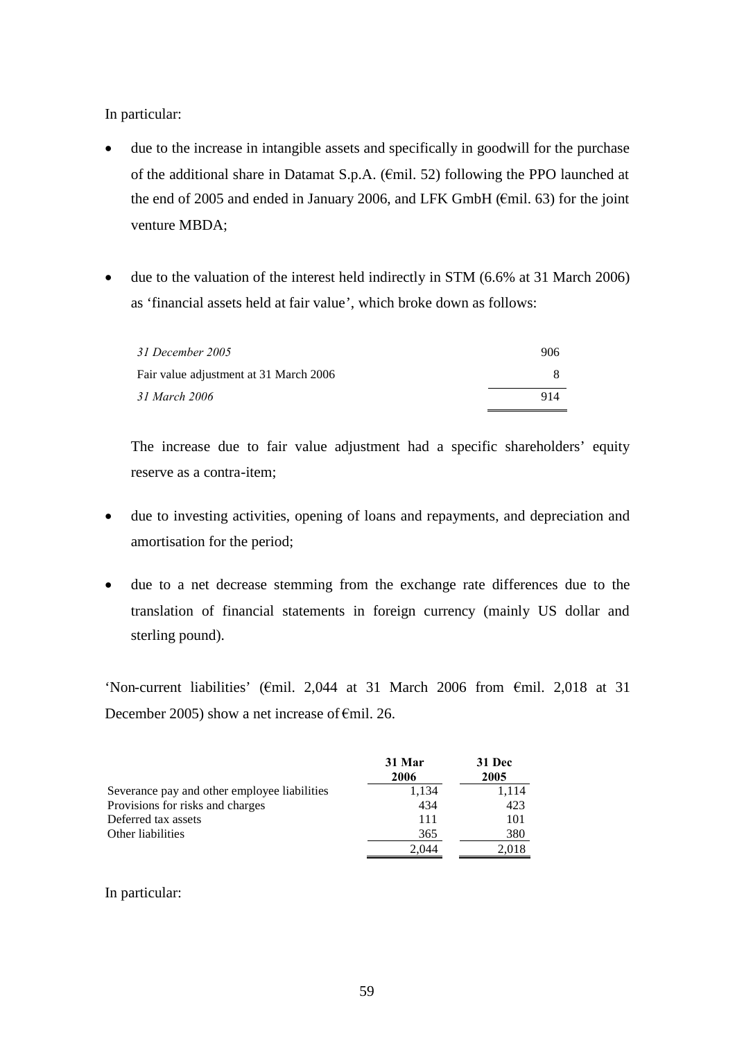In particular:

- due to the increase in intangible assets and specifically in goodwill for the purchase of the additional share in Datamat S.p.A. (€mil. 52) following the PPO launched at the end of 2005 and ended in January 2006, and LFK GmbH (€mil. 63) for the joint venture MBDA;

- due to the valuation of the interest held indirectly in STM (6.6% at 31 March 2006) as 'financial assets held at fair value', which broke down as follows:

| | |
|---|---|
| *31 December 2005* | 906 |
| Fair value adjustment at 31 March 2006 | 8 |
| *31 March 2006* | 914 |

  The increase due to fair value adjustment had a specific shareholders' equity reserve as a contra-item;

- due to investing activities, opening of loans and repayments, and depreciation and amortisation for the period;

- due to a net decrease stemming from the exchange rate differences due to the translation of financial statements in foreign currency (mainly US dollar and sterling pound).

'Non-current liabilities' (€mil. 2,044 at 31 March 2006 from €mil. 2,018 at 31 December 2005) show a net increase of €mil. 26.

| | 31 Mar 2006 | 31 Dec 2005 |
|---|---|---|
| Severance pay and other employee liabilities | 1,134 | 1,114 |
| Provisions for risks and charges | 434 | 423 |
| Deferred tax assets | 111 | 101 |
| Other liabilities | 365 | 380 |
| | 2,044 | 2,018 |

In particular: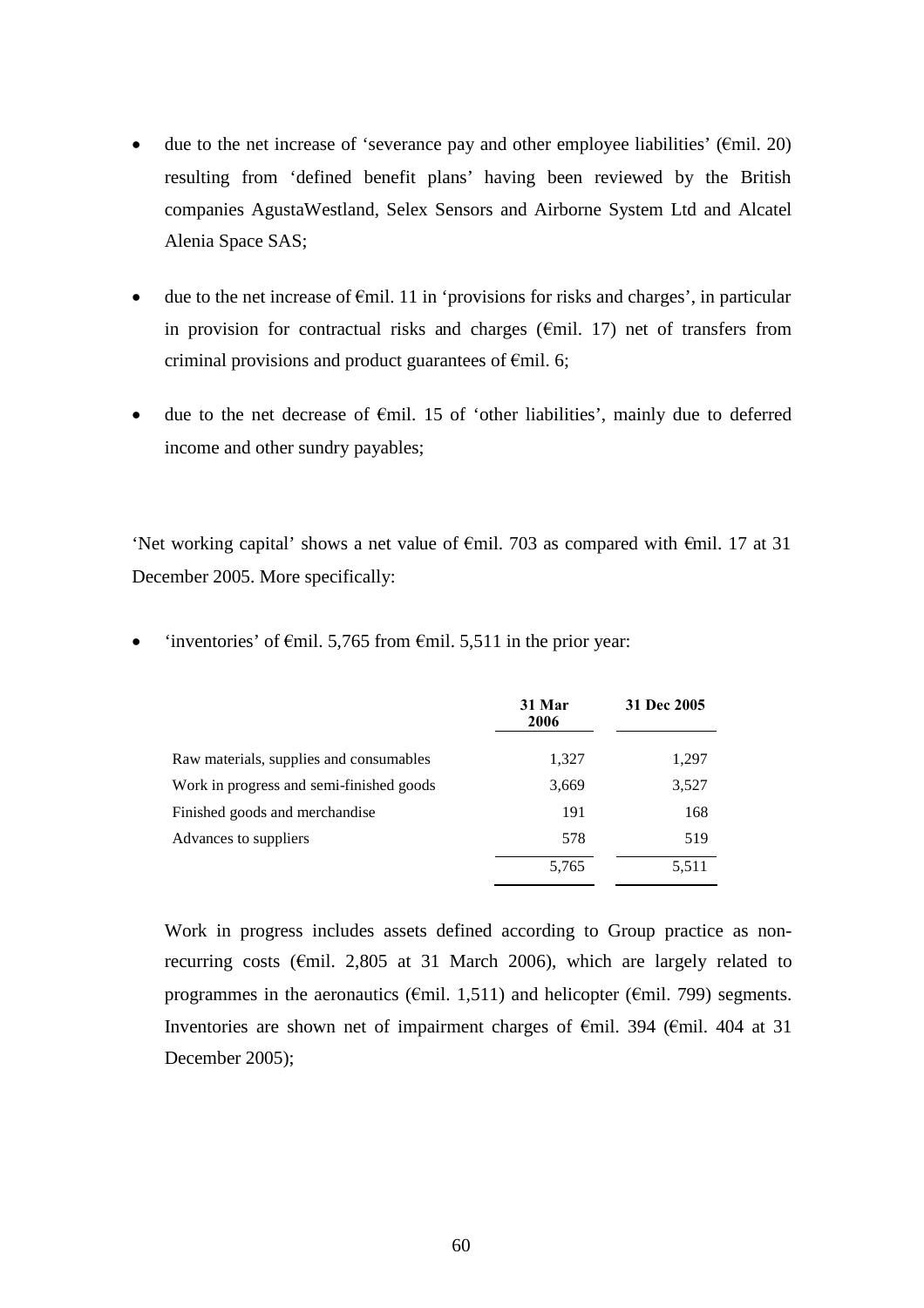- due to the net increase of 'severance pay and other employee liabilities' (€mil. 20) resulting from 'defined benefit plans' having been reviewed by the British companies AgustaWestland, Selex Sensors and Airborne System Ltd and Alcatel Alenia Space SAS;

- due to the net increase of €mil. 11 in 'provisions for risks and charges', in particular in provision for contractual risks and charges (€mil. 17) net of transfers from criminal provisions and product guarantees of €mil. 6;

- due to the net decrease of €mil. 15 of 'other liabilities', mainly due to deferred income and other sundry payables;

'Net working capital' shows a net value of €mil. 703 as compared with €mil. 17 at 31 December 2005. More specifically:

- 'inventories' of €mil. 5,765 from €mil. 5,511 in the prior year:

| | 31 Mar 2006 | 31 Dec 2005 |
|---|---|---|
| Raw materials, supplies and consumables | 1,327 | 1,297 |
| Work in progress and semi-finished goods | 3,669 | 3,527 |
| Finished goods and merchandise | 191 | 168 |
| Advances to suppliers | 578 | 519 |
| | 5,765 | 5,511 |

  Work in progress includes assets defined according to Group practice as non-recurring costs (€mil. 2,805 at 31 March 2006), which are largely related to programmes in the aeronautics (€mil. 1,511) and helicopter (€mil. 799) segments. Inventories are shown net of impairment charges of €mil. 394 (€mil. 404 at 31 December 2005);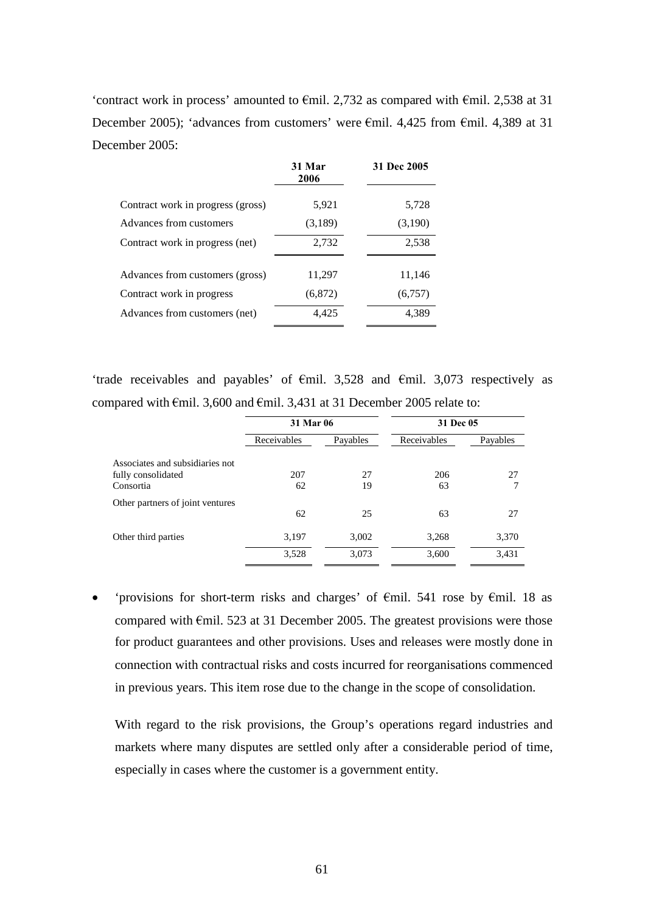'contract work in process' amounted to €mil. 2,732 as compared with €mil. 2,538 at 31 December 2005); 'advances from customers' were €mil. 4,425 from €mil. 4,389 at 31 December 2005:

| | 31 Mar 2006 | 31 Dec 2005 |
|---|---|---|
| Contract work in progress (gross) | 5,921 | 5,728 |
| Advances from customers | (3,189) | (3,190) |
| Contract work in progress (net) | 2,732 | 2,538 |
| Advances from customers (gross) | 11,297 | 11,146 |
| Contract work in progress | (6,872) | (6,757) |
| Advances from customers (net) | 4,425 | 4,389 |

'trade receivables and payables' of €mil. 3,528 and €mil. 3,073 respectively as compared with €mil. 3,600 and €mil. 3,431 at 31 December 2005 relate to:

| | 31 Mar 06 | | 31 Dec 05 | |
|---|---|---|---|---|
| | Receivables | Payables | Receivables | Payables |
| Associates and subsidiaries not fully consolidated | 207 | 27 | 206 | 27 |
| Consortia | 62 | 19 | 63 | 7 |
| Other partners of joint ventures | 62 | 25 | 63 | 27 |
| Other third parties | 3,197 | 3,002 | 3,268 | 3,370 |
| | 3,528 | 3,073 | 3,600 | 3,431 |

- 'provisions for short-term risks and charges' of €mil. 541 rose by €mil. 18 as compared with €mil. 523 at 31 December 2005. The greatest provisions were those for product guarantees and other provisions. Uses and releases were mostly done in connection with contractual risks and costs incurred for reorganisations commenced in previous years. This item rose due to the change in the scope of consolidation.

  With regard to the risk provisions, the Group's operations regard industries and markets where many disputes are settled only after a considerable period of time, especially in cases where the customer is a government entity.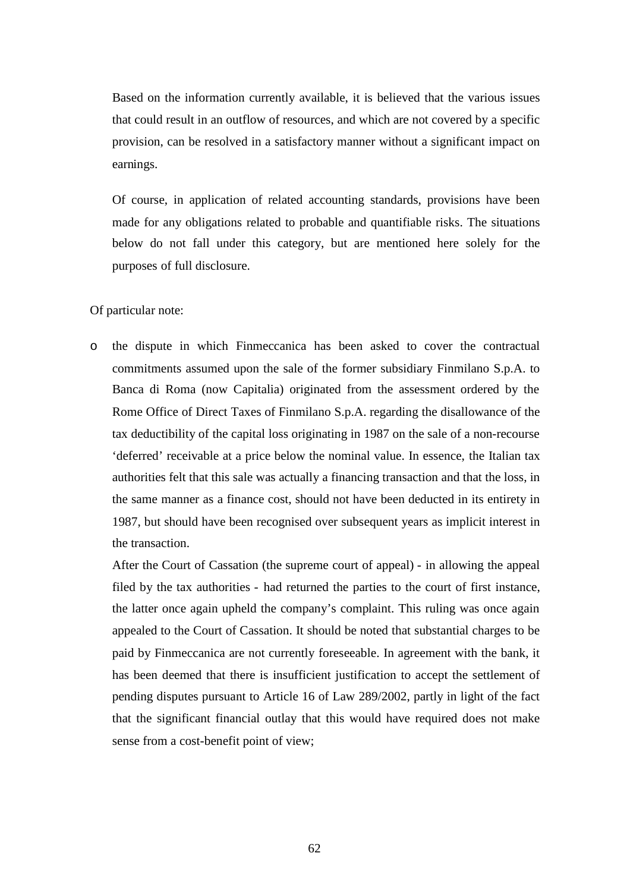Based on the information currently available, it is believed that the various issues that could result in an outflow of resources, and which are not covered by a specific provision, can be resolved in a satisfactory manner without a significant impact on earnings.

Of course, in application of related accounting standards, provisions have been made for any obligations related to probable and quantifiable risks. The situations below do not fall under this category, but are mentioned here solely for the purposes of full disclosure.

Of particular note:

- the dispute in which Finmeccanica has been asked to cover the contractual commitments assumed upon the sale of the former subsidiary Finmilano S.p.A. to Banca di Roma (now Capitalia) originated from the assessment ordered by the Rome Office of Direct Taxes of Finmilano S.p.A. regarding the disallowance of the tax deductibility of the capital loss originating in 1987 on the sale of a non-recourse 'deferred' receivable at a price below the nominal value. In essence, the Italian tax authorities felt that this sale was actually a financing transaction and that the loss, in the same manner as a finance cost, should not have been deducted in its entirety in 1987, but should have been recognised over subsequent years as implicit interest in the transaction.

  After the Court of Cassation (the supreme court of appeal) - in allowing the appeal filed by the tax authorities - had returned the parties to the court of first instance, the latter once again upheld the company's complaint. This ruling was once again appealed to the Court of Cassation. It should be noted that substantial charges to be paid by Finmeccanica are not currently foreseeable. In agreement with the bank, it has been deemed that there is insufficient justification to accept the settlement of pending disputes pursuant to Article 16 of Law 289/2002, partly in light of the fact that the significant financial outlay that this would have required does not make sense from a cost-benefit point of view;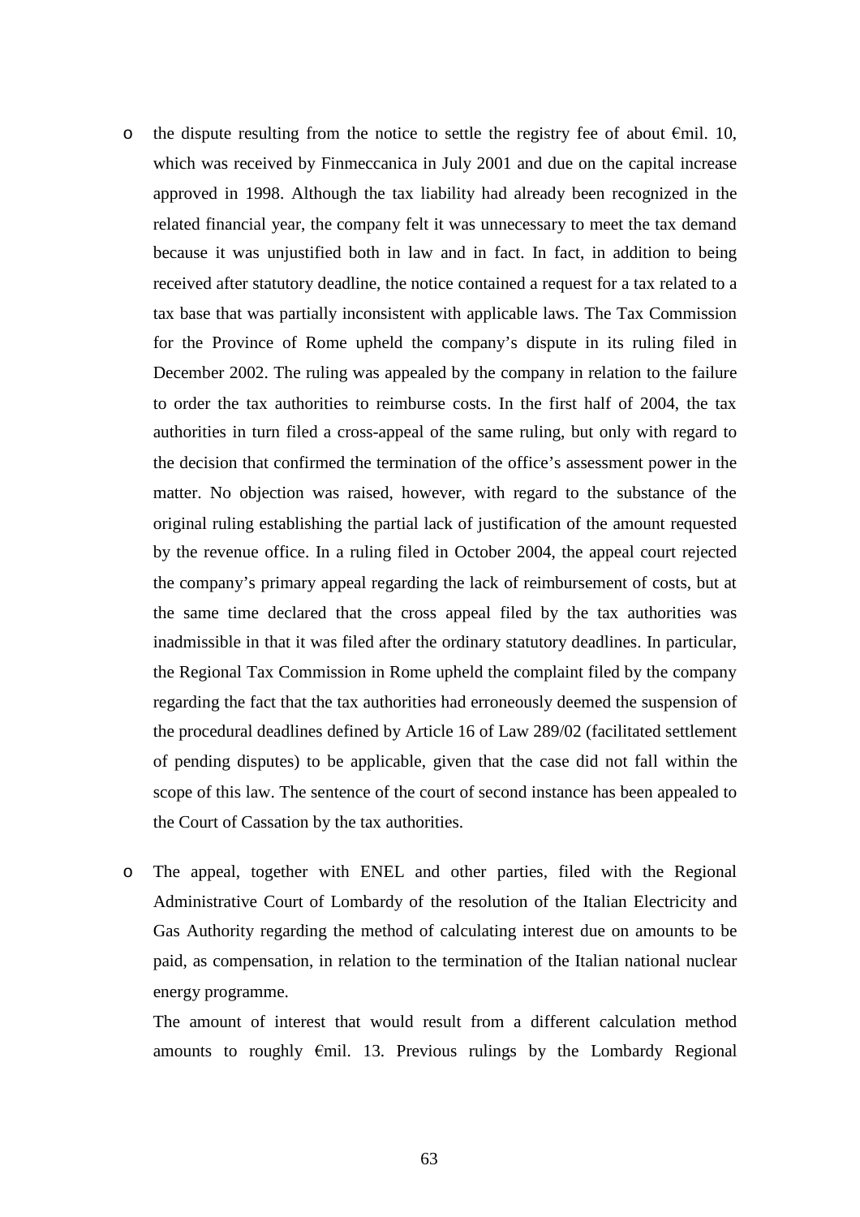- the dispute resulting from the notice to settle the registry fee of about €mil. 10, which was received by Finmeccanica in July 2001 and due on the capital increase approved in 1998. Although the tax liability had already been recognized in the related financial year, the company felt it was unnecessary to meet the tax demand because it was unjustified both in law and in fact. In fact, in addition to being received after statutory deadline, the notice contained a request for a tax related to a tax base that was partially inconsistent with applicable laws. The Tax Commission for the Province of Rome upheld the company's dispute in its ruling filed in December 2002. The ruling was appealed by the company in relation to the failure to order the tax authorities to reimburse costs. In the first half of 2004, the tax authorities in turn filed a cross-appeal of the same ruling, but only with regard to the decision that confirmed the termination of the office's assessment power in the matter. No objection was raised, however, with regard to the substance of the original ruling establishing the partial lack of justification of the amount requested by the revenue office. In a ruling filed in October 2004, the appeal court rejected the company's primary appeal regarding the lack of reimbursement of costs, but at the same time declared that the cross appeal filed by the tax authorities was inadmissible in that it was filed after the ordinary statutory deadlines. In particular, the Regional Tax Commission in Rome upheld the complaint filed by the company regarding the fact that the tax authorities had erroneously deemed the suspension of the procedural deadlines defined by Article 16 of Law 289/02 (facilitated settlement of pending disputes) to be applicable, given that the case did not fall within the scope of this law. The sentence of the court of second instance has been appealed to the Court of Cassation by the tax authorities.

- The appeal, together with ENEL and other parties, filed with the Regional Administrative Court of Lombardy of the resolution of the Italian Electricity and Gas Authority regarding the method of calculating interest due on amounts to be paid, as compensation, in relation to the termination of the Italian national nuclear energy programme.

  The amount of interest that would result from a different calculation method amounts to roughly €mil. 13. Previous rulings by the Lombardy Regional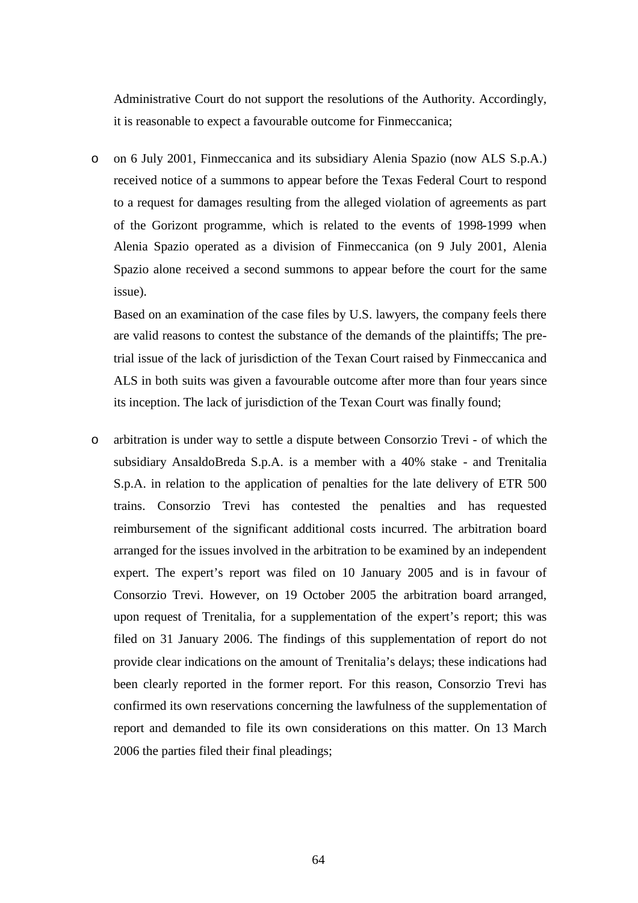Administrative Court do not support the resolutions of the Authority. Accordingly, it is reasonable to expect a favourable outcome for Finmeccanica;

- on 6 July 2001, Finmeccanica and its subsidiary Alenia Spazio (now ALS S.p.A.) received notice of a summons to appear before the Texas Federal Court to respond to a request for damages resulting from the alleged violation of agreements as part of the Gorizont programme, which is related to the events of 1998-1999 when Alenia Spazio operated as a division of Finmeccanica (on 9 July 2001, Alenia Spazio alone received a second summons to appear before the court for the same issue).

  Based on an examination of the case files by U.S. lawyers, the company feels there are valid reasons to contest the substance of the demands of the plaintiffs; The pre-trial issue of the lack of jurisdiction of the Texan Court raised by Finmeccanica and ALS in both suits was given a favourable outcome after more than four years since its inception. The lack of jurisdiction of the Texan Court was finally found;

- arbitration is under way to settle a dispute between Consorzio Trevi - of which the subsidiary AnsaldoBreda S.p.A. is a member with a 40% stake - and Trenitalia S.p.A. in relation to the application of penalties for the late delivery of ETR 500 trains. Consorzio Trevi has contested the penalties and has requested reimbursement of the significant additional costs incurred. The arbitration board arranged for the issues involved in the arbitration to be examined by an independent expert. The expert's report was filed on 10 January 2005 and is in favour of Consorzio Trevi. However, on 19 October 2005 the arbitration board arranged, upon request of Trenitalia, for a supplementation of the expert's report; this was filed on 31 January 2006. The findings of this supplementation of report do not provide clear indications on the amount of Trenitalia's delays; these indications had been clearly reported in the former report. For this reason, Consorzio Trevi has confirmed its own reservations concerning the lawfulness of the supplementation of report and demanded to file its own considerations on this matter. On 13 March 2006 the parties filed their final pleadings;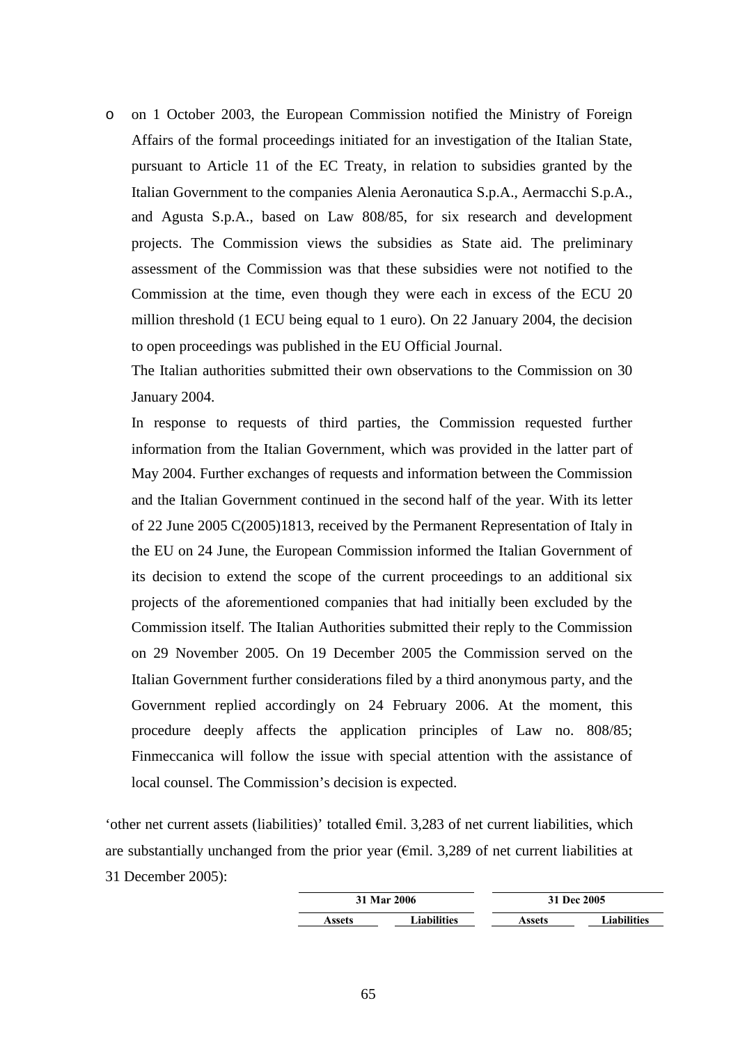- on 1 October 2003, the European Commission notified the Ministry of Foreign Affairs of the formal proceedings initiated for an investigation of the Italian State, pursuant to Article 11 of the EC Treaty, in relation to subsidies granted by the Italian Government to the companies Alenia Aeronautica S.p.A., Aermacchi S.p.A., and Agusta S.p.A., based on Law 808/85, for six research and development projects. The Commission views the subsidies as State aid. The preliminary assessment of the Commission was that these subsidies were not notified to the Commission at the time, even though they were each in excess of the ECU 20 million threshold (1 ECU being equal to 1 euro). On 22 January 2004, the decision to open proceedings was published in the EU Official Journal.

  The Italian authorities submitted their own observations to the Commission on 30 January 2004.

  In response to requests of third parties, the Commission requested further information from the Italian Government, which was provided in the latter part of May 2004. Further exchanges of requests and information between the Commission and the Italian Government continued in the second half of the year. With its letter of 22 June 2005 C(2005)1813, received by the Permanent Representation of Italy in the EU on 24 June, the European Commission informed the Italian Government of its decision to extend the scope of the current proceedings to an additional six projects of the aforementioned companies that had initially been excluded by the Commission itself. The Italian Authorities submitted their reply to the Commission on 29 November 2005. On 19 December 2005 the Commission served on the Italian Government further considerations filed by a third anonymous party, and the Government replied accordingly on 24 February 2006. At the moment, this procedure deeply affects the application principles of Law no. 808/85; Finmeccanica will follow the issue with special attention with the assistance of local counsel. The Commission's decision is expected.

'other net current assets (liabilities)' totalled €mil. 3,283 of net current liabilities, which are substantially unchanged from the prior year (€mil. 3,289 of net current liabilities at 31 December 2005):

| | 31 Mar 2006 | | 31 Dec 2005 | |
|---|---|---|---|---|
| | Assets | Liabilities | Assets | Liabilities |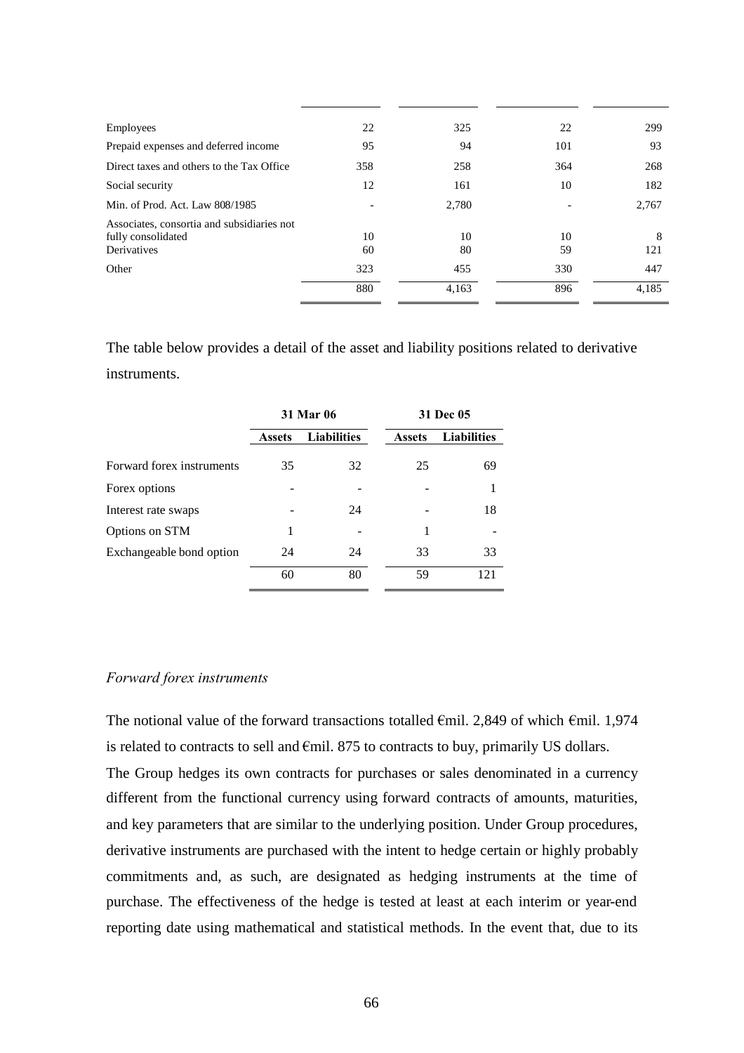| | | | | |
|---|---|---|---|---|
| Employees | 22 | 325 | 22 | 299 |
| Prepaid expenses and deferred income | 95 | 94 | 101 | 93 |
| Direct taxes and others to the Tax Office | 358 | 258 | 364 | 268 |
| Social security | 12 | 161 | 10 | 182 |
| Min. of Prod. Act. Law 808/1985 | - | 2,780 | - | 2,767 |
| Associates, consortia and subsidiaries not fully consolidated | 10 | 10 | 10 | 8 |
| Derivatives | 60 | 80 | 59 | 121 |
| Other | 323 | 455 | 330 | 447 |
| | 880 | 4,163 | 896 | 4,185 |

The table below provides a detail of the asset and liability positions related to derivative instruments.

| | 31 Mar 06 | | 31 Dec 05 | |
|---|---|---|---|---|
| | **Assets** | **Liabilities** | **Assets** | **Liabilities** |
| Forward forex instruments | 35 | 32 | 25 | 69 |
| Forex options | - | - | - | 1 |
| Interest rate swaps | - | 24 | - | 18 |
| Options on STM | 1 | - | 1 | - |
| Exchangeable bond option | 24 | 24 | 33 | 33 |
| | 60 | 80 | 59 | 121 |

*Forward forex instruments*

The notional value of the forward transactions totalled €mil. 2,849 of which €mil. 1,974 is related to contracts to sell and €mil. 875 to contracts to buy, primarily US dollars.

The Group hedges its own contracts for purchases or sales denominated in a currency different from the functional currency using forward contracts of amounts, maturities, and key parameters that are similar to the underlying position. Under Group procedures, derivative instruments are purchased with the intent to hedge certain or highly probably commitments and, as such, are designated as hedging instruments at the time of purchase. The effectiveness of the hedge is tested at least at each interim or year-end reporting date using mathematical and statistical methods. In the event that, due to its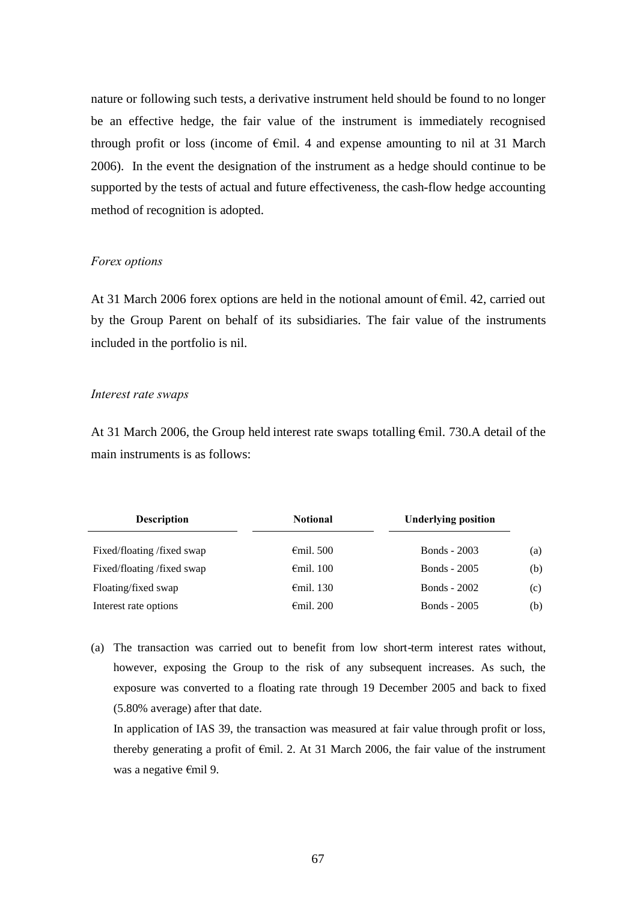nature or following such tests, a derivative instrument held should be found to no longer be an effective hedge, the fair value of the instrument is immediately recognised through profit or loss (income of €mil. 4 and expense amounting to nil at 31 March 2006). In the event the designation of the instrument as a hedge should continue to be supported by the tests of actual and future effectiveness, the cash-flow hedge accounting method of recognition is adopted.

*Forex options*

At 31 March 2006 forex options are held in the notional amount of €mil. 42, carried out by the Group Parent on behalf of its subsidiaries. The fair value of the instruments included in the portfolio is nil.

*Interest rate swaps*

At 31 March 2006, the Group held interest rate swaps totalling €mil. 730.A detail of the main instruments is as follows:

| Description | Notional | Underlying position | |
|---|---|---|---|
| Fixed/floating /fixed swap | €mil. 500 | Bonds - 2003 | (a) |
| Fixed/floating /fixed swap | €mil. 100 | Bonds - 2005 | (b) |
| Floating/fixed swap | €mil. 130 | Bonds - 2002 | (c) |
| Interest rate options | €mil. 200 | Bonds - 2005 | (b) |

(a) The transaction was carried out to benefit from low short-term interest rates without, however, exposing the Group to the risk of any subsequent increases. As such, the exposure was converted to a floating rate through 19 December 2005 and back to fixed (5.80% average) after that date.

In application of IAS 39, the transaction was measured at fair value through profit or loss, thereby generating a profit of €mil. 2. At 31 March 2006, the fair value of the instrument was a negative €mil 9.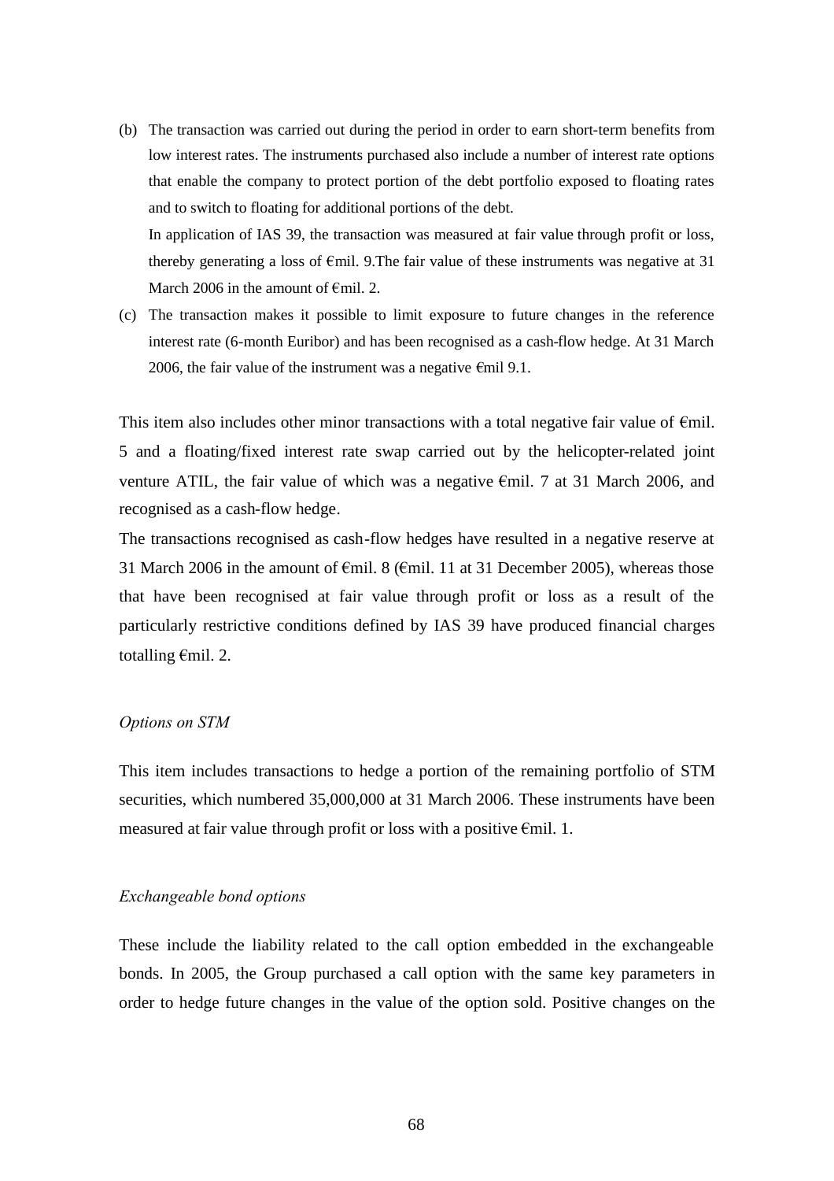(b) The transaction was carried out during the period in order to earn short-term benefits from low interest rates. The instruments purchased also include a number of interest rate options that enable the company to protect portion of the debt portfolio exposed to floating rates and to switch to floating for additional portions of the debt.

    In application of IAS 39, the transaction was measured at fair value through profit or loss, thereby generating a loss of €mil. 9.The fair value of these instruments was negative at 31 March 2006 in the amount of €mil. 2.

(c) The transaction makes it possible to limit exposure to future changes in the reference interest rate (6-month Euribor) and has been recognised as a cash-flow hedge. At 31 March 2006, the fair value of the instrument was a negative €mil 9.1.

This item also includes other minor transactions with a total negative fair value of €mil. 5 and a floating/fixed interest rate swap carried out by the helicopter-related joint venture ATIL, the fair value of which was a negative €mil. 7 at 31 March 2006, and recognised as a cash-flow hedge.

The transactions recognised as cash-flow hedges have resulted in a negative reserve at 31 March 2006 in the amount of €mil. 8 (€mil. 11 at 31 December 2005), whereas those that have been recognised at fair value through profit or loss as a result of the particularly restrictive conditions defined by IAS 39 have produced financial charges totalling €mil. 2.

*Options on STM*

This item includes transactions to hedge a portion of the remaining portfolio of STM securities, which numbered 35,000,000 at 31 March 2006. These instruments have been measured at fair value through profit or loss with a positive €mil. 1.

*Exchangeable bond options*

These include the liability related to the call option embedded in the exchangeable bonds. In 2005, the Group purchased a call option with the same key parameters in order to hedge future changes in the value of the option sold. Positive changes on the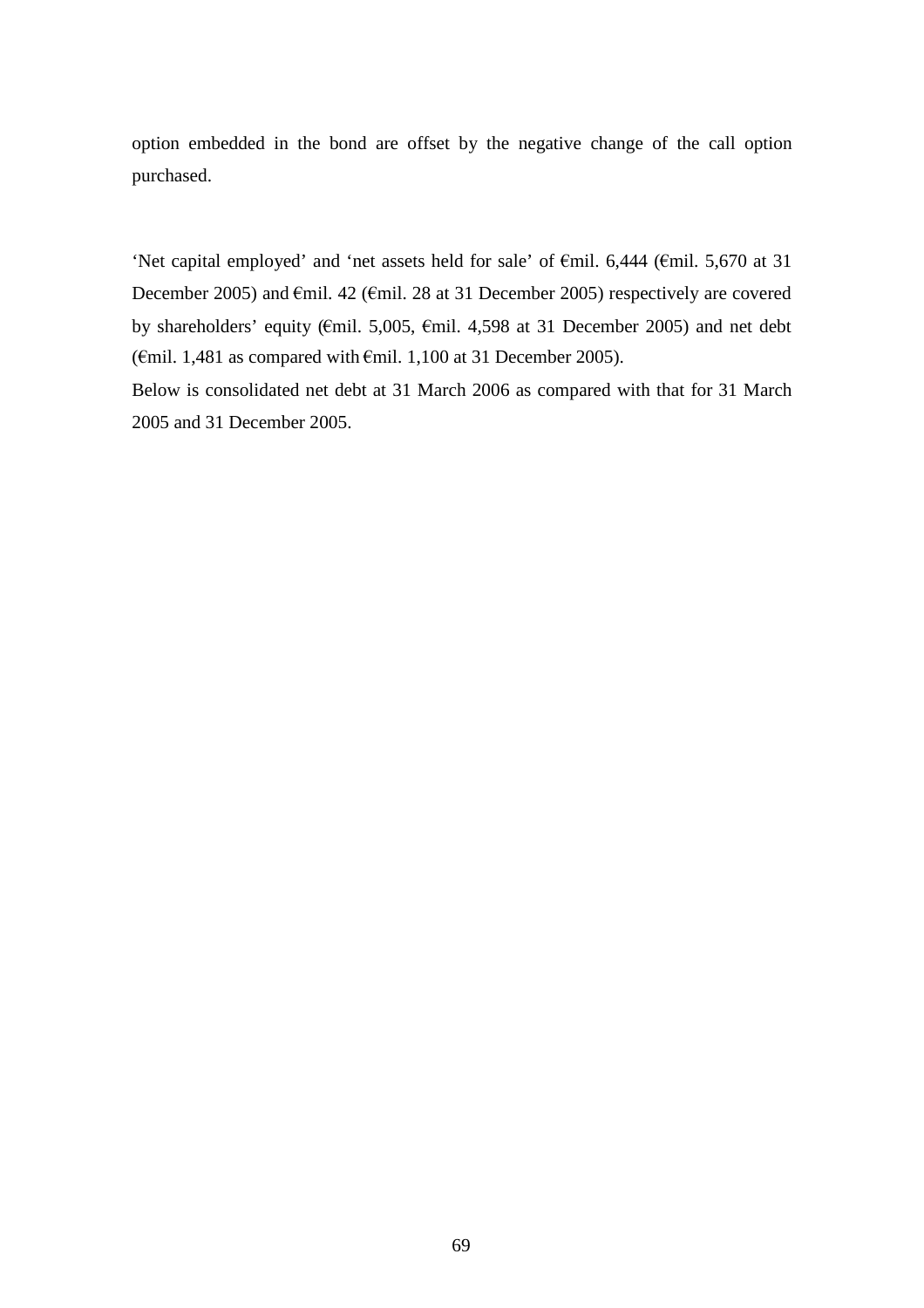option embedded in the bond are offset by the negative change of the call option purchased.

'Net capital employed' and 'net assets held for sale' of €mil. 6,444 (€mil. 5,670 at 31 December 2005) and €mil. 42 (€mil. 28 at 31 December 2005) respectively are covered by shareholders' equity (€mil. 5,005, €mil. 4,598 at 31 December 2005) and net debt (€mil. 1,481 as compared with €mil. 1,100 at 31 December 2005).

Below is consolidated net debt at 31 March 2006 as compared with that for 31 March 2005 and 31 December 2005.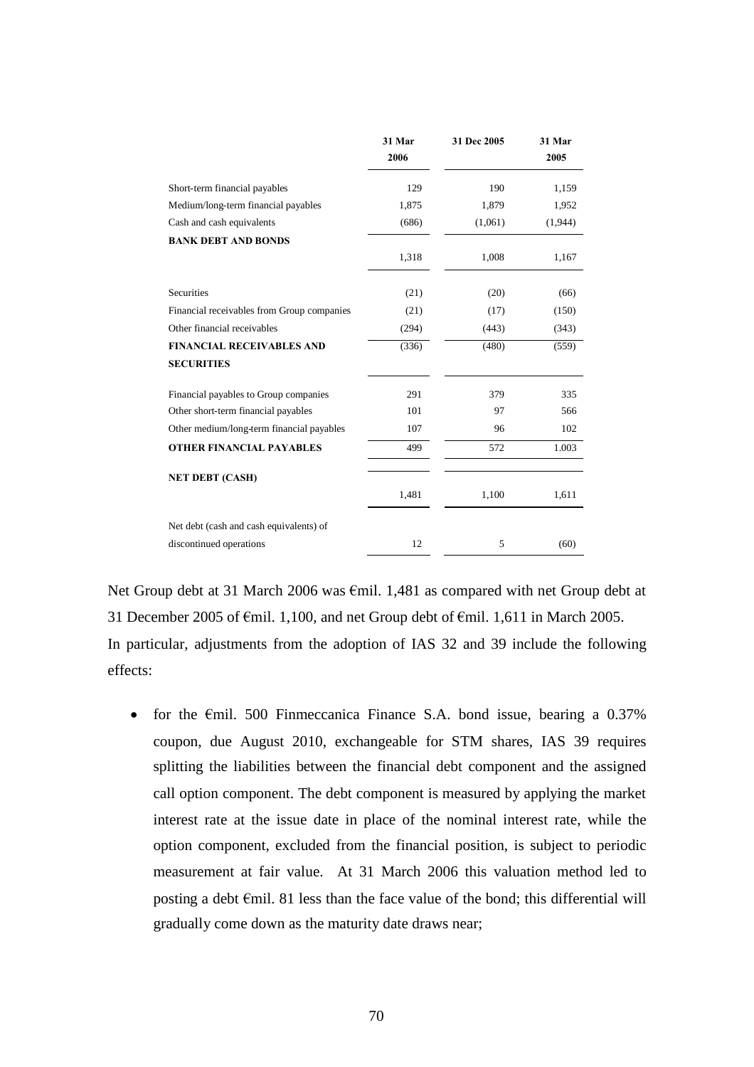| | 31 Mar 2006 | 31 Dec 2005 | 31 Mar 2005 |
|---|---|---|---|
| Short-term financial payables | 129 | 190 | 1,159 |
| Medium/long-term financial payables | 1,875 | 1,879 | 1,952 |
| Cash and cash equivalents | (686) | (1,061) | (1,944) |
| **BANK DEBT AND BONDS** | 1,318 | 1,008 | 1,167 |
| Securities | (21) | (20) | (66) |
| Financial receivables from Group companies | (21) | (17) | (150) |
| Other financial receivables | (294) | (443) | (343) |
| **FINANCIAL RECEIVABLES AND SECURITIES** | (336) | (480) | (559) |
| Financial payables to Group companies | 291 | 379 | 335 |
| Other short-term financial payables | 101 | 97 | 566 |
| Other medium/long-term financial payables | 107 | 96 | 102 |
| **OTHER FINANCIAL PAYABLES** | 499 | 572 | 1.003 |
| **NET DEBT (CASH)** | 1,481 | 1,100 | 1,611 |
| Net debt (cash and cash equivalents) of discontinued operations | 12 | 5 | (60) |

Net Group debt at 31 March 2006 was €mil. 1,481 as compared with net Group debt at 31 December 2005 of €mil. 1,100, and net Group debt of €mil. 1,611 in March 2005.
In particular, adjustments from the adoption of IAS 32 and 39 include the following effects:

- for the €mil. 500 Finmeccanica Finance S.A. bond issue, bearing a 0.37% coupon, due August 2010, exchangeable for STM shares, IAS 39 requires splitting the liabilities between the financial debt component and the assigned call option component. The debt component is measured by applying the market interest rate at the issue date in place of the nominal interest rate, while the option component, excluded from the financial position, is subject to periodic measurement at fair value. At 31 March 2006 this valuation method led to posting a debt €mil. 81 less than the face value of the bond; this differential will gradually come down as the maturity date draws near;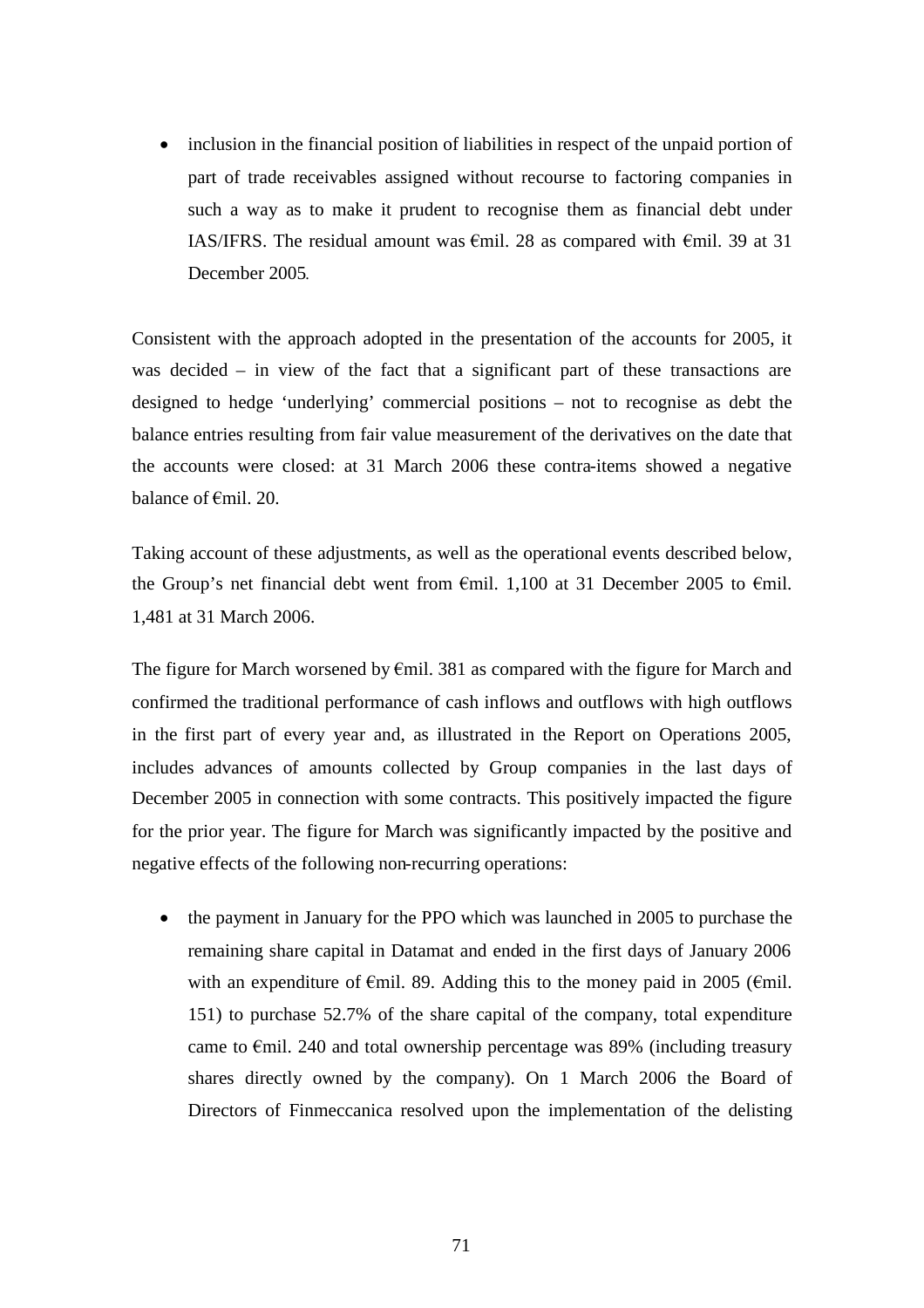- inclusion in the financial position of liabilities in respect of the unpaid portion of part of trade receivables assigned without recourse to factoring companies in such a way as to make it prudent to recognise them as financial debt under IAS/IFRS. The residual amount was €mil. 28 as compared with €mil. 39 at 31 December 2005.

Consistent with the approach adopted in the presentation of the accounts for 2005, it was decided – in view of the fact that a significant part of these transactions are designed to hedge 'underlying' commercial positions – not to recognise as debt the balance entries resulting from fair value measurement of the derivatives on the date that the accounts were closed: at 31 March 2006 these contra-items showed a negative balance of €mil. 20.

Taking account of these adjustments, as well as the operational events described below, the Group's net financial debt went from €mil. 1,100 at 31 December 2005 to €mil. 1,481 at 31 March 2006.

The figure for March worsened by €mil. 381 as compared with the figure for March and confirmed the traditional performance of cash inflows and outflows with high outflows in the first part of every year and, as illustrated in the Report on Operations 2005, includes advances of amounts collected by Group companies in the last days of December 2005 in connection with some contracts. This positively impacted the figure for the prior year. The figure for March was significantly impacted by the positive and negative effects of the following non-recurring operations:

- the payment in January for the PPO which was launched in 2005 to purchase the remaining share capital in Datamat and ended in the first days of January 2006 with an expenditure of €mil. 89. Adding this to the money paid in 2005 (€mil. 151) to purchase 52.7% of the share capital of the company, total expenditure came to €mil. 240 and total ownership percentage was 89% (including treasury shares directly owned by the company). On 1 March 2006 the Board of Directors of Finmeccanica resolved upon the implementation of the delisting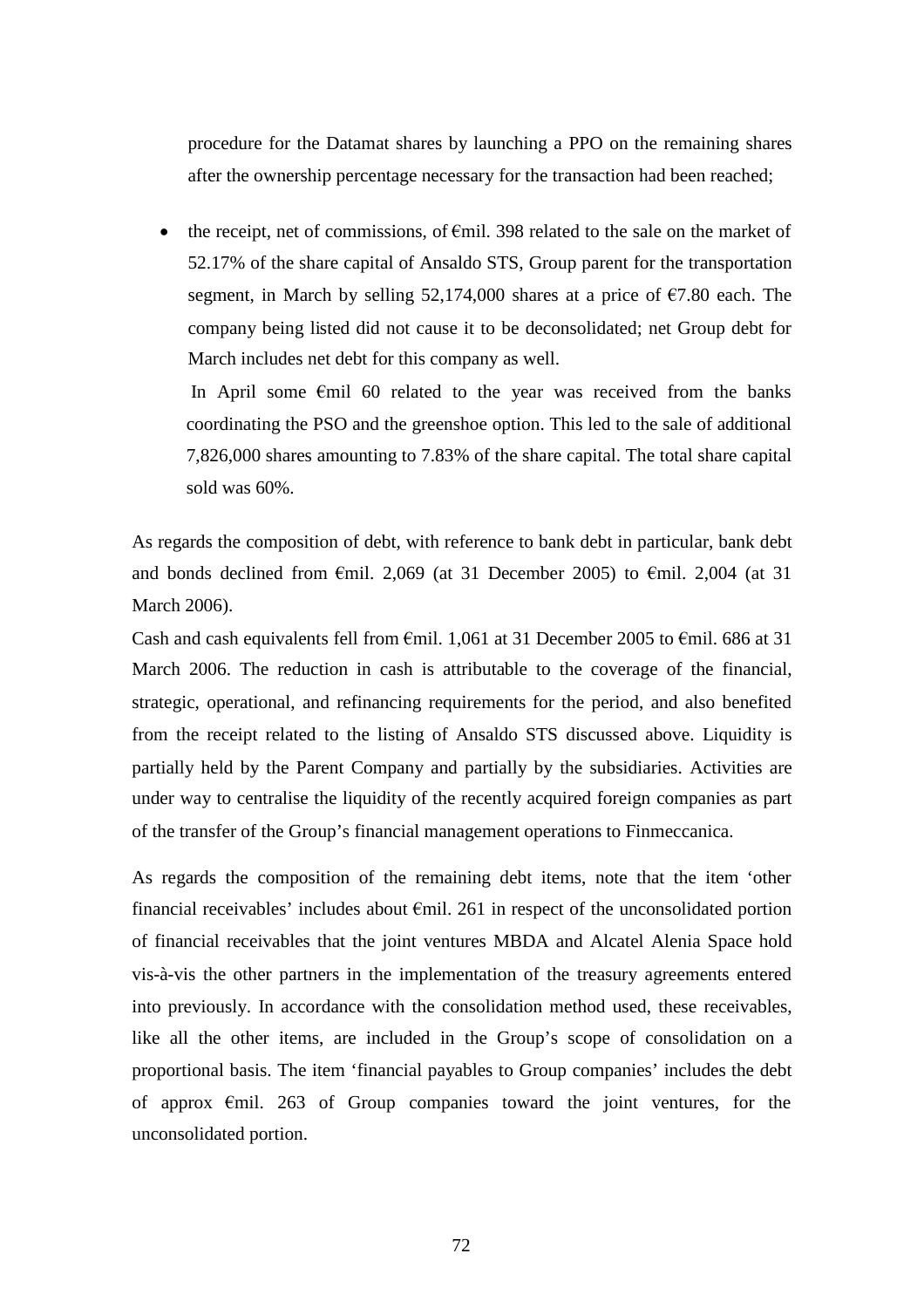procedure for the Datamat shares by launching a PPO on the remaining shares after the ownership percentage necessary for the transaction had been reached;

- the receipt, net of commissions, of €mil. 398 related to the sale on the market of 52.17% of the share capital of Ansaldo STS, Group parent for the transportation segment, in March by selling 52,174,000 shares at a price of €7.80 each. The company being listed did not cause it to be deconsolidated; net Group debt for March includes net debt for this company as well.

  In April some €mil 60 related to the year was received from the banks coordinating the PSO and the greenshoe option. This led to the sale of additional 7,826,000 shares amounting to 7.83% of the share capital. The total share capital sold was 60%.

As regards the composition of debt, with reference to bank debt in particular, bank debt and bonds declined from €mil. 2,069 (at 31 December 2005) to €mil. 2,004 (at 31 March 2006).

Cash and cash equivalents fell from €mil. 1,061 at 31 December 2005 to €mil. 686 at 31 March 2006. The reduction in cash is attributable to the coverage of the financial, strategic, operational, and refinancing requirements for the period, and also benefited from the receipt related to the listing of Ansaldo STS discussed above. Liquidity is partially held by the Parent Company and partially by the subsidiaries. Activities are under way to centralise the liquidity of the recently acquired foreign companies as part of the transfer of the Group's financial management operations to Finmeccanica.

As regards the composition of the remaining debt items, note that the item 'other financial receivables' includes about €mil. 261 in respect of the unconsolidated portion of financial receivables that the joint ventures MBDA and Alcatel Alenia Space hold vis-à-vis the other partners in the implementation of the treasury agreements entered into previously. In accordance with the consolidation method used, these receivables, like all the other items, are included in the Group's scope of consolidation on a proportional basis. The item 'financial payables to Group companies' includes the debt of approx €mil. 263 of Group companies toward the joint ventures, for the unconsolidated portion.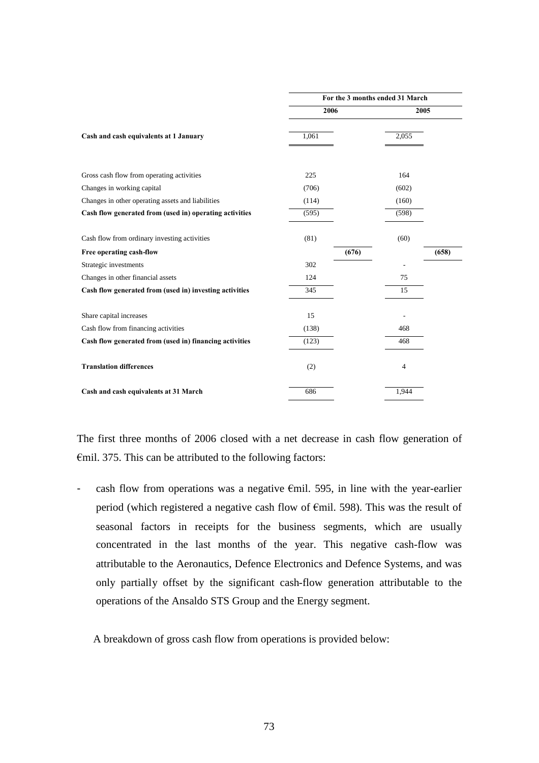| | For the 3 months ended 31 March | | | |
|---|---|---|---|---|
| | 2006 | | 2005 | |
| **Cash and cash equivalents at 1 January** | 1,061 | | 2,055 | |
| | | | | |
| Gross cash flow from operating activities | 225 | | 164 | |
| Changes in working capital | (706) | | (602) | |
| Changes in other operating assets and liabilities | (114) | | (160) | |
| **Cash flow generated from (used in) operating activities** | (595) | | (598) | |
| | | | | |
| Cash flow from ordinary investing activities | (81) | | (60) | |
| **Free operating cash-flow** | | **(676)** | | **(658)** |
| Strategic investments | 302 | | - | |
| Changes in other financial assets | 124 | | 75 | |
| **Cash flow generated from (used in) investing activities** | 345 | | 15 | |
| | | | | |
| Share capital increases | 15 | | - | |
| Cash flow from financing activities | (138) | | 468 | |
| **Cash flow generated from (used in) financing activities** | (123) | | 468 | |
| | | | | |
| **Translation differences** | (2) | | 4 | |
| | | | | |
| **Cash and cash equivalents at 31 March** | 686 | | 1,944 | |

The first three months of 2006 closed with a net decrease in cash flow generation of €mil. 375. This can be attributed to the following factors:

- cash flow from operations was a negative €mil. 595, in line with the year-earlier period (which registered a negative cash flow of €mil. 598). This was the result of seasonal factors in receipts for the business segments, which are usually concentrated in the last months of the year. This negative cash-flow was attributable to the Aeronautics, Defence Electronics and Defence Systems, and was only partially offset by the significant cash-flow generation attributable to the operations of the Ansaldo STS Group and the Energy segment.

A breakdown of gross cash flow from operations is provided below: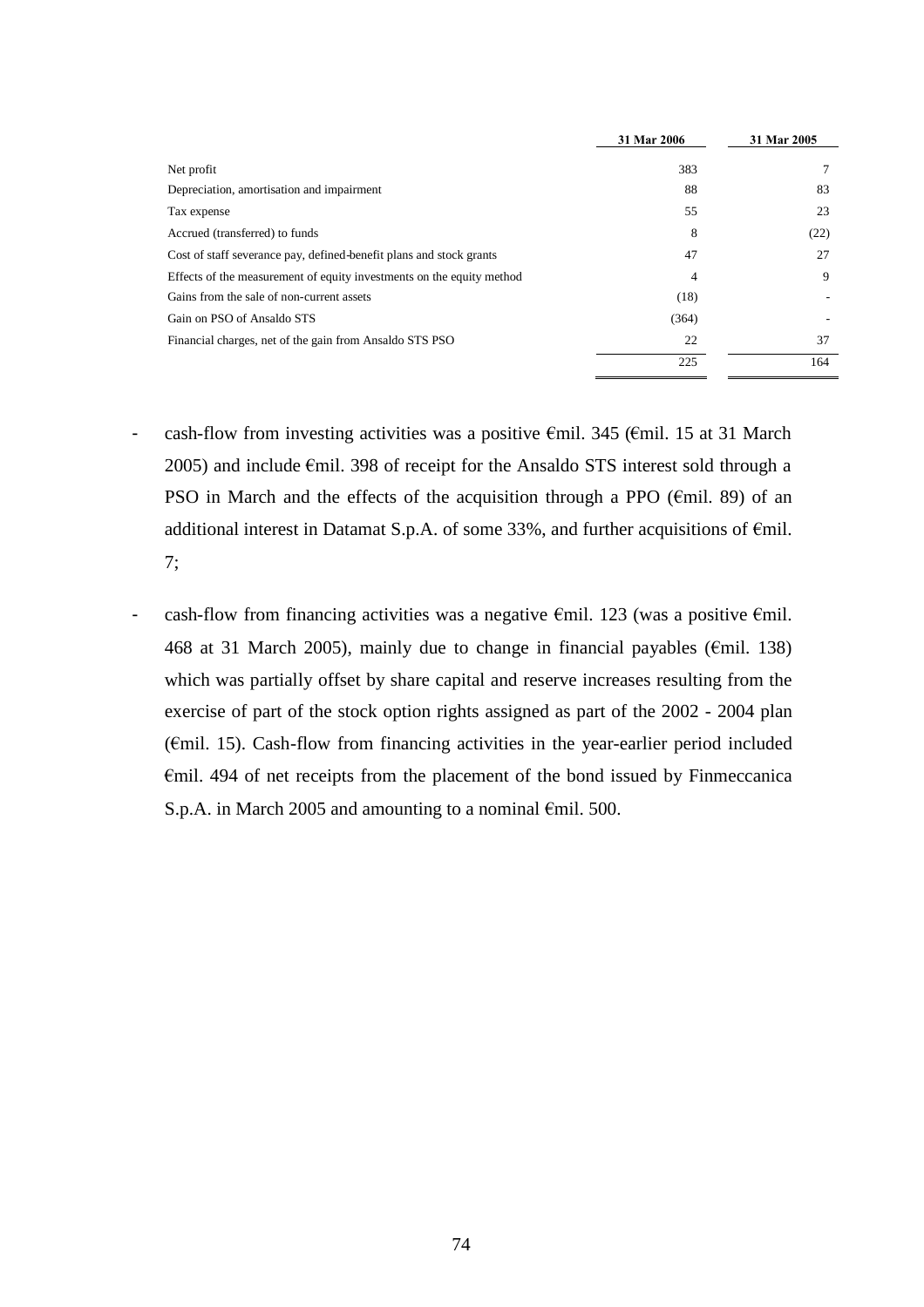| | 31 Mar 2006 | 31 Mar 2005 |
|---|---|---|
| Net profit | 383 | 7 |
| Depreciation, amortisation and impairment | 88 | 83 |
| Tax expense | 55 | 23 |
| Accrued (transferred) to funds | 8 | (22) |
| Cost of staff severance pay, defined-benefit plans and stock grants | 47 | 27 |
| Effects of the measurement of equity investments on the equity method | 4 | 9 |
| Gains from the sale of non-current assets | (18) | - |
| Gain on PSO of Ansaldo STS | (364) | - |
| Financial charges, net of the gain from Ansaldo STS PSO | 22 | 37 |
| | 225 | 164 |

- cash-flow from investing activities was a positive €mil. 345 (€mil. 15 at 31 March 2005) and include €mil. 398 of receipt for the Ansaldo STS interest sold through a PSO in March and the effects of the acquisition through a PPO (€mil. 89) of an additional interest in Datamat S.p.A. of some 33%, and further acquisitions of €mil. 7;

- cash-flow from financing activities was a negative €mil. 123 (was a positive €mil. 468 at 31 March 2005), mainly due to change in financial payables (€mil. 138) which was partially offset by share capital and reserve increases resulting from the exercise of part of the stock option rights assigned as part of the 2002 - 2004 plan (€mil. 15). Cash-flow from financing activities in the year-earlier period included €mil. 494 of net receipts from the placement of the bond issued by Finmeccanica S.p.A. in March 2005 and amounting to a nominal €mil. 500.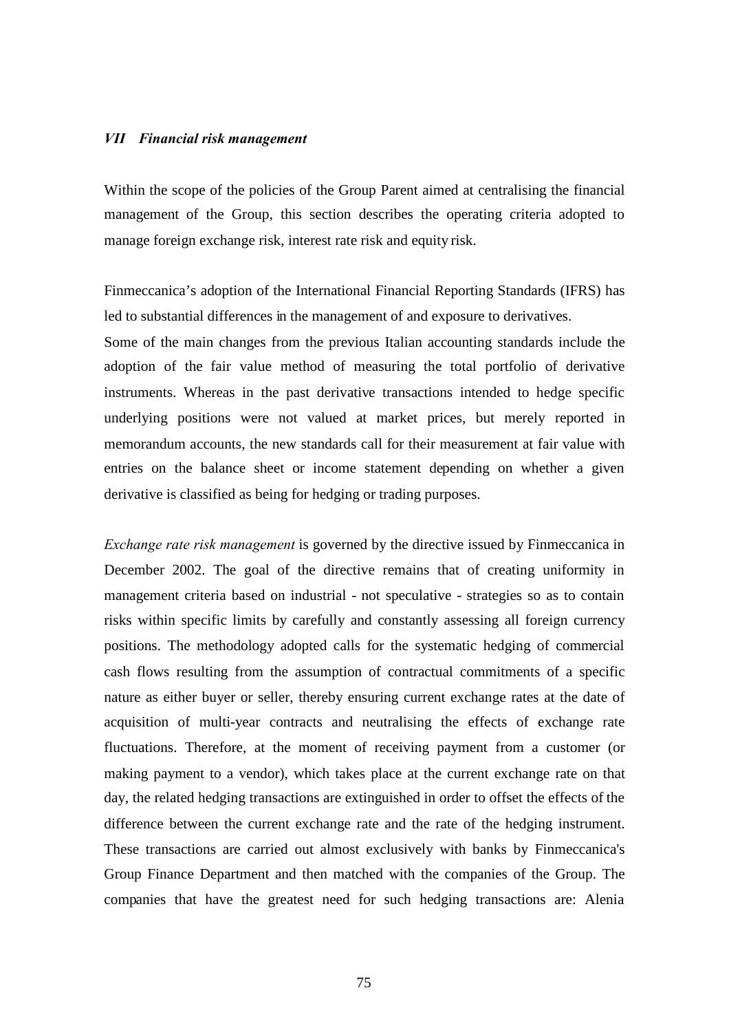### *VII Financial risk management*

Within the scope of the policies of the Group Parent aimed at centralising the financial management of the Group, this section describes the operating criteria adopted to manage foreign exchange risk, interest rate risk and equity risk.

Finmeccanica's adoption of the International Financial Reporting Standards (IFRS) has led to substantial differences in the management of and exposure to derivatives.
Some of the main changes from the previous Italian accounting standards include the adoption of the fair value method of measuring the total portfolio of derivative instruments. Whereas in the past derivative transactions intended to hedge specific underlying positions were not valued at market prices, but merely reported in memorandum accounts, the new standards call for their measurement at fair value with entries on the balance sheet or income statement depending on whether a given derivative is classified as being for hedging or trading purposes.

*Exchange rate risk management* is governed by the directive issued by Finmeccanica in December 2002. The goal of the directive remains that of creating uniformity in management criteria based on industrial - not speculative - strategies so as to contain risks within specific limits by carefully and constantly assessing all foreign currency positions. The methodology adopted calls for the systematic hedging of commercial cash flows resulting from the assumption of contractual commitments of a specific nature as either buyer or seller, thereby ensuring current exchange rates at the date of acquisition of multi-year contracts and neutralising the effects of exchange rate fluctuations. Therefore, at the moment of receiving payment from a customer (or making payment to a vendor), which takes place at the current exchange rate on that day, the related hedging transactions are extinguished in order to offset the effects of the difference between the current exchange rate and the rate of the hedging instrument. These transactions are carried out almost exclusively with banks by Finmeccanica's Group Finance Department and then matched with the companies of the Group. The companies that have the greatest need for such hedging transactions are: Alenia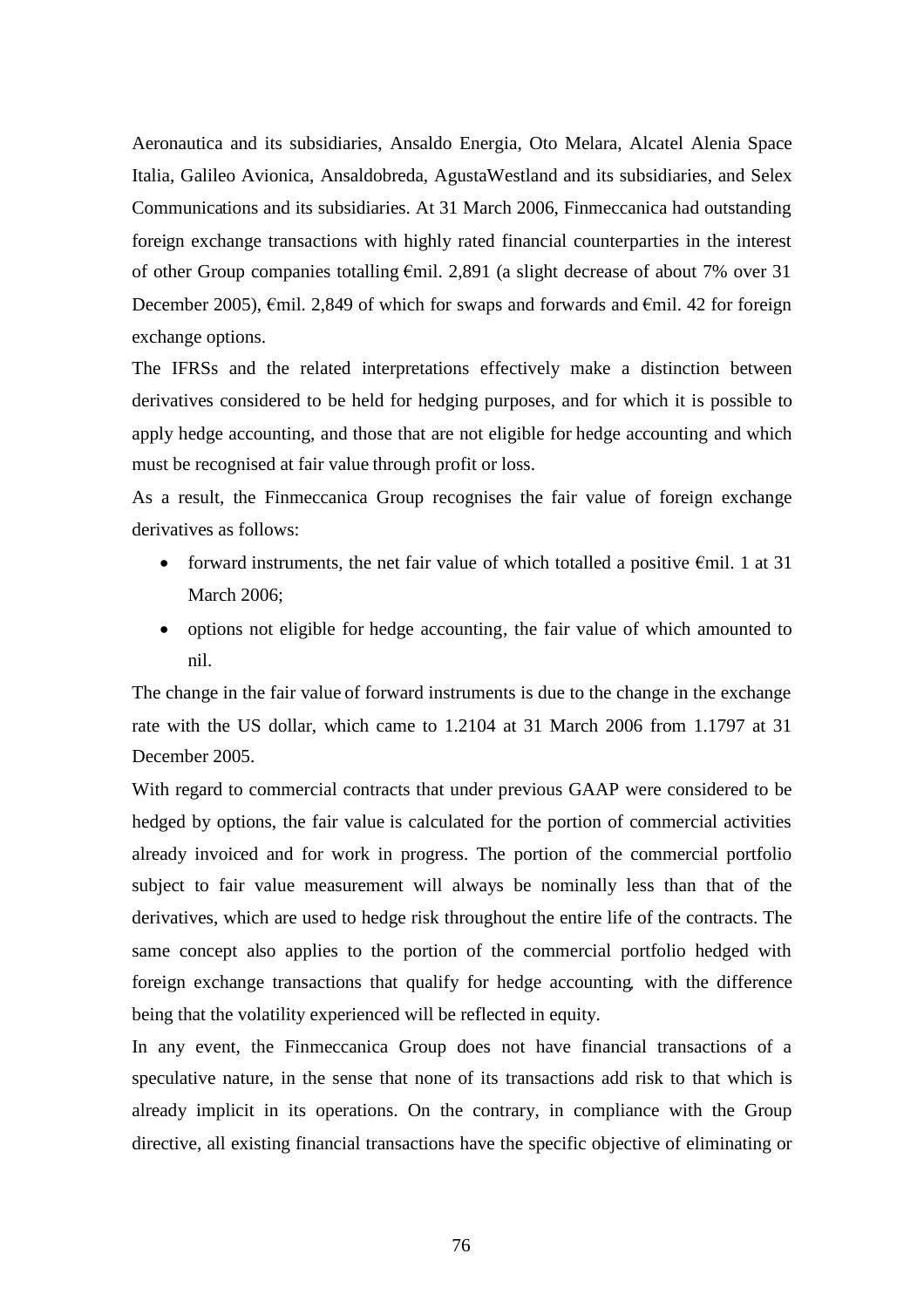Aeronautica and its subsidiaries, Ansaldo Energia, Oto Melara, Alcatel Alenia Space Italia, Galileo Avionica, Ansaldobreda, AgustaWestland and its subsidiaries, and Selex Communications and its subsidiaries. At 31 March 2006, Finmeccanica had outstanding foreign exchange transactions with highly rated financial counterparties in the interest of other Group companies totalling €mil. 2,891 (a slight decrease of about 7% over 31 December 2005), €mil. 2,849 of which for swaps and forwards and €mil. 42 for foreign exchange options.

The IFRSs and the related interpretations effectively make a distinction between derivatives considered to be held for hedging purposes, and for which it is possible to apply hedge accounting, and those that are not eligible for hedge accounting and which must be recognised at fair value through profit or loss.

As a result, the Finmeccanica Group recognises the fair value of foreign exchange derivatives as follows:

- forward instruments, the net fair value of which totalled a positive €mil. 1 at 31 March 2006;
- options not eligible for hedge accounting, the fair value of which amounted to nil.

The change in the fair value of forward instruments is due to the change in the exchange rate with the US dollar, which came to 1.2104 at 31 March 2006 from 1.1797 at 31 December 2005.

With regard to commercial contracts that under previous GAAP were considered to be hedged by options, the fair value is calculated for the portion of commercial activities already invoiced and for work in progress. The portion of the commercial portfolio subject to fair value measurement will always be nominally less than that of the derivatives, which are used to hedge risk throughout the entire life of the contracts. The same concept also applies to the portion of the commercial portfolio hedged with foreign exchange transactions that qualify for hedge accounting, with the difference being that the volatility experienced will be reflected in equity.

In any event, the Finmeccanica Group does not have financial transactions of a speculative nature, in the sense that none of its transactions add risk to that which is already implicit in its operations. On the contrary, in compliance with the Group directive, all existing financial transactions have the specific objective of eliminating or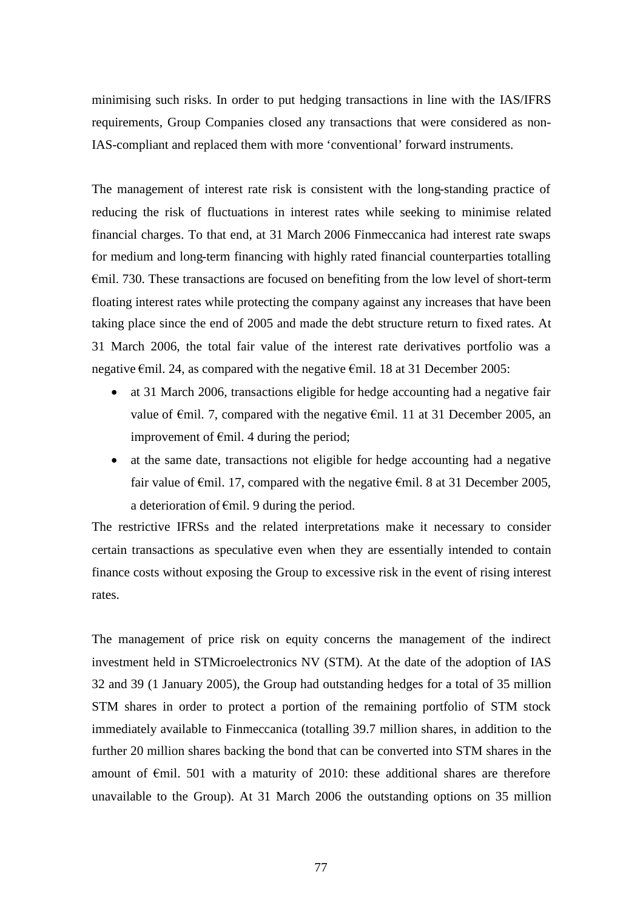minimising such risks. In order to put hedging transactions in line with the IAS/IFRS requirements, Group Companies closed any transactions that were considered as non-IAS-compliant and replaced them with more 'conventional' forward instruments.

The management of interest rate risk is consistent with the long-standing practice of reducing the risk of fluctuations in interest rates while seeking to minimise related financial charges. To that end, at 31 March 2006 Finmeccanica had interest rate swaps for medium and long-term financing with highly rated financial counterparties totalling €mil. 730. These transactions are focused on benefiting from the low level of short-term floating interest rates while protecting the company against any increases that have been taking place since the end of 2005 and made the debt structure return to fixed rates. At 31 March 2006, the total fair value of the interest rate derivatives portfolio was a negative €mil. 24, as compared with the negative €mil. 18 at 31 December 2005:

- at 31 March 2006, transactions eligible for hedge accounting had a negative fair value of €mil. 7, compared with the negative €mil. 11 at 31 December 2005, an improvement of €mil. 4 during the period;
- at the same date, transactions not eligible for hedge accounting had a negative fair value of €mil. 17, compared with the negative €mil. 8 at 31 December 2005, a deterioration of €mil. 9 during the period.

The restrictive IFRSs and the related interpretations make it necessary to consider certain transactions as speculative even when they are essentially intended to contain finance costs without exposing the Group to excessive risk in the event of rising interest rates.

The management of price risk on equity concerns the management of the indirect investment held in STMicroelectronics NV (STM). At the date of the adoption of IAS 32 and 39 (1 January 2005), the Group had outstanding hedges for a total of 35 million STM shares in order to protect a portion of the remaining portfolio of STM stock immediately available to Finmeccanica (totalling 39.7 million shares, in addition to the further 20 million shares backing the bond that can be converted into STM shares in the amount of €mil. 501 with a maturity of 2010: these additional shares are therefore unavailable to the Group). At 31 March 2006 the outstanding options on 35 million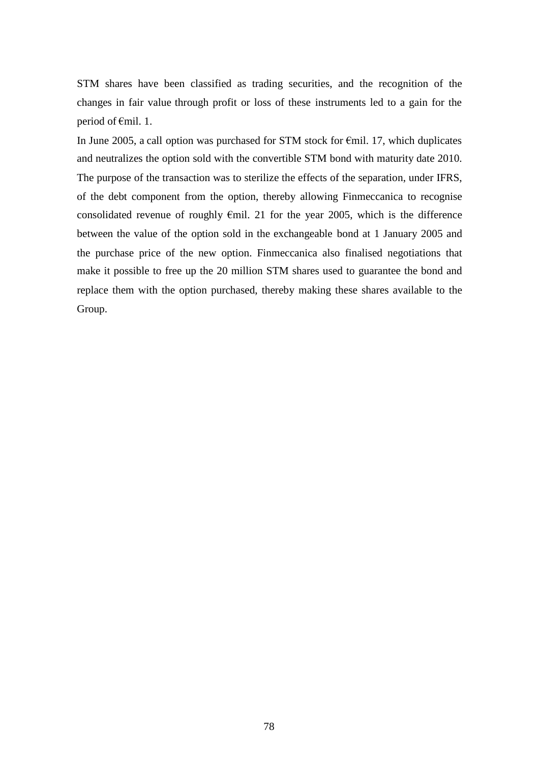STM shares have been classified as trading securities, and the recognition of the changes in fair value through profit or loss of these instruments led to a gain for the period of €mil. 1.

In June 2005, a call option was purchased for STM stock for €mil. 17, which duplicates and neutralizes the option sold with the convertible STM bond with maturity date 2010. The purpose of the transaction was to sterilize the effects of the separation, under IFRS, of the debt component from the option, thereby allowing Finmeccanica to recognise consolidated revenue of roughly €mil. 21 for the year 2005, which is the difference between the value of the option sold in the exchangeable bond at 1 January 2005 and the purchase price of the new option. Finmeccanica also finalised negotiations that make it possible to free up the 20 million STM shares used to guarantee the bond and replace them with the option purchased, thereby making these shares available to the Group.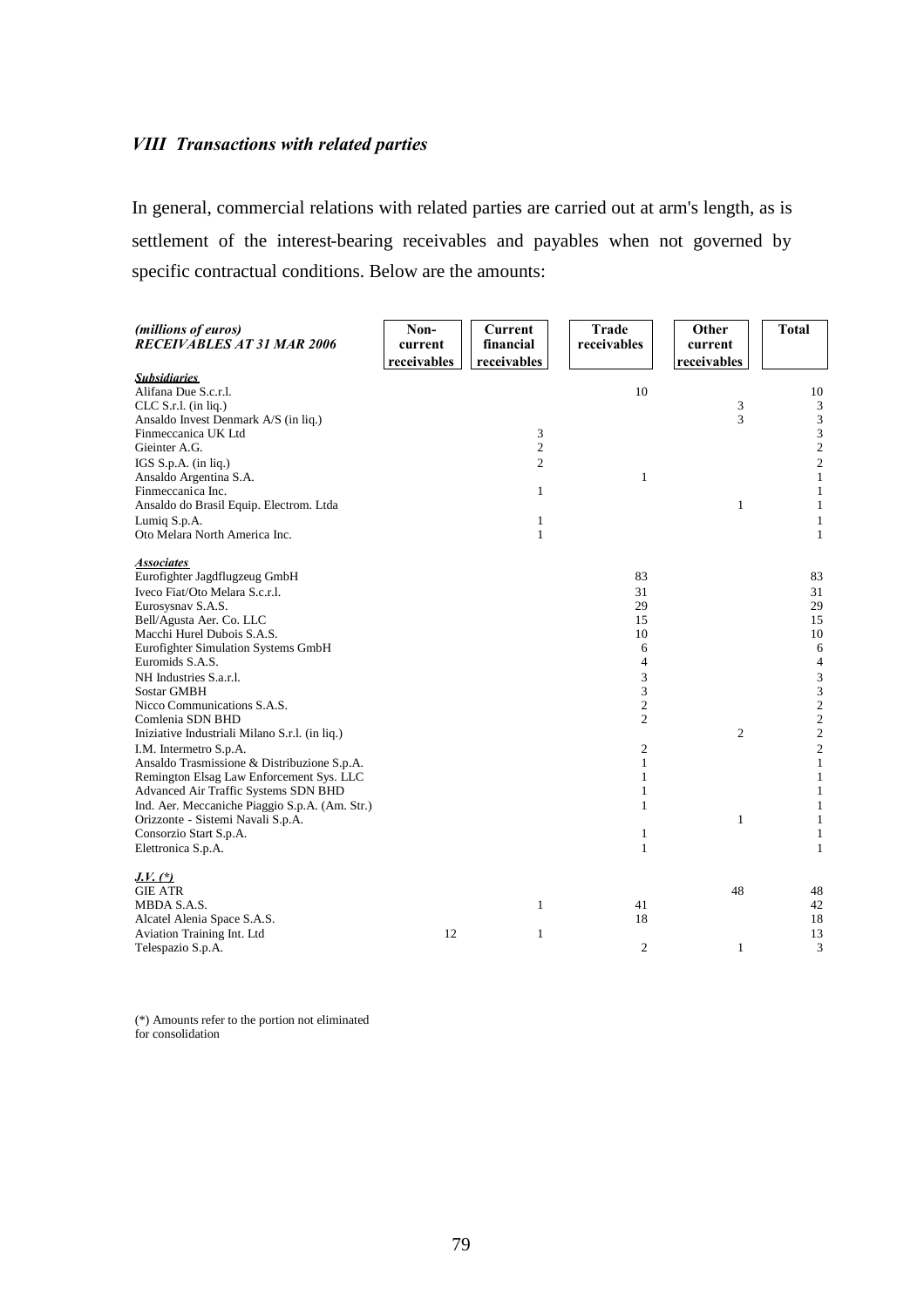### *VIII Transactions with related parties*

In general, commercial relations with related parties are carried out at arm's length, as is settlement of the interest-bearing receivables and payables when not governed by specific contractual conditions. Below are the amounts:

| *(millions of euros)* ***RECEIVABLES AT 31 MAR 2006*** | **Non-current receivables** | **Current financial receivables** | **Trade receivables** | **Other current receivables** | **Total** |
|---|---|---|---|---|---|
| ***Subsidiaries*** | | | | | |
| Alifana Due S.c.r.l. | | | 10 | | 10 |
| CLC S.r.l. (in liq.) | | | | 3 | 3 |
| Ansaldo Invest Denmark A/S (in liq.) | | | | 3 | 3 |
| Finmeccanica UK Ltd | | 3 | | | 3 |
| Gieinter A.G. | | 2 | | | 2 |
| IGS S.p.A. (in liq.) | | 2 | | | 2 |
| Ansaldo Argentina S.A. | | | 1 | | 1 |
| Finmeccanica Inc. | | 1 | | | 1 |
| Ansaldo do Brasil Equip. Electrom. Ltda | | | | 1 | 1 |
| Lumiq S.p.A. | | 1 | | | 1 |
| Oto Melara North America Inc. | | 1 | | | 1 |
| ***Associates*** | | | | | |
| Eurofighter Jagdflugzeug GmbH | | | 83 | | 83 |
| Iveco Fiat/Oto Melara S.c.r.l. | | | 31 | | 31 |
| Eurosysnav S.A.S. | | | 29 | | 29 |
| Bell/Agusta Aer. Co. LLC | | | 15 | | 15 |
| Macchi Hurel Dubois S.A.S. | | | 10 | | 10 |
| Eurofighter Simulation Systems GmbH | | | 6 | | 6 |
| Euromids S.A.S. | | | 4 | | 4 |
| NH Industries S.a.r.l. | | | 3 | | 3 |
| Sostar GMBH | | | 3 | | 3 |
| Nicco Communications S.A.S. | | | 2 | | 2 |
| Comlenia SDN BHD | | | 2 | | 2 |
| Iniziative Industriali Milano S.r.l. (in liq.) | | | | 2 | 2 |
| I.M. Intermetro S.p.A. | | | 2 | | 2 |
| Ansaldo Trasmissione & Distribuzione S.p.A. | | | 1 | | 1 |
| Remington Elsag Law Enforcement Sys. LLC | | | 1 | | 1 |
| Advanced Air Traffic Systems SDN BHD | | | 1 | | 1 |
| Ind. Aer. Meccaniche Piaggio S.p.A. (Am. Str.) | | | 1 | | 1 |
| Orizzonte - Sistemi Navali S.p.A. | | | | 1 | 1 |
| Consorzio Start S.p.A. | | | 1 | | 1 |
| Elettronica S.p.A. | | | 1 | | 1 |
| ***J.V. (\*)*** | | | | | |
| GIE ATR | | | | 48 | 48 |
| MBDA S.A.S. | | 1 | 41 | | 42 |
| Alcatel Alenia Space S.A.S. | | | 18 | | 18 |
| Aviation Training Int. Ltd | 12 | 1 | | | 13 |
| Telespazio S.p.A. | | | 2 | 1 | 3 |

(*) Amounts refer to the portion not eliminated for consolidation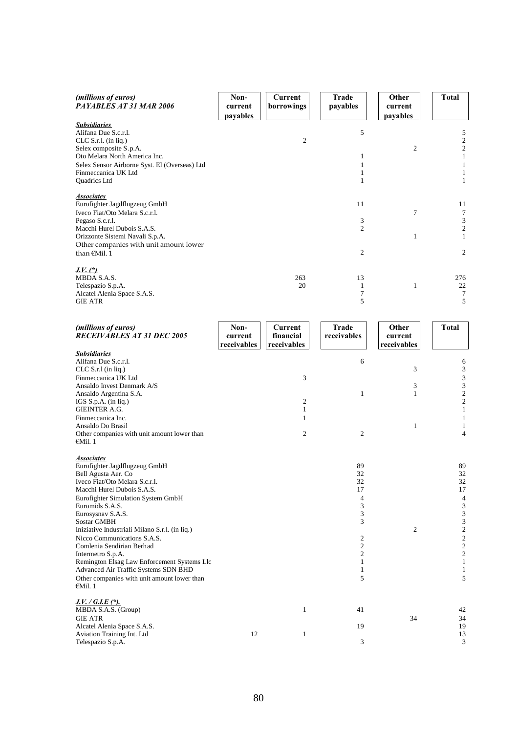| *(millions of euros)* ***PAYABLES AT 31 MAR 2006*** | **Non-current payables** | **Current borrowings** | **Trade payables** | **Other current payables** | **Total** |
|---|---|---|---|---|---|
| ***Subsidiaries*** | | | | | |
| Alifana Due S.c.r.l. | | | 5 | | 5 |
| CLC S.r.l. (in liq.) | | 2 | | | 2 |
| Selex composite S.p.A. | | | | 2 | 2 |
| Oto Melara North America Inc. | | | 1 | | 1 |
| Selex Sensor Airborne Syst. El (Overseas) Ltd | | | 1 | | 1 |
| Finmeccanica UK Ltd | | | 1 | | 1 |
| Quadrics Ltd | | | 1 | | 1 |
| ***Associates*** | | | | | |
| Eurofighter Jagdflugzeug GmbH | | | 11 | | 11 |
| Iveco Fiat/Oto Melara S.c.r.l. | | | | 7 | 7 |
| Pegaso S.c.r.l. | | | 3 | | 3 |
| Macchi Hurel Dubois S.A.S. | | | 2 | | 2 |
| Orizzonte Sistemi Navali S.p.A. | | | | 1 | 1 |
| Other companies with unit amount lower than €Mil. 1 | | | 2 | | 2 |
| ***J.V. (\*)*** | | | | | |
| MBDA S.A.S. | | 263 | 13 | | 276 |
| Telespazio S.p.A. | | 20 | 1 | 1 | 22 |
| Alcatel Alenia Space S.A.S. | | | 7 | | 7 |
| GIE ATR | | | 5 | | 5 |

| *(millions of euros)* ***RECEIVABLES AT 31 DEC 2005*** | **Non-current receivables** | **Current financial receivables** | **Trade receivables** | **Other current receivables** | **Total** |
|---|---|---|---|---|---|
| ***Subsidiaries*** | | | | | |
| Alifana Due S.c.r.l. | | | 6 | | 6 |
| CLC S.r.l (in liq.) | | | | 3 | 3 |
| Finmeccanica UK Ltd | | 3 | | | 3 |
| Ansaldo Invest Denmark A/S | | | | 3 | 3 |
| Ansaldo Argentina S.A. | | | 1 | 1 | 2 |
| IGS S.p.A. (in liq.) | | 2 | | | 2 |
| GIEINTER A.G. | | 1 | | | 1 |
| Finmeccanica Inc. | | 1 | | | 1 |
| Ansaldo Do Brasil | | | | 1 | 1 |
| Other companies with unit amount lower than €Mil. 1 | | 2 | 2 | | 4 |
| ***Associates*** | | | | | |
| Eurofighter Jagdflugzeug GmbH | | | 89 | | 89 |
| Bell Agusta Aer. Co | | | 32 | | 32 |
| Iveco Fiat/Oto Melara S.c.r.l. | | | 32 | | 32 |
| Macchi Hurel Dubois S.A.S. | | | 17 | | 17 |
| Eurofighter Simulation System GmbH | | | 4 | | 4 |
| Euromids S.A.S. | | | 3 | | 3 |
| Eurosysnav S.A.S. | | | 3 | | 3 |
| Sostar GMBH | | | 3 | | 3 |
| Iniziative Industriali Milano S.r.l. (in liq.) | | | | 2 | 2 |
| Nicco Communications S.A.S. | | | 2 | | 2 |
| Comlenia Sendirian Berhad | | | 2 | | 2 |
| Intermetro S.p.A. | | | 2 | | 2 |
| Remington Elsag Law Enforcement Systems Llc | | | 1 | | 1 |
| Advanced Air Traffic Systems SDN BHD | | | 1 | | 1 |
| Other companies with unit amount lower than €Mil. 1 | | | 5 | | 5 |
| ***J.V. / G.I.E (\*).*** | | | | | |
| MBDA S.A.S. (Group) | | 1 | 41 | | 42 |
| GIE ATR | | | | 34 | 34 |
| Alcatel Alenia Space S.A.S. | | | 19 | | 19 |
| Aviation Training Int. Ltd | 12 | 1 | | | 13 |
| Telespazio S.p.A. | | | 3 | | 3 |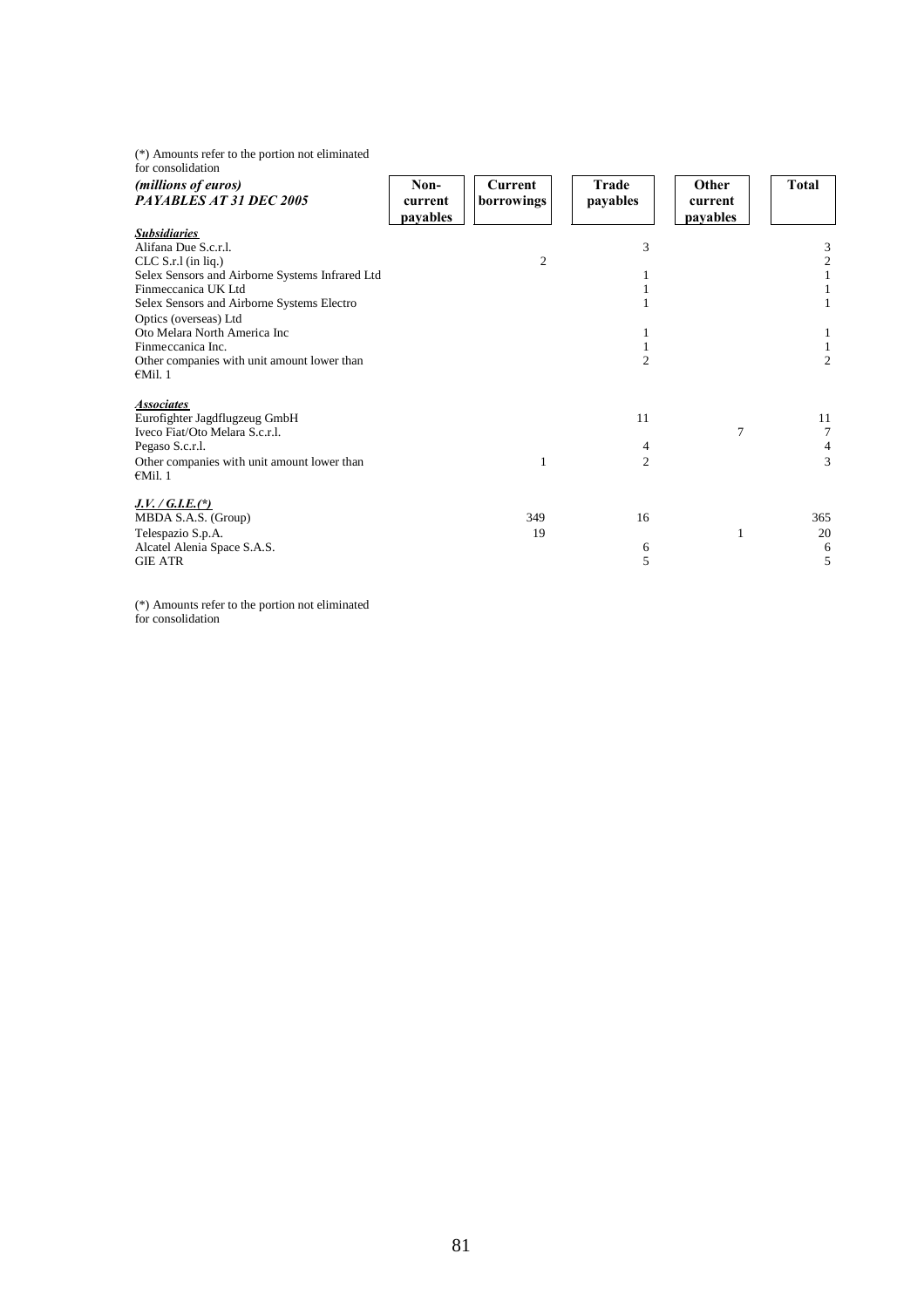(*) Amounts refer to the portion not eliminated for consolidation

| *(millions of euros)* ***PAYABLES AT 31 DEC 2005*** | **Non-current payables** | **Current borrowings** | **Trade payables** | **Other current payables** | **Total** |
|---|---|---|---|---|---|
| ***Subsidiaries*** | | | | | |
| Alifana Due S.c.r.l. | | | 3 | | 3 |
| CLC S.r.l (in liq.) | | 2 | | | 2 |
| Selex Sensors and Airborne Systems Infrared Ltd | | | 1 | | 1 |
| Finmeccanica UK Ltd | | | 1 | | 1 |
| Selex Sensors and Airborne Systems Electro Optics (overseas) Ltd | | | 1 | | 1 |
| Oto Melara North America Inc | | | 1 | | 1 |
| Finmeccanica Inc. | | | 1 | | 1 |
| Other companies with unit amount lower than €Mil. 1 | | | 2 | | 2 |
| ***Associates*** | | | | | |
| Eurofighter Jagdflugzeug GmbH | | | 11 | | 11 |
| Iveco Fiat/Oto Melara S.c.r.l. | | | | 7 | 7 |
| Pegaso S.c.r.l. | | | 4 | | 4 |
| Other companies with unit amount lower than €Mil. 1 | | 1 | 2 | | 3 |
| ***J.V. / G.I.E.(*)*** | | | | | |
| MBDA S.A.S. (Group) | | 349 | 16 | | 365 |
| Telespazio S.p.A. | | 19 | | 1 | 20 |
| Alcatel Alenia Space S.A.S. | | | 6 | | 6 |
| GIE ATR | | | 5 | | 5 |

(*) Amounts refer to the portion not eliminated for consolidation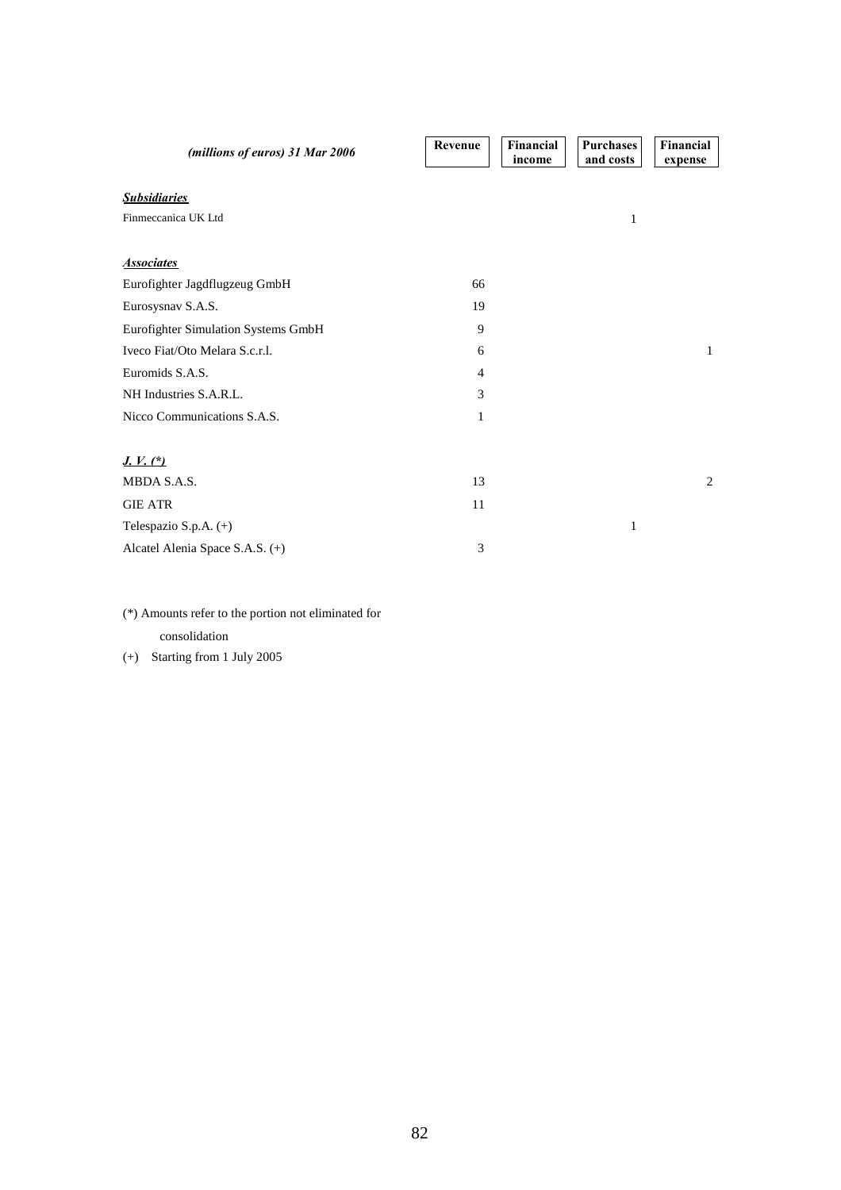| *(millions of euros) 31 Mar 2006* | Revenue | Financial income | Purchases and costs | Financial expense |
|---|---|---|---|---|
| ***Subsidiaries*** | | | | |
| Finmeccanica UK Ltd | | | 1 | |
| ***Associates*** | | | | |
| Eurofighter Jagdflugzeug GmbH | 66 | | | |
| Eurosysnav S.A.S. | 19 | | | |
| Eurofighter Simulation Systems GmbH | 9 | | | |
| Iveco Fiat/Oto Melara S.c.r.l. | 6 | | | 1 |
| Euromids S.A.S. | 4 | | | |
| NH Industries S.A.R.L. | 3 | | | |
| Nicco Communications S.A.S. | 1 | | | |
| ***J. V. (*)*** | | | | |
| MBDA S.A.S. | 13 | | | 2 |
| GIE ATR | 11 | | | |
| Telespazio S.p.A. (+) | | | 1 | |
| Alcatel Alenia Space S.A.S. (+) | 3 | | | |

(*) Amounts refer to the portion not eliminated for consolidation

(+) Starting from 1 July 2005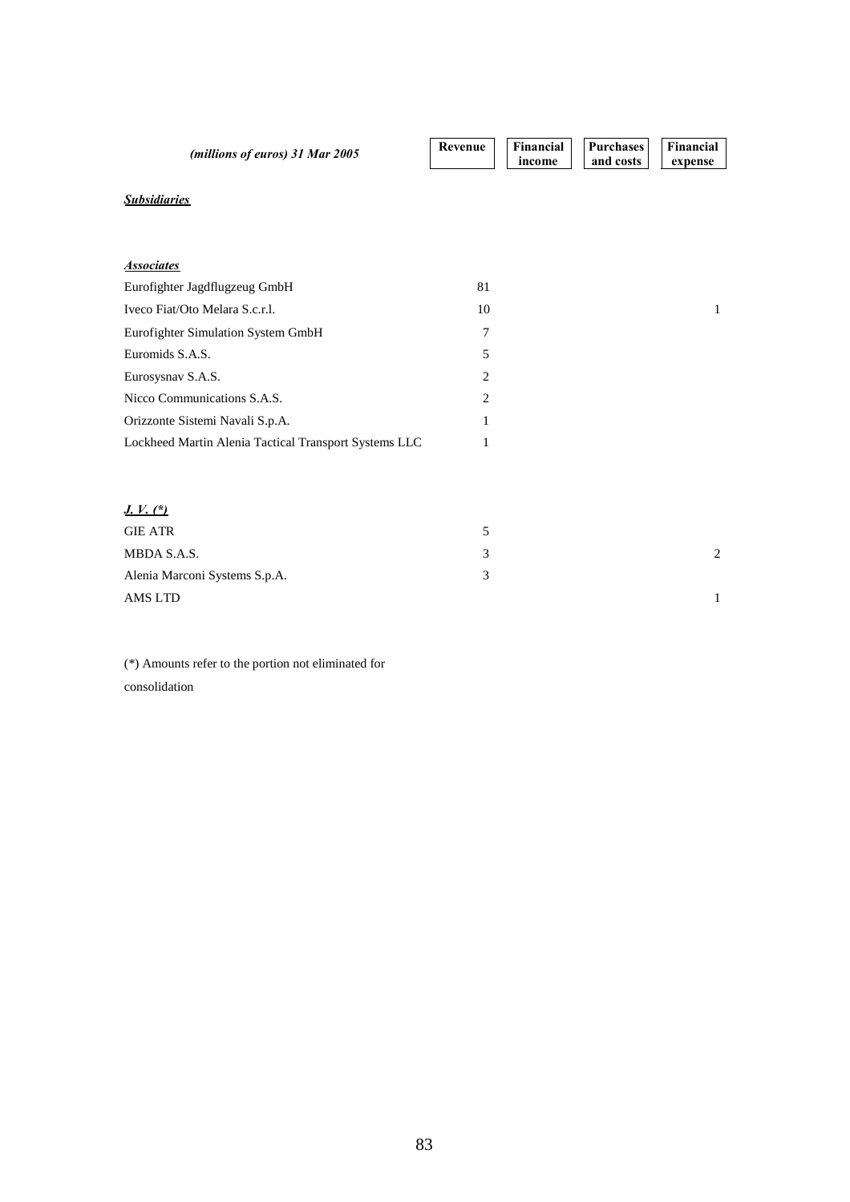| *(millions of euros) 31 Mar 2005* | Revenue | Financial income | Purchases and costs | Financial expense |
|---|---|---|---|---|
| ***Subsidiaries*** | | | | |
| | | | | |
| ***Associates*** | | | | |
| Eurofighter Jagdflugzeug GmbH | 81 | | | |
| Iveco Fiat/Oto Melara S.c.r.l. | 10 | | | 1 |
| Eurofighter Simulation System GmbH | 7 | | | |
| Euromids S.A.S. | 5 | | | |
| Eurosysnav S.A.S. | 2 | | | |
| Nicco Communications S.A.S. | 2 | | | |
| Orizzonte Sistemi Navali S.p.A. | 1 | | | |
| Lockheed Martin Alenia Tactical Transport Systems LLC | 1 | | | |
| | | | | |
| ***J. V. (*)*** | | | | |
| GIE ATR | 5 | | | |
| MBDA S.A.S. | 3 | | | 2 |
| Alenia Marconi Systems S.p.A. | 3 | | | |
| AMS LTD | | | | 1 |

(*) Amounts refer to the portion not eliminated for consolidation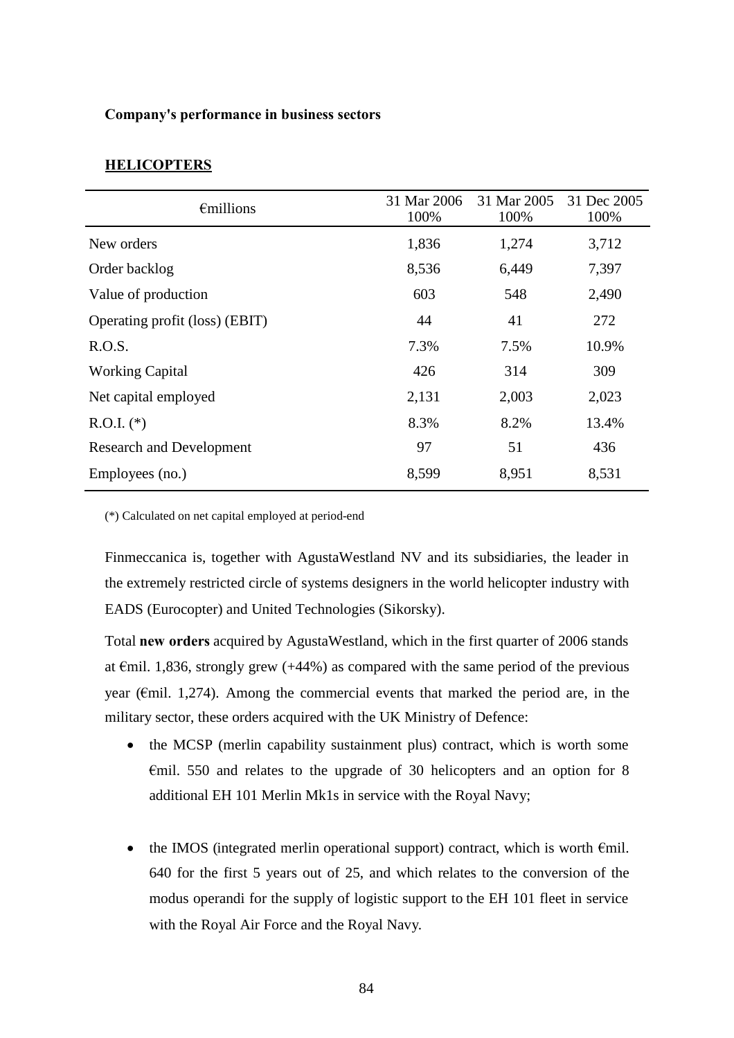**Company's performance in business sectors**

**HELICOPTERS**

| €millions | 31 Mar 2006 100% | 31 Mar 2005 100% | 31 Dec 2005 100% |
|---|---|---|---|
| New orders | 1,836 | 1,274 | 3,712 |
| Order backlog | 8,536 | 6,449 | 7,397 |
| Value of production | 603 | 548 | 2,490 |
| Operating profit (loss) (EBIT) | 44 | 41 | 272 |
| R.O.S. | 7.3% | 7.5% | 10.9% |
| Working Capital | 426 | 314 | 309 |
| Net capital employed | 2,131 | 2,003 | 2,023 |
| R.O.I. (*) | 8.3% | 8.2% | 13.4% |
| Research and Development | 97 | 51 | 436 |
| Employees (no.) | 8,599 | 8,951 | 8,531 |

(*) Calculated on net capital employed at period-end

Finmeccanica is, together with AgustaWestland NV and its subsidiaries, the leader in the extremely restricted circle of systems designers in the world helicopter industry with EADS (Eurocopter) and United Technologies (Sikorsky).

Total **new orders** acquired by AgustaWestland, which in the first quarter of 2006 stands at €mil. 1,836, strongly grew (+44%) as compared with the same period of the previous year (€mil. 1,274). Among the commercial events that marked the period are, in the military sector, these orders acquired with the UK Ministry of Defence:

- the MCSP (merlin capability sustainment plus) contract, which is worth some €mil. 550 and relates to the upgrade of 30 helicopters and an option for 8 additional EH 101 Merlin Mk1s in service with the Royal Navy;
- the IMOS (integrated merlin operational support) contract, which is worth €mil. 640 for the first 5 years out of 25, and which relates to the conversion of the modus operandi for the supply of logistic support to the EH 101 fleet in service with the Royal Air Force and the Royal Navy.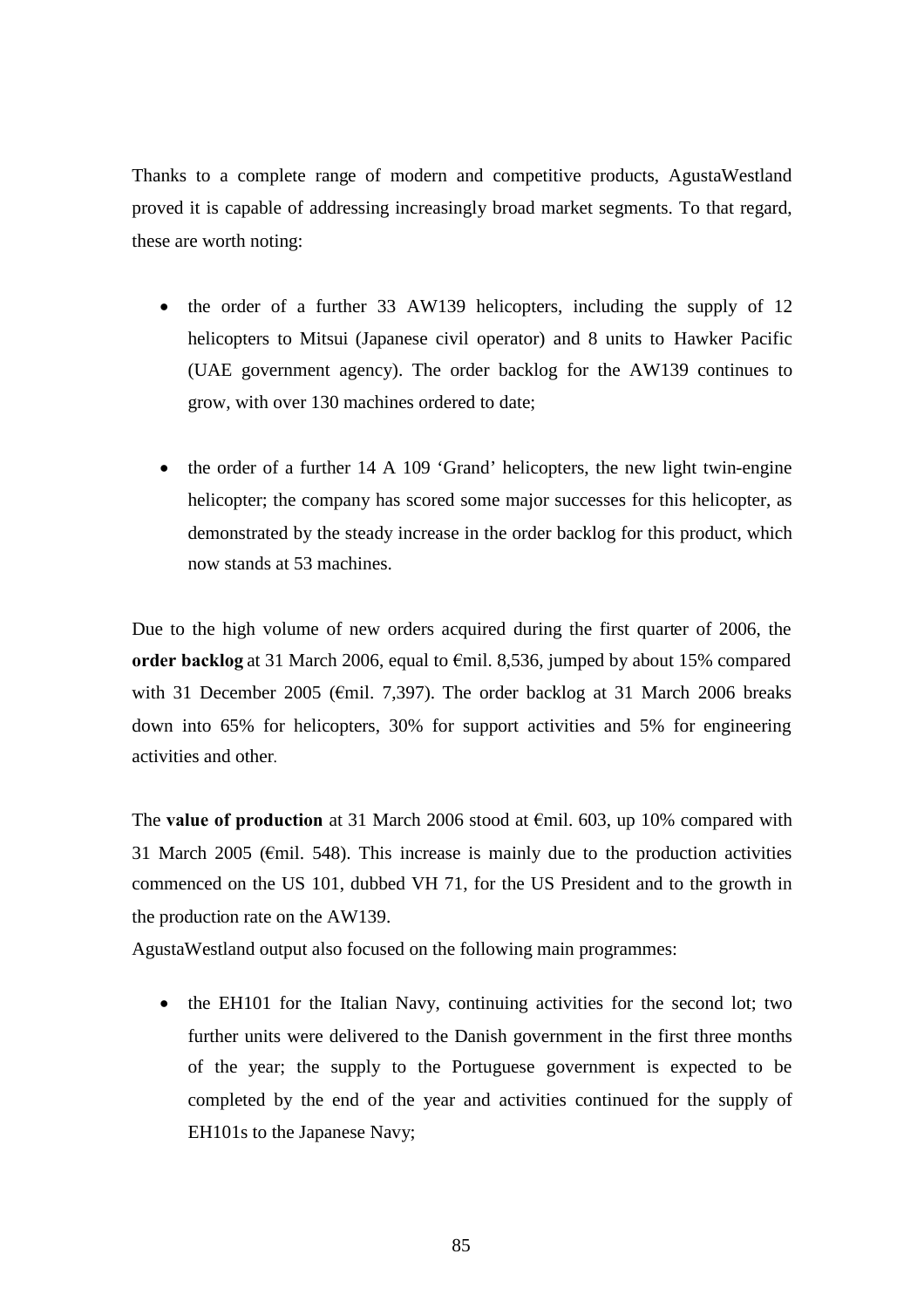Thanks to a complete range of modern and competitive products, AgustaWestland proved it is capable of addressing increasingly broad market segments. To that regard, these are worth noting:

- the order of a further 33 AW139 helicopters, including the supply of 12 helicopters to Mitsui (Japanese civil operator) and 8 units to Hawker Pacific (UAE government agency). The order backlog for the AW139 continues to grow, with over 130 machines ordered to date;
- the order of a further 14 A 109 'Grand' helicopters, the new light twin-engine helicopter; the company has scored some major successes for this helicopter, as demonstrated by the steady increase in the order backlog for this product, which now stands at 53 machines.

Due to the high volume of new orders acquired during the first quarter of 2006, the **order backlog** at 31 March 2006, equal to €mil. 8,536, jumped by about 15% compared with 31 December 2005 (€mil. 7,397). The order backlog at 31 March 2006 breaks down into 65% for helicopters, 30% for support activities and 5% for engineering activities and other.

The **value of production** at 31 March 2006 stood at €mil. 603, up 10% compared with 31 March 2005 (€mil. 548). This increase is mainly due to the production activities commenced on the US 101, dubbed VH 71, for the US President and to the growth in the production rate on the AW139.

AgustaWestland output also focused on the following main programmes:

- the EH101 for the Italian Navy, continuing activities for the second lot; two further units were delivered to the Danish government in the first three months of the year; the supply to the Portuguese government is expected to be completed by the end of the year and activities continued for the supply of EH101s to the Japanese Navy;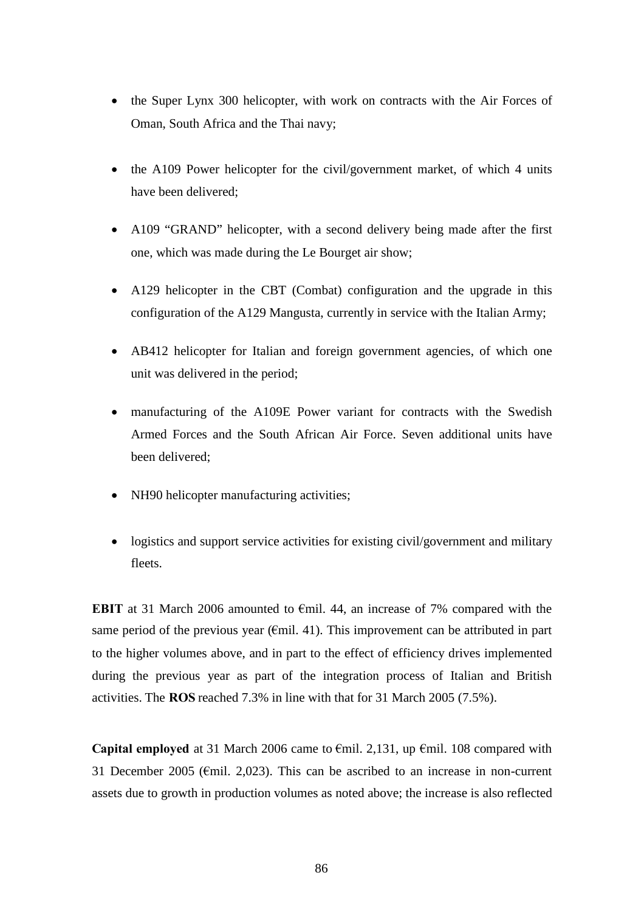- the Super Lynx 300 helicopter, with work on contracts with the Air Forces of Oman, South Africa and the Thai navy;
- the A109 Power helicopter for the civil/government market, of which 4 units have been delivered;
- A109 "GRAND" helicopter, with a second delivery being made after the first one, which was made during the Le Bourget air show;
- A129 helicopter in the CBT (Combat) configuration and the upgrade in this configuration of the A129 Mangusta, currently in service with the Italian Army;
- AB412 helicopter for Italian and foreign government agencies, of which one unit was delivered in the period;
- manufacturing of the A109E Power variant for contracts with the Swedish Armed Forces and the South African Air Force. Seven additional units have been delivered;
- NH90 helicopter manufacturing activities;
- logistics and support service activities for existing civil/government and military fleets.

**EBIT** at 31 March 2006 amounted to €mil. 44, an increase of 7% compared with the same period of the previous year (€mil. 41). This improvement can be attributed in part to the higher volumes above, and in part to the effect of efficiency drives implemented during the previous year as part of the integration process of Italian and British activities. The **ROS** reached 7.3% in line with that for 31 March 2005 (7.5%).

**Capital employed** at 31 March 2006 came to €mil. 2,131, up €mil. 108 compared with 31 December 2005 (€mil. 2,023). This can be ascribed to an increase in non-current assets due to growth in production volumes as noted above; the increase is also reflected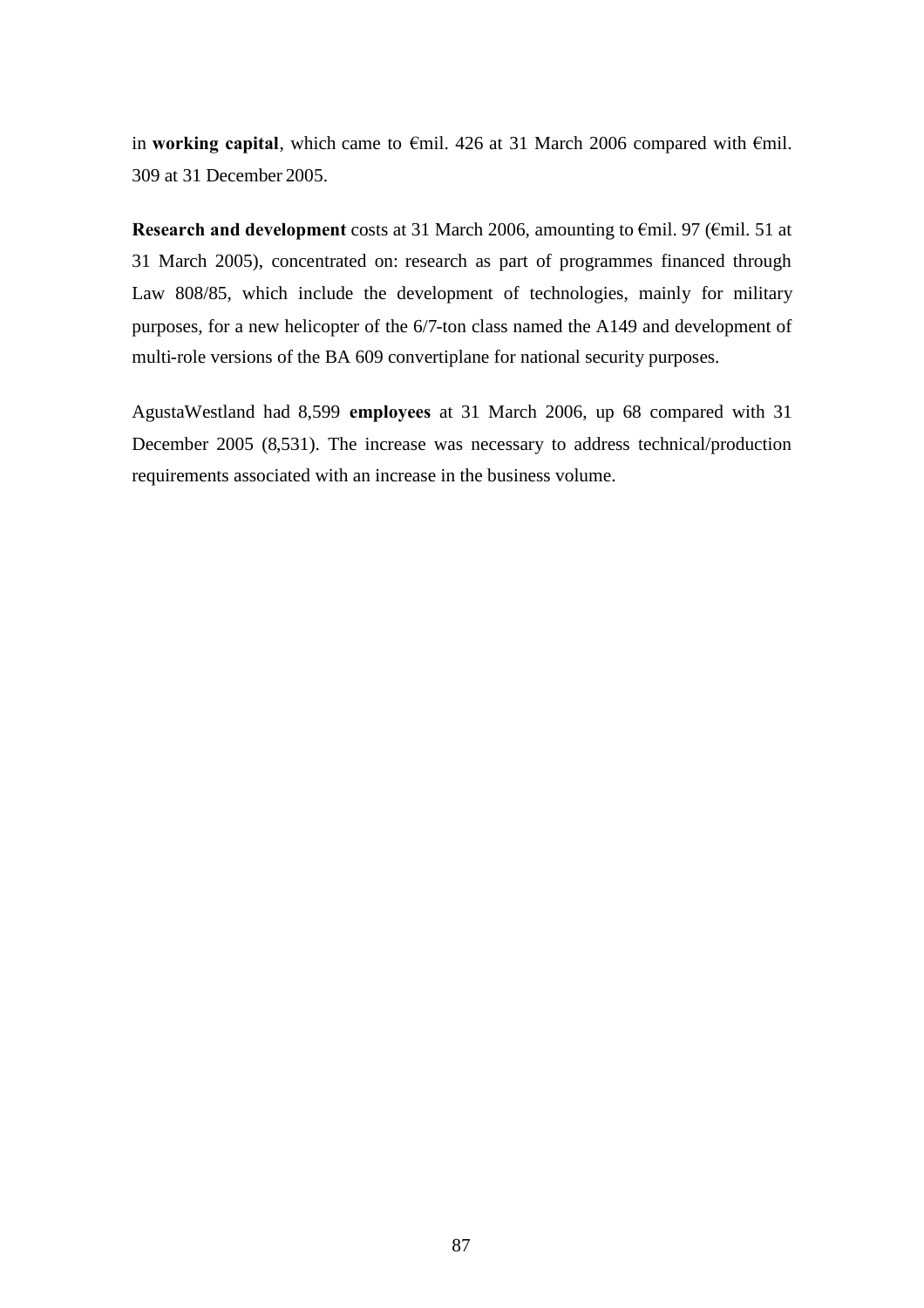in **working capital**, which came to €mil. 426 at 31 March 2006 compared with €mil. 309 at 31 December 2005.

**Research and development** costs at 31 March 2006, amounting to €mil. 97 (€mil. 51 at 31 March 2005), concentrated on: research as part of programmes financed through Law 808/85, which include the development of technologies, mainly for military purposes, for a new helicopter of the 6/7-ton class named the A149 and development of multi-role versions of the BA 609 convertiplane for national security purposes.

AgustaWestland had 8,599 **employees** at 31 March 2006, up 68 compared with 31 December 2005 (8,531). The increase was necessary to address technical/production requirements associated with an increase in the business volume.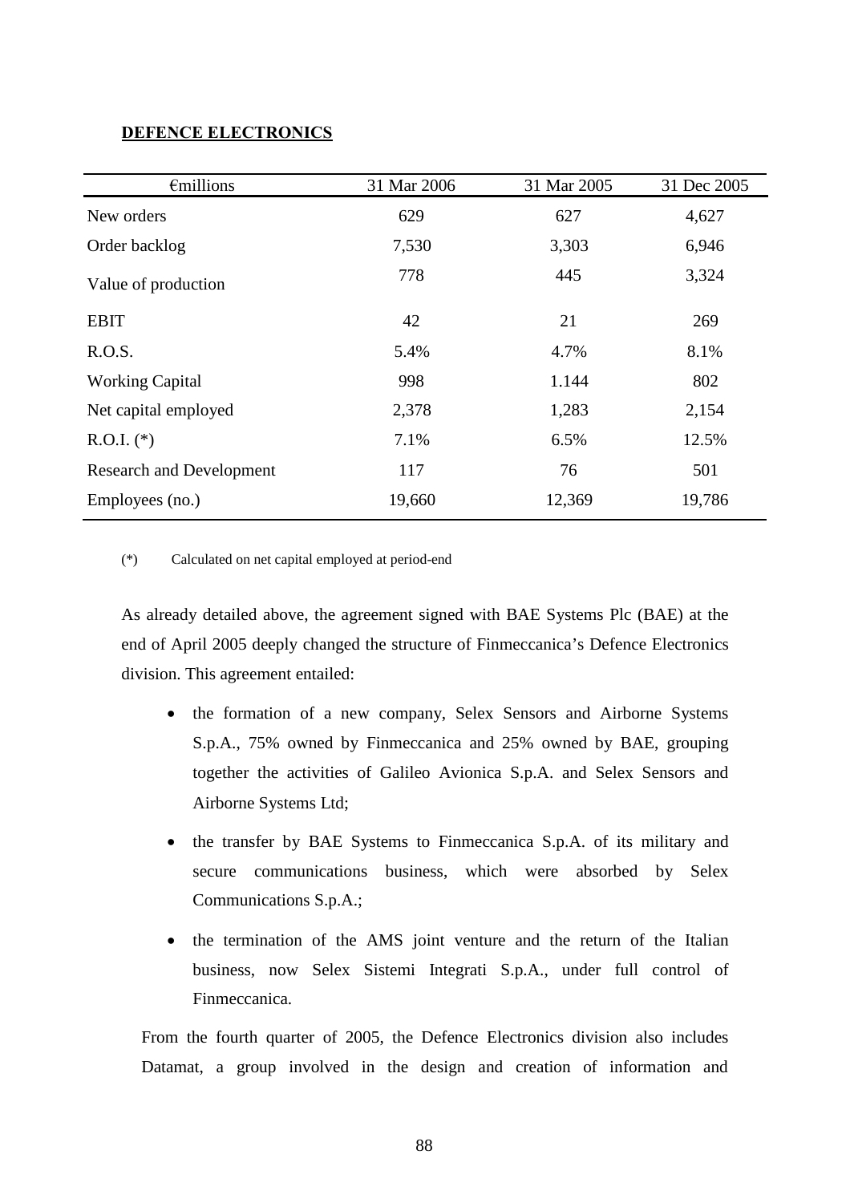**DEFENCE ELECTRONICS**

| €millions | 31 Mar 2006 | 31 Mar 2005 | 31 Dec 2005 |
|---|---|---|---|
| New orders | 629 | 627 | 4,627 |
| Order backlog | 7,530 | 3,303 | 6,946 |
| Value of production | 778 | 445 | 3,324 |
| EBIT | 42 | 21 | 269 |
| R.O.S. | 5.4% | 4.7% | 8.1% |
| Working Capital | 998 | 1.144 | 802 |
| Net capital employed | 2,378 | 1,283 | 2,154 |
| R.O.I. (*) | 7.1% | 6.5% | 12.5% |
| Research and Development | 117 | 76 | 501 |
| Employees (no.) | 19,660 | 12,369 | 19,786 |

(*) Calculated on net capital employed at period-end

As already detailed above, the agreement signed with BAE Systems Plc (BAE) at the end of April 2005 deeply changed the structure of Finmeccanica's Defence Electronics division. This agreement entailed:

- the formation of a new company, Selex Sensors and Airborne Systems S.p.A., 75% owned by Finmeccanica and 25% owned by BAE, grouping together the activities of Galileo Avionica S.p.A. and Selex Sensors and Airborne Systems Ltd;
- the transfer by BAE Systems to Finmeccanica S.p.A. of its military and secure communications business, which were absorbed by Selex Communications S.p.A.;
- the termination of the AMS joint venture and the return of the Italian business, now Selex Sistemi Integrati S.p.A., under full control of Finmeccanica.

From the fourth quarter of 2005, the Defence Electronics division also includes Datamat, a group involved in the design and creation of information and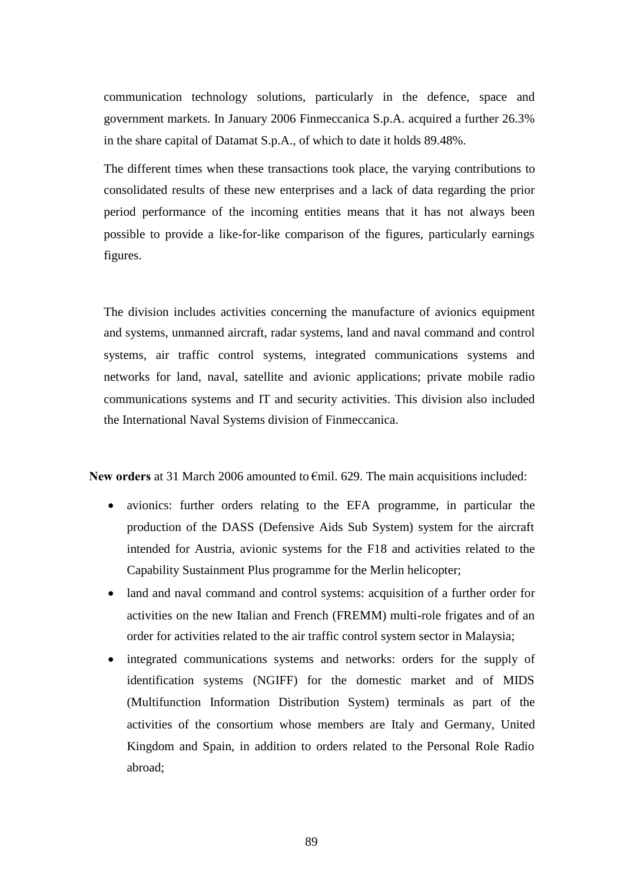communication technology solutions, particularly in the defence, space and government markets. In January 2006 Finmeccanica S.p.A. acquired a further 26.3% in the share capital of Datamat S.p.A., of which to date it holds 89.48%.

The different times when these transactions took place, the varying contributions to consolidated results of these new enterprises and a lack of data regarding the prior period performance of the incoming entities means that it has not always been possible to provide a like-for-like comparison of the figures, particularly earnings figures.

The division includes activities concerning the manufacture of avionics equipment and systems, unmanned aircraft, radar systems, land and naval command and control systems, air traffic control systems, integrated communications systems and networks for land, naval, satellite and avionic applications; private mobile radio communications systems and IT and security activities. This division also included the International Naval Systems division of Finmeccanica.

**New orders** at 31 March 2006 amounted to €mil. 629. The main acquisitions included:

- avionics: further orders relating to the EFA programme, in particular the production of the DASS (Defensive Aids Sub System) system for the aircraft intended for Austria, avionic systems for the F18 and activities related to the Capability Sustainment Plus programme for the Merlin helicopter;
- land and naval command and control systems: acquisition of a further order for activities on the new Italian and French (FREMM) multi-role frigates and of an order for activities related to the air traffic control system sector in Malaysia;
- integrated communications systems and networks: orders for the supply of identification systems (NGIFF) for the domestic market and of MIDS (Multifunction Information Distribution System) terminals as part of the activities of the consortium whose members are Italy and Germany, United Kingdom and Spain, in addition to orders related to the Personal Role Radio abroad;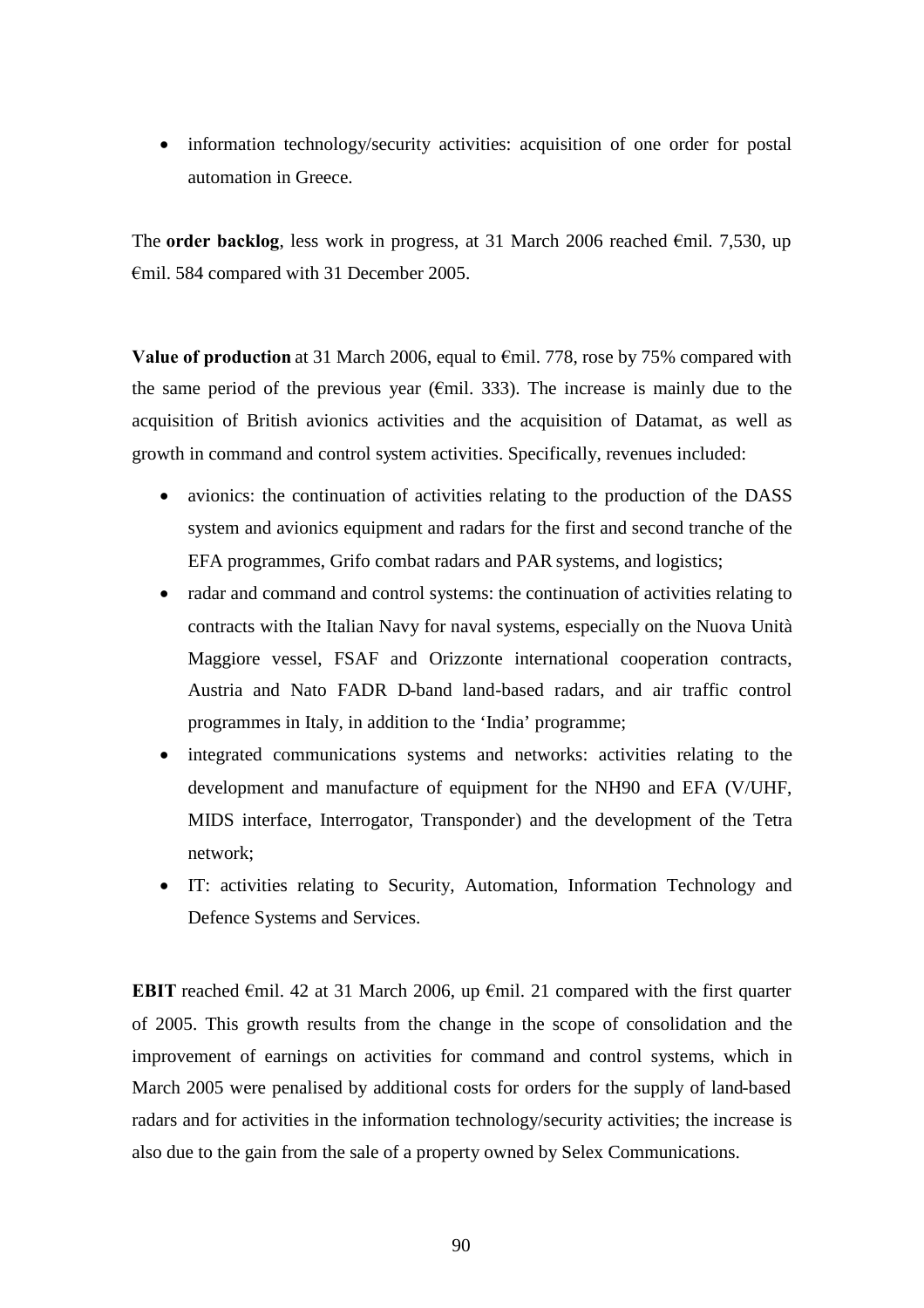- information technology/security activities: acquisition of one order for postal automation in Greece.

The **order backlog**, less work in progress, at 31 March 2006 reached €mil. 7,530, up €mil. 584 compared with 31 December 2005.

**Value of production** at 31 March 2006, equal to €mil. 778, rose by 75% compared with the same period of the previous year (€mil. 333). The increase is mainly due to the acquisition of British avionics activities and the acquisition of Datamat, as well as growth in command and control system activities. Specifically, revenues included:

- avionics: the continuation of activities relating to the production of the DASS system and avionics equipment and radars for the first and second tranche of the EFA programmes, Grifo combat radars and PAR systems, and logistics;
- radar and command and control systems: the continuation of activities relating to contracts with the Italian Navy for naval systems, especially on the Nuova Unità Maggiore vessel, FSAF and Orizzonte international cooperation contracts, Austria and Nato FADR D-band land-based radars, and air traffic control programmes in Italy, in addition to the 'India' programme;
- integrated communications systems and networks: activities relating to the development and manufacture of equipment for the NH90 and EFA (V/UHF, MIDS interface, Interrogator, Transponder) and the development of the Tetra network;
- IT: activities relating to Security, Automation, Information Technology and Defence Systems and Services.

**EBIT** reached €mil. 42 at 31 March 2006, up €mil. 21 compared with the first quarter of 2005. This growth results from the change in the scope of consolidation and the improvement of earnings on activities for command and control systems, which in March 2005 were penalised by additional costs for orders for the supply of land-based radars and for activities in the information technology/security activities; the increase is also due to the gain from the sale of a property owned by Selex Communications.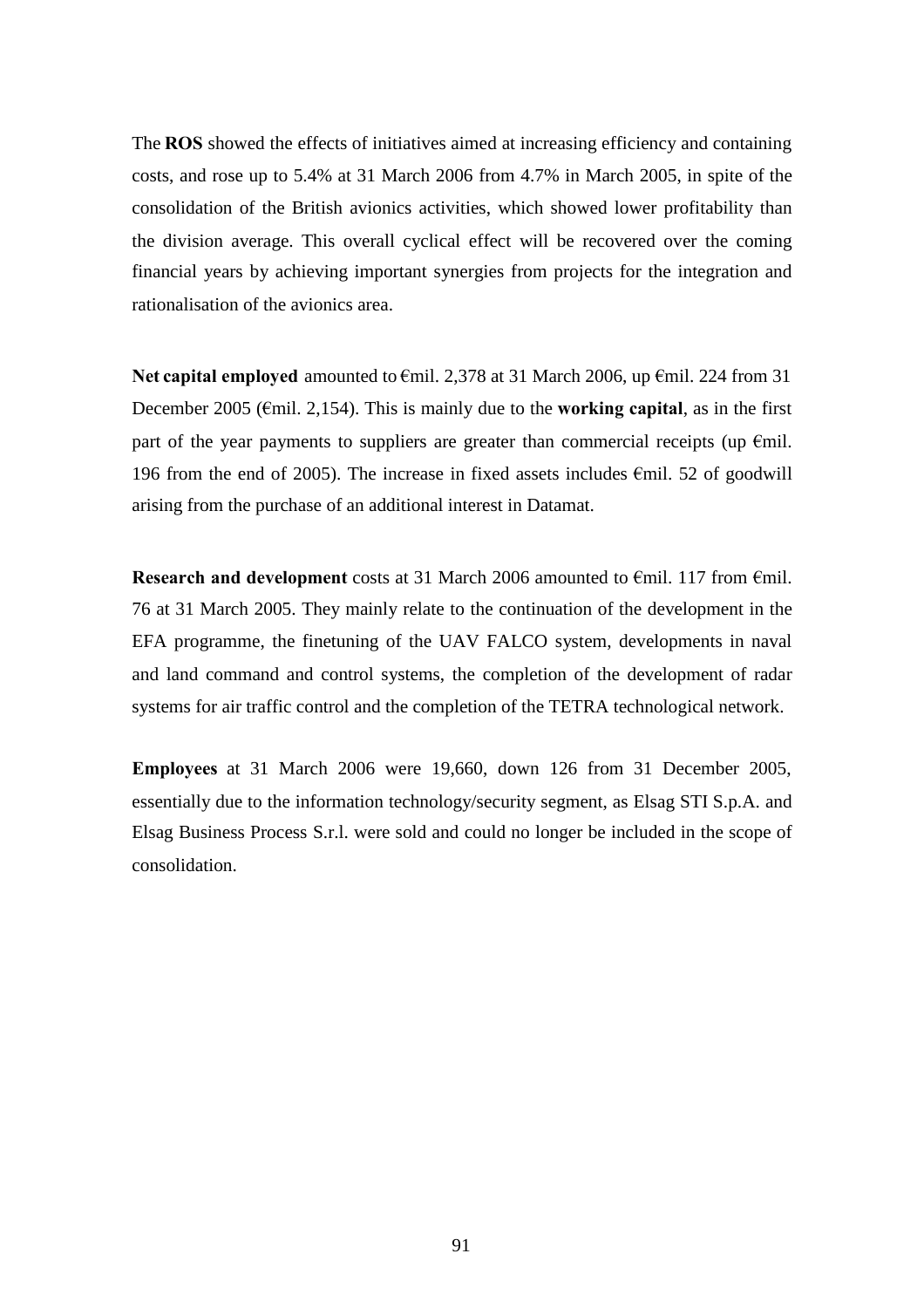The **ROS** showed the effects of initiatives aimed at increasing efficiency and containing costs, and rose up to 5.4% at 31 March 2006 from 4.7% in March 2005, in spite of the consolidation of the British avionics activities, which showed lower profitability than the division average. This overall cyclical effect will be recovered over the coming financial years by achieving important synergies from projects for the integration and rationalisation of the avionics area.

**Net capital employed** amounted to €mil. 2,378 at 31 March 2006, up €mil. 224 from 31 December 2005 (€mil. 2,154). This is mainly due to the **working capital**, as in the first part of the year payments to suppliers are greater than commercial receipts (up €mil. 196 from the end of 2005). The increase in fixed assets includes €mil. 52 of goodwill arising from the purchase of an additional interest in Datamat.

**Research and development** costs at 31 March 2006 amounted to €mil. 117 from €mil. 76 at 31 March 2005. They mainly relate to the continuation of the development in the EFA programme, the finetuning of the UAV FALCO system, developments in naval and land command and control systems, the completion of the development of radar systems for air traffic control and the completion of the TETRA technological network.

**Employees** at 31 March 2006 were 19,660, down 126 from 31 December 2005, essentially due to the information technology/security segment, as Elsag STI S.p.A. and Elsag Business Process S.r.l. were sold and could no longer be included in the scope of consolidation.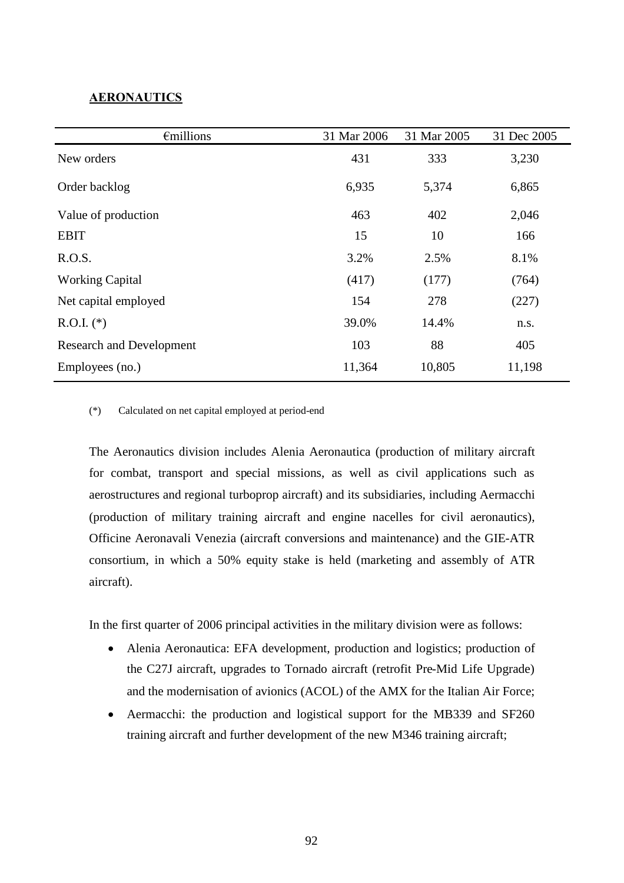## AERONAUTICS

| €millions | 31 Mar 2006 | 31 Mar 2005 | 31 Dec 2005 |
|---|---|---|---|
| New orders | 431 | 333 | 3,230 |
| Order backlog | 6,935 | 5,374 | 6,865 |
| Value of production | 463 | 402 | 2,046 |
| EBIT | 15 | 10 | 166 |
| R.O.S. | 3.2% | 2.5% | 8.1% |
| Working Capital | (417) | (177) | (764) |
| Net capital employed | 154 | 278 | (227) |
| R.O.I. (*) | 39.0% | 14.4% | n.s. |
| Research and Development | 103 | 88 | 405 |
| Employees (no.) | 11,364 | 10,805 | 11,198 |

(*) Calculated on net capital employed at period-end

The Aeronautics division includes Alenia Aeronautica (production of military aircraft for combat, transport and special missions, as well as civil applications such as aerostructures and regional turboprop aircraft) and its subsidiaries, including Aermacchi (production of military training aircraft and engine nacelles for civil aeronautics), Officine Aeronavali Venezia (aircraft conversions and maintenance) and the GIE-ATR consortium, in which a 50% equity stake is held (marketing and assembly of ATR aircraft).

In the first quarter of 2006 principal activities in the military division were as follows:

- Alenia Aeronautica: EFA development, production and logistics; production of the C27J aircraft, upgrades to Tornado aircraft (retrofit Pre-Mid Life Upgrade) and the modernisation of avionics (ACOL) of the AMX for the Italian Air Force;
- Aermacchi: the production and logistical support for the MB339 and SF260 training aircraft and further development of the new M346 training aircraft;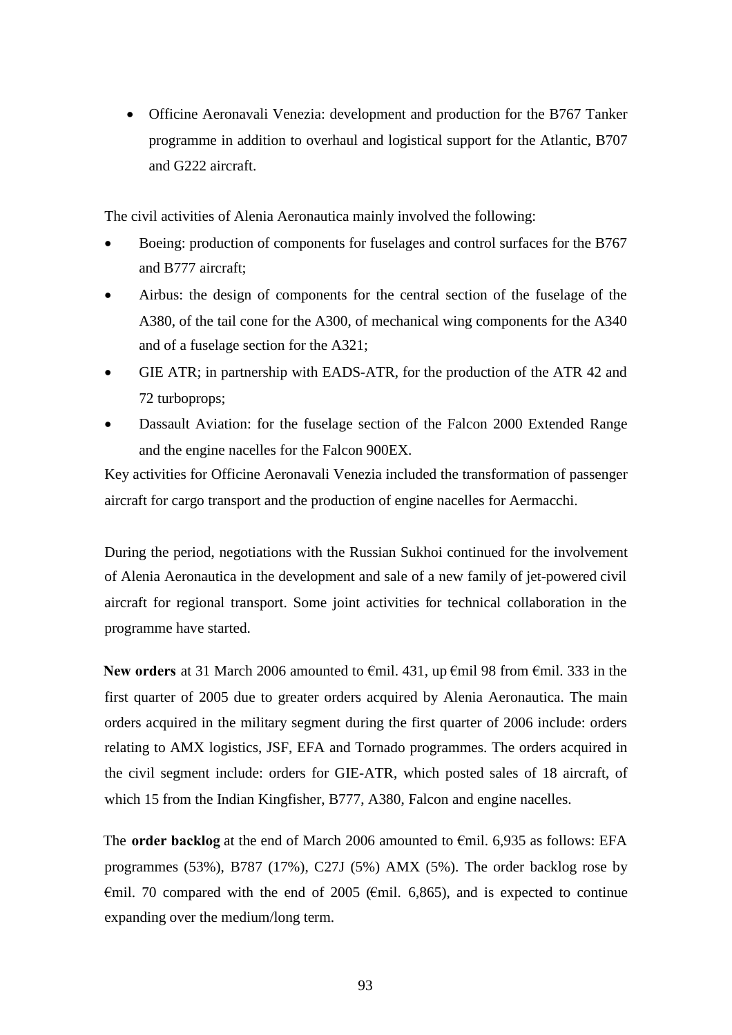- Officine Aeronavali Venezia: development and production for the B767 Tanker programme in addition to overhaul and logistical support for the Atlantic, B707 and G222 aircraft.

The civil activities of Alenia Aeronautica mainly involved the following:

- Boeing: production of components for fuselages and control surfaces for the B767 and B777 aircraft;
- Airbus: the design of components for the central section of the fuselage of the A380, of the tail cone for the A300, of mechanical wing components for the A340 and of a fuselage section for the A321;
- GIE ATR; in partnership with EADS-ATR, for the production of the ATR 42 and 72 turboprops;
- Dassault Aviation: for the fuselage section of the Falcon 2000 Extended Range and the engine nacelles for the Falcon 900EX.

Key activities for Officine Aeronavali Venezia included the transformation of passenger aircraft for cargo transport and the production of engine nacelles for Aermacchi.

During the period, negotiations with the Russian Sukhoi continued for the involvement of Alenia Aeronautica in the development and sale of a new family of jet-powered civil aircraft for regional transport. Some joint activities for technical collaboration in the programme have started.

**New orders** at 31 March 2006 amounted to €mil. 431, up €mil 98 from €mil. 333 in the first quarter of 2005 due to greater orders acquired by Alenia Aeronautica. The main orders acquired in the military segment during the first quarter of 2006 include: orders relating to AMX logistics, JSF, EFA and Tornado programmes. The orders acquired in the civil segment include: orders for GIE-ATR, which posted sales of 18 aircraft, of which 15 from the Indian Kingfisher, B777, A380, Falcon and engine nacelles.

The **order backlog** at the end of March 2006 amounted to €mil. 6,935 as follows: EFA programmes (53%), B787 (17%), C27J (5%) AMX (5%). The order backlog rose by €mil. 70 compared with the end of 2005 (€mil. 6,865), and is expected to continue expanding over the medium/long term.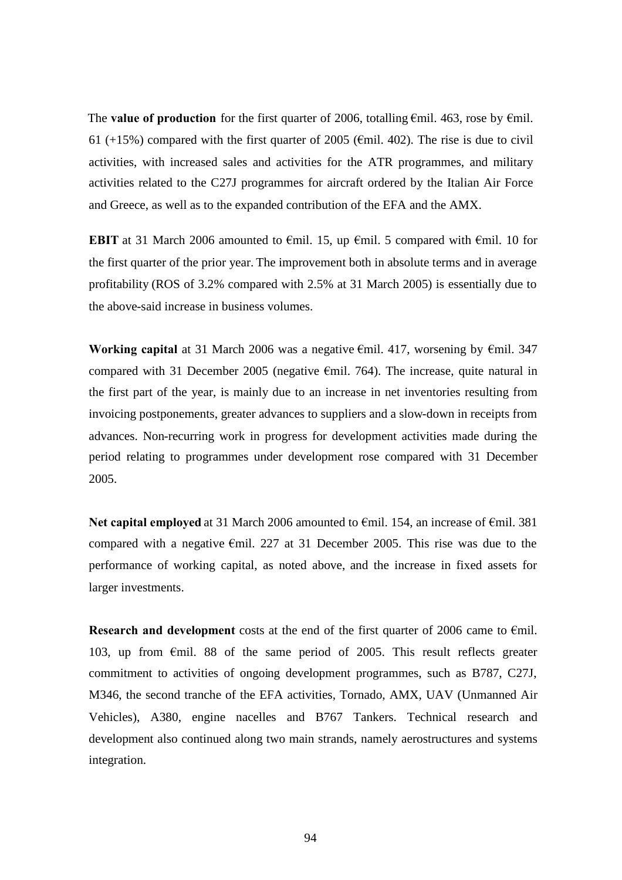The **value of production** for the first quarter of 2006, totalling €mil. 463, rose by €mil. 61 (+15%) compared with the first quarter of 2005 (€mil. 402). The rise is due to civil activities, with increased sales and activities for the ATR programmes, and military activities related to the C27J programmes for aircraft ordered by the Italian Air Force and Greece, as well as to the expanded contribution of the EFA and the AMX.

**EBIT** at 31 March 2006 amounted to €mil. 15, up €mil. 5 compared with €mil. 10 for the first quarter of the prior year. The improvement both in absolute terms and in average profitability (ROS of 3.2% compared with 2.5% at 31 March 2005) is essentially due to the above-said increase in business volumes.

**Working capital** at 31 March 2006 was a negative €mil. 417, worsening by €mil. 347 compared with 31 December 2005 (negative €mil. 764). The increase, quite natural in the first part of the year, is mainly due to an increase in net inventories resulting from invoicing postponements, greater advances to suppliers and a slow-down in receipts from advances. Non-recurring work in progress for development activities made during the period relating to programmes under development rose compared with 31 December 2005.

**Net capital employed** at 31 March 2006 amounted to €mil. 154, an increase of €mil. 381 compared with a negative €mil. 227 at 31 December 2005. This rise was due to the performance of working capital, as noted above, and the increase in fixed assets for larger investments.

**Research and development** costs at the end of the first quarter of 2006 came to €mil. 103, up from €mil. 88 of the same period of 2005. This result reflects greater commitment to activities of ongoing development programmes, such as B787, C27J, M346, the second tranche of the EFA activities, Tornado, AMX, UAV (Unmanned Air Vehicles), A380, engine nacelles and B767 Tankers. Technical research and development also continued along two main strands, namely aerostructures and systems integration.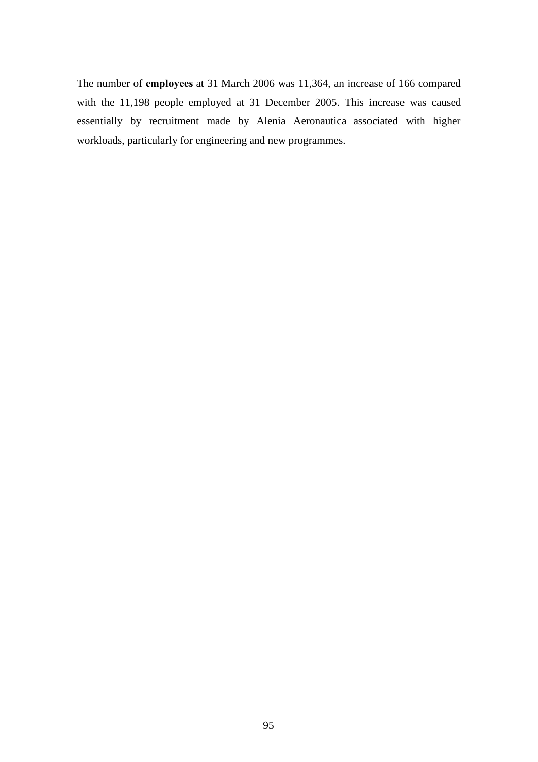The number of **employees** at 31 March 2006 was 11,364, an increase of 166 compared with the 11,198 people employed at 31 December 2005. This increase was caused essentially by recruitment made by Alenia Aeronautica associated with higher workloads, particularly for engineering and new programmes.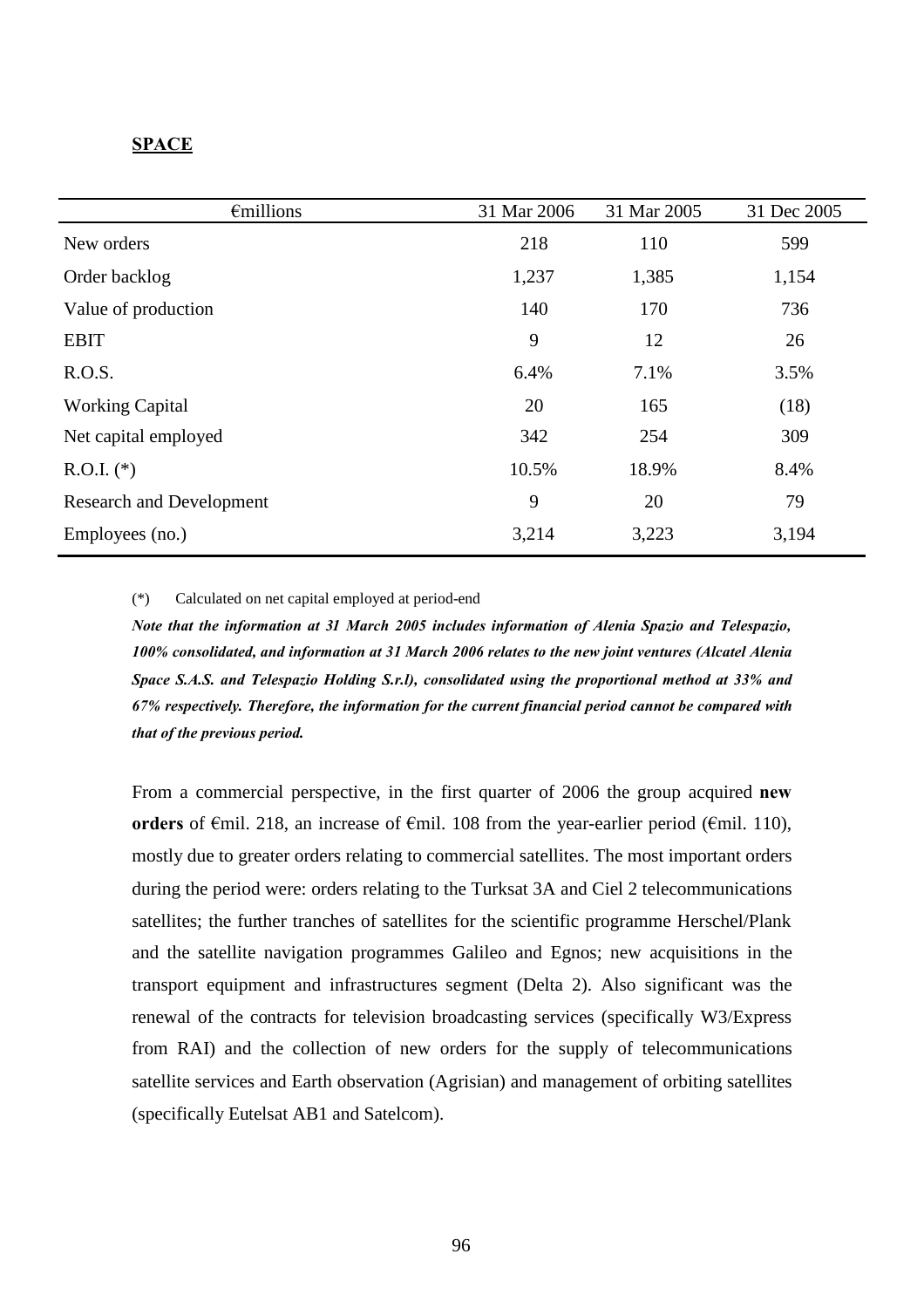**SPACE**

| €millions | 31 Mar 2006 | 31 Mar 2005 | 31 Dec 2005 |
|---|---|---|---|
| New orders | 218 | 110 | 599 |
| Order backlog | 1,237 | 1,385 | 1,154 |
| Value of production | 140 | 170 | 736 |
| EBIT | 9 | 12 | 26 |
| R.O.S. | 6.4% | 7.1% | 3.5% |
| Working Capital | 20 | 165 | (18) |
| Net capital employed | 342 | 254 | 309 |
| R.O.I. (*) | 10.5% | 18.9% | 8.4% |
| Research and Development | 9 | 20 | 79 |
| Employees (no.) | 3,214 | 3,223 | 3,194 |

(*) Calculated on net capital employed at period-end

***Note that the information at 31 March 2005 includes information of Alenia Spazio and Telespazio, 100% consolidated, and information at 31 March 2006 relates to the new joint ventures (Alcatel Alenia Space S.A.S. and Telespazio Holding S.r.l), consolidated using the proportional method at 33% and 67% respectively. Therefore, the information for the current financial period cannot be compared with that of the previous period.***

From a commercial perspective, in the first quarter of 2006 the group acquired **new orders** of €mil. 218, an increase of €mil. 108 from the year-earlier period (€mil. 110), mostly due to greater orders relating to commercial satellites. The most important orders during the period were: orders relating to the Turksat 3A and Ciel 2 telecommunications satellites; the further tranches of satellites for the scientific programme Herschel/Plank and the satellite navigation programmes Galileo and Egnos; new acquisitions in the transport equipment and infrastructures segment (Delta 2). Also significant was the renewal of the contracts for television broadcasting services (specifically W3/Express from RAI) and the collection of new orders for the supply of telecommunications satellite services and Earth observation (Agrisian) and management of orbiting satellites (specifically Eutelsat AB1 and Satelcom).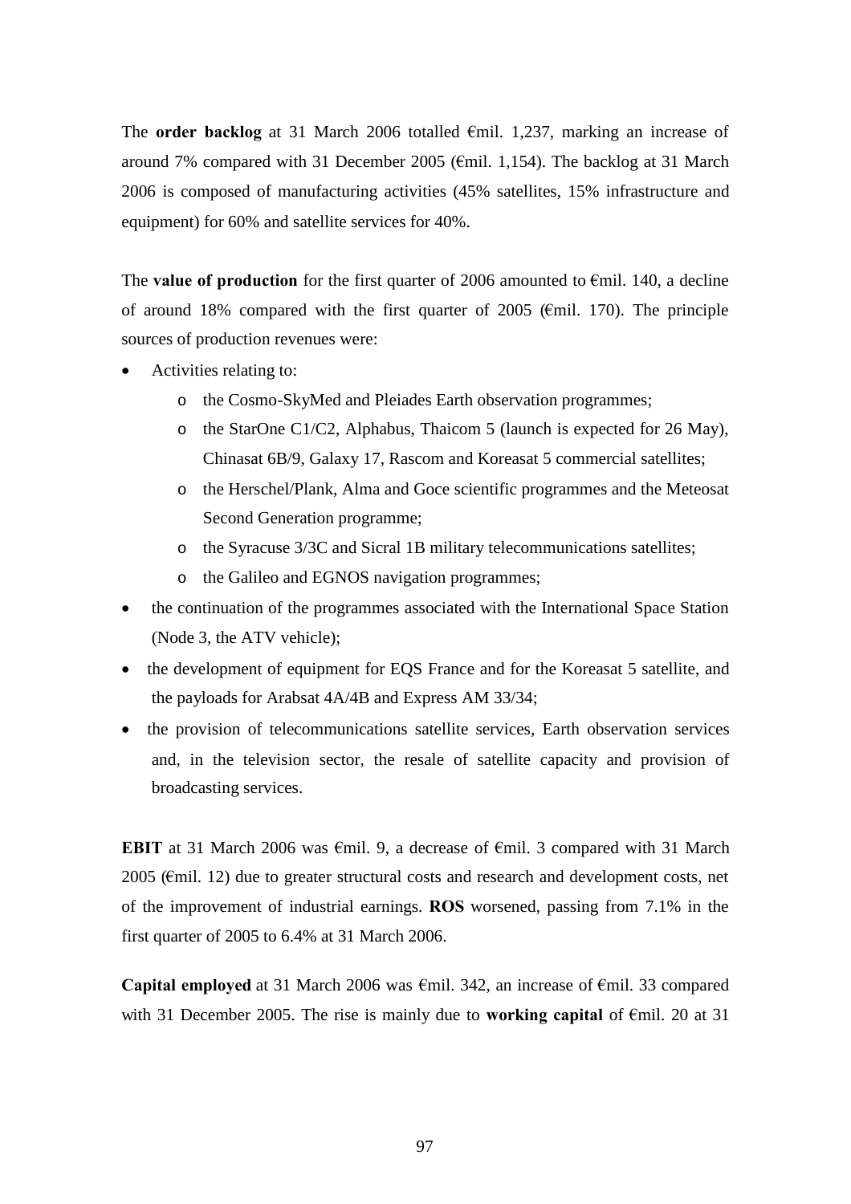The **order backlog** at 31 March 2006 totalled €mil. 1,237, marking an increase of around 7% compared with 31 December 2005 (€mil. 1,154). The backlog at 31 March 2006 is composed of manufacturing activities (45% satellites, 15% infrastructure and equipment) for 60% and satellite services for 40%.

The **value of production** for the first quarter of 2006 amounted to €mil. 140, a decline of around 18% compared with the first quarter of 2005 (€mil. 170). The principle sources of production revenues were:

- Activities relating to:
  - the Cosmo-SkyMed and Pleiades Earth observation programmes;
  - the StarOne C1/C2, Alphabus, Thaicom 5 (launch is expected for 26 May), Chinasat 6B/9, Galaxy 17, Rascom and Koreasat 5 commercial satellites;
  - the Herschel/Plank, Alma and Goce scientific programmes and the Meteosat Second Generation programme;
  - the Syracuse 3/3C and Sicral 1B military telecommunications satellites;
  - the Galileo and EGNOS navigation programmes;
- the continuation of the programmes associated with the International Space Station (Node 3, the ATV vehicle);
- the development of equipment for EQS France and for the Koreasat 5 satellite, and the payloads for Arabsat 4A/4B and Express AM 33/34;
- the provision of telecommunications satellite services, Earth observation services and, in the television sector, the resale of satellite capacity and provision of broadcasting services.

**EBIT** at 31 March 2006 was €mil. 9, a decrease of €mil. 3 compared with 31 March 2005 (€mil. 12) due to greater structural costs and research and development costs, net of the improvement of industrial earnings. **ROS** worsened, passing from 7.1% in the first quarter of 2005 to 6.4% at 31 March 2006.

**Capital employed** at 31 March 2006 was €mil. 342, an increase of €mil. 33 compared with 31 December 2005. The rise is mainly due to **working capital** of €mil. 20 at 31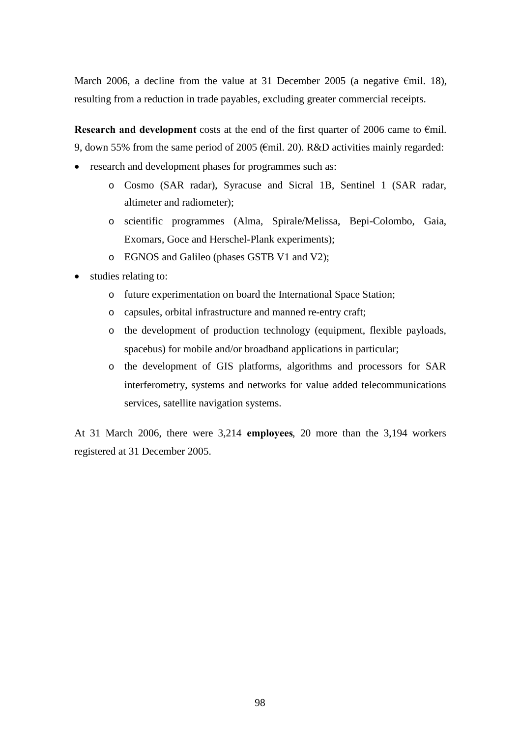March 2006, a decline from the value at 31 December 2005 (a negative €mil. 18), resulting from a reduction in trade payables, excluding greater commercial receipts.

**Research and development** costs at the end of the first quarter of 2006 came to €mil. 9, down 55% from the same period of 2005 (€mil. 20). R&D activities mainly regarded:

- research and development phases for programmes such as:
    - Cosmo (SAR radar), Syracuse and Sicral 1B, Sentinel 1 (SAR radar, altimeter and radiometer);
    - scientific programmes (Alma, Spirale/Melissa, Bepi-Colombo, Gaia, Exomars, Goce and Herschel-Plank experiments);
    - EGNOS and Galileo (phases GSTB V1 and V2);
- studies relating to:
    - future experimentation on board the International Space Station;
    - capsules, orbital infrastructure and manned re-entry craft;
    - the development of production technology (equipment, flexible payloads, spacebus) for mobile and/or broadband applications in particular;
    - the development of GIS platforms, algorithms and processors for SAR interferometry, systems and networks for value added telecommunications services, satellite navigation systems.

At 31 March 2006, there were 3,214 **employees**, 20 more than the 3,194 workers registered at 31 December 2005.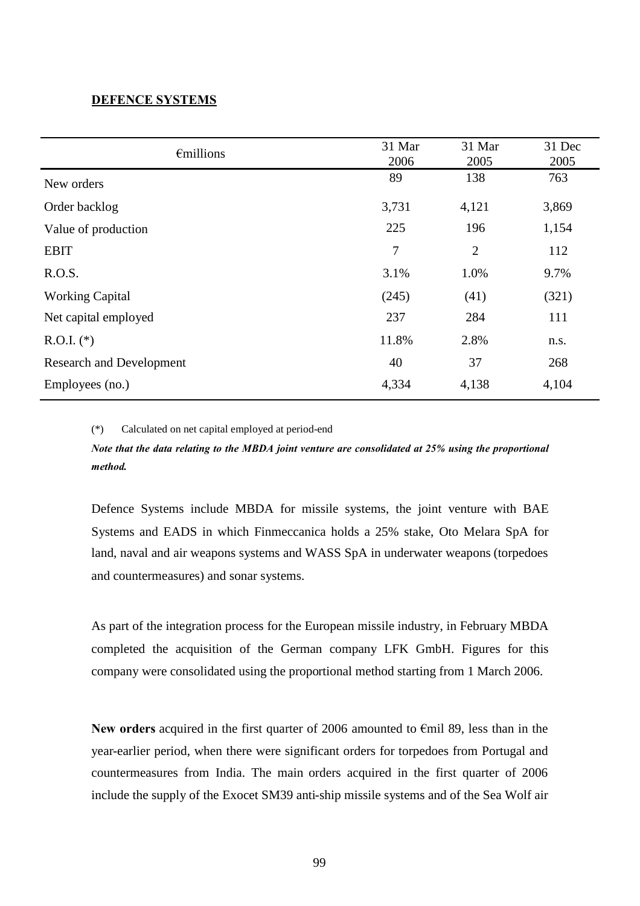## DEFENCE SYSTEMS

| €millions | 31 Mar 2006 | 31 Mar 2005 | 31 Dec 2005 |
|---|---|---|---|
| New orders | 89 | 138 | 763 |
| Order backlog | 3,731 | 4,121 | 3,869 |
| Value of production | 225 | 196 | 1,154 |
| EBIT | 7 | 2 | 112 |
| R.O.S. | 3.1% | 1.0% | 9.7% |
| Working Capital | (245) | (41) | (321) |
| Net capital employed | 237 | 284 | 111 |
| R.O.I. (*) | 11.8% | 2.8% | n.s. |
| Research and Development | 40 | 37 | 268 |
| Employees (no.) | 4,334 | 4,138 | 4,104 |

(*) Calculated on net capital employed at period-end

***Note that the data relating to the MBDA joint venture are consolidated at 25% using the proportional method.***

Defence Systems include MBDA for missile systems, the joint venture with BAE Systems and EADS in which Finmeccanica holds a 25% stake, Oto Melara SpA for land, naval and air weapons systems and WASS SpA in underwater weapons (torpedoes and countermeasures) and sonar systems.

As part of the integration process for the European missile industry, in February MBDA completed the acquisition of the German company LFK GmbH. Figures for this company were consolidated using the proportional method starting from 1 March 2006.

**New orders** acquired in the first quarter of 2006 amounted to €mil 89, less than in the year-earlier period, when there were significant orders for torpedoes from Portugal and countermeasures from India. The main orders acquired in the first quarter of 2006 include the supply of the Exocet SM39 anti-ship missile systems and of the Sea Wolf air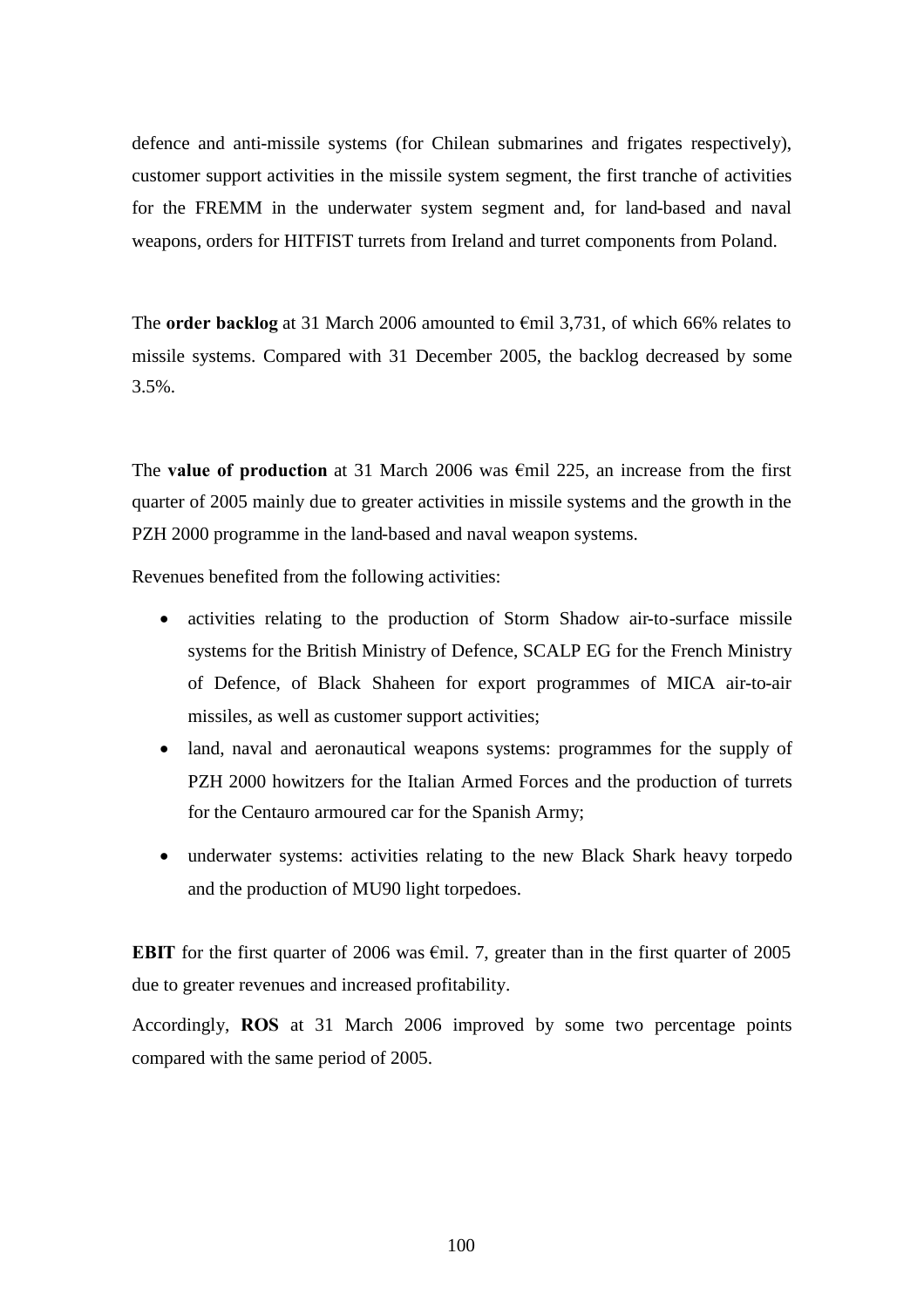defence and anti-missile systems (for Chilean submarines and frigates respectively), customer support activities in the missile system segment, the first tranche of activities for the FREMM in the underwater system segment and, for land-based and naval weapons, orders for HITFIST turrets from Ireland and turret components from Poland.

The **order backlog** at 31 March 2006 amounted to €mil 3,731, of which 66% relates to missile systems. Compared with 31 December 2005, the backlog decreased by some 3.5%.

The **value of production** at 31 March 2006 was €mil 225, an increase from the first quarter of 2005 mainly due to greater activities in missile systems and the growth in the PZH 2000 programme in the land-based and naval weapon systems.

Revenues benefited from the following activities:

- activities relating to the production of Storm Shadow air-to-surface missile systems for the British Ministry of Defence, SCALP EG for the French Ministry of Defence, of Black Shaheen for export programmes of MICA air-to-air missiles, as well as customer support activities;
- land, naval and aeronautical weapons systems: programmes for the supply of PZH 2000 howitzers for the Italian Armed Forces and the production of turrets for the Centauro armoured car for the Spanish Army;
- underwater systems: activities relating to the new Black Shark heavy torpedo and the production of MU90 light torpedoes.

**EBIT** for the first quarter of 2006 was €mil. 7, greater than in the first quarter of 2005 due to greater revenues and increased profitability.

Accordingly, **ROS** at 31 March 2006 improved by some two percentage points compared with the same period of 2005.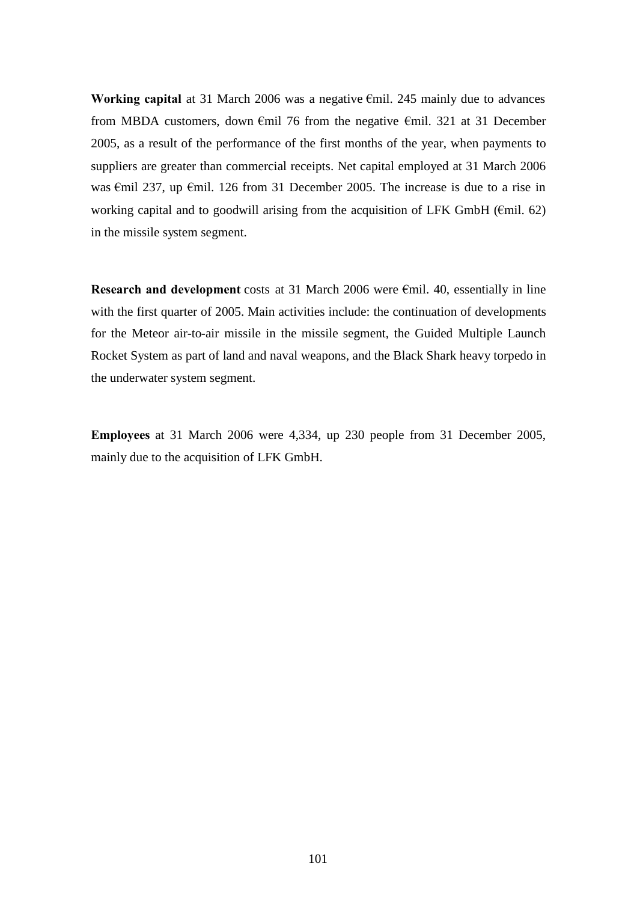**Working capital** at 31 March 2006 was a negative €mil. 245 mainly due to advances from MBDA customers, down €mil 76 from the negative €mil. 321 at 31 December 2005, as a result of the performance of the first months of the year, when payments to suppliers are greater than commercial receipts. Net capital employed at 31 March 2006 was €mil 237, up €mil. 126 from 31 December 2005. The increase is due to a rise in working capital and to goodwill arising from the acquisition of LFK GmbH (€mil. 62) in the missile system segment.

**Research and development** costs at 31 March 2006 were €mil. 40, essentially in line with the first quarter of 2005. Main activities include: the continuation of developments for the Meteor air-to-air missile in the missile segment, the Guided Multiple Launch Rocket System as part of land and naval weapons, and the Black Shark heavy torpedo in the underwater system segment.

**Employees** at 31 March 2006 were 4,334, up 230 people from 31 December 2005, mainly due to the acquisition of LFK GmbH.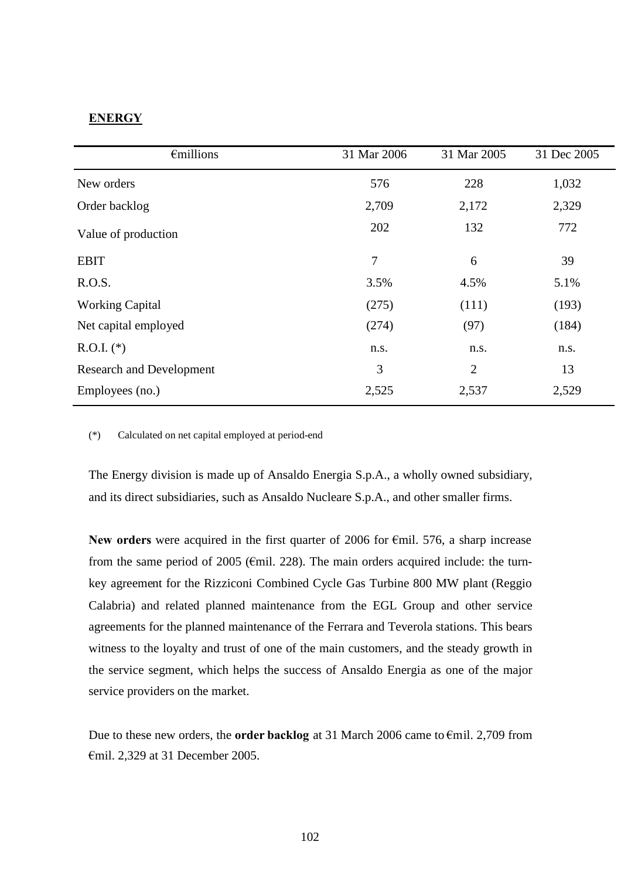**ENERGY**

| €millions | 31 Mar 2006 | 31 Mar 2005 | 31 Dec 2005 |
|---|---|---|---|
| New orders | 576 | 228 | 1,032 |
| Order backlog | 2,709 | 2,172 | 2,329 |
| Value of production | 202 | 132 | 772 |
| EBIT | 7 | 6 | 39 |
| R.O.S. | 3.5% | 4.5% | 5.1% |
| Working Capital | (275) | (111) | (193) |
| Net capital employed | (274) | (97) | (184) |
| R.O.I. (*) | n.s. | n.s. | n.s. |
| Research and Development | 3 | 2 | 13 |
| Employees (no.) | 2,525 | 2,537 | 2,529 |

(*) Calculated on net capital employed at period-end

The Energy division is made up of Ansaldo Energia S.p.A., a wholly owned subsidiary, and its direct subsidiaries, such as Ansaldo Nucleare S.p.A., and other smaller firms.

**New orders** were acquired in the first quarter of 2006 for €mil. 576, a sharp increase from the same period of 2005 (€mil. 228). The main orders acquired include: the turn-key agreement for the Rizziconi Combined Cycle Gas Turbine 800 MW plant (Reggio Calabria) and related planned maintenance from the EGL Group and other service agreements for the planned maintenance of the Ferrara and Teverola stations. This bears witness to the loyalty and trust of one of the main customers, and the steady growth in the service segment, which helps the success of Ansaldo Energia as one of the major service providers on the market.

Due to these new orders, the **order backlog** at 31 March 2006 came to €mil. 2,709 from €mil. 2,329 at 31 December 2005.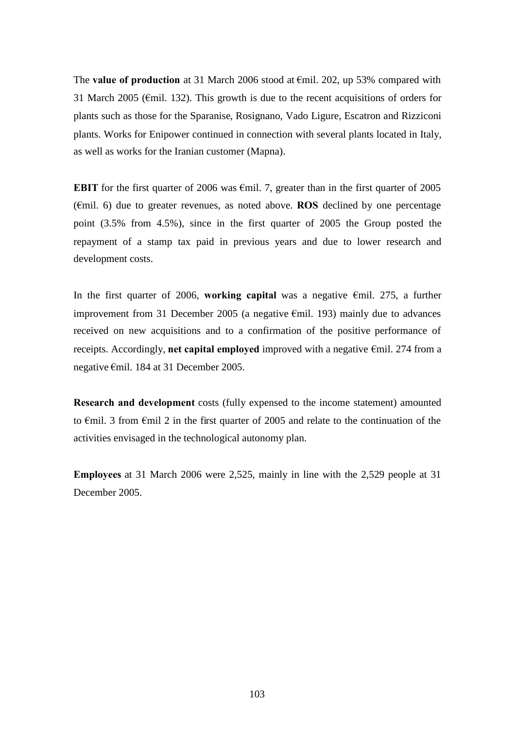The **value of production** at 31 March 2006 stood at €mil. 202, up 53% compared with 31 March 2005 (€mil. 132). This growth is due to the recent acquisitions of orders for plants such as those for the Sparanise, Rosignano, Vado Ligure, Escatron and Rizziconi plants. Works for Enipower continued in connection with several plants located in Italy, as well as works for the Iranian customer (Mapna).

**EBIT** for the first quarter of 2006 was €mil. 7, greater than in the first quarter of 2005 (€mil. 6) due to greater revenues, as noted above. **ROS** declined by one percentage point (3.5% from 4.5%), since in the first quarter of 2005 the Group posted the repayment of a stamp tax paid in previous years and due to lower research and development costs.

In the first quarter of 2006, **working capital** was a negative €mil. 275, a further improvement from 31 December 2005 (a negative €mil. 193) mainly due to advances received on new acquisitions and to a confirmation of the positive performance of receipts. Accordingly, **net capital employed** improved with a negative €mil. 274 from a negative €mil. 184 at 31 December 2005.

**Research and development** costs (fully expensed to the income statement) amounted to €mil. 3 from €mil 2 in the first quarter of 2005 and relate to the continuation of the activities envisaged in the technological autonomy plan.

**Employees** at 31 March 2006 were 2,525, mainly in line with the 2,529 people at 31 December 2005.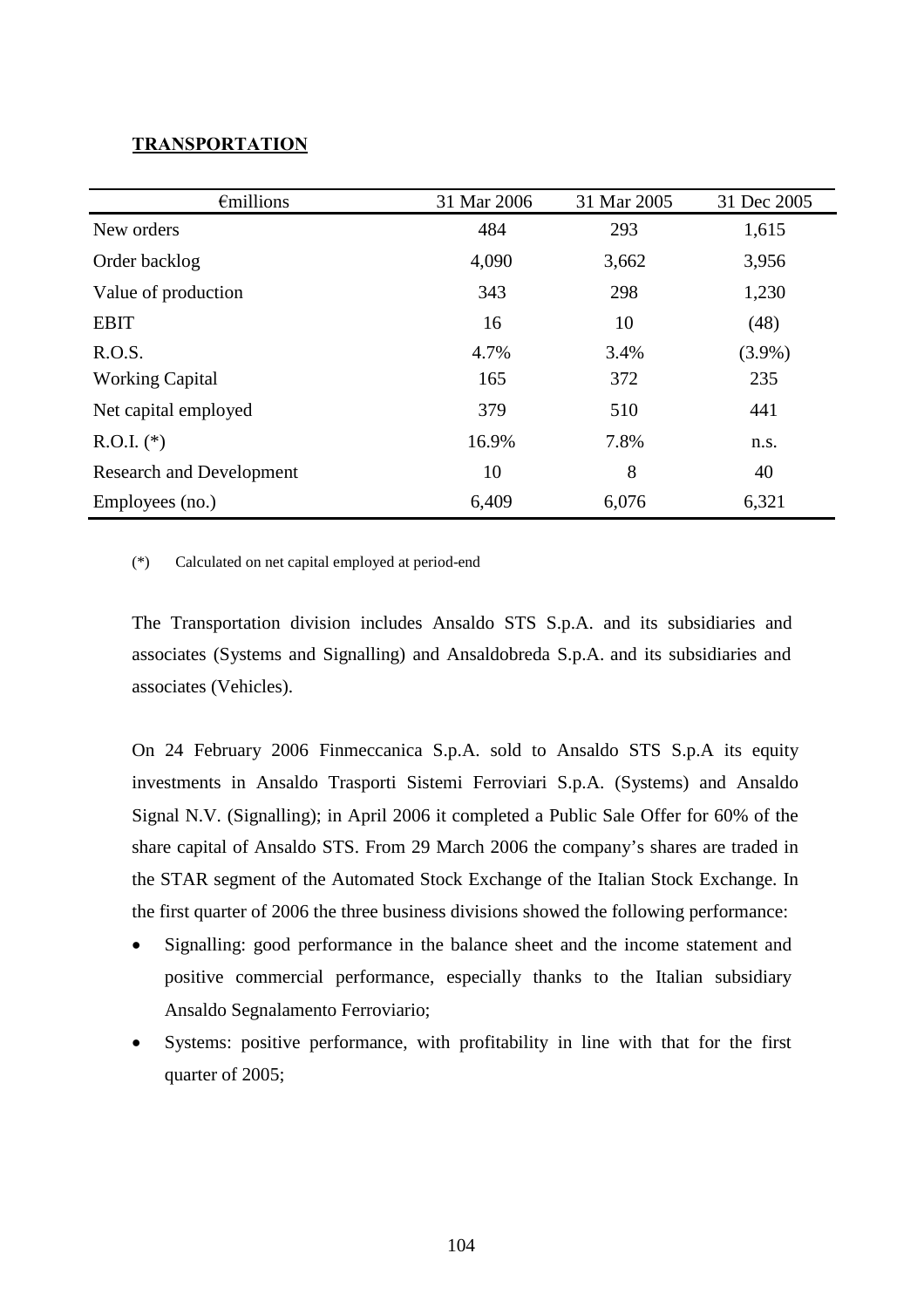## TRANSPORTATION

| €millions | 31 Mar 2006 | 31 Mar 2005 | 31 Dec 2005 |
|---|---|---|---|
| New orders | 484 | 293 | 1,615 |
| Order backlog | 4,090 | 3,662 | 3,956 |
| Value of production | 343 | 298 | 1,230 |
| EBIT | 16 | 10 | (48) |
| R.O.S. | 4.7% | 3.4% | (3.9%) |
| Working Capital | 165 | 372 | 235 |
| Net capital employed | 379 | 510 | 441 |
| R.O.I. (*) | 16.9% | 7.8% | n.s. |
| Research and Development | 10 | 8 | 40 |
| Employees (no.) | 6,409 | 6,076 | 6,321 |

(*) Calculated on net capital employed at period-end

The Transportation division includes Ansaldo STS S.p.A. and its subsidiaries and associates (Systems and Signalling) and Ansaldobreda S.p.A. and its subsidiaries and associates (Vehicles).

On 24 February 2006 Finmeccanica S.p.A. sold to Ansaldo STS S.p.A its equity investments in Ansaldo Trasporti Sistemi Ferroviari S.p.A. (Systems) and Ansaldo Signal N.V. (Signalling); in April 2006 it completed a Public Sale Offer for 60% of the share capital of Ansaldo STS. From 29 March 2006 the company's shares are traded in the STAR segment of the Automated Stock Exchange of the Italian Stock Exchange. In the first quarter of 2006 the three business divisions showed the following performance:

- Signalling: good performance in the balance sheet and the income statement and positive commercial performance, especially thanks to the Italian subsidiary Ansaldo Segnalamento Ferroviario;
- Systems: positive performance, with profitability in line with that for the first quarter of 2005;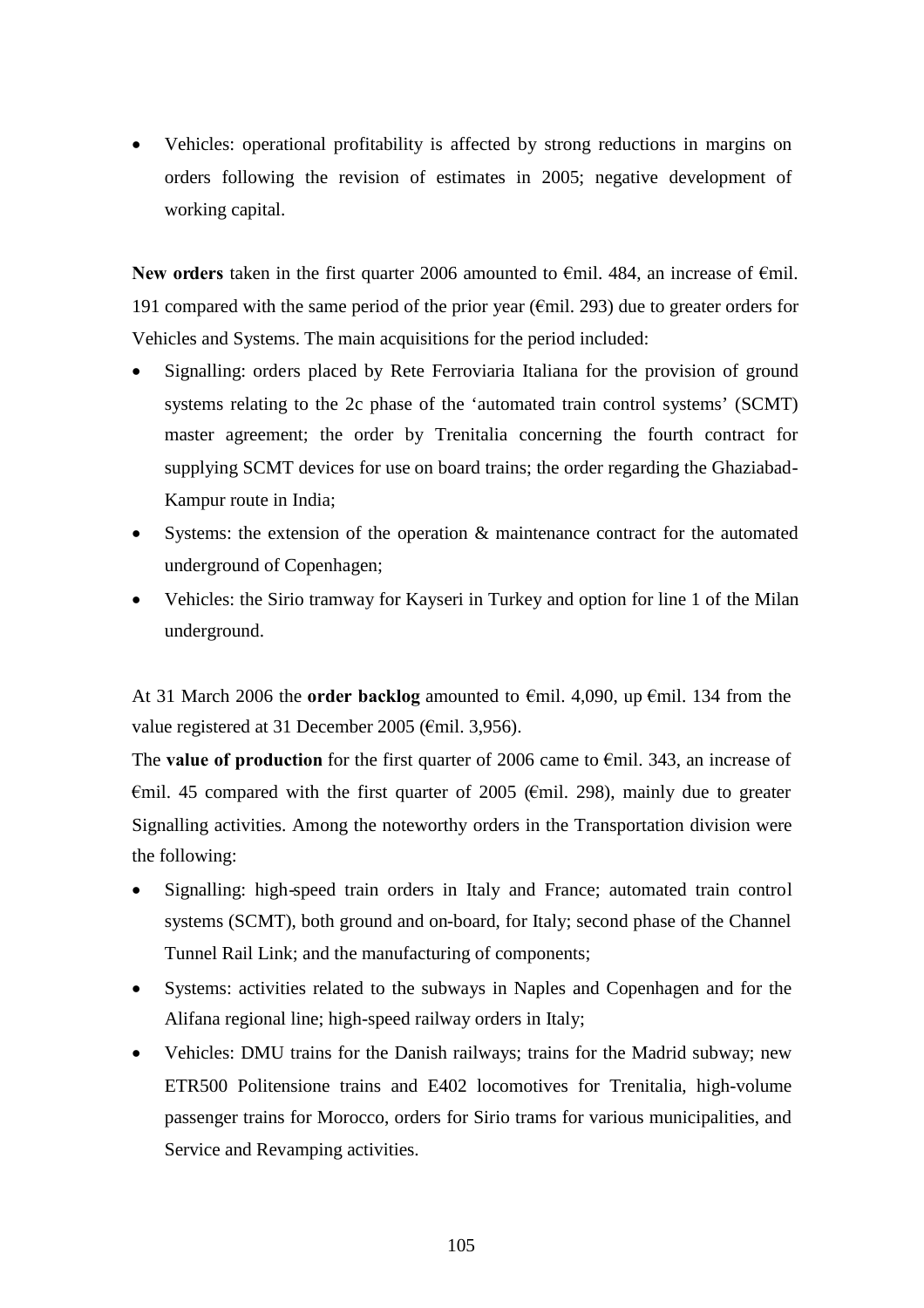- Vehicles: operational profitability is affected by strong reductions in margins on orders following the revision of estimates in 2005; negative development of working capital.

**New orders** taken in the first quarter 2006 amounted to €mil. 484, an increase of €mil. 191 compared with the same period of the prior year (€mil. 293) due to greater orders for Vehicles and Systems. The main acquisitions for the period included:

- Signalling: orders placed by Rete Ferroviaria Italiana for the provision of ground systems relating to the 2c phase of the 'automated train control systems' (SCMT) master agreement; the order by Trenitalia concerning the fourth contract for supplying SCMT devices for use on board trains; the order regarding the Ghaziabad-Kampur route in India;
- Systems: the extension of the operation & maintenance contract for the automated underground of Copenhagen;
- Vehicles: the Sirio tramway for Kayseri in Turkey and option for line 1 of the Milan underground.

At 31 March 2006 the **order backlog** amounted to €mil. 4,090, up €mil. 134 from the value registered at 31 December 2005 (€mil. 3,956).

The **value of production** for the first quarter of 2006 came to €mil. 343, an increase of €mil. 45 compared with the first quarter of 2005 (€mil. 298), mainly due to greater Signalling activities. Among the noteworthy orders in the Transportation division were the following:

- Signalling: high-speed train orders in Italy and France; automated train control systems (SCMT), both ground and on-board, for Italy; second phase of the Channel Tunnel Rail Link; and the manufacturing of components;
- Systems: activities related to the subways in Naples and Copenhagen and for the Alifana regional line; high-speed railway orders in Italy;
- Vehicles: DMU trains for the Danish railways; trains for the Madrid subway; new ETR500 Politensione trains and E402 locomotives for Trenitalia, high-volume passenger trains for Morocco, orders for Sirio trams for various municipalities, and Service and Revamping activities.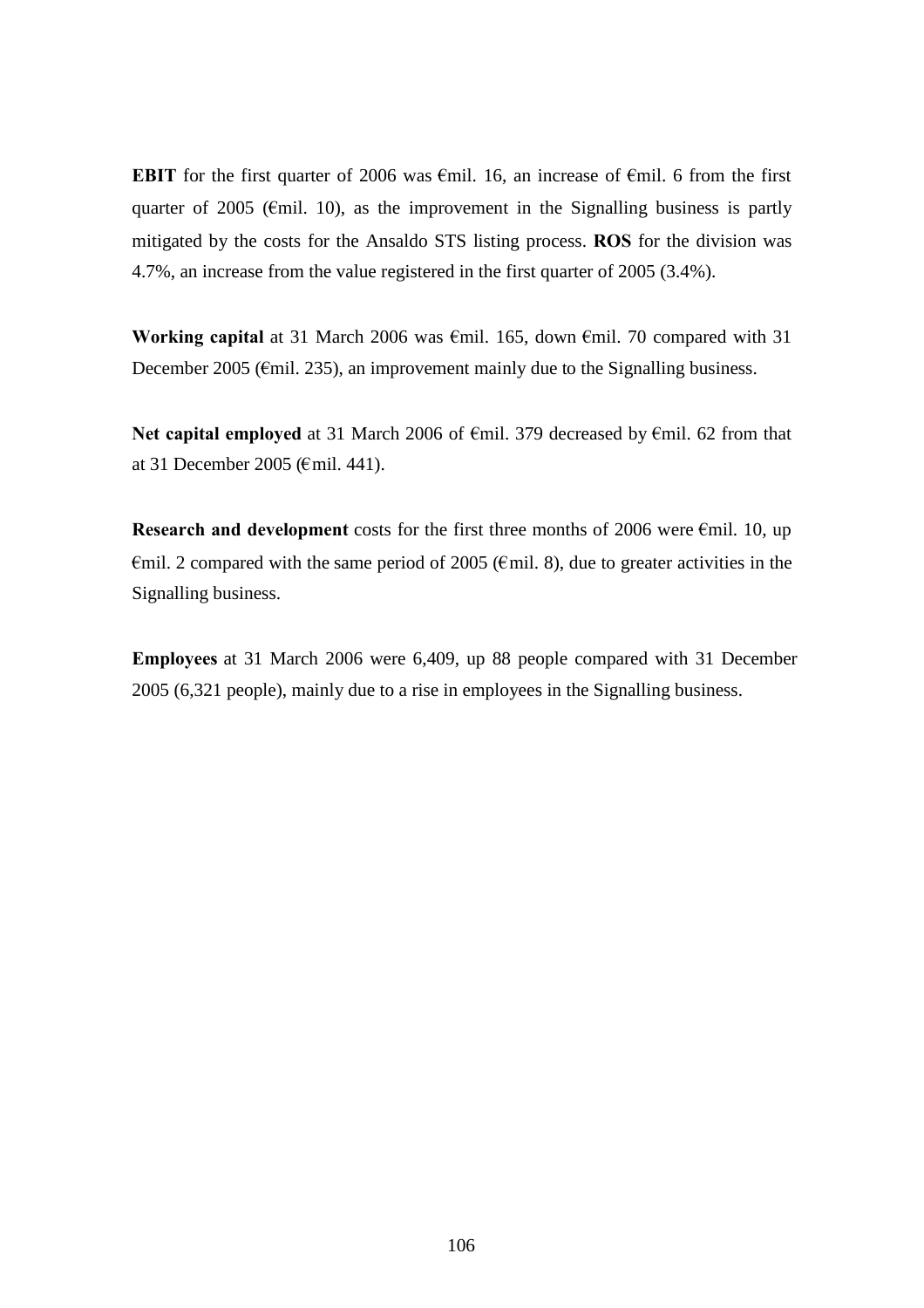**EBIT** for the first quarter of 2006 was €mil. 16, an increase of €mil. 6 from the first quarter of 2005 (€mil. 10), as the improvement in the Signalling business is partly mitigated by the costs for the Ansaldo STS listing process. **ROS** for the division was 4.7%, an increase from the value registered in the first quarter of 2005 (3.4%).

**Working capital** at 31 March 2006 was €mil. 165, down €mil. 70 compared with 31 December 2005 (€mil. 235), an improvement mainly due to the Signalling business.

**Net capital employed** at 31 March 2006 of €mil. 379 decreased by €mil. 62 from that at 31 December 2005 (€mil. 441).

**Research and development** costs for the first three months of 2006 were €mil. 10, up €mil. 2 compared with the same period of 2005 (€mil. 8), due to greater activities in the Signalling business.

**Employees** at 31 March 2006 were 6,409, up 88 people compared with 31 December 2005 (6,321 people), mainly due to a rise in employees in the Signalling business.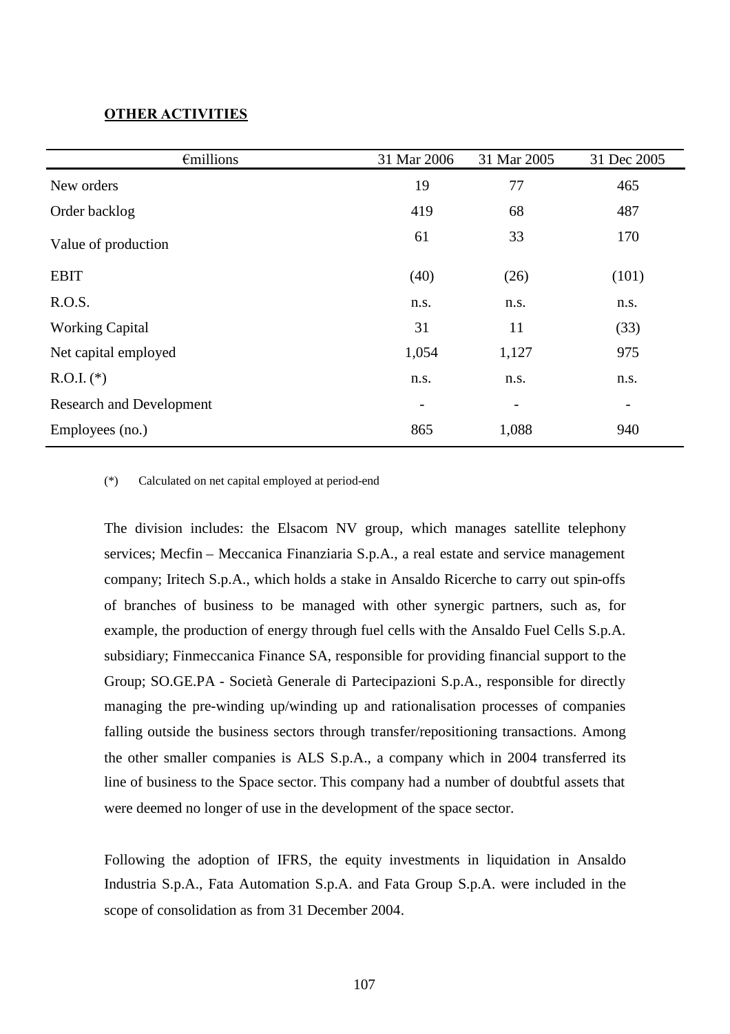**OTHER ACTIVITIES**

| €millions | 31 Mar 2006 | 31 Mar 2005 | 31 Dec 2005 |
|---|---|---|---|
| New orders | 19 | 77 | 465 |
| Order backlog | 419 | 68 | 487 |
| Value of production | 61 | 33 | 170 |
| EBIT | (40) | (26) | (101) |
| R.O.S. | n.s. | n.s. | n.s. |
| Working Capital | 31 | 11 | (33) |
| Net capital employed | 1,054 | 1,127 | 975 |
| R.O.I. (*) | n.s. | n.s. | n.s. |
| Research and Development | - | - | - |
| Employees (no.) | 865 | 1,088 | 940 |

(*) Calculated on net capital employed at period-end

The division includes: the Elsacom NV group, which manages satellite telephony services; Mecfin – Meccanica Finanziaria S.p.A., a real estate and service management company; Iritech S.p.A., which holds a stake in Ansaldo Ricerche to carry out spin-offs of branches of business to be managed with other synergic partners, such as, for example, the production of energy through fuel cells with the Ansaldo Fuel Cells S.p.A. subsidiary; Finmeccanica Finance SA, responsible for providing financial support to the Group; SO.GE.PA - Società Generale di Partecipazioni S.p.A., responsible for directly managing the pre-winding up/winding up and rationalisation processes of companies falling outside the business sectors through transfer/repositioning transactions. Among the other smaller companies is ALS S.p.A., a company which in 2004 transferred its line of business to the Space sector. This company had a number of doubtful assets that were deemed no longer of use in the development of the space sector.

Following the adoption of IFRS, the equity investments in liquidation in Ansaldo Industria S.p.A., Fata Automation S.p.A. and Fata Group S.p.A. were included in the scope of consolidation as from 31 December 2004.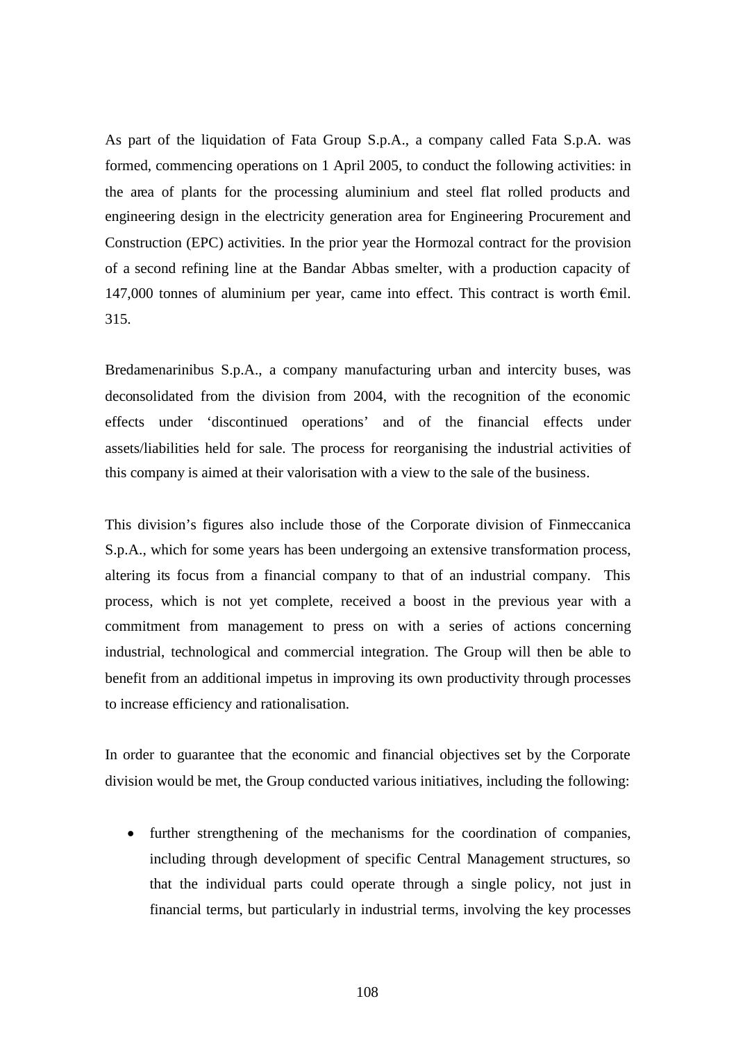As part of the liquidation of Fata Group S.p.A., a company called Fata S.p.A. was formed, commencing operations on 1 April 2005, to conduct the following activities: in the area of plants for the processing aluminium and steel flat rolled products and engineering design in the electricity generation area for Engineering Procurement and Construction (EPC) activities. In the prior year the Hormozal contract for the provision of a second refining line at the Bandar Abbas smelter, with a production capacity of 147,000 tonnes of aluminium per year, came into effect. This contract is worth €mil. 315.

Bredamenarinibus S.p.A., a company manufacturing urban and intercity buses, was deconsolidated from the division from 2004, with the recognition of the economic effects under 'discontinued operations' and of the financial effects under assets/liabilities held for sale. The process for reorganising the industrial activities of this company is aimed at their valorisation with a view to the sale of the business.

This division's figures also include those of the Corporate division of Finmeccanica S.p.A., which for some years has been undergoing an extensive transformation process, altering its focus from a financial company to that of an industrial company. This process, which is not yet complete, received a boost in the previous year with a commitment from management to press on with a series of actions concerning industrial, technological and commercial integration. The Group will then be able to benefit from an additional impetus in improving its own productivity through processes to increase efficiency and rationalisation.

In order to guarantee that the economic and financial objectives set by the Corporate division would be met, the Group conducted various initiatives, including the following:

- further strengthening of the mechanisms for the coordination of companies, including through development of specific Central Management structures, so that the individual parts could operate through a single policy, not just in financial terms, but particularly in industrial terms, involving the key processes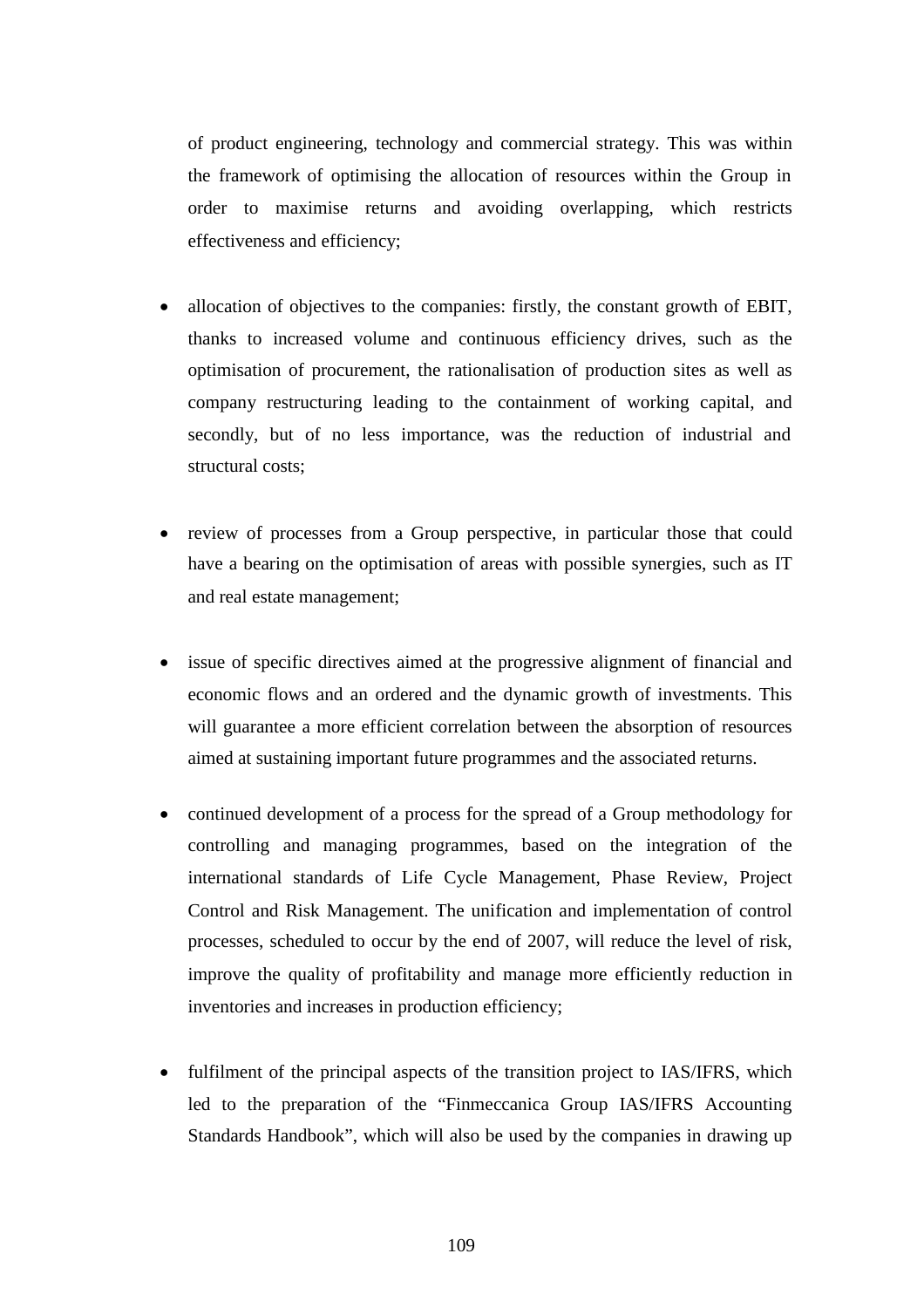of product engineering, technology and commercial strategy. This was within the framework of optimising the allocation of resources within the Group in order to maximise returns and avoiding overlapping, which restricts effectiveness and efficiency;

- allocation of objectives to the companies: firstly, the constant growth of EBIT, thanks to increased volume and continuous efficiency drives, such as the optimisation of procurement, the rationalisation of production sites as well as company restructuring leading to the containment of working capital, and secondly, but of no less importance, was the reduction of industrial and structural costs;

- review of processes from a Group perspective, in particular those that could have a bearing on the optimisation of areas with possible synergies, such as IT and real estate management;

- issue of specific directives aimed at the progressive alignment of financial and economic flows and an ordered and the dynamic growth of investments. This will guarantee a more efficient correlation between the absorption of resources aimed at sustaining important future programmes and the associated returns.

- continued development of a process for the spread of a Group methodology for controlling and managing programmes, based on the integration of the international standards of Life Cycle Management, Phase Review, Project Control and Risk Management. The unification and implementation of control processes, scheduled to occur by the end of 2007, will reduce the level of risk, improve the quality of profitability and manage more efficiently reduction in inventories and increases in production efficiency;

- fulfilment of the principal aspects of the transition project to IAS/IFRS, which led to the preparation of the “Finmeccanica Group IAS/IFRS Accounting Standards Handbook”, which will also be used by the companies in drawing up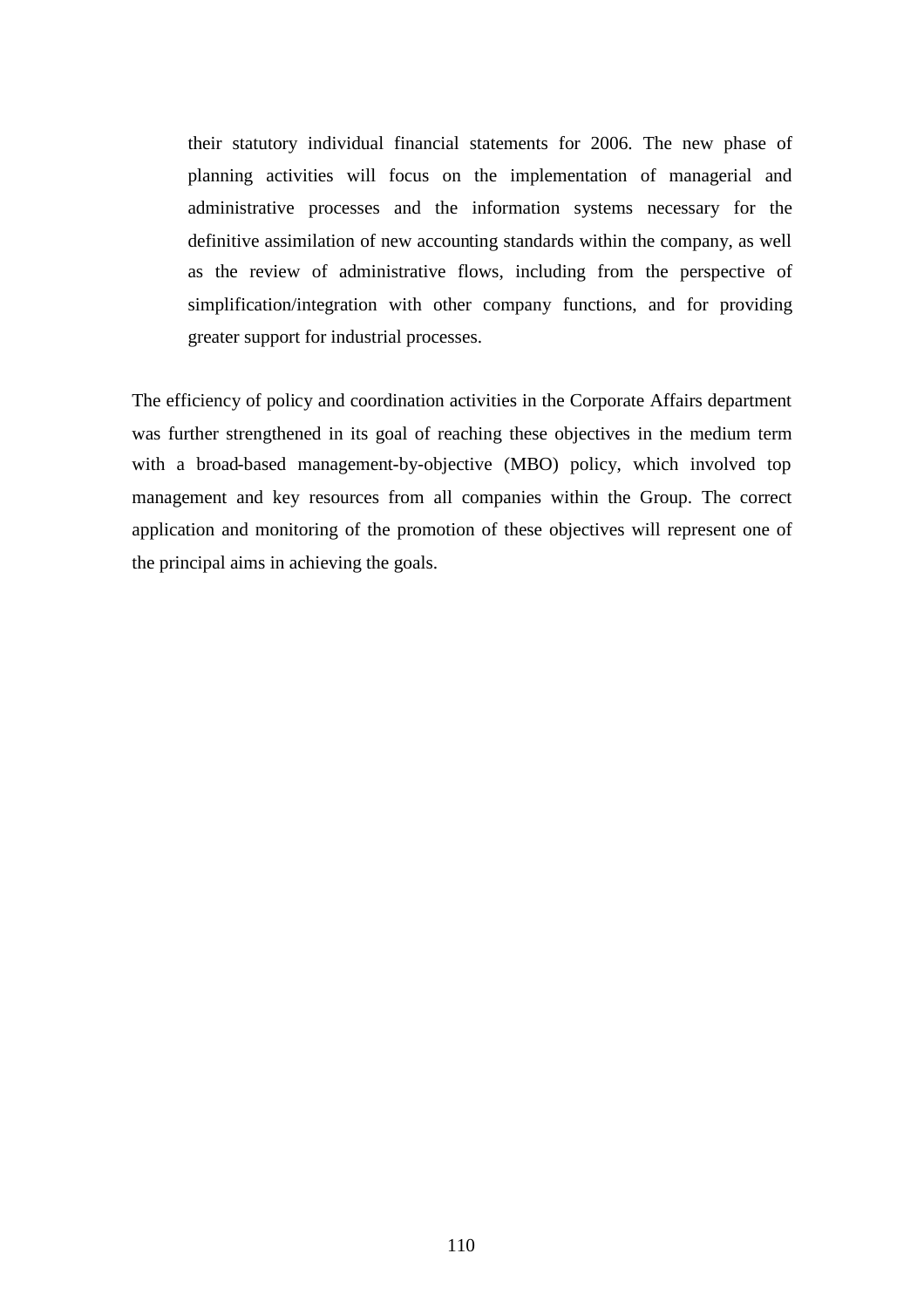their statutory individual financial statements for 2006. The new phase of planning activities will focus on the implementation of managerial and administrative processes and the information systems necessary for the definitive assimilation of new accounting standards within the company, as well as the review of administrative flows, including from the perspective of simplification/integration with other company functions, and for providing greater support for industrial processes.

The efficiency of policy and coordination activities in the Corporate Affairs department was further strengthened in its goal of reaching these objectives in the medium term with a broad-based management-by-objective (MBO) policy, which involved top management and key resources from all companies within the Group. The correct application and monitoring of the promotion of these objectives will represent one of the principal aims in achieving the goals.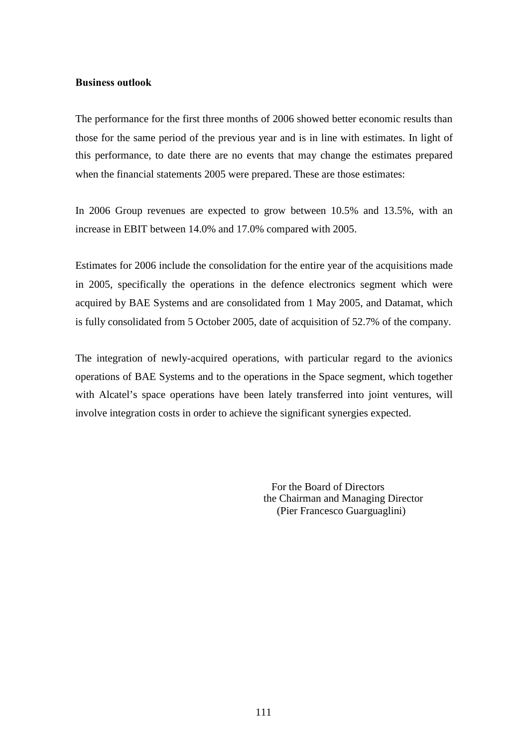**Business outlook**

The performance for the first three months of 2006 showed better economic results than those for the same period of the previous year and is in line with estimates. In light of this performance, to date there are no events that may change the estimates prepared when the financial statements 2005 were prepared. These are those estimates:

In 2006 Group revenues are expected to grow between 10.5% and 13.5%, with an increase in EBIT between 14.0% and 17.0% compared with 2005.

Estimates for 2006 include the consolidation for the entire year of the acquisitions made in 2005, specifically the operations in the defence electronics segment which were acquired by BAE Systems and are consolidated from 1 May 2005, and Datamat, which is fully consolidated from 5 October 2005, date of acquisition of 52.7% of the company.

The integration of newly-acquired operations, with particular regard to the avionics operations of BAE Systems and to the operations in the Space segment, which together with Alcatel's space operations have been lately transferred into joint ventures, will involve integration costs in order to achieve the significant synergies expected.

For the Board of Directors
the Chairman and Managing Director
(Pier Francesco Guarguaglini)